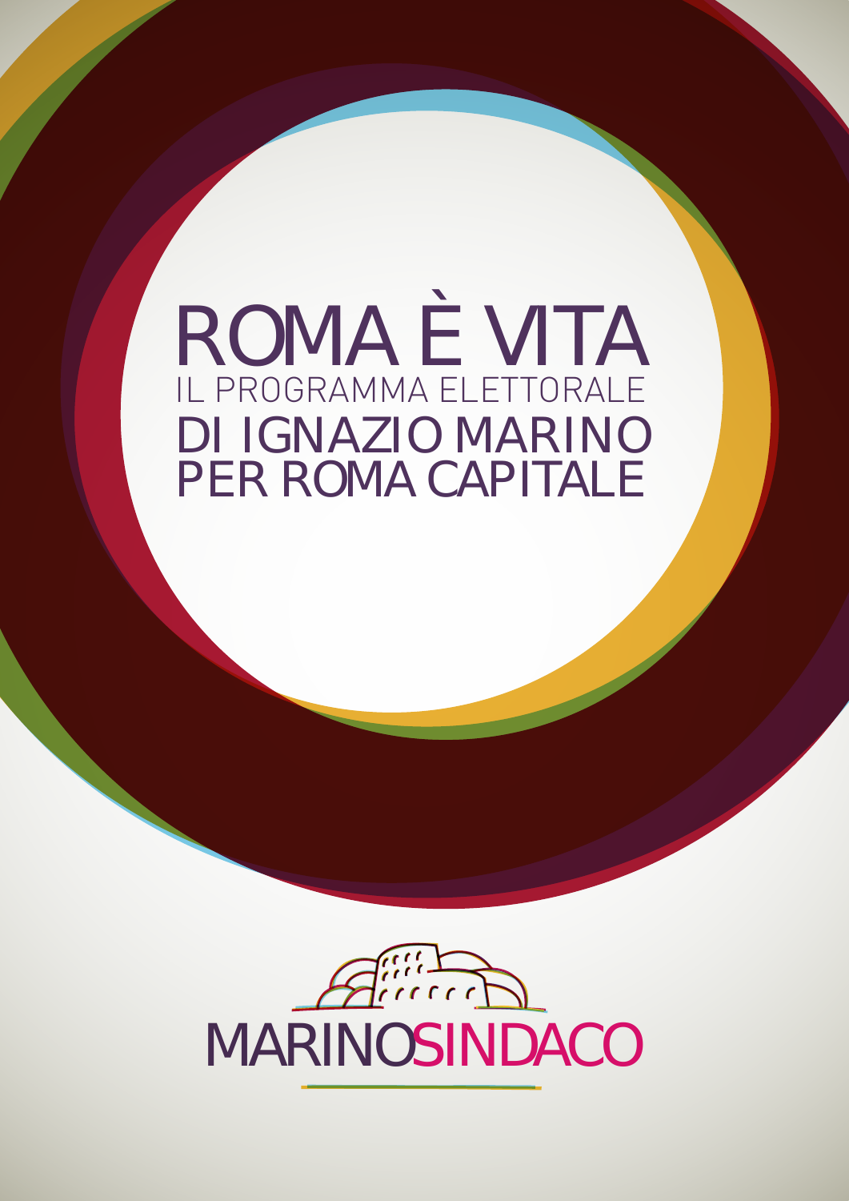# ROMA È VITA

## IL PROGRAMMA ELETTORALE DI IGNAZIO MARINO PER ROMA CAPITALE

MARINOSINDACO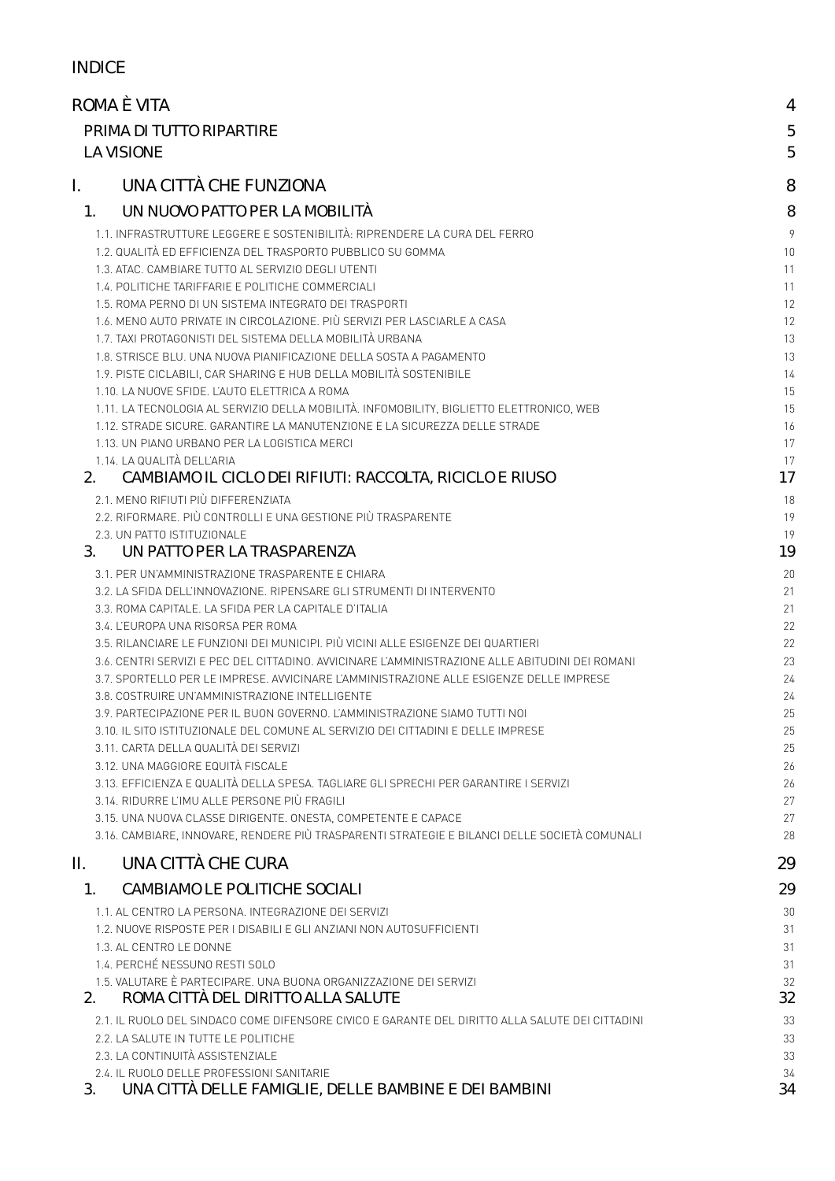# INDICE

ROMA È VITA 4

PRIMA DI TUTTO RIPARTIRE 5

LA VISIONE 5

I. UNA CITTÀ CHE FUNZIONA 8

1. UN NUOVO PATTO PER LA MOBILITÀ 8

1.1. INFRASTRUTTURE LEGGERE E SOSTENIBILITÀ: RIPRENDERE LA CURA DEL FERRO 9
1.2. QUALITÀ ED EFFICIENZA DEL TRASPORTO PUBBLICO SU GOMMA 10
1.3. ATAC. CAMBIARE TUTTO AL SERVIZIO DEGLI UTENTI 11
1.4. POLITICHE TARIFFARIE E POLITICHE COMMERCIALI 11
1.5. ROMA PERNO DI UN SISTEMA INTEGRATO DEI TRASPORTI 12
1.6. MENO AUTO PRIVATE IN CIRCOLAZIONE. PIÙ SERVIZI PER LASCIARLE A CASA 12
1.7. TAXI PROTAGONISTI DEL SISTEMA DELLA MOBILITÀ URBANA 13
1.8. STRISCE BLU. UNA NUOVA PIANIFICAZIONE DELLA SOSTA A PAGAMENTO 13
1.9. PISTE CICLABILI, CAR SHARING E HUB DELLA MOBILITÀ SOSTENIBILE 14
1.10. LA NUOVE SFIDE. L'AUTO ELETTRICA A ROMA 15
1.11. LA TECNOLOGIA AL SERVIZIO DELLA MOBILITÀ. INFOMOBILITY, BIGLIETTO ELETTRONICO, WEB 15
1.12. STRADE SICURE. GARANTIRE LA MANUTENZIONE E LA SICUREZZA DELLE STRADE 16
1.13. UN PIANO URBANO PER LA LOGISTICA MERCI 17
1.14. LA QUALITÀ DELL'ARIA 17

2. CAMBIAMO IL CICLO DEI RIFIUTI: RACCOLTA, RICICLO E RIUSO 17

2.1. MENO RIFIUTI PIÙ DIFFERENZIATA 18
2.2. RIFORMARE. PIÙ CONTROLLI E UNA GESTIONE PIÙ TRASPARENTE 19
2.3. UN PATTO ISTITUZIONALE 19

3. UN PATTO PER LA TRASPARENZA 19

3.1. PER UN'AMMINISTRAZIONE TRASPARENTE E CHIARA 20
3.2. LA SFIDA DELL'INNOVAZIONE. RIPENSARE GLI STRUMENTI DI INTERVENTO 21
3.3. ROMA CAPITALE. LA SFIDA PER LA CAPITALE D'ITALIA 21
3.4. L'EUROPA UNA RISORSA PER ROMA 22
3.5. RILANCIARE LE FUNZIONI DEI MUNICIPI. PIÙ VICINI ALLE ESIGENZE DEI QUARTIERI 22
3.6. CENTRI SERVIZI E PEC DEL CITTADINO. AVVICINARE L'AMMINISTRAZIONE ALLE ABITUDINI DEI ROMANI 23
3.7. SPORTELLO PER LE IMPRESE. AVVICINARE L'AMMINISTRAZIONE ALLE ESIGENZE DELLE IMPRESE 24
3.8. COSTRUIRE UN'AMMINISTRAZIONE INTELLIGENTE 24
3.9. PARTECIPAZIONE PER IL BUON GOVERNO. L'AMMINISTRAZIONE SIAMO TUTTI NOI 25
3.10. IL SITO ISTITUZIONALE DEL COMUNE AL SERVIZIO DEI CITTADINI E DELLE IMPRESE 25
3.11. CARTA DELLA QUALITÀ DEI SERVIZI 25
3.12. UNA MAGGIORE EQUITÀ FISCALE 26
3.13. EFFICIENZA E QUALITÀ DELLA SPESA. TAGLIARE GLI SPRECHI PER GARANTIRE I SERVIZI 26
3.14. RIDURRE L'IMU ALLE PERSONE PIÙ FRAGILI 27
3.15. UNA NUOVA CLASSE DIRIGENTE. ONESTA, COMPETENTE E CAPACE 27
3.16. CAMBIARE, INNOVARE, RENDERE PIÙ TRASPARENTI STRATEGIE E BILANCI DELLE SOCIETÀ COMUNALI 28

II. UNA CITTÀ CHE CURA 29

1. CAMBIAMO LE POLITICHE SOCIALI 29

1.1. AL CENTRO LA PERSONA. INTEGRAZIONE DEI SERVIZI 30
1.2. NUOVE RISPOSTE PER I DISABILI E GLI ANZIANI NON AUTOSUFFICIENTI 31
1.3. AL CENTRO LE DONNE 31
1.4. PERCHÉ NESSUNO RESTI SOLO 31
1.5. VALUTARE È PARTECIPARE. UNA BUONA ORGANIZZAZIONE DEI SERVIZI 32

2. ROMA CITTÀ DEL DIRITTO ALLA SALUTE 32

2.1. IL RUOLO DEL SINDACO COME DIFENSORE CIVICO E GARANTE DEL DIRITTO ALLA SALUTE DEI CITTADINI 33
2.2. LA SALUTE IN TUTTE LE POLITICHE 33
2.3. LA CONTINUITÀ ASSISTENZIALE 33
2.4. IL RUOLO DELLE PROFESSIONI SANITARIE 34

3. UNA CITTÀ DELLE FAMIGLIE, DELLE BAMBINE E DEI BAMBINI 34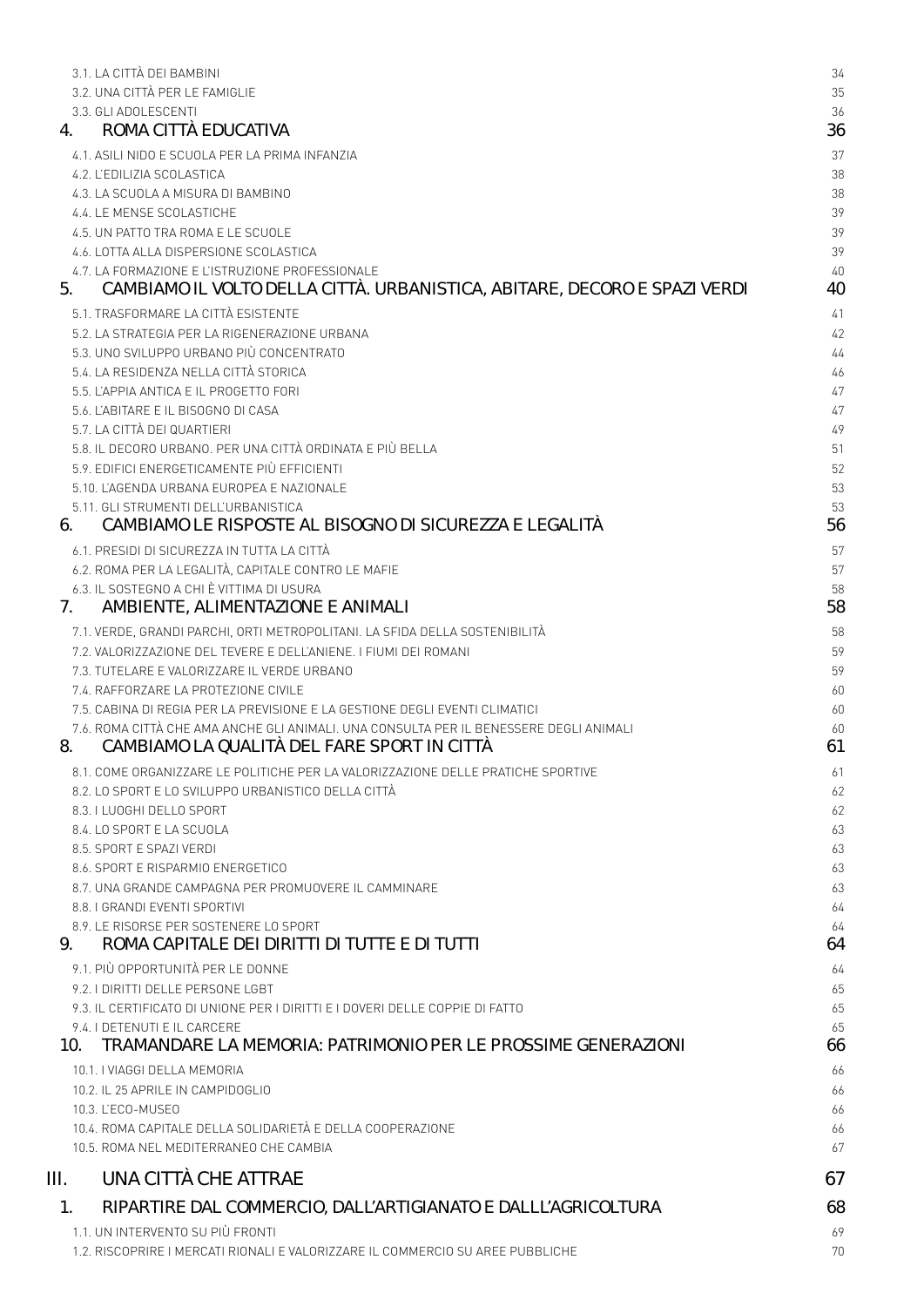3.1. LA CITTÀ DEI BAMBINI 34
3.2. UNA CITTÀ PER LE FAMIGLIE 35
3.3. GLI ADOLESCENTI 36

4. ROMA CITTÀ EDUCATIVA 36

4.1. ASILI NIDO E SCUOLA PER LA PRIMA INFANZIA 37
4.2. L'EDILIZIA SCOLASTICA 38
4.3. LA SCUOLA A MISURA DI BAMBINO 38
4.4. LE MENSE SCOLASTICHE 39
4.5. UN PATTO TRA ROMA E LE SCUOLE 39
4.6. LOTTA ALLA DISPERSIONE SCOLASTICA 39
4.7. LA FORMAZIONE E L'ISTRUZIONE PROFESSIONALE 40

5. CAMBIAMO IL VOLTO DELLA CITTÀ. URBANISTICA, ABITARE, DECORO E SPAZI VERDI 40

5.1. TRASFORMARE LA CITTÀ ESISTENTE 41
5.2. LA STRATEGIA PER LA RIGENERAZIONE URBANA 42
5.3. UNO SVILUPPO URBANO PIÙ CONCENTRATO 44
5.4. LA RESIDENZA NELLA CITTÀ STORICA 46
5.5. L'APPIA ANTICA E IL PROGETTO FORI 47
5.6. L'ABITARE E IL BISOGNO DI CASA 47
5.7. LA CITTÀ DEI QUARTIERI 49
5.8. IL DECORO URBANO. PER UNA CITTÀ ORDINATA E PIÙ BELLA 51
5.9. EDIFICI ENERGETICAMENTE PIÙ EFFICIENTI 52
5.10. L'AGENDA URBANA EUROPEA E NAZIONALE 53
5.11. GLI STRUMENTI DELL'URBANISTICA 53

6. CAMBIAMO LE RISPOSTE AL BISOGNO DI SICUREZZA E LEGALITÀ 56

6.1. PRESIDI DI SICUREZZA IN TUTTA LA CITTÀ 57
6.2. ROMA PER LA LEGALITÀ, CAPITALE CONTRO LE MAFIE 57
6.3. IL SOSTEGNO A CHI È VITTIMA DI USURA 58

7. AMBIENTE, ALIMENTAZIONE E ANIMALI 58

7.1. VERDE, GRANDI PARCHI, ORTI METROPOLITANI. LA SFIDA DELLA SOSTENIBILITÀ 58
7.2. VALORIZZAZIONE DEL TEVERE E DELL'ANIENE. I FIUMI DEI ROMANI 59
7.3. TUTELARE E VALORIZZARE IL VERDE URBANO 59
7.4. RAFFORZARE LA PROTEZIONE CIVILE 60
7.5. CABINA DI REGIA PER LA PREVISIONE E LA GESTIONE DEGLI EVENTI CLIMATICI 60
7.6. ROMA CITTÀ CHE AMA ANCHE GLI ANIMALI. UNA CONSULTA PER IL BENESSERE DEGLI ANIMALI 60

8. CAMBIAMO LA QUALITÀ DEL FARE SPORT IN CITTÀ 61

8.1. COME ORGANIZZARE LE POLITICHE PER LA VALORIZZAZIONE DELLE PRATICHE SPORTIVE 61
8.2. LO SPORT E LO SVILUPPO URBANISTICO DELLA CITTÀ 62
8.3. I LUOGHI DELLO SPORT 62
8.4. LO SPORT E LA SCUOLA 63
8.5. SPORT E SPAZI VERDI 63
8.6. SPORT E RISPARMIO ENERGETICO 63
8.7. UNA GRANDE CAMPAGNA PER PROMUOVERE IL CAMMINARE 63
8.8. I GRANDI EVENTI SPORTIVI 64
8.9. LE RISORSE PER SOSTENERE LO SPORT 64

9. ROMA CAPITALE DEI DIRITTI DI TUTTE E DI TUTTI 64

9.1. PIÙ OPPORTUNITÀ PER LE DONNE 64
9.2. I DIRITTI DELLE PERSONE LGBT 65
9.3. IL CERTIFICATO DI UNIONE PER I DIRITTI E I DOVERI DELLE COPPIE DI FATTO 65
9.4. I DETENUTI E IL CARCERE 65

10. TRAMANDARE LA MEMORIA: PATRIMONIO PER LE PROSSIME GENERAZIONI 66

10.1. I VIAGGI DELLA MEMORIA 66
10.2. IL 25 APRILE IN CAMPIDOGLIO 66
10.3. L'ECO-MUSEO 66
10.4. ROMA CAPITALE DELLA SOLIDARIETÀ E DELLA COOPERAZIONE 66
10.5. ROMA NEL MEDITERRANEO CHE CAMBIA 67

III. UNA CITTÀ CHE ATTRAE 67

1. RIPARTIRE DAL COMMERCIO, DALL'ARTIGIANATO E DALLL'AGRICOLTURA 68

1.1. UN INTERVENTO SU PIÙ FRONTI 69
1.2. RISCOPRIRE I MERCATI RIONALI E VALORIZZARE IL COMMERCIO SU AREE PUBBLICHE 70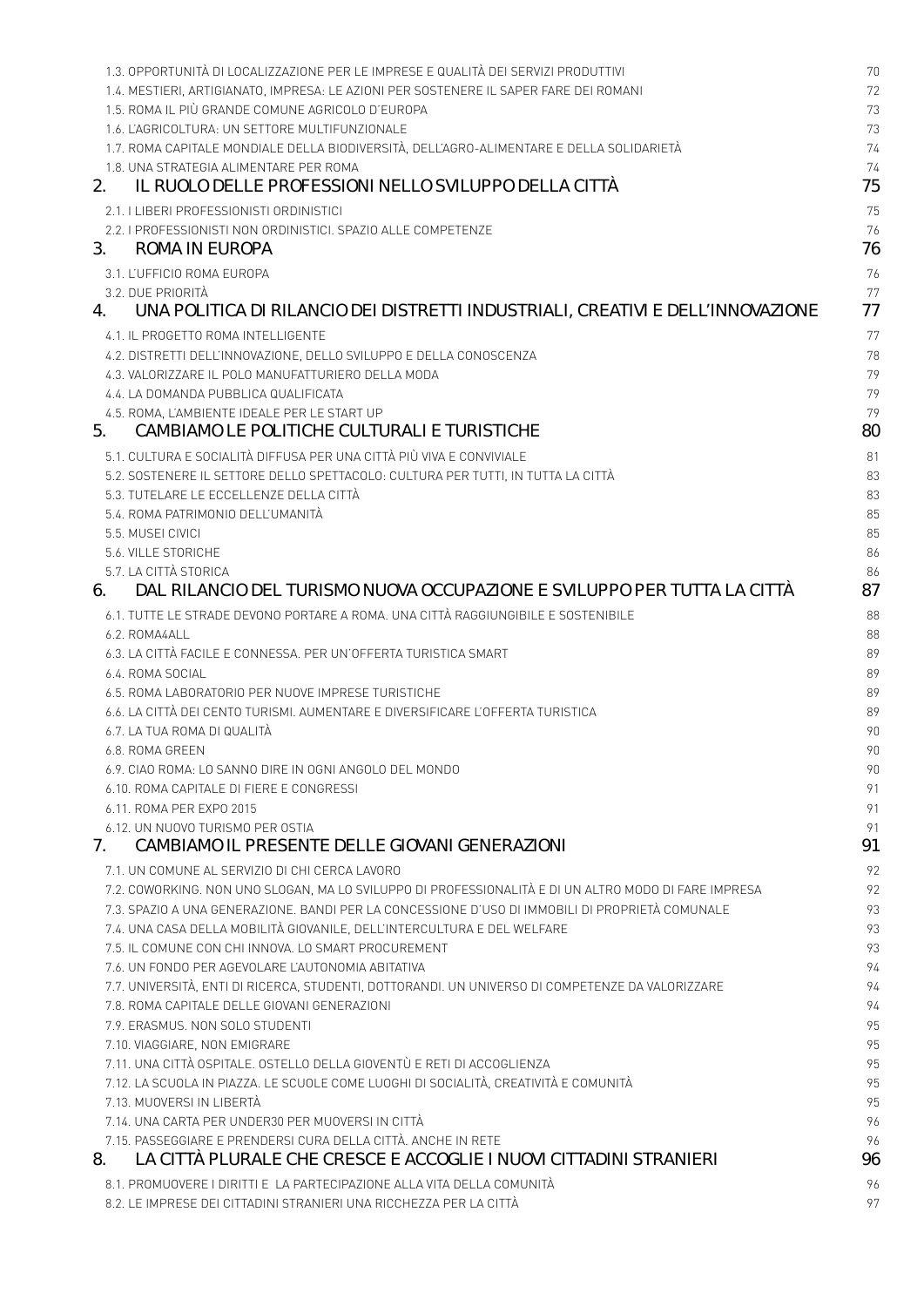- 1.3. OPPORTUNITÀ DI LOCALIZZAZIONE PER LE IMPRESE E QUALITÀ DEI SERVIZI PRODUTTIVI 70
- 1.4. MESTIERI, ARTIGIANATO, IMPRESA: LE AZIONI PER SOSTENERE IL SAPER FARE DEI ROMANI 72
- 1.5. ROMA IL PIÙ GRANDE COMUNE AGRICOLO D'EUROPA 73
- 1.6. L'AGRICOLTURA: UN SETTORE MULTIFUNZIONALE 73
- 1.7. ROMA CAPITALE MONDIALE DELLA BIODIVERSITÀ, DELL'AGRO-ALIMENTARE E DELLA SOLIDARIETÀ 74
- 1.8. UNA STRATEGIA ALIMENTARE PER ROMA 74

## 2. IL RUOLO DELLE PROFESSIONI NELLO SVILUPPO DELLA CITTÀ 75

- 2.1. I LIBERI PROFESSIONISTI ORDINISTICI 75
- 2.2. I PROFESSIONISTI NON ORDINISTICI. SPAZIO ALLE COMPETENZE 76

## 3. ROMA IN EUROPA 76

- 3.1. L'UFFICIO ROMA EUROPA 76
- 3.2. DUE PRIORITÀ 77

## 4. UNA POLITICA DI RILANCIO DEI DISTRETTI INDUSTRIALI, CREATIVI E DELL'INNOVAZIONE 77

- 4.1. IL PROGETTO ROMA INTELLIGENTE 77
- 4.2. DISTRETTI DELL'INNOVAZIONE, DELLO SVILUPPO E DELLA CONOSCENZA 78
- 4.3. VALORIZZARE IL POLO MANUFATTURIERO DELLA MODA 79
- 4.4. LA DOMANDA PUBBLICA QUALIFICATA 79
- 4.5. ROMA, L'AMBIENTE IDEALE PER LE START UP 79

## 5. CAMBIAMO LE POLITICHE CULTURALI E TURISTICHE 80

- 5.1. CULTURA E SOCIALITÀ DIFFUSA PER UNA CITTÀ PIÙ VIVA E CONVIVIALE 81
- 5.2. SOSTENERE IL SETTORE DELLO SPETTACOLO: CULTURA PER TUTTI, IN TUTTA LA CITTÀ 83
- 5.3. TUTELARE LE ECCELLENZE DELLA CITTÀ 83
- 5.4. ROMA PATRIMONIO DELL'UMANITÀ 85
- 5.5. MUSEI CIVICI 85
- 5.6. VILLE STORICHE 86
- 5.7. LA CITTÀ STORICA 86

## 6. DAL RILANCIO DEL TURISMO NUOVA OCCUPAZIONE E SVILUPPO PER TUTTA LA CITTÀ 87

- 6.1. TUTTE LE STRADE DEVONO PORTARE A ROMA. UNA CITTÀ RAGGIUNGIBILE E SOSTENIBILE 88
- 6.2. ROMA4ALL 88
- 6.3. LA CITTÀ FACILE E CONNESSA. PER UN'OFFERTA TURISTICA SMART 89
- 6.4. ROMA SOCIAL 89
- 6.5. ROMA LABORATORIO PER NUOVE IMPRESE TURISTICHE 89
- 6.6. LA CITTÀ DEI CENTO TURISMI. AUMENTARE E DIVERSIFICARE L'OFFERTA TURISTICA 89
- 6.7. LA TUA ROMA DI QUALITÀ 90
- 6.8. ROMA GREEN 90
- 6.9. CIAO ROMA: LO SANNO DIRE IN OGNI ANGOLO DEL MONDO 90
- 6.10. ROMA CAPITALE DI FIERE E CONGRESSI 91
- 6.11. ROMA PER EXPO 2015 91
- 6.12. UN NUOVO TURISMO PER OSTIA 91

## 7. CAMBIAMO IL PRESENTE DELLE GIOVANI GENERAZIONI 91

- 7.1. UN COMUNE AL SERVIZIO DI CHI CERCA LAVORO 92
- 7.2. COWORKING. NON UNO SLOGAN, MA LO SVILUPPO DI PROFESSIONALITÀ E DI UN ALTRO MODO DI FARE IMPRESA 92
- 7.3. SPAZIO A UNA GENERAZIONE. BANDI PER LA CONCESSIONE D'USO DI IMMOBILI DI PROPRIETÀ COMUNALE 93
- 7.4. UNA CASA DELLA MOBILITÀ GIOVANILE, DELL'INTERCULTURA E DEL WELFARE 93
- 7.5. IL COMUNE CON CHI INNOVA. LO SMART PROCUREMENT 93
- 7.6. UN FONDO PER AGEVOLARE L'AUTONOMIA ABITATIVA 94
- 7.7. UNIVERSITÀ, ENTI DI RICERCA, STUDENTI, DOTTORANDI. UN UNIVERSO DI COMPETENZE DA VALORIZZARE 94
- 7.8. ROMA CAPITALE DELLE GIOVANI GENERAZIONI 94
- 7.9. ERASMUS. NON SOLO STUDENTI 95
- 7.10. VIAGGIARE, NON EMIGRARE 95
- 7.11. UNA CITTÀ OSPITALE. OSTELLO DELLA GIOVENTÙ E RETI DI ACCOGLIENZA 95
- 7.12. LA SCUOLA IN PIAZZA. LE SCUOLE COME LUOGHI DI SOCIALITÀ, CREATIVITÀ E COMUNITÀ 95
- 7.13. MUOVERSI IN LIBERTÀ 95
- 7.14. UNA CARTA PER UNDER30 PER MUOVERSI IN CITTÀ 96
- 7.15. PASSEGGIARE E PRENDERSI CURA DELLA CITTÀ. ANCHE IN RETE 96

## 8. LA CITTÀ PLURALE CHE CRESCE E ACCOGLIE I NUOVI CITTADINI STRANIERI 96

- 8.1. PROMUOVERE I DIRITTI E LA PARTECIPAZIONE ALLA VITA DELLA COMUNITÀ 96
- 8.2. LE IMPRESE DEI CITTADINI STRANIERI UNA RICCHEZZA PER LA CITTÀ 97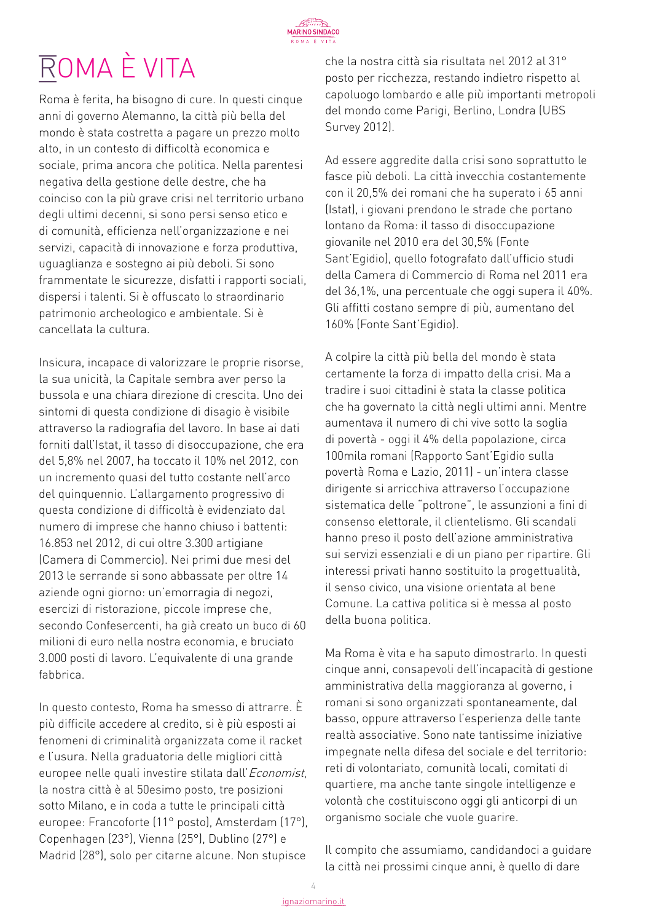# ROMA È VITA

Roma è ferita, ha bisogno di cure. In questi cinque anni di governo Alemanno, la città più bella del mondo è stata costretta a pagare un prezzo molto alto, in un contesto di difficoltà economica e sociale, prima ancora che politica. Nella parentesi negativa della gestione delle destre, che ha coinciso con la più grave crisi nel territorio urbano degli ultimi decenni, si sono persi senso etico e di comunità, efficienza nell'organizzazione e nei servizi, capacità di innovazione e forza produttiva, uguaglianza e sostegno ai più deboli. Si sono frammentate le sicurezze, disfatti i rapporti sociali, dispersi i talenti. Si è offuscato lo straordinario patrimonio archeologico e ambientale. Si è cancellata la cultura.

Insicura, incapace di valorizzare le proprie risorse, la sua unicità, la Capitale sembra aver perso la bussola e una chiara direzione di crescita. Uno dei sintomi di questa condizione di disagio è visibile attraverso la radiografia del lavoro. In base ai dati forniti dall'Istat, il tasso di disoccupazione, che era del 5,8% nel 2007, ha toccato il 10% nel 2012, con un incremento quasi del tutto costante nell'arco del quinquennio. L'allargamento progressivo di questa condizione di difficoltà è evidenziato dal numero di imprese che hanno chiuso i battenti: 16.853 nel 2012, di cui oltre 3.300 artigiane (Camera di Commercio). Nei primi due mesi del 2013 le serrande si sono abbassate per oltre 14 aziende ogni giorno: un'emorragia di negozi, esercizi di ristorazione, piccole imprese che, secondo Confesercenti, ha già creato un buco di 60 milioni di euro nella nostra economia, e bruciato 3.000 posti di lavoro. L'equivalente di una grande fabbrica.

In questo contesto, Roma ha smesso di attrarre. È più difficile accedere al credito, si è più esposti ai fenomeni di criminalità organizzata come il racket e l'usura. Nella graduatoria delle migliori città europee nelle quali investire stilata dall'*Economist*, la nostra città è al 50esimo posto, tre posizioni sotto Milano, e in coda a tutte le principali città europee: Francoforte (11° posto), Amsterdam (17°), Copenhagen (23°), Vienna (25°), Dublino (27°) e Madrid (28°), solo per citarne alcune. Non stupisce che la nostra città sia risultata nel 2012 al 31° posto per ricchezza, restando indietro rispetto al capoluogo lombardo e alle più importanti metropoli del mondo come Parigi, Berlino, Londra (UBS Survey 2012).

Ad essere aggredite dalla crisi sono soprattutto le fasce più deboli. La città invecchia costantemente con il 20,5% dei romani che ha superato i 65 anni (Istat), i giovani prendono le strade che portano lontano da Roma: il tasso di disoccupazione giovanile nel 2010 era del 30,5% (Fonte Sant'Egidio), quello fotografato dall'ufficio studi della Camera di Commercio di Roma nel 2011 era del 36,1%, una percentuale che oggi supera il 40%. Gli affitti costano sempre di più, aumentano del 160% (Fonte Sant'Egidio).

A colpire la città più bella del mondo è stata certamente la forza di impatto della crisi. Ma a tradire i suoi cittadini è stata la classe politica che ha governato la città negli ultimi anni. Mentre aumentava il numero di chi vive sotto la soglia di povertà - oggi il 4% della popolazione, circa 100mila romani (Rapporto Sant'Egidio sulla povertà Roma e Lazio, 2011) - un'intera classe dirigente si arricchiva attraverso l'occupazione sistematica delle "poltrone", le assunzioni a fini di consenso elettorale, il clientelismo. Gli scandali hanno preso il posto dell'azione amministrativa sui servizi essenziali e di un piano per ripartire. Gli interessi privati hanno sostituito la progettualità, il senso civico, una visione orientata al bene Comune. La cattiva politica si è messa al posto della buona politica.

Ma Roma è vita e ha saputo dimostrarlo. In questi cinque anni, consapevoli dell'incapacità di gestione amministrativa della maggioranza al governo, i romani si sono organizzati spontaneamente, dal basso, oppure attraverso l'esperienza delle tante realtà associative. Sono nate tantissime iniziative impegnate nella difesa del sociale e del territorio: reti di volontariato, comunità locali, comitati di quartiere, ma anche tante singole intelligenze e volontà che costituiscono oggi gli anticorpi di un organismo sociale che vuole guarire.

Il compito che assumiamo, candidandoci a guidare la città nei prossimi cinque anni, è quello di dare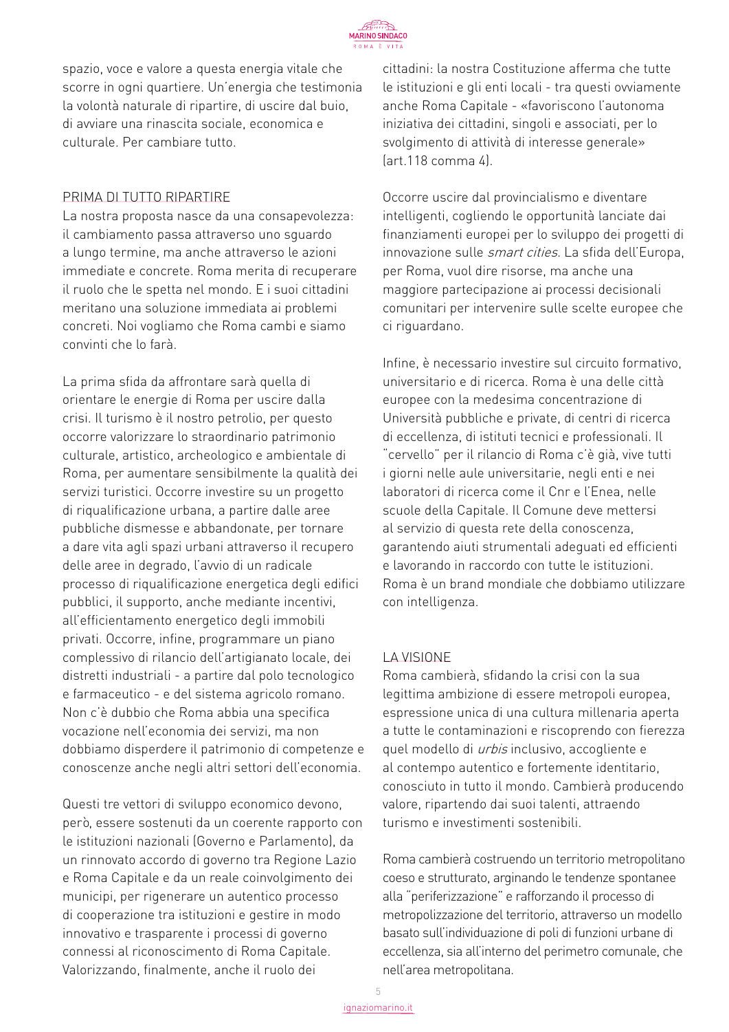spazio, voce e valore a questa energia vitale che scorre in ogni quartiere. Un'energia che testimonia la volontà naturale di ripartire, di uscire dal buio, di avviare una rinascita sociale, economica e culturale. Per cambiare tutto.

## PRIMA DI TUTTO RIPARTIRE

La nostra proposta nasce da una consapevolezza: il cambiamento passa attraverso uno sguardo a lungo termine, ma anche attraverso le azioni immediate e concrete. Roma merita di recuperare il ruolo che le spetta nel mondo. E i suoi cittadini meritano una soluzione immediata ai problemi concreti. Noi vogliamo che Roma cambi e siamo convinti che lo farà.

La prima sfida da affrontare sarà quella di orientare le energie di Roma per uscire dalla crisi. Il turismo è il nostro petrolio, per questo occorre valorizzare lo straordinario patrimonio culturale, artistico, archeologico e ambientale di Roma, per aumentare sensibilmente la qualità dei servizi turistici. Occorre investire su un progetto di riqualificazione urbana, a partire dalle aree pubbliche dismesse e abbandonate, per tornare a dare vita agli spazi urbani attraverso il recupero delle aree in degrado, l'avvio di un radicale processo di riqualificazione energetica degli edifici pubblici, il supporto, anche mediante incentivi, all'efficientamento energetico degli immobili privati. Occorre, infine, programmare un piano complessivo di rilancio dell'artigianato locale, dei distretti industriali - a partire dal polo tecnologico e farmaceutico - e del sistema agricolo romano. Non c'è dubbio che Roma abbia una specifica vocazione nell'economia dei servizi, ma non dobbiamo disperdere il patrimonio di competenze e conoscenze anche negli altri settori dell'economia.

Questi tre vettori di sviluppo economico devono, però, essere sostenuti da un coerente rapporto con le istituzioni nazionali (Governo e Parlamento), da un rinnovato accordo di governo tra Regione Lazio e Roma Capitale e da un reale coinvolgimento dei municipi, per rigenerare un autentico processo di cooperazione tra istituzioni e gestire in modo innovativo e trasparente i processi di governo connessi al riconoscimento di Roma Capitale. Valorizzando, finalmente, anche il ruolo dei cittadini: la nostra Costituzione afferma che tutte le istituzioni e gli enti locali - tra questi ovviamente anche Roma Capitale - «favoriscono l'autonoma iniziativa dei cittadini, singoli e associati, per lo svolgimento di attività di interesse generale» (art.118 comma 4).

Occorre uscire dal provincialismo e diventare intelligenti, cogliendo le opportunità lanciate dai finanziamenti europei per lo sviluppo dei progetti di innovazione sulle *smart cities*. La sfida dell'Europa, per Roma, vuol dire risorse, ma anche una maggiore partecipazione ai processi decisionali comunitari per intervenire sulle scelte europee che ci riguardano.

Infine, è necessario investire sul circuito formativo, universitario e di ricerca. Roma è una delle città europee con la medesima concentrazione di Università pubbliche e private, di centri di ricerca di eccellenza, di istituti tecnici e professionali. Il "cervello" per il rilancio di Roma c'è già, vive tutti i giorni nelle aule universitarie, negli enti e nei laboratori di ricerca come il Cnr e l'Enea, nelle scuole della Capitale. Il Comune deve mettersi al servizio di questa rete della conoscenza, garantendo aiuti strumentali adeguati ed efficienti e lavorando in raccordo con tutte le istituzioni. Roma è un brand mondiale che dobbiamo utilizzare con intelligenza.

## LA VISIONE

Roma cambierà, sfidando la crisi con la sua legittima ambizione di essere metropoli europea, espressione unica di una cultura millenaria aperta a tutte le contaminazioni e riscoprendo con fierezza quel modello di *urbis* inclusivo, accogliente e al contempo autentico e fortemente identitario, conosciuto in tutto il mondo. Cambierà producendo valore, ripartendo dai suoi talenti, attraendo turismo e investimenti sostenibili.

Roma cambierà costruendo un territorio metropolitano coeso e strutturato, arginando le tendenze spontanee alla "periferizzazione" e rafforzando il processo di metropolizzazione del territorio, attraverso un modello basato sull'individuazione di poli di funzioni urbane di eccellenza, sia all'interno del perimetro comunale, che nell'area metropolitana.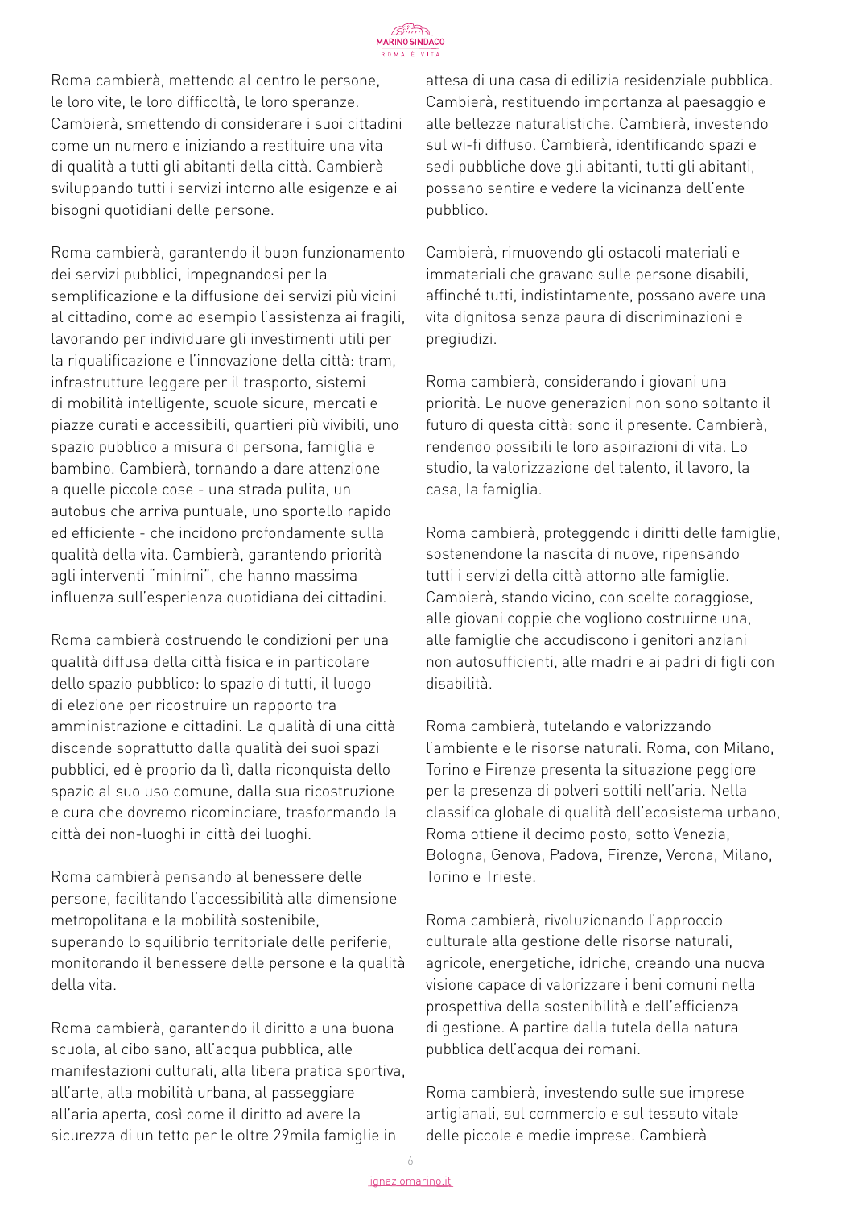Roma cambierà, mettendo al centro le persone, le loro vite, le loro difficoltà, le loro speranze. Cambierà, smettendo di considerare i suoi cittadini come un numero e iniziando a restituire una vita di qualità a tutti gli abitanti della città. Cambierà sviluppando tutti i servizi intorno alle esigenze e ai bisogni quotidiani delle persone.

Roma cambierà, garantendo il buon funzionamento dei servizi pubblici, impegnandosi per la semplificazione e la diffusione dei servizi più vicini al cittadino, come ad esempio l'assistenza ai fragili, lavorando per individuare gli investimenti utili per la riqualificazione e l'innovazione della città: tram, infrastrutture leggere per il trasporto, sistemi di mobilità intelligente, scuole sicure, mercati e piazze curati e accessibili, quartieri più vivibili, uno spazio pubblico a misura di persona, famiglia e bambino. Cambierà, tornando a dare attenzione a quelle piccole cose - una strada pulita, un autobus che arriva puntuale, uno sportello rapido ed efficiente - che incidono profondamente sulla qualità della vita. Cambierà, garantendo priorità agli interventi "minimi", che hanno massima influenza sull'esperienza quotidiana dei cittadini.

Roma cambierà costruendo le condizioni per una qualità diffusa della città fisica e in particolare dello spazio pubblico: lo spazio di tutti, il luogo di elezione per ricostruire un rapporto tra amministrazione e cittadini. La qualità di una città discende soprattutto dalla qualità dei suoi spazi pubblici, ed è proprio da lì, dalla riconquista dello spazio al suo uso comune, dalla sua ricostruzione e cura che dovremo ricominciare, trasformando la città dei non-luoghi in città dei luoghi.

Roma cambierà pensando al benessere delle persone, facilitando l'accessibilità alla dimensione metropolitana e la mobilità sostenibile, superando lo squilibrio territoriale delle periferie, monitorando il benessere delle persone e la qualità della vita.

Roma cambierà, garantendo il diritto a una buona scuola, al cibo sano, all'acqua pubblica, alle manifestazioni culturali, alla libera pratica sportiva, all'arte, alla mobilità urbana, al passeggiare all'aria aperta, così come il diritto ad avere la sicurezza di un tetto per le oltre 29mila famiglie in attesa di una casa di edilizia residenziale pubblica. Cambierà, restituendo importanza al paesaggio e alle bellezze naturalistiche. Cambierà, investendo sul wi-fi diffuso. Cambierà, identificando spazi e sedi pubbliche dove gli abitanti, tutti gli abitanti, possano sentire e vedere la vicinanza dell'ente pubblico.

Cambierà, rimuovendo gli ostacoli materiali e immateriali che gravano sulle persone disabili, affinché tutti, indistintamente, possano avere una vita dignitosa senza paura di discriminazioni e pregiudizi.

Roma cambierà, considerando i giovani una priorità. Le nuove generazioni non sono soltanto il futuro di questa città: sono il presente. Cambierà, rendendo possibili le loro aspirazioni di vita. Lo studio, la valorizzazione del talento, il lavoro, la casa, la famiglia.

Roma cambierà, proteggendo i diritti delle famiglie, sostenendone la nascita di nuove, ripensando tutti i servizi della città attorno alle famiglie. Cambierà, stando vicino, con scelte coraggiose, alle giovani coppie che vogliono costruirne una, alle famiglie che accudiscono i genitori anziani non autosufficienti, alle madri e ai padri di figli con disabilità.

Roma cambierà, tutelando e valorizzando l'ambiente e le risorse naturali. Roma, con Milano, Torino e Firenze presenta la situazione peggiore per la presenza di polveri sottili nell'aria. Nella classifica globale di qualità dell'ecosistema urbano, Roma ottiene il decimo posto, sotto Venezia, Bologna, Genova, Padova, Firenze, Verona, Milano, Torino e Trieste.

Roma cambierà, rivoluzionando l'approccio culturale alla gestione delle risorse naturali, agricole, energetiche, idriche, creando una nuova visione capace di valorizzare i beni comuni nella prospettiva della sostenibilità e dell'efficienza di gestione. A partire dalla tutela della natura pubblica dell'acqua dei romani.

Roma cambierà, investendo sulle sue imprese artigianali, sul commercio e sul tessuto vitale delle piccole e medie imprese. Cambierà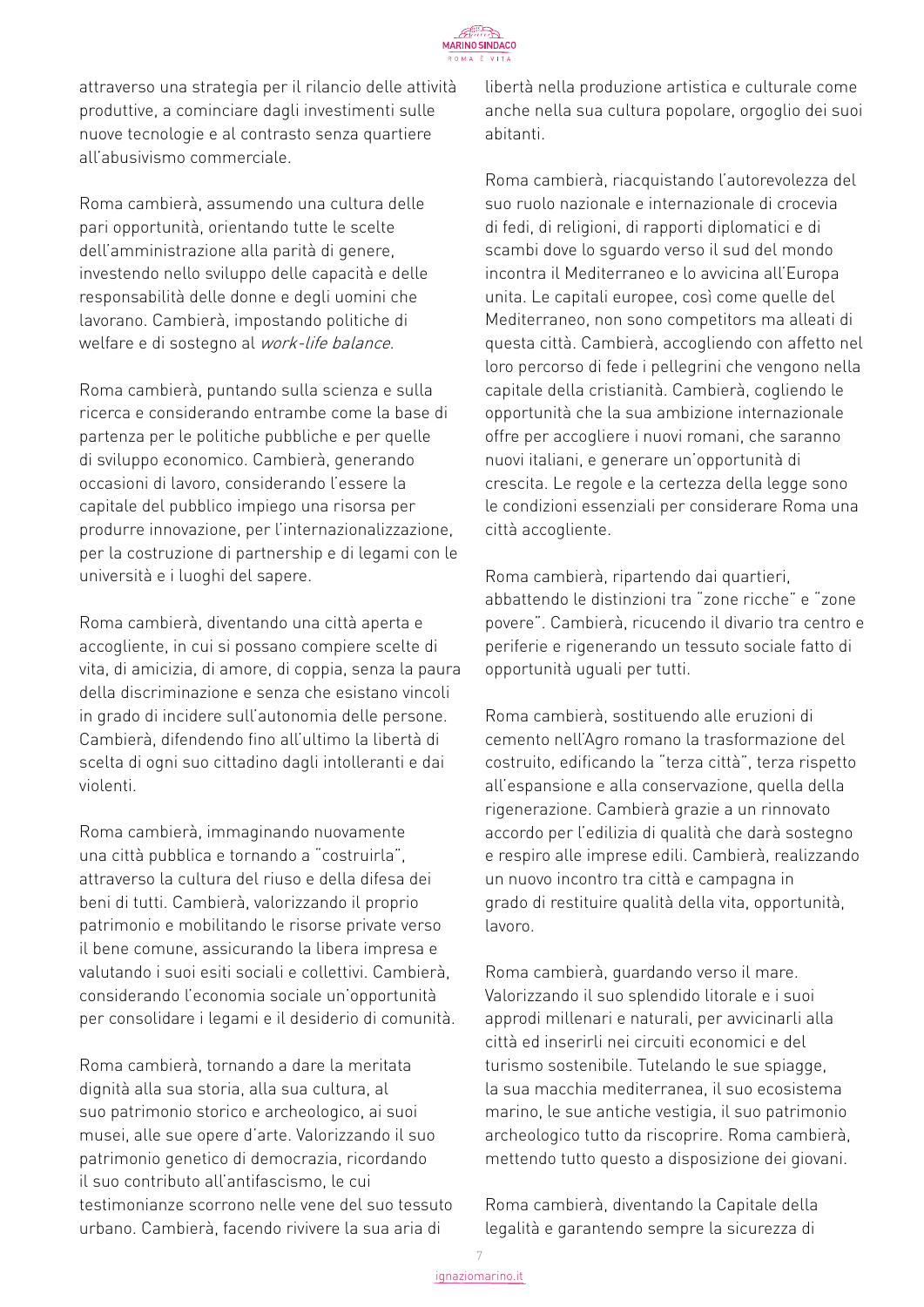attraverso una strategia per il rilancio delle attività produttive, a cominciare dagli investimenti sulle nuove tecnologie e al contrasto senza quartiere all'abusivismo commerciale.

Roma cambierà, assumendo una cultura delle pari opportunità, orientando tutte le scelte dell'amministrazione alla parità di genere, investendo nello sviluppo delle capacità e delle responsabilità delle donne e degli uomini che lavorano. Cambierà, impostando politiche di welfare e di sostegno al *work-life balance*.

Roma cambierà, puntando sulla scienza e sulla ricerca e considerando entrambe come la base di partenza per le politiche pubbliche e per quelle di sviluppo economico. Cambierà, generando occasioni di lavoro, considerando l'essere la capitale del pubblico impiego una risorsa per produrre innovazione, per l'internazionalizzazione, per la costruzione di partnership e di legami con le università e i luoghi del sapere.

Roma cambierà, diventando una città aperta e accogliente, in cui si possano compiere scelte di vita, di amicizia, di amore, di coppia, senza la paura della discriminazione e senza che esistano vincoli in grado di incidere sull'autonomia delle persone. Cambierà, difendendo fino all'ultimo la libertà di scelta di ogni suo cittadino dagli intolleranti e dai violenti.

Roma cambierà, immaginando nuovamente una città pubblica e tornando a "costruirla", attraverso la cultura del riuso e della difesa dei beni di tutti. Cambierà, valorizzando il proprio patrimonio e mobilitando le risorse private verso il bene comune, assicurando la libera impresa e valutando i suoi esiti sociali e collettivi. Cambierà, considerando l'economia sociale un'opportunità per consolidare i legami e il desiderio di comunità.

Roma cambierà, tornando a dare la meritata dignità alla sua storia, alla sua cultura, al suo patrimonio storico e archeologico, ai suoi musei, alle sue opere d'arte. Valorizzando il suo patrimonio genetico di democrazia, ricordando il suo contributo all'antifascismo, le cui testimonianze scorrono nelle vene del suo tessuto urbano. Cambierà, facendo rivivere la sua aria di libertà nella produzione artistica e culturale come anche nella sua cultura popolare, orgoglio dei suoi abitanti.

Roma cambierà, riacquistando l'autorevolezza del suo ruolo nazionale e internazionale di crocevia di fedi, di religioni, di rapporti diplomatici e di scambi dove lo sguardo verso il sud del mondo incontra il Mediterraneo e lo avvicina all'Europa unita. Le capitali europee, così come quelle del Mediterraneo, non sono competitors ma alleati di questa città. Cambierà, accogliendo con affetto nel loro percorso di fede i pellegrini che vengono nella capitale della cristianità. Cambierà, cogliendo le opportunità che la sua ambizione internazionale offre per accogliere i nuovi romani, che saranno nuovi italiani, e generare un'opportunità di crescita. Le regole e la certezza della legge sono le condizioni essenziali per considerare Roma una città accogliente.

Roma cambierà, ripartendo dai quartieri, abbattendo le distinzioni tra "zone ricche" e "zone povere". Cambierà, ricucendo il divario tra centro e periferie e rigenerando un tessuto sociale fatto di opportunità uguali per tutti.

Roma cambierà, sostituendo alle eruzioni di cemento nell'Agro romano la trasformazione del costruito, edificando la "terza città", terza rispetto all'espansione e alla conservazione, quella della rigenerazione. Cambierà grazie a un rinnovato accordo per l'edilizia di qualità che darà sostegno e respiro alle imprese edili. Cambierà, realizzando un nuovo incontro tra città e campagna in grado di restituire qualità della vita, opportunità, lavoro.

Roma cambierà, guardando verso il mare. Valorizzando il suo splendido litorale e i suoi approdi millenari e naturali, per avvicinarli alla città ed inserirli nei circuiti economici e del turismo sostenibile. Tutelando le sue spiagge, la sua macchia mediterranea, il suo ecosistema marino, le sue antiche vestigia, il suo patrimonio archeologico tutto da riscoprire. Roma cambierà, mettendo tutto questo a disposizione dei giovani.

Roma cambierà, diventando la Capitale della legalità e garantendo sempre la sicurezza di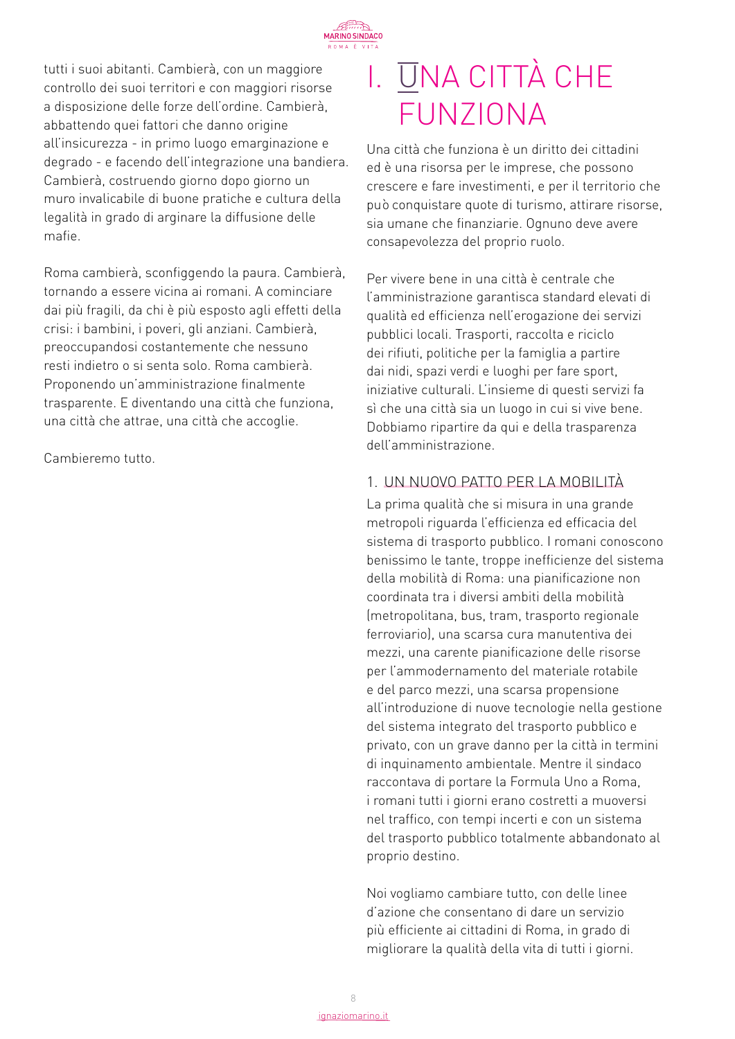tutti i suoi abitanti. Cambierà, con un maggiore controllo dei suoi territori e con maggiori risorse a disposizione delle forze dell'ordine. Cambierà, abbattendo quei fattori che danno origine all'insicurezza - in primo luogo emarginazione e degrado - e facendo dell'integrazione una bandiera. Cambierà, costruendo giorno dopo giorno un muro invalicabile di buone pratiche e cultura della legalità in grado di arginare la diffusione delle mafie.

Roma cambierà, sconfiggendo la paura. Cambierà, tornando a essere vicina ai romani. A cominciare dai più fragili, da chi è più esposto agli effetti della crisi: i bambini, i poveri, gli anziani. Cambierà, preoccupandosi costantemente che nessuno resti indietro o si senta solo. Roma cambierà. Proponendo un'amministrazione finalmente trasparente. E diventando una città che funziona, una città che attrae, una città che accoglie.

Cambieremo tutto.

# I. UNA CITTÀ CHE FUNZIONA

Una città che funziona è un diritto dei cittadini ed è una risorsa per le imprese, che possono crescere e fare investimenti, e per il territorio che può conquistare quote di turismo, attirare risorse, sia umane che finanziarie. Ognuno deve avere consapevolezza del proprio ruolo.

Per vivere bene in una città è centrale che l'amministrazione garantisca standard elevati di qualità ed efficienza nell'erogazione dei servizi pubblici locali. Trasporti, raccolta e riciclo dei rifiuti, politiche per la famiglia a partire dai nidi, spazi verdi e luoghi per fare sport, iniziative culturali. L'insieme di questi servizi fa sì che una città sia un luogo in cui si vive bene. Dobbiamo ripartire da qui e della trasparenza dell'amministrazione.

## 1. UN NUOVO PATTO PER LA MOBILITÀ

La prima qualità che si misura in una grande metropoli riguarda l'efficienza ed efficacia del sistema di trasporto pubblico. I romani conoscono benissimo le tante, troppe inefficienze del sistema della mobilità di Roma: una pianificazione non coordinata tra i diversi ambiti della mobilità (metropolitana, bus, tram, trasporto regionale ferroviario), una scarsa cura manutentiva dei mezzi, una carente pianificazione delle risorse per l'ammodernamento del materiale rotabile e del parco mezzi, una scarsa propensione all'introduzione di nuove tecnologie nella gestione del sistema integrato del trasporto pubblico e privato, con un grave danno per la città in termini di inquinamento ambientale. Mentre il sindaco raccontava di portare la Formula Uno a Roma, i romani tutti i giorni erano costretti a muoversi nel traffico, con tempi incerti e con un sistema del trasporto pubblico totalmente abbandonato al proprio destino.

Noi vogliamo cambiare tutto, con delle linee d'azione che consentano di dare un servizio più efficiente ai cittadini di Roma, in grado di migliorare la qualità della vita di tutti i giorni.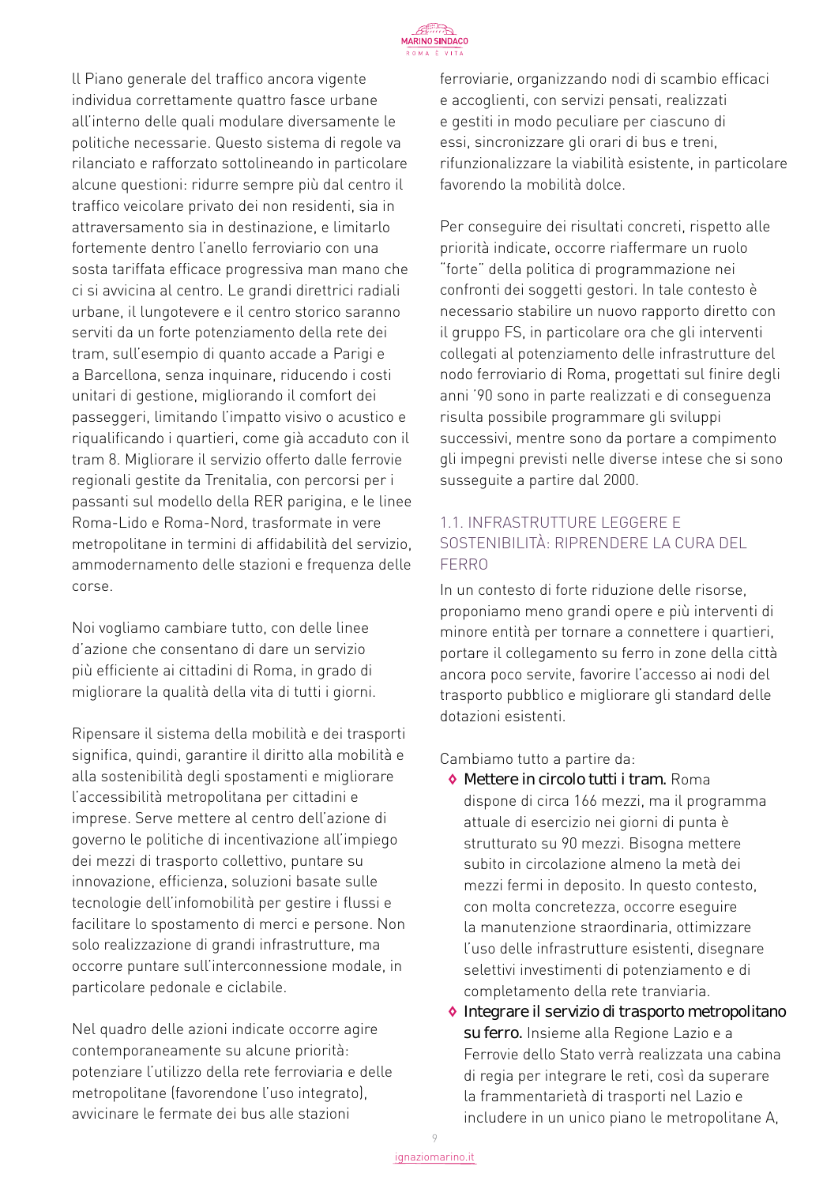Il Piano generale del traffico ancora vigente individua correttamente quattro fasce urbane all'interno delle quali modulare diversamente le politiche necessarie. Questo sistema di regole va rilanciato e rafforzato sottolineando in particolare alcune questioni: ridurre sempre più dal centro il traffico veicolare privato dei non residenti, sia in attraversamento sia in destinazione, e limitarlo fortemente dentro l'anello ferroviario con una sosta tariffata efficace progressiva man mano che ci si avvicina al centro. Le grandi direttrici radiali urbane, il lungotevere e il centro storico saranno serviti da un forte potenziamento della rete dei tram, sull'esempio di quanto accade a Parigi e a Barcellona, senza inquinare, riducendo i costi unitari di gestione, migliorando il comfort dei passeggeri, limitando l'impatto visivo o acustico e riqualificando i quartieri, come già accaduto con il tram 8. Migliorare il servizio offerto dalle ferrovie regionali gestite da Trenitalia, con percorsi per i passanti sul modello della RER parigina, e le linee Roma-Lido e Roma-Nord, trasformate in vere metropolitane in termini di affidabilità del servizio, ammodernamento delle stazioni e frequenza delle corse.

Noi vogliamo cambiare tutto, con delle linee d'azione che consentano di dare un servizio più efficiente ai cittadini di Roma, in grado di migliorare la qualità della vita di tutti i giorni.

Ripensare il sistema della mobilità e dei trasporti significa, quindi, garantire il diritto alla mobilità e alla sostenibilità degli spostamenti e migliorare l'accessibilità metropolitana per cittadini e imprese. Serve mettere al centro dell'azione di governo le politiche di incentivazione all'impiego dei mezzi di trasporto collettivo, puntare su innovazione, efficienza, soluzioni basate sulle tecnologie dell'infomobilità per gestire i flussi e facilitare lo spostamento di merci e persone. Non solo realizzazione di grandi infrastrutture, ma occorre puntare sull'interconnessione modale, in particolare pedonale e ciclabile.

Nel quadro delle azioni indicate occorre agire contemporaneamente su alcune priorità: potenziare l'utilizzo della rete ferroviaria e delle metropolitane (favorendone l'uso integrato), avvicinare le fermate dei bus alle stazioni ferroviarie, organizzando nodi di scambio efficaci e accoglienti, con servizi pensati, realizzati e gestiti in modo peculiare per ciascuno di essi, sincronizzare gli orari di bus e treni, rifunzionalizzare la viabilità esistente, in particolare favorendo la mobilità dolce.

Per conseguire dei risultati concreti, rispetto alle priorità indicate, occorre riaffermare un ruolo "forte" della politica di programmazione nei confronti dei soggetti gestori. In tale contesto è necessario stabilire un nuovo rapporto diretto con il gruppo FS, in particolare ora che gli interventi collegati al potenziamento delle infrastrutture del nodo ferroviario di Roma, progettati sul finire degli anni '90 sono in parte realizzati e di conseguenza risulta possibile programmare gli sviluppi successivi, mentre sono da portare a compimento gli impegni previsti nelle diverse intese che si sono susseguite a partire dal 2000.

### 1.1. INFRASTRUTTURE LEGGERE E SOSTENIBILITÀ: RIPRENDERE LA CURA DEL FERRO

In un contesto di forte riduzione delle risorse, proponiamo meno grandi opere e più interventi di minore entità per tornare a connettere i quartieri, portare il collegamento su ferro in zone della città ancora poco servite, favorire l'accesso ai nodi del trasporto pubblico e migliorare gli standard delle dotazioni esistenti.

Cambiamo tutto a partire da:

- **Mettere in circolo tutti i tram.** Roma dispone di circa 166 mezzi, ma il programma attuale di esercizio nei giorni di punta è strutturato su 90 mezzi. Bisogna mettere subito in circolazione almeno la metà dei mezzi fermi in deposito. In questo contesto, con molta concretezza, occorre eseguire la manutenzione straordinaria, ottimizzare l'uso delle infrastrutture esistenti, disegnare selettivi investimenti di potenziamento e di completamento della rete tranviaria.
- **Integrare il servizio di trasporto metropolitano su ferro.** Insieme alla Regione Lazio e a Ferrovie dello Stato verrà realizzata una cabina di regia per integrare le reti, così da superare la frammentarietà di trasporti nel Lazio e includere in un unico piano le metropolitane A,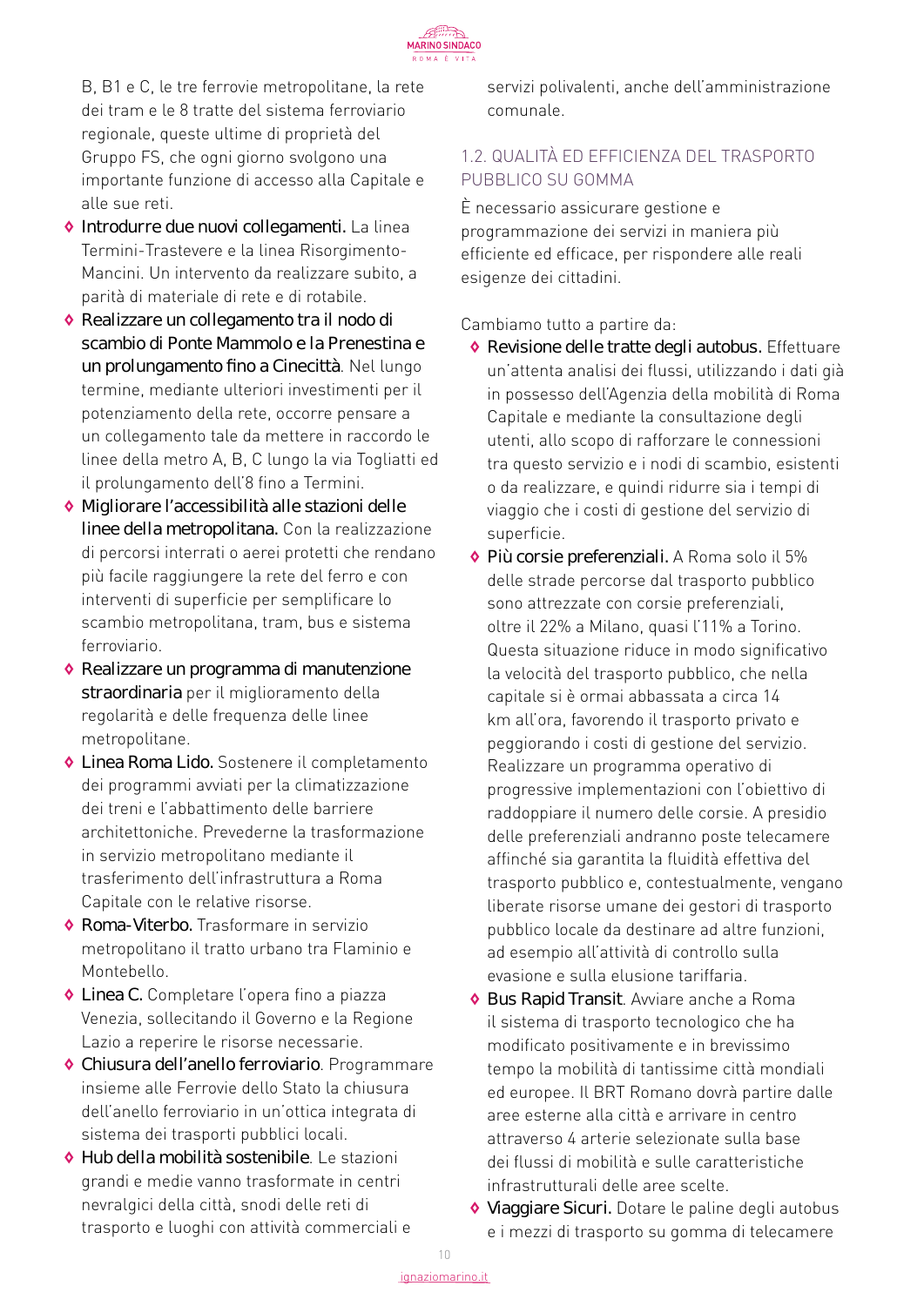B, B1 e C, le tre ferrovie metropolitane, la rete dei tram e le 8 tratte del sistema ferroviario regionale, queste ultime di proprietà del Gruppo FS, che ogni giorno svolgono una importante funzione di accesso alla Capitale e alle sue reti.

- **Introdurre due nuovi collegamenti.** La linea Termini-Trastevere e la linea Risorgimento-Mancini. Un intervento da realizzare subito, a parità di materiale di rete e di rotabile.
- **Realizzare un collegamento tra il nodo di scambio di Ponte Mammolo e la Prenestina e un prolungamento fino a Cinecittà**. Nel lungo termine, mediante ulteriori investimenti per il potenziamento della rete, occorre pensare a un collegamento tale da mettere in raccordo le linee della metro A, B, C lungo la via Togliatti ed il prolungamento dell'8 fino a Termini.
- **Migliorare l'accessibilità alle stazioni delle linee della metropolitana.** Con la realizzazione di percorsi interrati o aerei protetti che rendano più facile raggiungere la rete del ferro e con interventi di superficie per semplificare lo scambio metropolitana, tram, bus e sistema ferroviario.
- **Realizzare un programma di manutenzione straordinaria** per il miglioramento della regolarità e delle frequenza delle linee metropolitane.
- **Linea Roma Lido.** Sostenere il completamento dei programmi avviati per la climatizzazione dei treni e l'abbattimento delle barriere architettoniche. Prevederne la trasformazione in servizio metropolitano mediante il trasferimento dell'infrastruttura a Roma Capitale con le relative risorse.
- **Roma-Viterbo.** Trasformare in servizio metropolitano il tratto urbano tra Flaminio e Montebello.
- **Linea C.** Completare l'opera fino a piazza Venezia, sollecitando il Governo e la Regione Lazio a reperire le risorse necessarie.
- **Chiusura dell'anello ferroviario**. Programmare insieme alle Ferrovie dello Stato la chiusura dell'anello ferroviario in un'ottica integrata di sistema dei trasporti pubblici locali.
- **Hub della mobilità sostenibile**. Le stazioni grandi e medie vanno trasformate in centri nevralgici della città, snodi delle reti di trasporto e luoghi con attività commerciali e servizi polivalenti, anche dell'amministrazione comunale.

### 1.2. QUALITÀ ED EFFICIENZA DEL TRASPORTO PUBBLICO SU GOMMA

È necessario assicurare gestione e programmazione dei servizi in maniera più efficiente ed efficace, per rispondere alle reali esigenze dei cittadini.

Cambiamo tutto a partire da:

- **Revisione delle tratte degli autobus.** Effettuare un'attenta analisi dei flussi, utilizzando i dati già in possesso dell'Agenzia della mobilità di Roma Capitale e mediante la consultazione degli utenti, allo scopo di rafforzare le connessioni tra questo servizio e i nodi di scambio, esistenti o da realizzare, e quindi ridurre sia i tempi di viaggio che i costi di gestione del servizio di superficie.
- **Più corsie preferenziali.** A Roma solo il 5% delle strade percorse dal trasporto pubblico sono attrezzate con corsie preferenziali, oltre il 22% a Milano, quasi l'11% a Torino. Questa situazione riduce in modo significativo la velocità del trasporto pubblico, che nella capitale si è ormai abbassata a circa 14 km all'ora, favorendo il trasporto privato e peggiorando i costi di gestione del servizio. Realizzare un programma operativo di progressive implementazioni con l'obiettivo di raddoppiare il numero delle corsie. A presidio delle preferenziali andranno poste telecamere affinché sia garantita la fluidità effettiva del trasporto pubblico e, contestualmente, vengano liberate risorse umane dei gestori di trasporto pubblico locale da destinare ad altre funzioni, ad esempio all'attività di controllo sulla evasione e sulla elusione tariffaria.
- **Bus Rapid Transit**. Avviare anche a Roma il sistema di trasporto tecnologico che ha modificato positivamente e in brevissimo tempo la mobilità di tantissime città mondiali ed europee. Il BRT Romano dovrà partire dalle aree esterne alla città e arrivare in centro attraverso 4 arterie selezionate sulla base dei flussi di mobilità e sulle caratteristiche infrastrutturali delle aree scelte.
- **Viaggiare Sicuri.** Dotare le paline degli autobus e i mezzi di trasporto su gomma di telecamere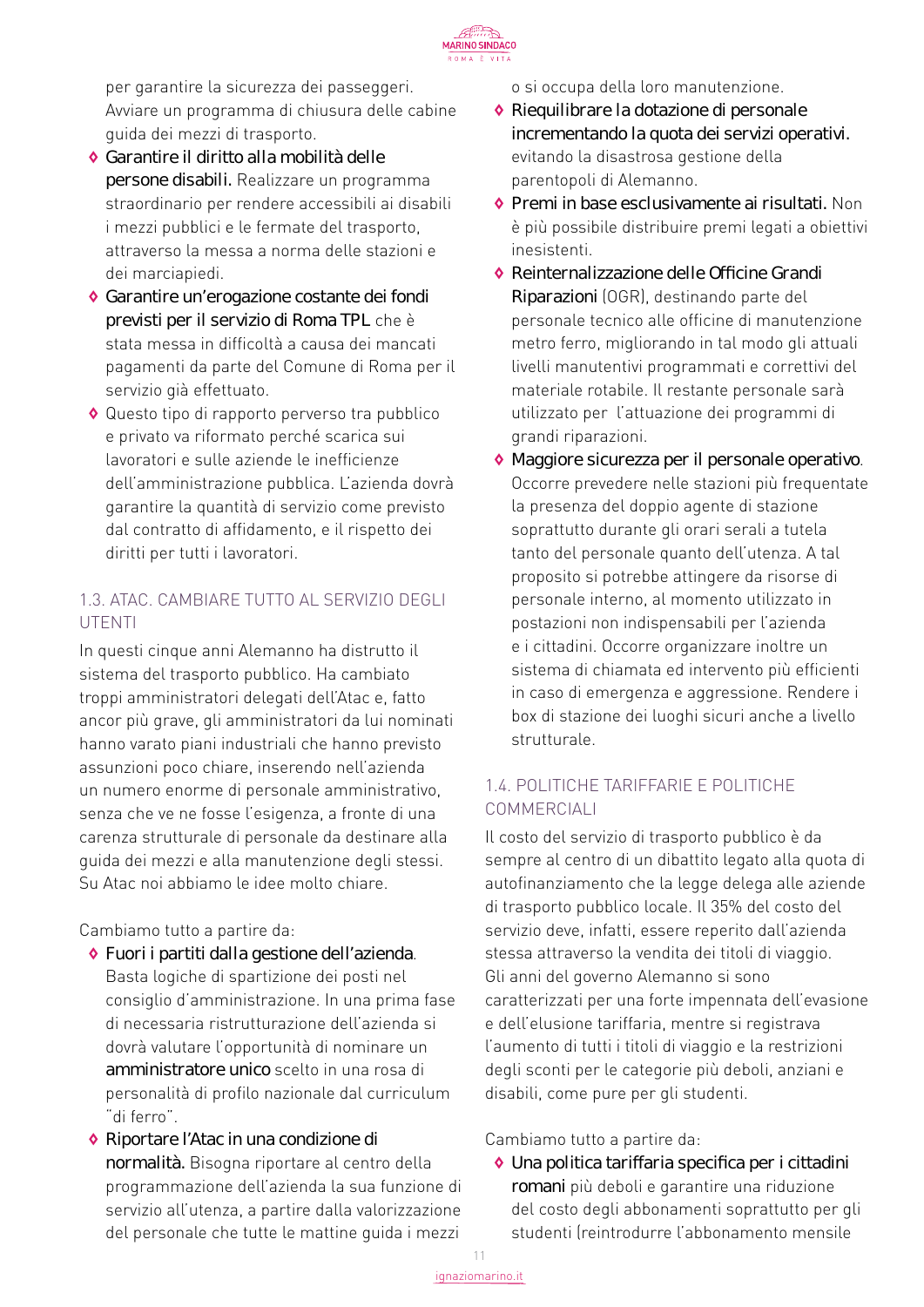per garantire la sicurezza dei passeggeri. Avviare un programma di chiusura delle cabine guida dei mezzi di trasporto.

- **Garantire il diritto alla mobilità delle persone disabili.** Realizzare un programma straordinario per rendere accessibili ai disabili i mezzi pubblici e le fermate del trasporto, attraverso la messa a norma delle stazioni e dei marciapiedi.
- **Garantire un'erogazione costante dei fondi previsti per il servizio di Roma TPL** che è stata messa in difficoltà a causa dei mancati pagamenti da parte del Comune di Roma per il servizio già effettuato.
- Questo tipo di rapporto perverso tra pubblico e privato va riformato perché scarica sui lavoratori e sulle aziende le inefficienze dell'amministrazione pubblica. L'azienda dovrà garantire la quantità di servizio come previsto dal contratto di affidamento, e il rispetto dei diritti per tutti i lavoratori.

### 1.3. ATAC. CAMBIARE TUTTO AL SERVIZIO DEGLI UTENTI

In questi cinque anni Alemanno ha distrutto il sistema del trasporto pubblico. Ha cambiato troppi amministratori delegati dell'Atac e, fatto ancor più grave, gli amministratori da lui nominati hanno varato piani industriali che hanno previsto assunzioni poco chiare, inserendo nell'azienda un numero enorme di personale amministrativo, senza che ve ne fosse l'esigenza, a fronte di una carenza strutturale di personale da destinare alla guida dei mezzi e alla manutenzione degli stessi. Su Atac noi abbiamo le idee molto chiare.

Cambiamo tutto a partire da:

- **Fuori i partiti dalla gestione dell'azienda**. Basta logiche di spartizione dei posti nel consiglio d'amministrazione. In una prima fase di necessaria ristrutturazione dell'azienda si dovrà valutare l'opportunità di nominare un **amministratore unico** scelto in una rosa di personalità di profilo nazionale dal curriculum "di ferro".
- **Riportare l'Atac in una condizione di normalità.** Bisogna riportare al centro della programmazione dell'azienda la sua funzione di servizio all'utenza, a partire dalla valorizzazione del personale che tutte le mattine guida i mezzi o si occupa della loro manutenzione.
- **Riequilibrare la dotazione di personale incrementando la quota dei servizi operativi.** evitando la disastrosa gestione della parentopoli di Alemanno.
- **Premi in base esclusivamente ai risultati.** Non è più possibile distribuire premi legati a obiettivi inesistenti.
- **Reinternalizzazione delle Officine Grandi Riparazioni** (OGR), destinando parte del personale tecnico alle officine di manutenzione metro ferro, migliorando in tal modo gli attuali livelli manutentivi programmati e correttivi del materiale rotabile. Il restante personale sarà utilizzato per l'attuazione dei programmi di grandi riparazioni.
- **Maggiore sicurezza per il personale operativo**. Occorre prevedere nelle stazioni più frequentate la presenza del doppio agente di stazione soprattutto durante gli orari serali a tutela tanto del personale quanto dell'utenza. A tal proposito si potrebbe attingere da risorse di personale interno, al momento utilizzato in postazioni non indispensabili per l'azienda e i cittadini. Occorre organizzare inoltre un sistema di chiamata ed intervento più efficienti in caso di emergenza e aggressione. Rendere i box di stazione dei luoghi sicuri anche a livello strutturale.

### 1.4. POLITICHE TARIFFARIE E POLITICHE COMMERCIALI

Il costo del servizio di trasporto pubblico è da sempre al centro di un dibattito legato alla quota di autofinanziamento che la legge delega alle aziende di trasporto pubblico locale. Il 35% del costo del servizio deve, infatti, essere reperito dall'azienda stessa attraverso la vendita dei titoli di viaggio. Gli anni del governo Alemanno si sono caratterizzati per una forte impennata dell'evasione e dell'elusione tariffaria, mentre si registrava l'aumento di tutti i titoli di viaggio e la restrizioni degli sconti per le categorie più deboli, anziani e disabili, come pure per gli studenti.

Cambiamo tutto a partire da:

- **Una politica tariffaria specifica per i cittadini romani** più deboli e garantire una riduzione del costo degli abbonamenti soprattutto per gli studenti (reintrodurre l'abbonamento mensile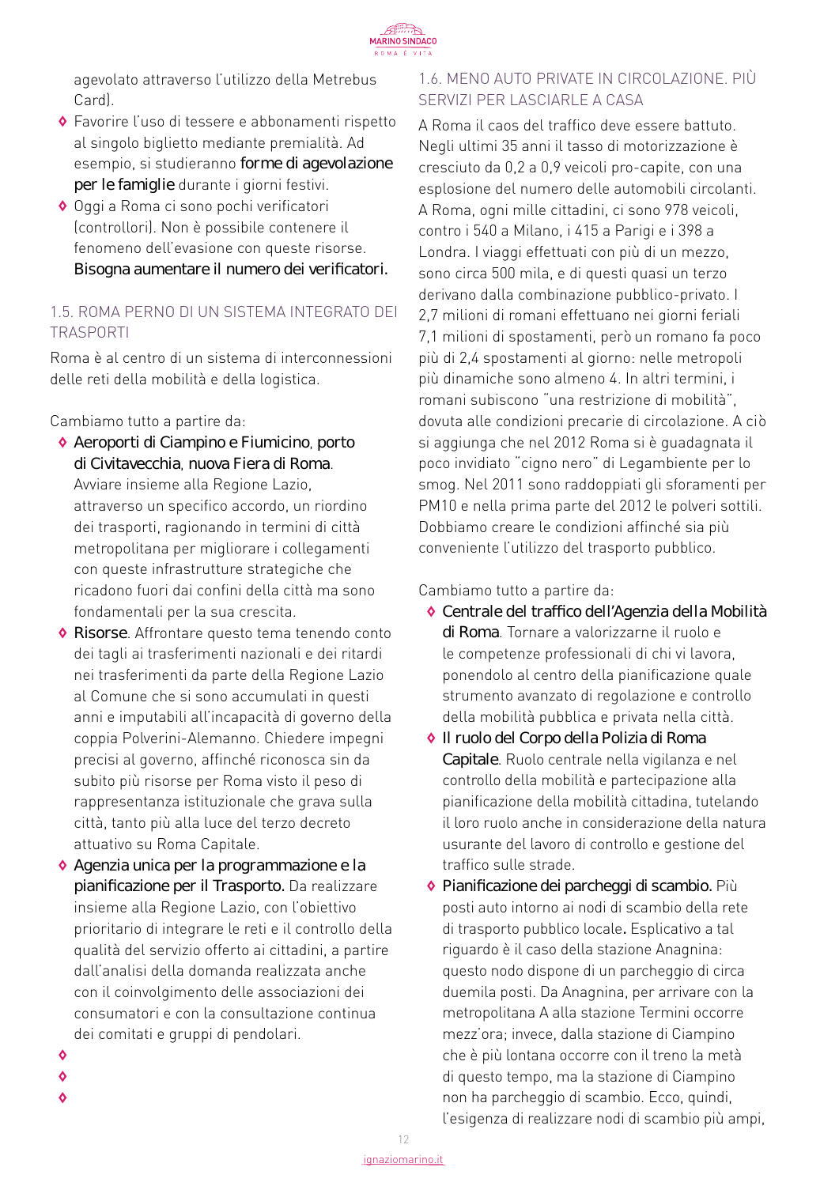agevolato attraverso l'utilizzo della Metrebus Card).

- Favorire l'uso di tessere e abbonamenti rispetto al singolo biglietto mediante premialità. Ad esempio, si studieranno **forme di agevolazione per le famiglie** durante i giorni festivi.
- Oggi a Roma ci sono pochi verificatori (controllori). Non è possibile contenere il fenomeno dell'evasione con queste risorse. **Bisogna aumentare il numero dei verificatori.**

### 1.5. ROMA PERNO DI UN SISTEMA INTEGRATO DEI TRASPORTI

Roma è al centro di un sistema di interconnessioni delle reti della mobilità e della logistica.

Cambiamo tutto a partire da:

- **Aeroporti di Ciampino e Fiumicino**, **porto di Civitavecchia**, **nuova Fiera di Roma**. Avviare insieme alla Regione Lazio, attraverso un specifico accordo, un riordino dei trasporti, ragionando in termini di città metropolitana per migliorare i collegamenti con queste infrastrutture strategiche che ricadono fuori dai confini della città ma sono fondamentali per la sua crescita.
- **Risorse**. Affrontare questo tema tenendo conto dei tagli ai trasferimenti nazionali e dei ritardi nei trasferimenti da parte della Regione Lazio al Comune che si sono accumulati in questi anni e imputabili all'incapacità di governo della coppia Polverini-Alemanno. Chiedere impegni precisi al governo, affinché riconosca sin da subito più risorse per Roma visto il peso di rappresentanza istituzionale che grava sulla città, tanto più alla luce del terzo decreto attuativo su Roma Capitale.
- **Agenzia unica per la programmazione e la pianificazione per il Trasporto.** Da realizzare insieme alla Regione Lazio, con l'obiettivo prioritario di integrare le reti e il controllo della qualità del servizio offerto ai cittadini, a partire dall'analisi della domanda realizzata anche con il coinvolgimento delle associazioni dei consumatori e con la consultazione continua dei comitati e gruppi di pendolari.

### 1.6. MENO AUTO PRIVATE IN CIRCOLAZIONE. PIÙ SERVIZI PER LASCIARLE A CASA

A Roma il caos del traffico deve essere battuto. Negli ultimi 35 anni il tasso di motorizzazione è cresciuto da 0,2 a 0,9 veicoli pro-capite, con una esplosione del numero delle automobili circolanti. A Roma, ogni mille cittadini, ci sono 978 veicoli, contro i 540 a Milano, i 415 a Parigi e i 398 a Londra. I viaggi effettuati con più di un mezzo, sono circa 500 mila, e di questi quasi un terzo derivano dalla combinazione pubblico-privato. I 2,7 milioni di romani effettuano nei giorni feriali 7,1 milioni di spostamenti, però un romano fa poco più di 2,4 spostamenti al giorno: nelle metropoli più dinamiche sono almeno 4. In altri termini, i romani subiscono "una restrizione di mobilità", dovuta alle condizioni precarie di circolazione. A ciò si aggiunga che nel 2012 Roma si è guadagnata il poco invidiato "cigno nero" di Legambiente per lo smog. Nel 2011 sono raddoppiati gli sforamenti per PM10 e nella prima parte del 2012 le polveri sottili. Dobbiamo creare le condizioni affinché sia più conveniente l'utilizzo del trasporto pubblico.

Cambiamo tutto a partire da:

- **Centrale del traffico dell'Agenzia della Mobilità di Roma**. Tornare a valorizzarne il ruolo e le competenze professionali di chi vi lavora, ponendolo al centro della pianificazione quale strumento avanzato di regolazione e controllo della mobilità pubblica e privata nella città.
- **Il ruolo del Corpo della Polizia di Roma Capitale**. Ruolo centrale nella vigilanza e nel controllo della mobilità e partecipazione alla pianificazione della mobilità cittadina, tutelando il loro ruolo anche in considerazione della natura usurante del lavoro di controllo e gestione del traffico sulle strade.
- **Pianificazione dei parcheggi di scambio.** Più posti auto intorno ai nodi di scambio della rete di trasporto pubblico locale. Esplicativo a tal riguardo è il caso della stazione Anagnina: questo nodo dispone di un parcheggio di circa duemila posti. Da Anagnina, per arrivare con la metropolitana A alla stazione Termini occorre mezz'ora; invece, dalla stazione di Ciampino che è più lontana occorre con il treno la metà di questo tempo, ma la stazione di Ciampino non ha parcheggio di scambio. Ecco, quindi, l'esigenza di realizzare nodi di scambio più ampi,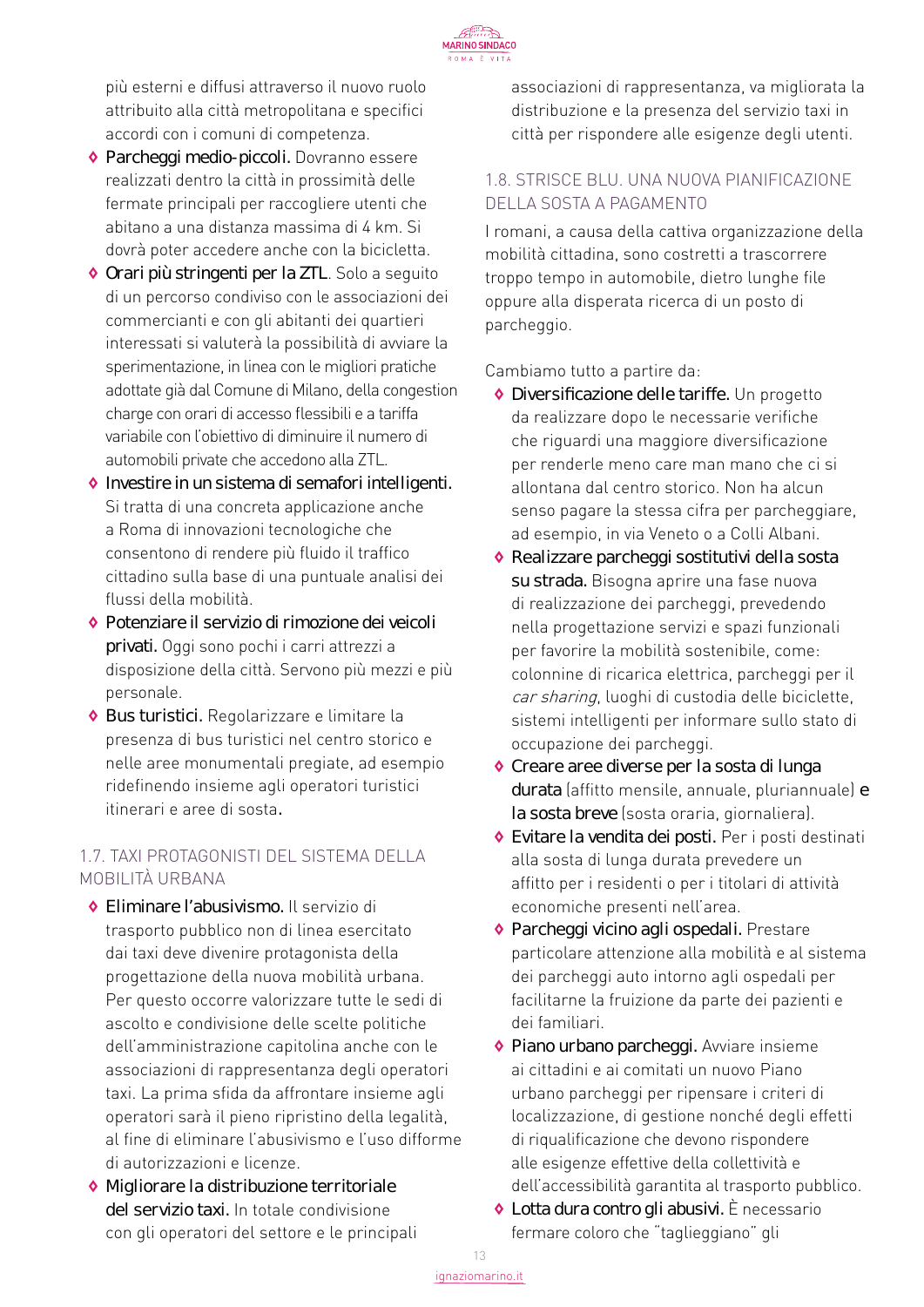più esterni e diffusi attraverso il nuovo ruolo attribuito alla città metropolitana e specifici accordi con i comuni di competenza.

- **Parcheggi medio-piccoli.** Dovranno essere realizzati dentro la città in prossimità delle fermate principali per raccogliere utenti che abitano a una distanza massima di 4 km. Si dovrà poter accedere anche con la bicicletta.
- **Orari più stringenti per la ZTL**. Solo a seguito di un percorso condiviso con le associazioni dei commercianti e con gli abitanti dei quartieri interessati si valuterà la possibilità di avviare la sperimentazione, in linea con le migliori pratiche adottate già dal Comune di Milano, della congestion charge con orari di accesso flessibili e a tariffa variabile con l'obiettivo di diminuire il numero di automobili private che accedono alla ZTL.
- **Investire in un sistema di semafori intelligenti.** Si tratta di una concreta applicazione anche a Roma di innovazioni tecnologiche che consentono di rendere più fluido il traffico cittadino sulla base di una puntuale analisi dei flussi della mobilità.
- **Potenziare il servizio di rimozione dei veicoli privati.** Oggi sono pochi i carri attrezzi a disposizione della città. Servono più mezzi e più personale.
- **Bus turistici.** Regolarizzare e limitare la presenza di bus turistici nel centro storico e nelle aree monumentali pregiate, ad esempio ridefinendo insieme agli operatori turistici itinerari e aree di sosta.

## 1.7. TAXI PROTAGONISTI DEL SISTEMA DELLA MOBILITÀ URBANA

- **Eliminare l'abusivismo.** Il servizio di trasporto pubblico non di linea esercitato dai taxi deve divenire protagonista della progettazione della nuova mobilità urbana. Per questo occorre valorizzare tutte le sedi di ascolto e condivisione delle scelte politiche dell'amministrazione capitolina anche con le associazioni di rappresentanza degli operatori taxi. La prima sfida da affrontare insieme agli operatori sarà il pieno ripristino della legalità, al fine di eliminare l'abusivismo e l'uso difforme di autorizzazioni e licenze.
- **Migliorare la distribuzione territoriale del servizio taxi.** In totale condivisione con gli operatori del settore e le principali associazioni di rappresentanza, va migliorata la distribuzione e la presenza del servizio taxi in città per rispondere alle esigenze degli utenti.

## 1.8. STRISCE BLU. UNA NUOVA PIANIFICAZIONE DELLA SOSTA A PAGAMENTO

I romani, a causa della cattiva organizzazione della mobilità cittadina, sono costretti a trascorrere troppo tempo in automobile, dietro lunghe file oppure alla disperata ricerca di un posto di parcheggio.

Cambiamo tutto a partire da:

- **Diversificazione delle tariffe.** Un progetto da realizzare dopo le necessarie verifiche che riguardi una maggiore diversificazione per renderle meno care man mano che ci si allontana dal centro storico. Non ha alcun senso pagare la stessa cifra per parcheggiare, ad esempio, in via Veneto o a Colli Albani.
- **Realizzare parcheggi sostitutivi della sosta su strada.** Bisogna aprire una fase nuova di realizzazione dei parcheggi, prevedendo nella progettazione servizi e spazi funzionali per favorire la mobilità sostenibile, come: colonnine di ricarica elettrica, parcheggi per il *car sharing*, luoghi di custodia delle biciclette, sistemi intelligenti per informare sullo stato di occupazione dei parcheggi.
- **Creare aree diverse per la sosta di lunga durata** (affitto mensile, annuale, pluriannuale) **e la sosta breve** (sosta oraria, giornaliera).
- **Evitare la vendita dei posti.** Per i posti destinati alla sosta di lunga durata prevedere un affitto per i residenti o per i titolari di attività economiche presenti nell'area.
- **Parcheggi vicino agli ospedali.** Prestare particolare attenzione alla mobilità e al sistema dei parcheggi auto intorno agli ospedali per facilitarne la fruizione da parte dei pazienti e dei familiari.
- **Piano urbano parcheggi.** Avviare insieme ai cittadini e ai comitati un nuovo Piano urbano parcheggi per ripensare i criteri di localizzazione, di gestione nonché degli effetti di riqualificazione che devono rispondere alle esigenze effettive della collettività e dell'accessibilità garantita al trasporto pubblico.
- **Lotta dura contro gli abusivi.** È necessario fermare coloro che "taglieggiano" gli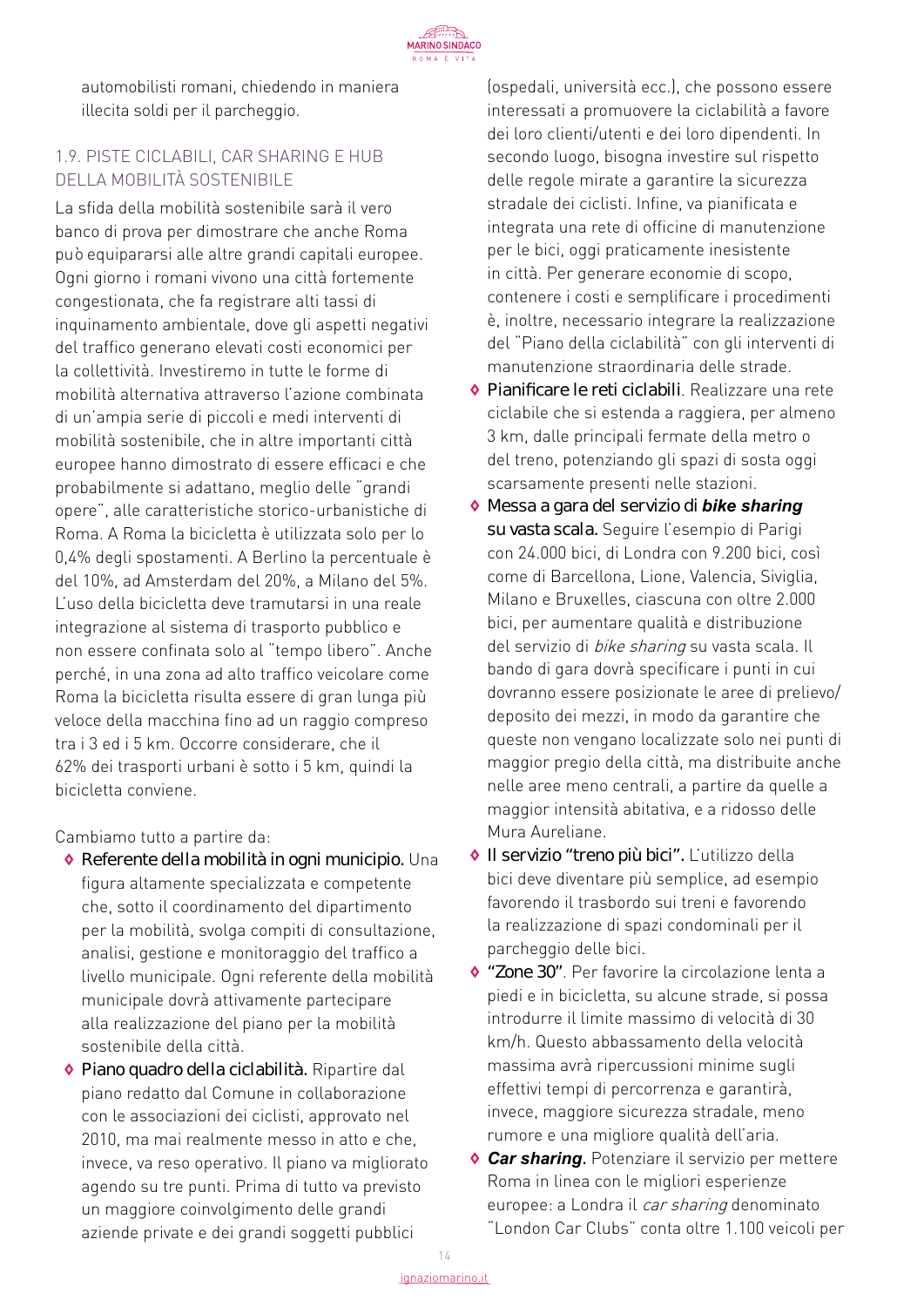automobilisti romani, chiedendo in maniera illecita soldi per il parcheggio.

### 1.9. PISTE CICLABILI, CAR SHARING E HUB DELLA MOBILITÀ SOSTENIBILE

La sfida della mobilità sostenibile sarà il vero banco di prova per dimostrare che anche Roma può equipararsi alle altre grandi capitali europee. Ogni giorno i romani vivono una città fortemente congestionata, che fa registrare alti tassi di inquinamento ambientale, dove gli aspetti negativi del traffico generano elevati costi economici per la collettività. Investiremo in tutte le forme di mobilità alternativa attraverso l'azione combinata di un'ampia serie di piccoli e medi interventi di mobilità sostenibile, che in altre importanti città europee hanno dimostrato di essere efficaci e che probabilmente si adattano, meglio delle "grandi opere", alle caratteristiche storico-urbanistiche di Roma. A Roma la bicicletta è utilizzata solo per lo 0,4% degli spostamenti. A Berlino la percentuale è del 10%, ad Amsterdam del 20%, a Milano del 5%. L'uso della bicicletta deve tramutarsi in una reale integrazione al sistema di trasporto pubblico e non essere confinata solo al "tempo libero". Anche perché, in una zona ad alto traffico veicolare come Roma la bicicletta risulta essere di gran lunga più veloce della macchina fino ad un raggio compreso tra i 3 ed i 5 km. Occorre considerare, che il 62% dei trasporti urbani è sotto i 5 km, quindi la bicicletta conviene.

Cambiamo tutto a partire da:

- **Referente della mobilità in ogni municipio.** Una figura altamente specializzata e competente che, sotto il coordinamento del dipartimento per la mobilità, svolga compiti di consultazione, analisi, gestione e monitoraggio del traffico a livello municipale. Ogni referente della mobilità municipale dovrà attivamente partecipare alla realizzazione del piano per la mobilità sostenibile della città.
- **Piano quadro della ciclabilità.** Ripartire dal piano redatto dal Comune in collaborazione con le associazioni dei ciclisti, approvato nel 2010, ma mai realmente messo in atto e che, invece, va reso operativo. Il piano va migliorato agendo su tre punti. Prima di tutto va previsto un maggiore coinvolgimento delle grandi aziende private e dei grandi soggetti pubblici (ospedali, università ecc.), che possono essere interessati a promuovere la ciclabilità a favore dei loro clienti/utenti e dei loro dipendenti. In secondo luogo, bisogna investire sul rispetto delle regole mirate a garantire la sicurezza stradale dei ciclisti. Infine, va pianificata e integrata una rete di officine di manutenzione per le bici, oggi praticamente inesistente in città. Per generare economie di scopo, contenere i costi e semplificare i procedimenti è, inoltre, necessario integrare la realizzazione del "Piano della ciclabilità" con gli interventi di manutenzione straordinaria delle strade.
- **Pianificare le reti ciclabili**. Realizzare una rete ciclabile che si estenda a raggiera, per almeno 3 km, dalle principali fermate della metro o del treno, potenziando gli spazi di sosta oggi scarsamente presenti nelle stazioni.
- **Messa a gara del servizio di *bike sharing* su vasta scala.** Seguire l'esempio di Parigi con 24.000 bici, di Londra con 9.200 bici, così come di Barcellona, Lione, Valencia, Siviglia, Milano e Bruxelles, ciascuna con oltre 2.000 bici, per aumentare qualità e distribuzione del servizio di *bike sharing* su vasta scala. Il bando di gara dovrà specificare i punti in cui dovranno essere posizionate le aree di prelievo/deposito dei mezzi, in modo da garantire che queste non vengano localizzate solo nei punti di maggior pregio della città, ma distribuite anche nelle aree meno centrali, a partire da quelle a maggior intensità abitativa, e a ridosso delle Mura Aureliane.
- **Il servizio "treno più bici".** L'utilizzo della bici deve diventare più semplice, ad esempio favorendo il trasbordo sui treni e favorendo la realizzazione di spazi condominali per il parcheggio delle bici.
- **"Zone 30"**. Per favorire la circolazione lenta a piedi e in bicicletta, su alcune strade, si possa introdurre il limite massimo di velocità di 30 km/h. Questo abbassamento della velocità massima avrà ripercussioni minime sugli effettivi tempi di percorrenza e garantirà, invece, maggiore sicurezza stradale, meno rumore e una migliore qualità dell'aria.
- ***Car sharing*.** Potenziare il servizio per mettere Roma in linea con le migliori esperienze europee: a Londra il *car sharing* denominato "London Car Clubs" conta oltre 1.100 veicoli per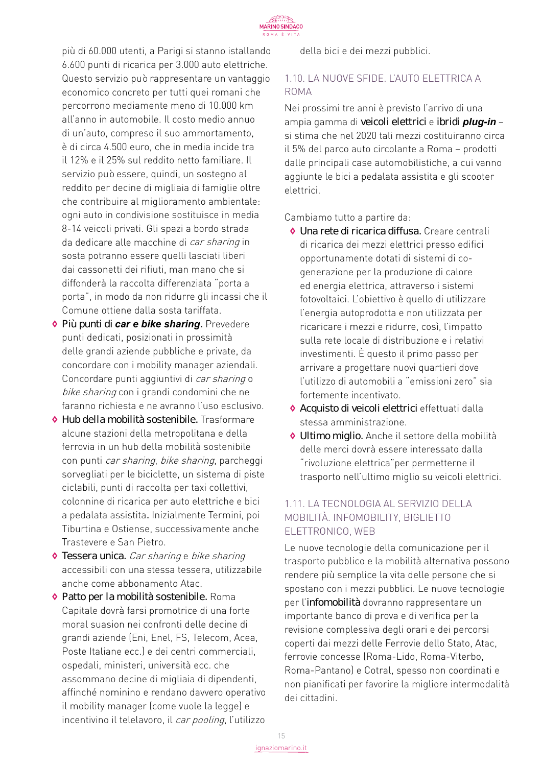più di 60.000 utenti, a Parigi si stanno istallando 6.600 punti di ricarica per 3.000 auto elettriche. Questo servizio può rappresentare un vantaggio economico concreto per tutti quei romani che percorrono mediamente meno di 10.000 km all'anno in automobile. Il costo medio annuo di un'auto, compreso il suo ammortamento, è di circa 4.500 euro, che in media incide tra il 12% e il 25% sul reddito netto familiare. Il servizio può essere, quindi, un sostegno al reddito per decine di migliaia di famiglie oltre che contribuire al miglioramento ambientale: ogni auto in condivisione sostituisce in media 8-14 veicoli privati. Gli spazi a bordo strada da dedicare alle macchine di *car sharing* in sosta potranno essere quelli lasciati liberi dai cassonetti dei rifiuti, man mano che si diffonderà la raccolta differenziata "porta a porta", in modo da non ridurre gli incassi che il Comune ottiene dalla sosta tariffata.

- **Più punti di *car e bike sharing*.** Prevedere punti dedicati, posizionati in prossimità delle grandi aziende pubbliche e private, da concordare con i mobility manager aziendali. Concordare punti aggiuntivi di *car sharing* o *bike sharing* con i grandi condomini che ne faranno richiesta e ne avranno l'uso esclusivo.
- **Hub della mobilità sostenibile.** Trasformare alcune stazioni della metropolitana e della ferrovia in un hub della mobilità sostenibile con punti *car sharing*, *bike sharing*, parcheggi sorvegliati per le biciclette, un sistema di piste ciclabili, punti di raccolta per taxi collettivi, colonnine di ricarica per auto elettriche e bici a pedalata assistita. Inizialmente Termini, poi Tiburtina e Ostiense, successivamente anche Trastevere e San Pietro.
- **Tessera unica.** *Car sharing* e *bike sharing* accessibili con una stessa tessera, utilizzabile anche come abbonamento Atac.
- **Patto per la mobilità sostenibile.** Roma Capitale dovrà farsi promotrice di una forte moral suasion nei confronti delle decine di grandi aziende (Eni, Enel, FS, Telecom, Acea, Poste Italiane ecc.) e dei centri commerciali, ospedali, ministeri, università ecc. che assommano decine di migliaia di dipendenti, affinché nominino e rendano davvero operativo il mobility manager (come vuole la legge) e incentivino il telelavoro, il *car pooling*, l'utilizzo della bici e dei mezzi pubblici.

## 1.10. LA NUOVE SFIDE. L'AUTO ELETTRICA A ROMA

Nei prossimi tre anni è previsto l'arrivo di una ampia gamma di **veicoli elettrici** e **ibridi *plug-in*** – si stima che nel 2020 tali mezzi costituiranno circa il 5% del parco auto circolante a Roma – prodotti dalle principali case automobilistiche, a cui vanno aggiunte le bici a pedalata assistita e gli scooter elettrici.

Cambiamo tutto a partire da:

- **Una rete di ricarica diffusa.** Creare centrali di ricarica dei mezzi elettrici presso edifici opportunamente dotati di sistemi di co-generazione per la produzione di calore ed energia elettrica, attraverso i sistemi fotovoltaici. L'obiettivo è quello di utilizzare l'energia autoprodotta e non utilizzata per ricaricare i mezzi e ridurre, così, l'impatto sulla rete locale di distribuzione e i relativi investimenti. È questo il primo passo per arrivare a progettare nuovi quartieri dove l'utilizzo di automobili a "emissioni zero" sia fortemente incentivato.
- **Acquisto di veicoli elettrici** effettuati dalla stessa amministrazione.
- **Ultimo miglio.** Anche il settore della mobilità delle merci dovrà essere interessato dalla "rivoluzione elettrica"per permetterne il trasporto nell'ultimo miglio su veicoli elettrici.

## 1.11. LA TECNOLOGIA AL SERVIZIO DELLA MOBILITÀ. INFOMOBILITY, BIGLIETTO ELETTRONICO, WEB

Le nuove tecnologie della comunicazione per il trasporto pubblico e la mobilità alternativa possono rendere più semplice la vita delle persone che si spostano con i mezzi pubblici. Le nuove tecnologie per l'**infomobilità** dovranno rappresentare un importante banco di prova e di verifica per la revisione complessiva degli orari e dei percorsi coperti dai mezzi delle Ferrovie dello Stato, Atac, ferrovie concesse (Roma-Lido, Roma-Viterbo, Roma-Pantano) e Cotral, spesso non coordinati e non pianificati per favorire la migliore intermodalità dei cittadini.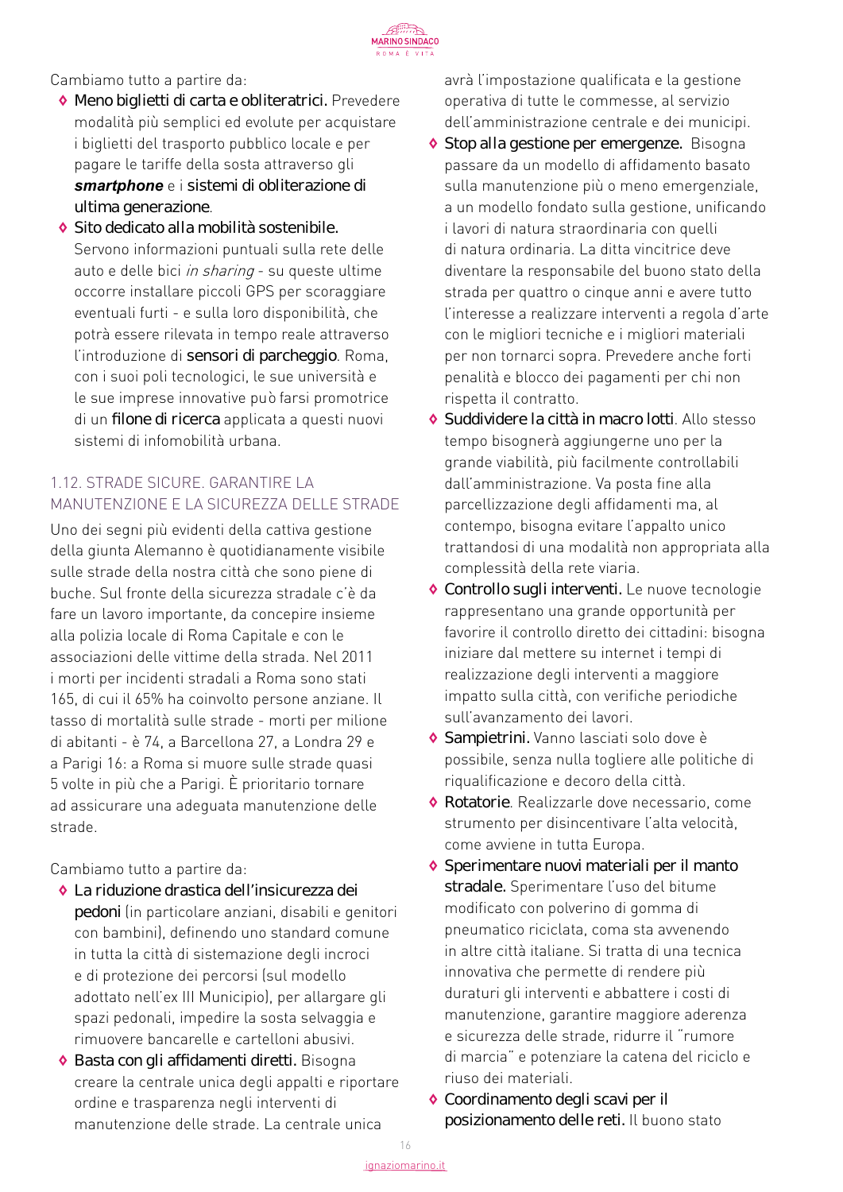Cambiamo tutto a partire da:

- **Meno biglietti di carta e obliteratrici.** Prevedere modalità più semplici ed evolute per acquistare i biglietti del trasporto pubblico locale e per pagare le tariffe della sosta attraverso gli ***smartphone*** e i **sistemi di obliterazione di ultima generazione**.
- **Sito dedicato alla mobilità sostenibile.** Servono informazioni puntuali sulla rete delle auto e delle bici *in sharing* - su queste ultime occorre installare piccoli GPS per scoraggiare eventuali furti - e sulla loro disponibilità, che potrà essere rilevata in tempo reale attraverso l'introduzione di **sensori di parcheggio**. Roma, con i suoi poli tecnologici, le sue università e le sue imprese innovative può farsi promotrice di un **filone di ricerca** applicata a questi nuovi sistemi di infomobilità urbana.

## 1.12. STRADE SICURE. GARANTIRE LA MANUTENZIONE E LA SICUREZZA DELLE STRADE

Uno dei segni più evidenti della cattiva gestione della giunta Alemanno è quotidianamente visibile sulle strade della nostra città che sono piene di buche. Sul fronte della sicurezza stradale c'è da fare un lavoro importante, da concepire insieme alla polizia locale di Roma Capitale e con le associazioni delle vittime della strada. Nel 2011 i morti per incidenti stradali a Roma sono stati 165, di cui il 65% ha coinvolto persone anziane. Il tasso di mortalità sulle strade - morti per milione di abitanti - è 74, a Barcellona 27, a Londra 29 e a Parigi 16: a Roma si muore sulle strade quasi 5 volte in più che a Parigi. È prioritario tornare ad assicurare una adeguata manutenzione delle strade.

Cambiamo tutto a partire da:

- **La riduzione drastica dell'insicurezza dei pedoni** (in particolare anziani, disabili e genitori con bambini), definendo uno standard comune in tutta la città di sistemazione degli incroci e di protezione dei percorsi (sul modello adottato nell'ex III Municipio), per allargare gli spazi pedonali, impedire la sosta selvaggia e rimuovere bancarelle e cartelloni abusivi.
- **Basta con gli affidamenti diretti.** Bisogna creare la centrale unica degli appalti e riportare ordine e trasparenza negli interventi di manutenzione delle strade. La centrale unica avrà l'impostazione qualificata e la gestione operativa di tutte le commesse, al servizio dell'amministrazione centrale e dei municipi.
- **Stop alla gestione per emergenze.** Bisogna passare da un modello di affidamento basato sulla manutenzione più o meno emergenziale, a un modello fondato sulla gestione, unificando i lavori di natura straordinaria con quelli di natura ordinaria. La ditta vincitrice deve diventare la responsabile del buono stato della strada per quattro o cinque anni e avere tutto l'interesse a realizzare interventi a regola d'arte con le migliori tecniche e i migliori materiali per non tornarci sopra. Prevedere anche forti penalità e blocco dei pagamenti per chi non rispetta il contratto.
- **Suddividere la città in macro lotti**. Allo stesso tempo bisognerà aggiungerne uno per la grande viabilità, più facilmente controllabili dall'amministrazione. Va posta fine alla parcellizzazione degli affidamenti ma, al contempo, bisogna evitare l'appalto unico trattandosi di una modalità non appropriata alla complessità della rete viaria.
- **Controllo sugli interventi.** Le nuove tecnologie rappresentano una grande opportunità per favorire il controllo diretto dei cittadini: bisogna iniziare dal mettere su internet i tempi di realizzazione degli interventi a maggiore impatto sulla città, con verifiche periodiche sull'avanzamento dei lavori.
- **Sampietrini.** Vanno lasciati solo dove è possibile, senza nulla togliere alle politiche di riqualificazione e decoro della città.
- **Rotatorie**. Realizzarle dove necessario, come strumento per disincentivare l'alta velocità, come avviene in tutta Europa.
- **Sperimentare nuovi materiali per il manto stradale.** Sperimentare l'uso del bitume modificato con polverino di gomma di pneumatico riciclata, coma sta avvenendo in altre città italiane. Si tratta di una tecnica innovativa che permette di rendere più duraturi gli interventi e abbattere i costi di manutenzione, garantire maggiore aderenza e sicurezza delle strade, ridurre il "rumore di marcia" e potenziare la catena del riciclo e riuso dei materiali.
- **Coordinamento degli scavi per il posizionamento delle reti.** Il buono stato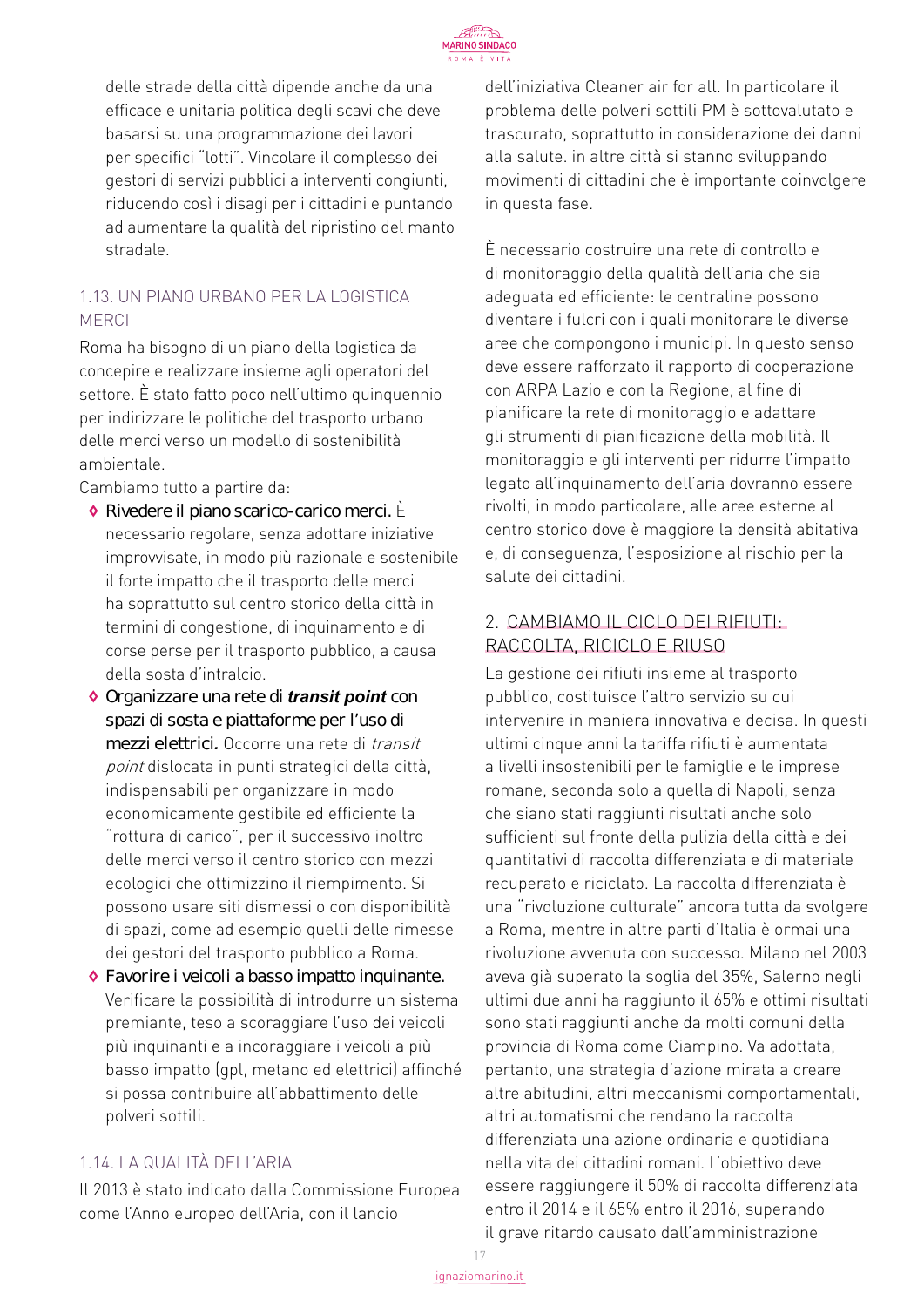delle strade della città dipende anche da una efficace e unitaria politica degli scavi che deve basarsi su una programmazione dei lavori per specifici "lotti". Vincolare il complesso dei gestori di servizi pubblici a interventi congiunti, riducendo così i disagi per i cittadini e puntando ad aumentare la qualità del ripristino del manto stradale.

### 1.13. UN PIANO URBANO PER LA LOGISTICA MERCI

Roma ha bisogno di un piano della logistica da concepire e realizzare insieme agli operatori del settore. È stato fatto poco nell'ultimo quinquennio per indirizzare le politiche del trasporto urbano delle merci verso un modello di sostenibilità ambientale.

Cambiamo tutto a partire da:

- **Rivedere il piano scarico-carico merci.** È necessario regolare, senza adottare iniziative improvvisate, in modo più razionale e sostenibile il forte impatto che il trasporto delle merci ha soprattutto sul centro storico della città in termini di congestione, di inquinamento e di corse perse per il trasporto pubblico, a causa della sosta d'intralcio.
- **Organizzare una rete di *transit point* con spazi di sosta e piattaforme per l'uso di mezzi elettrici.** Occorre una rete di *transit point* dislocata in punti strategici della città, indispensabili per organizzare in modo economicamente gestibile ed efficiente la "rottura di carico", per il successivo inoltro delle merci verso il centro storico con mezzi ecologici che ottimizzino il riempimento. Si possono usare siti dismessi o con disponibilità di spazi, come ad esempio quelli delle rimesse dei gestori del trasporto pubblico a Roma.
- **Favorire i veicoli a basso impatto inquinante.** Verificare la possibilità di introdurre un sistema premiante, teso a scoraggiare l'uso dei veicoli più inquinanti e a incoraggiare i veicoli a più basso impatto (gpl, metano ed elettrici) affinché si possa contribuire all'abbattimento delle polveri sottili.

### 1.14. LA QUALITÀ DELL'ARIA

Il 2013 è stato indicato dalla Commissione Europea come l'Anno europeo dell'Aria, con il lancio dell'iniziativa Cleaner air for all. In particolare il problema delle polveri sottili PM è sottovalutato e trascurato, soprattutto in considerazione dei danni alla salute. in altre città si stanno sviluppando movimenti di cittadini che è importante coinvolgere in questa fase.

È necessario costruire una rete di controllo e di monitoraggio della qualità dell'aria che sia adeguata ed efficiente: le centraline possono diventare i fulcri con i quali monitorare le diverse aree che compongono i municipi. In questo senso deve essere rafforzato il rapporto di cooperazione con ARPA Lazio e con la Regione, al fine di pianificare la rete di monitoraggio e adattare gli strumenti di pianificazione della mobilità. Il monitoraggio e gli interventi per ridurre l'impatto legato all'inquinamento dell'aria dovranno essere rivolti, in modo particolare, alle aree esterne al centro storico dove è maggiore la densità abitativa e, di conseguenza, l'esposizione al rischio per la salute dei cittadini.

## 2. CAMBIAMO IL CICLO DEI RIFIUTI: RACCOLTA, RICICLO E RIUSO

La gestione dei rifiuti insieme al trasporto pubblico, costituisce l'altro servizio su cui intervenire in maniera innovativa e decisa. In questi ultimi cinque anni la tariffa rifiuti è aumentata a livelli insostenibili per le famiglie e le imprese romane, seconda solo a quella di Napoli, senza che siano stati raggiunti risultati anche solo sufficienti sul fronte della pulizia della città e dei quantitativi di raccolta differenziata e di materiale recuperato e riciclato. La raccolta differenziata è una "rivoluzione culturale" ancora tutta da svolgere a Roma, mentre in altre parti d'Italia è ormai una rivoluzione avvenuta con successo. Milano nel 2003 aveva già superato la soglia del 35%, Salerno negli ultimi due anni ha raggiunto il 65% e ottimi risultati sono stati raggiunti anche da molti comuni della provincia di Roma come Ciampino. Va adottata, pertanto, una strategia d'azione mirata a creare altre abitudini, altri meccanismi comportamentali, altri automatismi che rendano la raccolta differenziata una azione ordinaria e quotidiana nella vita dei cittadini romani. L'obiettivo deve essere raggiungere il 50% di raccolta differenziata entro il 2014 e il 65% entro il 2016, superando il grave ritardo causato dall'amministrazione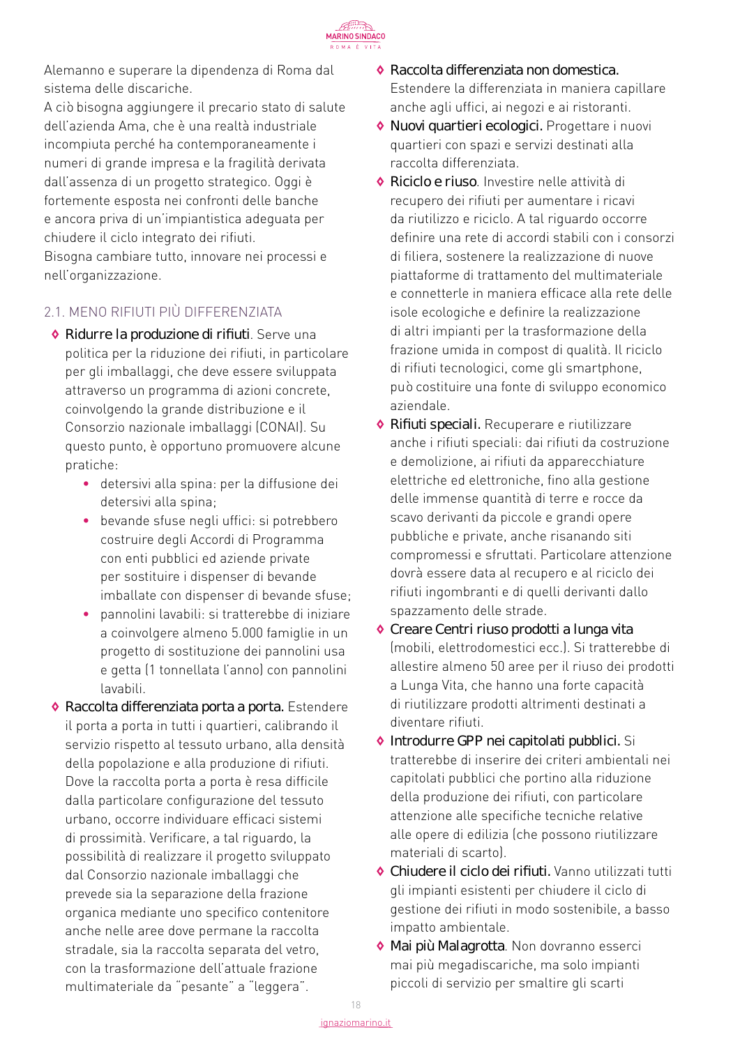Alemanno e superare la dipendenza di Roma dal sistema delle discariche.
A ciò bisogna aggiungere il precario stato di salute dell'azienda Ama, che è una realtà industriale incompiuta perché ha contemporaneamente i numeri di grande impresa e la fragilità derivata dall'assenza di un progetto strategico. Oggi è fortemente esposta nei confronti delle banche e ancora priva di un'impiantistica adeguata per chiudere il ciclo integrato dei rifiuti.
Bisogna cambiare tutto, innovare nei processi e nell'organizzazione.

### 2.1. MENO RIFIUTI PIÙ DIFFERENZIATA

- **Ridurre la produzione di rifiuti**. Serve una politica per la riduzione dei rifiuti, in particolare per gli imballaggi, che deve essere sviluppata attraverso un programma di azioni concrete, coinvolgendo la grande distribuzione e il Consorzio nazionale imballaggi (CONAI). Su questo punto, è opportuno promuovere alcune pratiche:
  - detersivi alla spina: per la diffusione dei detersivi alla spina;
  - bevande sfuse negli uffici: si potrebbero costruire degli Accordi di Programma con enti pubblici ed aziende private per sostituire i dispenser di bevande imballate con dispenser di bevande sfuse;
  - pannolini lavabili: si tratterebbe di iniziare a coinvolgere almeno 5.000 famiglie in un progetto di sostituzione dei pannolini usa e getta (1 tonnellata l'anno) con pannolini lavabili.
- **Raccolta differenziata porta a porta.** Estendere il porta a porta in tutti i quartieri, calibrando il servizio rispetto al tessuto urbano, alla densità della popolazione e alla produzione di rifiuti. Dove la raccolta porta a porta è resa difficile dalla particolare configurazione del tessuto urbano, occorre individuare efficaci sistemi di prossimità. Verificare, a tal riguardo, la possibilità di realizzare il progetto sviluppato dal Consorzio nazionale imballaggi che prevede sia la separazione della frazione organica mediante uno specifico contenitore anche nelle aree dove permane la raccolta stradale, sia la raccolta separata del vetro, con la trasformazione dell'attuale frazione multimateriale da "pesante" a "leggera".
- **Raccolta differenziata non domestica.** Estendere la differenziata in maniera capillare anche agli uffici, ai negozi e ai ristoranti.
- **Nuovi quartieri ecologici.** Progettare i nuovi quartieri con spazi e servizi destinati alla raccolta differenziata.
- **Riciclo e riuso**. Investire nelle attività di recupero dei rifiuti per aumentare i ricavi da riutilizzo e riciclo. A tal riguardo occorre definire una rete di accordi stabili con i consorzi di filiera, sostenere la realizzazione di nuove piattaforme di trattamento del multimateriale e connetterle in maniera efficace alla rete delle isole ecologiche e definire la realizzazione di altri impianti per la trasformazione della frazione umida in compost di qualità. Il riciclo di rifiuti tecnologici, come gli smartphone, può costituire una fonte di sviluppo economico aziendale.
- **Rifiuti speciali.** Recuperare e riutilizzare anche i rifiuti speciali: dai rifiuti da costruzione e demolizione, ai rifiuti da apparecchiature elettriche ed elettroniche, fino alla gestione delle immense quantità di terre e rocce da scavo derivanti da piccole e grandi opere pubbliche e private, anche risanando siti compromessi e sfruttati. Particolare attenzione dovrà essere data al recupero e al riciclo dei rifiuti ingombranti e di quelli derivanti dallo spazzamento delle strade.
- **Creare Centri riuso prodotti a lunga vita** (mobili, elettrodomestici ecc.). Si tratterebbe di allestire almeno 50 aree per il riuso dei prodotti a Lunga Vita, che hanno una forte capacità di riutilizzare prodotti altrimenti destinati a diventare rifiuti.
- **Introdurre GPP nei capitolati pubblici.** Si tratterebbe di inserire dei criteri ambientali nei capitolati pubblici che portino alla riduzione della produzione dei rifiuti, con particolare attenzione alle specifiche tecniche relative alle opere di edilizia (che possono riutilizzare materiali di scarto).
- **Chiudere il ciclo dei rifiuti.** Vanno utilizzati tutti gli impianti esistenti per chiudere il ciclo di gestione dei rifiuti in modo sostenibile, a basso impatto ambientale.
- **Mai più Malagrotta**. Non dovranno esserci mai più megadiscariche, ma solo impianti piccoli di servizio per smaltire gli scarti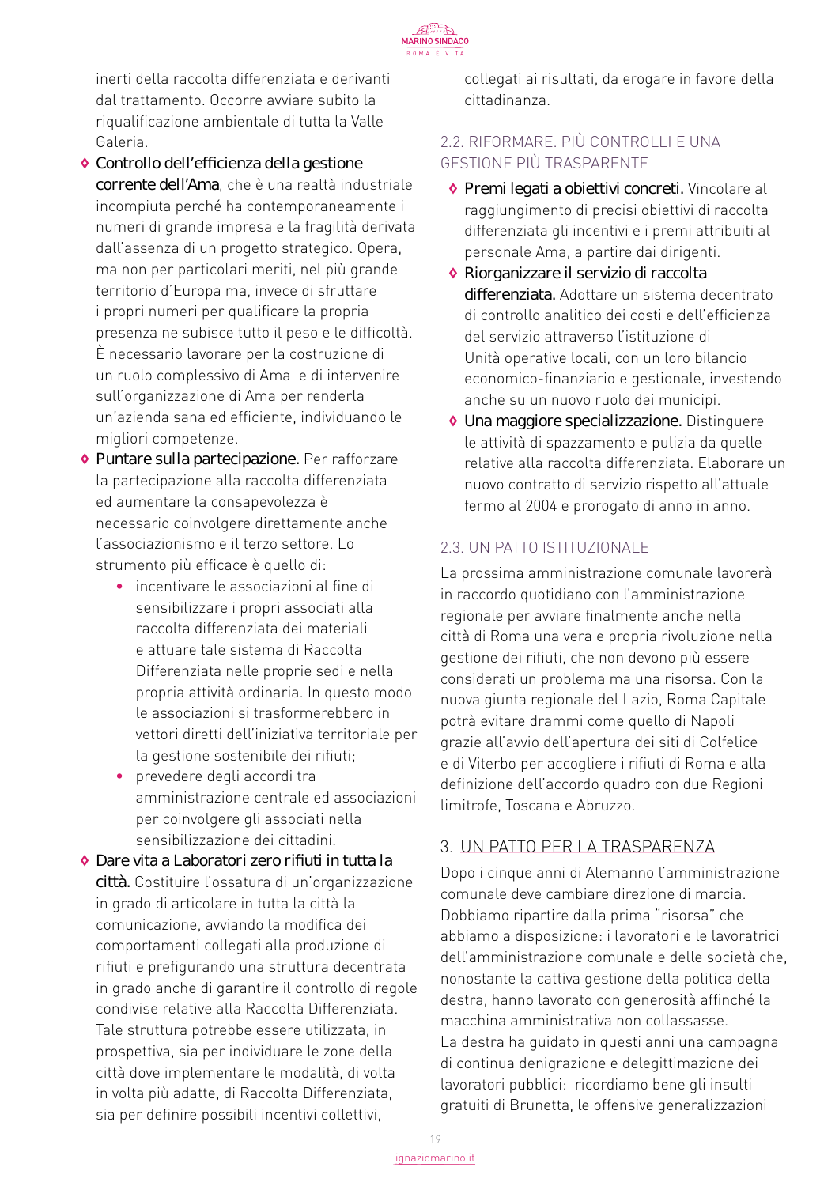inerti della raccolta differenziata e derivanti dal trattamento. Occorre avviare subito la riqualificazione ambientale di tutta la Valle Galeria.

- **Controllo dell'efficienza della gestione corrente dell'Ama**, che è una realtà industriale incompiuta perché ha contemporaneamente i numeri di grande impresa e la fragilità derivata dall'assenza di un progetto strategico. Opera, ma non per particolari meriti, nel più grande territorio d'Europa ma, invece di sfruttare i propri numeri per qualificare la propria presenza ne subisce tutto il peso e le difficoltà. È necessario lavorare per la costruzione di un ruolo complessivo di Ama e di intervenire sull'organizzazione di Ama per renderla un'azienda sana ed efficiente, individuando le migliori competenze.
- **Puntare sulla partecipazione.** Per rafforzare la partecipazione alla raccolta differenziata ed aumentare la consapevolezza è necessario coinvolgere direttamente anche l'associazionismo e il terzo settore. Lo strumento più efficace è quello di:
  - incentivare le associazioni al fine di sensibilizzare i propri associati alla raccolta differenziata dei materiali e attuare tale sistema di Raccolta Differenziata nelle proprie sedi e nella propria attività ordinaria. In questo modo le associazioni si trasformerebbero in vettori diretti dell'iniziativa territoriale per la gestione sostenibile dei rifiuti;
  - prevedere degli accordi tra amministrazione centrale ed associazioni per coinvolgere gli associati nella sensibilizzazione dei cittadini.
- **Dare vita a Laboratori zero rifiuti in tutta la città.** Costituire l'ossatura di un'organizzazione in grado di articolare in tutta la città la comunicazione, avviando la modifica dei comportamenti collegati alla produzione di rifiuti e prefigurando una struttura decentrata in grado anche di garantire il controllo di regole condivise relative alla Raccolta Differenziata. Tale struttura potrebbe essere utilizzata, in prospettiva, sia per individuare le zone della città dove implementare le modalità, di volta in volta più adatte, di Raccolta Differenziata, sia per definire possibili incentivi collettivi, collegati ai risultati, da erogare in favore della cittadinanza.

### 2.2. RIFORMARE. PIÙ CONTROLLI E UNA GESTIONE PIÙ TRASPARENTE

- **Premi legati a obiettivi concreti.** Vincolare al raggiungimento di precisi obiettivi di raccolta differenziata gli incentivi e i premi attribuiti al personale Ama, a partire dai dirigenti.
- **Riorganizzare il servizio di raccolta differenziata.** Adottare un sistema decentrato di controllo analitico dei costi e dell'efficienza del servizio attraverso l'istituzione di Unità operative locali, con un loro bilancio economico-finanziario e gestionale, investendo anche su un nuovo ruolo dei municipi.
- **Una maggiore specializzazione.** Distinguere le attività di spazzamento e pulizia da quelle relative alla raccolta differenziata. Elaborare un nuovo contratto di servizio rispetto all'attuale fermo al 2004 e prorogato di anno in anno.

### 2.3. UN PATTO ISTITUZIONALE

La prossima amministrazione comunale lavorerà in raccordo quotidiano con l'amministrazione regionale per avviare finalmente anche nella città di Roma una vera e propria rivoluzione nella gestione dei rifiuti, che non devono più essere considerati un problema ma una risorsa. Con la nuova giunta regionale del Lazio, Roma Capitale potrà evitare drammi come quello di Napoli grazie all'avvio dell'apertura dei siti di Colfelice e di Viterbo per accogliere i rifiuti di Roma e alla definizione dell'accordo quadro con due Regioni limitrofe, Toscana e Abruzzo.

## 3. UN PATTO PER LA TRASPARENZA

Dopo i cinque anni di Alemanno l'amministrazione comunale deve cambiare direzione di marcia. Dobbiamo ripartire dalla prima "risorsa" che abbiamo a disposizione: i lavoratori e le lavoratrici dell'amministrazione comunale e delle società che, nonostante la cattiva gestione della politica della destra, hanno lavorato con generosità affinché la macchina amministrativa non collassasse.
La destra ha guidato in questi anni una campagna di continua denigrazione e delegittimazione dei lavoratori pubblici: ricordiamo bene gli insulti gratuiti di Brunetta, le offensive generalizzazioni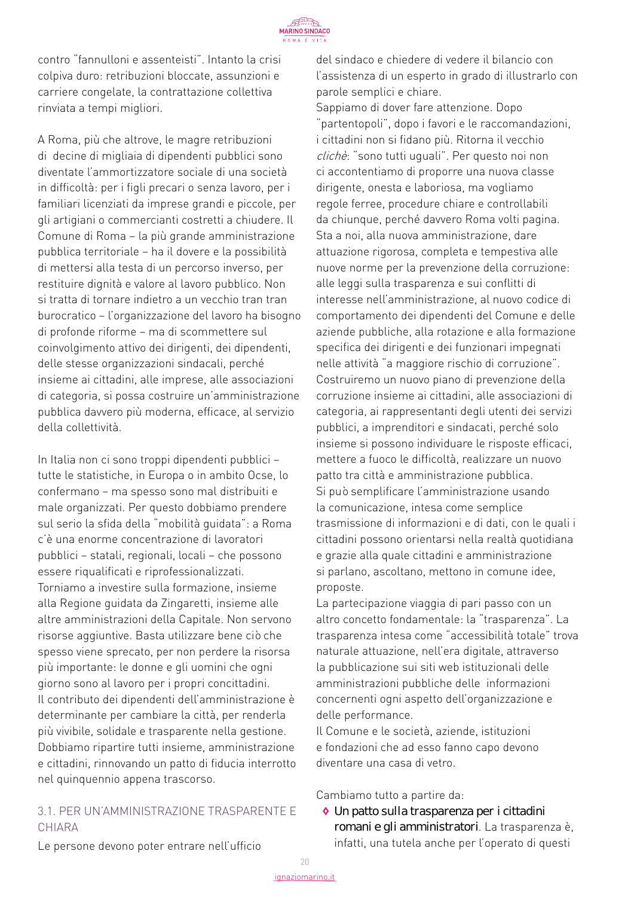contro "fannulloni e assenteisti". Intanto la crisi colpiva duro: retribuzioni bloccate, assunzioni e carriere congelate, la contrattazione collettiva rinviata a tempi migliori.

A Roma, più che altrove, le magre retribuzioni di decine di migliaia di dipendenti pubblici sono diventate l'ammortizzatore sociale di una società in difficoltà: per i figli precari o senza lavoro, per i familiari licenziati da imprese grandi e piccole, per gli artigiani o commercianti costretti a chiudere. Il Comune di Roma – la più grande amministrazione pubblica territoriale – ha il dovere e la possibilità di mettersi alla testa di un percorso inverso, per restituire dignità e valore al lavoro pubblico. Non si tratta di tornare indietro a un vecchio tran tran burocratico – l'organizzazione del lavoro ha bisogno di profonde riforme – ma di scommettere sul coinvolgimento attivo dei dirigenti, dei dipendenti, delle stesse organizzazioni sindacali, perché insieme ai cittadini, alle imprese, alle associazioni di categoria, si possa costruire un'amministrazione pubblica davvero più moderna, efficace, al servizio della collettività.

In Italia non ci sono troppi dipendenti pubblici – tutte le statistiche, in Europa o in ambito Ocse, lo confermano – ma spesso sono mal distribuiti e male organizzati. Per questo dobbiamo prendere sul serio la sfida della "mobilità guidata": a Roma c'è una enorme concentrazione di lavoratori pubblici – statali, regionali, locali – che possono essere riqualificati e riprofessionalizzati. Torniamo a investire sulla formazione, insieme alla Regione guidata da Zingaretti, insieme alle altre amministrazioni della Capitale. Non servono risorse aggiuntive. Basta utilizzare bene ciò che spesso viene sprecato, per non perdere la risorsa più importante: le donne e gli uomini che ogni giorno sono al lavoro per i propri concittadini. Il contributo dei dipendenti dell'amministrazione è determinante per cambiare la città, per renderla più vivibile, solidale e trasparente nella gestione. Dobbiamo ripartire tutti insieme, amministrazione e cittadini, rinnovando un patto di fiducia interrotto nel quinquennio appena trascorso.

### 3.1. PER UN'AMMINISTRAZIONE TRASPARENTE E CHIARA

Le persone devono poter entrare nell'ufficio del sindaco e chiedere di vedere il bilancio con l'assistenza di un esperto in grado di illustrarlo con parole semplici e chiare.
Sappiamo di dover fare attenzione. Dopo "partentopoli", dopo i favori e le raccomandazioni, i cittadini non si fidano più. Ritorna il vecchio *cliché*: "sono tutti uguali". Per questo noi non ci accontentiamo di proporre una nuova classe dirigente, onesta e laboriosa, ma vogliamo regole ferree, procedure chiare e controllabili da chiunque, perché davvero Roma volti pagina. Sta a noi, alla nuova amministrazione, dare attuazione rigorosa, completa e tempestiva alle nuove norme per la prevenzione della corruzione: alle leggi sulla trasparenza e sui conflitti di interesse nell'amministrazione, al nuovo codice di comportamento dei dipendenti del Comune e delle aziende pubbliche, alla rotazione e alla formazione specifica dei dirigenti e dei funzionari impegnati nelle attività "a maggiore rischio di corruzione". Costruiremo un nuovo piano di prevenzione della corruzione insieme ai cittadini, alle associazioni di categoria, ai rappresentanti degli utenti dei servizi pubblici, a imprenditori e sindacati, perché solo insieme si possono individuare le risposte efficaci, mettere a fuoco le difficoltà, realizzare un nuovo patto tra città e amministrazione pubblica.
Si può semplificare l'amministrazione usando la comunicazione, intesa come semplice trasmissione di informazioni e di dati, con le quali i cittadini possono orientarsi nella realtà quotidiana e grazie alla quale cittadini e amministrazione si parlano, ascoltano, mettono in comune idee, proposte.
La partecipazione viaggia di pari passo con un altro concetto fondamentale: la "trasparenza". La trasparenza intesa come "accessibilità totale" trova naturale attuazione, nell'era digitale, attraverso la pubblicazione sui siti web istituzionali delle amministrazioni pubbliche delle informazioni concernenti ogni aspetto dell'organizzazione e delle performance.
Il Comune e le società, aziende, istituzioni e fondazioni che ad esso fanno capo devono diventare una casa di vetro.

Cambiamo tutto a partire da:

- **Un patto sulla trasparenza per i cittadini romani e gli amministratori**. La trasparenza è, infatti, una tutela anche per l'operato di questi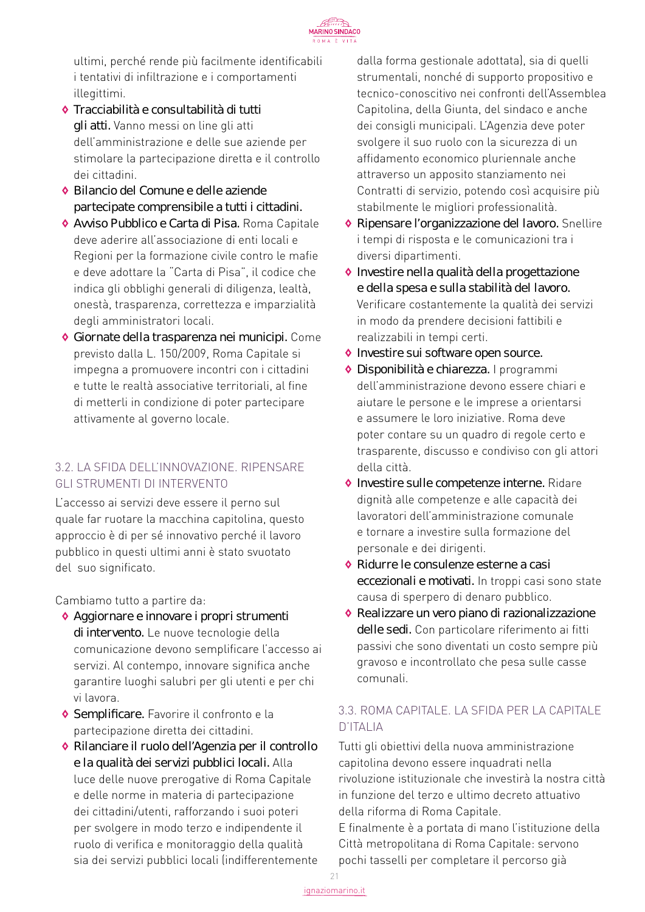ultimi, perché rende più facilmente identificabili i tentativi di infiltrazione e i comportamenti illegittimi.

- **Tracciabilità e consultabilità di tutti gli atti.** Vanno messi on line gli atti dell'amministrazione e delle sue aziende per stimolare la partecipazione diretta e il controllo dei cittadini.
- **Bilancio del Comune e delle aziende partecipate comprensibile a tutti i cittadini.**
- **Avviso Pubblico e Carta di Pisa.** Roma Capitale deve aderire all'associazione di enti locali e Regioni per la formazione civile contro le mafie e deve adottare la "Carta di Pisa", il codice che indica gli obblighi generali di diligenza, lealtà, onestà, trasparenza, correttezza e imparzialità degli amministratori locali.
- **Giornate della trasparenza nei municipi.** Come previsto dalla L. 150/2009, Roma Capitale si impegna a promuovere incontri con i cittadini e tutte le realtà associative territoriali, al fine di metterli in condizione di poter partecipare attivamente al governo locale.

## 3.2. LA SFIDA DELL'INNOVAZIONE. RIPENSARE GLI STRUMENTI DI INTERVENTO

L'accesso ai servizi deve essere il perno sul quale far ruotare la macchina capitolina, questo approccio è di per sé innovativo perché il lavoro pubblico in questi ultimi anni è stato svuotato del suo significato.

Cambiamo tutto a partire da:

- **Aggiornare e innovare i propri strumenti di intervento.** Le nuove tecnologie della comunicazione devono semplificare l'accesso ai servizi. Al contempo, innovare significa anche garantire luoghi salubri per gli utenti e per chi vi lavora.
- **Semplificare.** Favorire il confronto e la partecipazione diretta dei cittadini.
- **Rilanciare il ruolo dell'Agenzia per il controllo e la qualità dei servizi pubblici locali.** Alla luce delle nuove prerogative di Roma Capitale e delle norme in materia di partecipazione dei cittadini/utenti, rafforzando i suoi poteri per svolgere in modo terzo e indipendente il ruolo di verifica e monitoraggio della qualità sia dei servizi pubblici locali (indifferentemente dalla forma gestionale adottata), sia di quelli strumentali, nonché di supporto propositivo e tecnico-conoscitivo nei confronti dell'Assemblea Capitolina, della Giunta, del sindaco e anche dei consigli municipali. L'Agenzia deve poter svolgere il suo ruolo con la sicurezza di un affidamento economico pluriennale anche attraverso un apposito stanziamento nei Contratti di servizio, potendo così acquisire più stabilmente le migliori professionalità.
- **Ripensare l'organizzazione del lavoro.** Snellire i tempi di risposta e le comunicazioni tra i diversi dipartimenti.
- **Investire nella qualità della progettazione e della spesa e sulla stabilità del lavoro.** Verificare costantemente la qualità dei servizi in modo da prendere decisioni fattibili e realizzabili in tempi certi.
- **Investire sui software open source.**
- **Disponibilità e chiarezza.** I programmi dell'amministrazione devono essere chiari e aiutare le persone e le imprese a orientarsi e assumere le loro iniziative. Roma deve poter contare su un quadro di regole certo e trasparente, discusso e condiviso con gli attori della città.
- **Investire sulle competenze interne.** Ridare dignità alle competenze e alle capacità dei lavoratori dell'amministrazione comunale e tornare a investire sulla formazione del personale e dei dirigenti.
- **Ridurre le consulenze esterne a casi eccezionali e motivati.** In troppi casi sono state causa di sperpero di denaro pubblico.
- **Realizzare un vero piano di razionalizzazione delle sedi.** Con particolare riferimento ai fitti passivi che sono diventati un costo sempre più gravoso e incontrollato che pesa sulle casse comunali.

## 3.3. ROMA CAPITALE. LA SFIDA PER LA CAPITALE D'ITALIA

Tutti gli obiettivi della nuova amministrazione capitolina devono essere inquadrati nella rivoluzione istituzionale che investirà la nostra città in funzione del terzo e ultimo decreto attuativo della riforma di Roma Capitale.
E finalmente è a portata di mano l'istituzione della Città metropolitana di Roma Capitale: servono pochi tasselli per completare il percorso già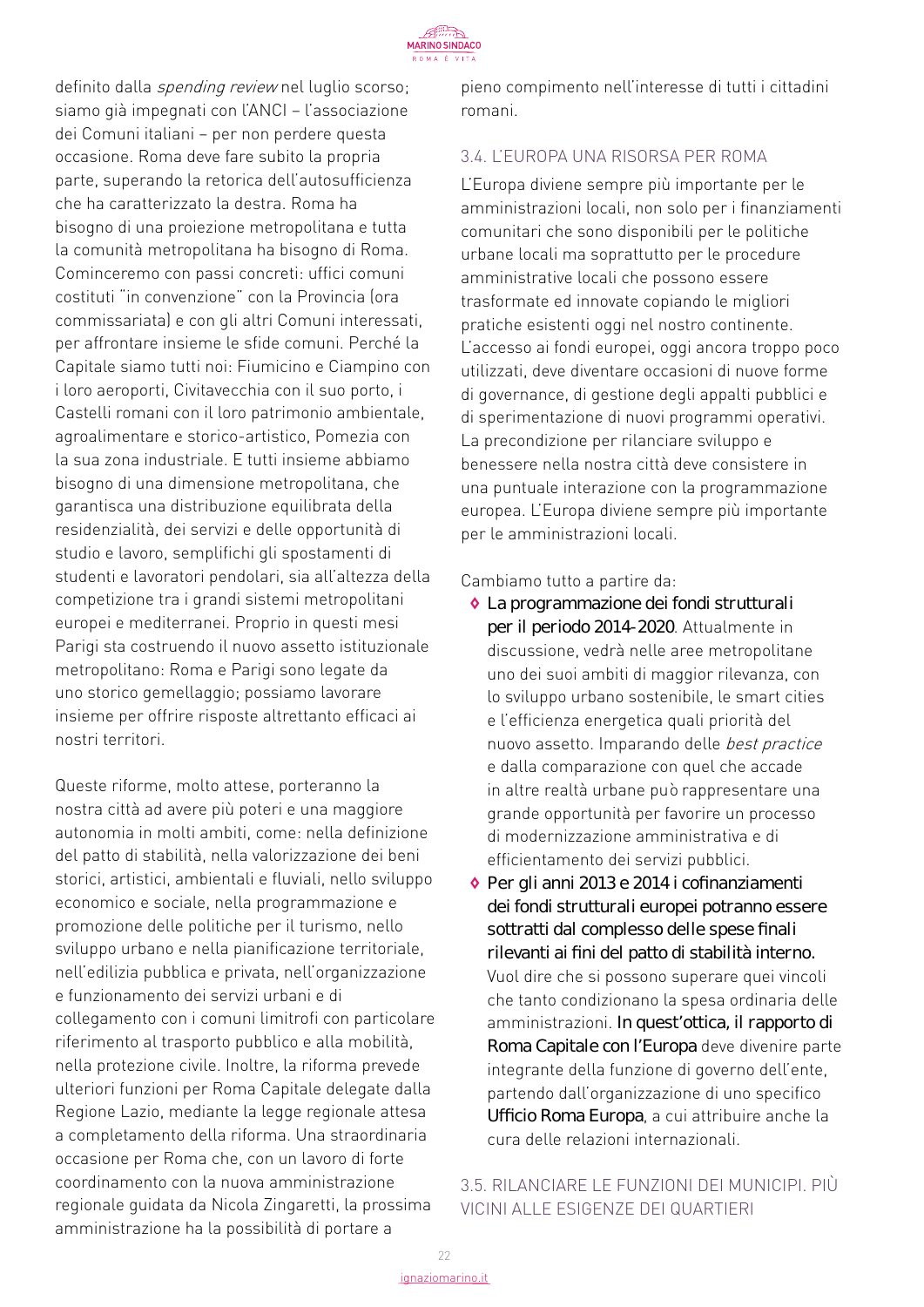definito dalla *spending review* nel luglio scorso; siamo già impegnati con l'ANCI – l'associazione dei Comuni italiani – per non perdere questa occasione. Roma deve fare subito la propria parte, superando la retorica dell'autosufficienza che ha caratterizzato la destra. Roma ha bisogno di una proiezione metropolitana e tutta la comunità metropolitana ha bisogno di Roma. Cominceremo con passi concreti: uffici comuni costituti "in convenzione" con la Provincia (ora commissariata) e con gli altri Comuni interessati, per affrontare insieme le sfide comuni. Perché la Capitale siamo tutti noi: Fiumicino e Ciampino con i loro aeroporti, Civitavecchia con il suo porto, i Castelli romani con il loro patrimonio ambientale, agroalimentare e storico-artistico, Pomezia con la sua zona industriale. E tutti insieme abbiamo bisogno di una dimensione metropolitana, che garantisca una distribuzione equilibrata della residenzialità, dei servizi e delle opportunità di studio e lavoro, semplifichi gli spostamenti di studenti e lavoratori pendolari, sia all'altezza della competizione tra i grandi sistemi metropolitani europei e mediterranei. Proprio in questi mesi Parigi sta costruendo il nuovo assetto istituzionale metropolitano: Roma e Parigi sono legate da uno storico gemellaggio; possiamo lavorare insieme per offrire risposte altrettanto efficaci ai nostri territori.

Queste riforme, molto attese, porteranno la nostra città ad avere più poteri e una maggiore autonomia in molti ambiti, come: nella definizione del patto di stabilità, nella valorizzazione dei beni storici, artistici, ambientali e fluviali, nello sviluppo economico e sociale, nella programmazione e promozione delle politiche per il turismo, nello sviluppo urbano e nella pianificazione territoriale, nell'edilizia pubblica e privata, nell'organizzazione e funzionamento dei servizi urbani e di collegamento con i comuni limitrofi con particolare riferimento al trasporto pubblico e alla mobilità, nella protezione civile. Inoltre, la riforma prevede ulteriori funzioni per Roma Capitale delegate dalla Regione Lazio, mediante la legge regionale attesa a completamento della riforma. Una straordinaria occasione per Roma che, con un lavoro di forte coordinamento con la nuova amministrazione regionale guidata da Nicola Zingaretti, la prossima amministrazione ha la possibilità di portare a pieno compimento nell'interesse di tutti i cittadini romani.

### 3.4. L'EUROPA UNA RISORSA PER ROMA

L'Europa diviene sempre più importante per le amministrazioni locali, non solo per i finanziamenti comunitari che sono disponibili per le politiche urbane locali ma soprattutto per le procedure amministrative locali che possono essere trasformate ed innovate copiando le migliori pratiche esistenti oggi nel nostro continente. L'accesso ai fondi europei, oggi ancora troppo poco utilizzati, deve diventare occasioni di nuove forme di governance, di gestione degli appalti pubblici e di sperimentazione di nuovi programmi operativi. La precondizione per rilanciare sviluppo e benessere nella nostra città deve consistere in una puntuale interazione con la programmazione europea. L'Europa diviene sempre più importante per le amministrazioni locali.

Cambiamo tutto a partire da:

- **La programmazione dei fondi strutturali per il periodo 2014-2020**. Attualmente in discussione, vedrà nelle aree metropolitane uno dei suoi ambiti di maggior rilevanza, con lo sviluppo urbano sostenibile, le smart cities e l'efficienza energetica quali priorità del nuovo assetto. Imparando delle *best practice* e dalla comparazione con quel che accade in altre realtà urbane può rappresentare una grande opportunità per favorire un processo di modernizzazione amministrativa e di efficientamento dei servizi pubblici.
- **Per gli anni 2013 e 2014 i cofinanziamenti dei fondi strutturali europei potranno essere sottratti dal complesso delle spese finali rilevanti ai fini del patto di stabilità interno.** Vuol dire che si possono superare quei vincoli che tanto condizionano la spesa ordinaria delle amministrazioni. **In quest'ottica, il rapporto di Roma Capitale con l'Europa** deve divenire parte integrante della funzione di governo dell'ente, partendo dall'organizzazione di uno specifico **Ufficio Roma Europa**, a cui attribuire anche la cura delle relazioni internazionali.

### 3.5. RILANCIARE LE FUNZIONI DEI MUNICIPI. PIÙ VICINI ALLE ESIGENZE DEI QUARTIERI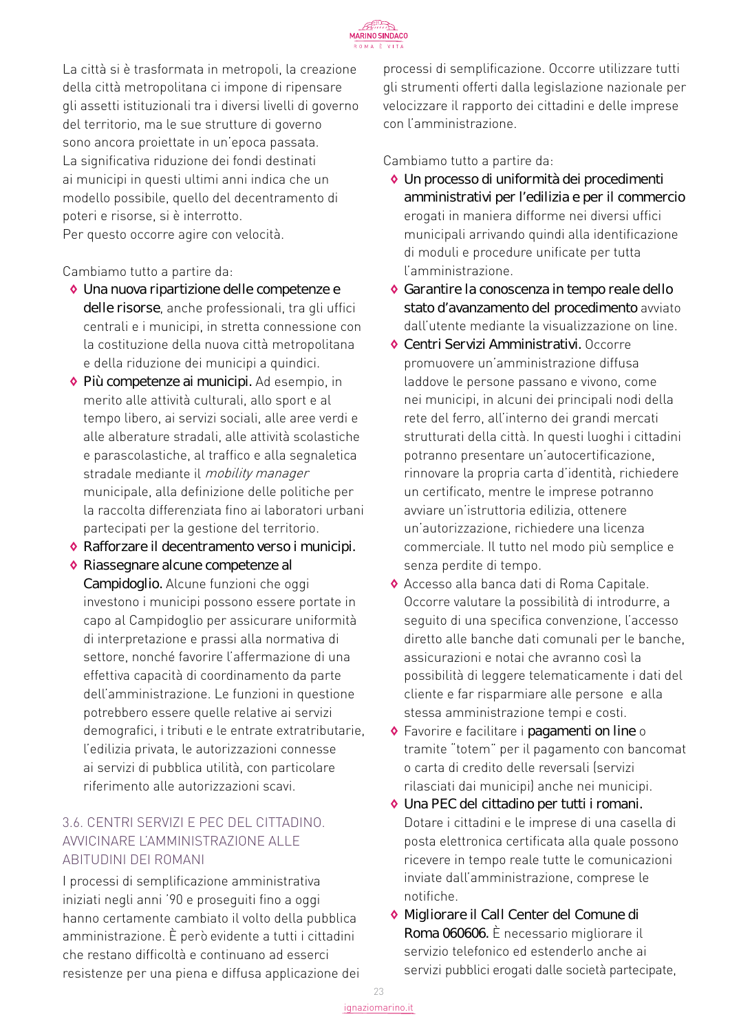La città si è trasformata in metropoli, la creazione della città metropolitana ci impone di ripensare gli assetti istituzionali tra i diversi livelli di governo del territorio, ma le sue strutture di governo sono ancora proiettate in un'epoca passata. La significativa riduzione dei fondi destinati ai municipi in questi ultimi anni indica che un modello possibile, quello del decentramento di poteri e risorse, si è interrotto.
Per questo occorre agire con velocità.

Cambiamo tutto a partire da:

- **Una nuova ripartizione delle competenze e delle risorse**, anche professionali, tra gli uffici centrali e i municipi, in stretta connessione con la costituzione della nuova città metropolitana e della riduzione dei municipi a quindici.
- **Più competenze ai municipi.** Ad esempio, in merito alle attività culturali, allo sport e al tempo libero, ai servizi sociali, alle aree verdi e alle alberature stradali, alle attività scolastiche e parascolastiche, al traffico e alla segnaletica stradale mediante il *mobility manager* municipale, alla definizione delle politiche per la raccolta differenziata fino ai laboratori urbani partecipati per la gestione del territorio.
- **Rafforzare il decentramento verso i municipi.**
- **Riassegnare alcune competenze al Campidoglio.** Alcune funzioni che oggi investono i municipi possono essere portate in capo al Campidoglio per assicurare uniformità di interpretazione e prassi alla normativa di settore, nonché favorire l'affermazione di una effettiva capacità di coordinamento da parte dell'amministrazione. Le funzioni in questione potrebbero essere quelle relative ai servizi demografici, i tributi e le entrate extratributarie, l'edilizia privata, le autorizzazioni connesse ai servizi di pubblica utilità, con particolare riferimento alle autorizzazioni scavi.

### 3.6. CENTRI SERVIZI E PEC DEL CITTADINO. AVVICINARE L'AMMINISTRAZIONE ALLE ABITUDINI DEI ROMANI

I processi di semplificazione amministrativa iniziati negli anni '90 e proseguiti fino a oggi hanno certamente cambiato il volto della pubblica amministrazione. È però evidente a tutti i cittadini che restano difficoltà e continuano ad esserci resistenze per una piena e diffusa applicazione dei processi di semplificazione. Occorre utilizzare tutti gli strumenti offerti dalla legislazione nazionale per velocizzare il rapporto dei cittadini e delle imprese con l'amministrazione.

Cambiamo tutto a partire da:

- **Un processo di uniformità dei procedimenti amministrativi per l'edilizia e per il commercio** erogati in maniera difforme nei diversi uffici municipali arrivando quindi alla identificazione di moduli e procedure unificate per tutta l'amministrazione.
- **Garantire la conoscenza in tempo reale dello stato d'avanzamento del procedimento** avviato dall'utente mediante la visualizzazione on line.
- **Centri Servizi Amministrativi.** Occorre promuovere un'amministrazione diffusa laddove le persone passano e vivono, come nei municipi, in alcuni dei principali nodi della rete del ferro, all'interno dei grandi mercati strutturati della città. In questi luoghi i cittadini potranno presentare un'autocertificazione, rinnovare la propria carta d'identità, richiedere un certificato, mentre le imprese potranno avviare un'istruttoria edilizia, ottenere un'autorizzazione, richiedere una licenza commerciale. Il tutto nel modo più semplice e senza perdite di tempo.
- Accesso alla banca dati di Roma Capitale. Occorre valutare la possibilità di introdurre, a seguito di una specifica convenzione, l'accesso diretto alle banche dati comunali per le banche, assicurazioni e notai che avranno così la possibilità di leggere telematicamente i dati del cliente e far risparmiare alle persone e alla stessa amministrazione tempi e costi.
- Favorire e facilitare i **pagamenti on line** o tramite "totem" per il pagamento con bancomat o carta di credito delle reversali (servizi rilasciati dai municipi) anche nei municipi.
- **Una PEC del cittadino per tutti i romani.** Dotare i cittadini e le imprese di una casella di posta elettronica certificata alla quale possono ricevere in tempo reale tutte le comunicazioni inviate dall'amministrazione, comprese le notifiche.
- **Migliorare il Call Center del Comune di Roma 060606.** È necessario migliorare il servizio telefonico ed estenderlo anche ai servizi pubblici erogati dalle società partecipate,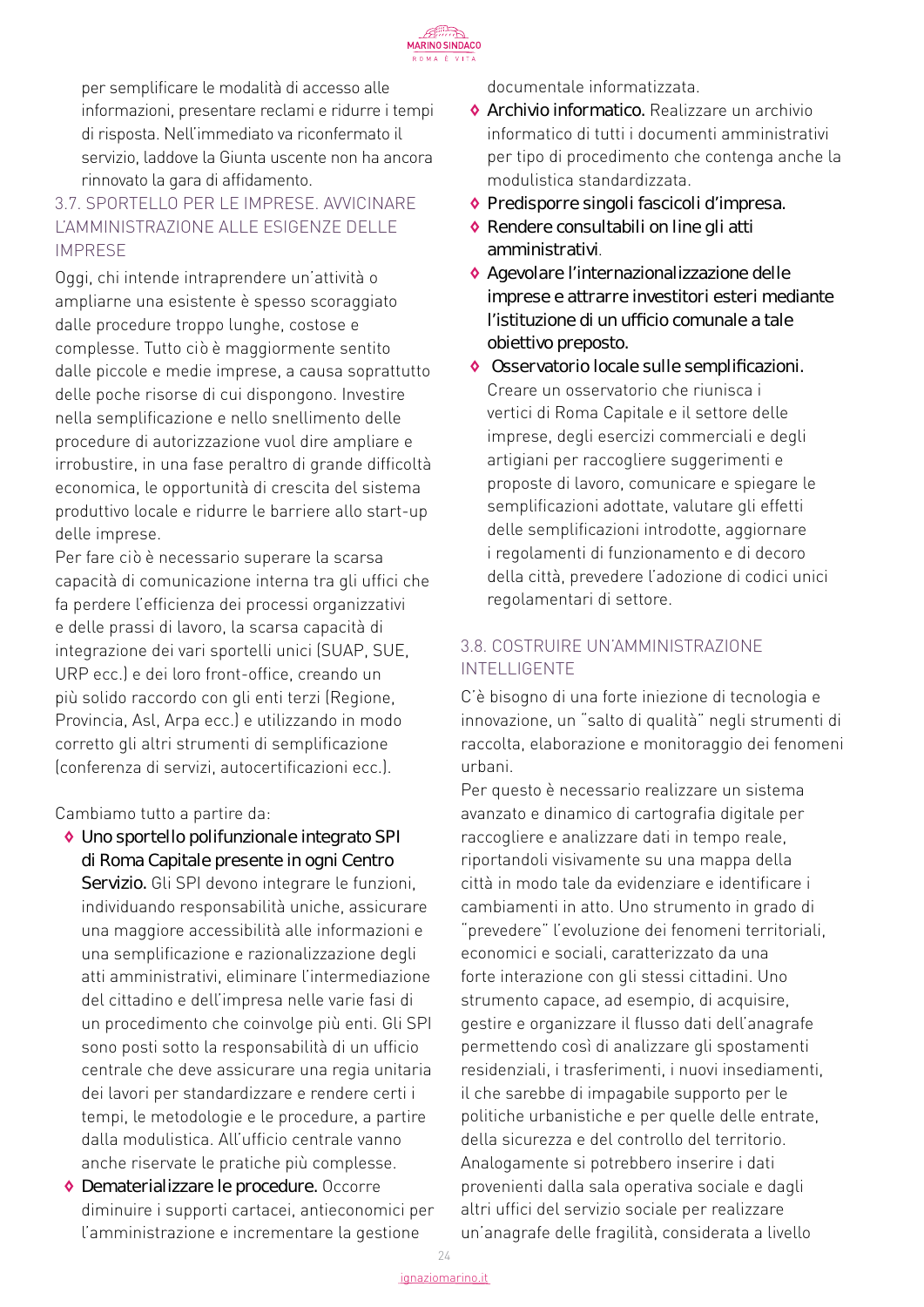per semplificare le modalità di accesso alle informazioni, presentare reclami e ridurre i tempi di risposta. Nell'immediato va riconfermato il servizio, laddove la Giunta uscente non ha ancora rinnovato la gara di affidamento.

### 3.7. SPORTELLO PER LE IMPRESE. AVVICINARE L'AMMINISTRAZIONE ALLE ESIGENZE DELLE IMPRESE

Oggi, chi intende intraprendere un'attività o ampliarne una esistente è spesso scoraggiato dalle procedure troppo lunghe, costose e complesse. Tutto ciò è maggiormente sentito dalle piccole e medie imprese, a causa soprattutto delle poche risorse di cui dispongono. Investire nella semplificazione e nello snellimento delle procedure di autorizzazione vuol dire ampliare e irrobustire, in una fase peraltro di grande difficoltà economica, le opportunità di crescita del sistema produttivo locale e ridurre le barriere allo start-up delle imprese.

Per fare ciò è necessario superare la scarsa capacità di comunicazione interna tra gli uffici che fa perdere l'efficienza dei processi organizzativi e delle prassi di lavoro, la scarsa capacità di integrazione dei vari sportelli unici (SUAP, SUE, URP ecc.) e dei loro front-office, creando un più solido raccordo con gli enti terzi (Regione, Provincia, Asl, Arpa ecc.) e utilizzando in modo corretto gli altri strumenti di semplificazione (conferenza di servizi, autocertificazioni ecc.).

Cambiamo tutto a partire da:

- **Uno sportello polifunzionale integrato SPI di Roma Capitale presente in ogni Centro Servizio.** Gli SPI devono integrare le funzioni, individuando responsabilità uniche, assicurare una maggiore accessibilità alle informazioni e una semplificazione e razionalizzazione degli atti amministrativi, eliminare l'intermediazione del cittadino e dell'impresa nelle varie fasi di un procedimento che coinvolge più enti. Gli SPI sono posti sotto la responsabilità di un ufficio centrale che deve assicurare una regia unitaria dei lavori per standardizzare e rendere certi i tempi, le metodologie e le procedure, a partire dalla modulistica. All'ufficio centrale vanno anche riservate le pratiche più complesse.
- **Dematerializzare le procedure.** Occorre diminuire i supporti cartacei, antieconomici per l'amministrazione e incrementare la gestione documentale informatizzata.
- **Archivio informatico.** Realizzare un archivio informatico di tutti i documenti amministrativi per tipo di procedimento che contenga anche la modulistica standardizzata.
- **Predisporre singoli fascicoli d'impresa.**
- **Rendere consultabili on line gli atti amministrativi**.
- **Agevolare l'internazionalizzazione delle imprese e attrarre investitori esteri mediante l'istituzione di un ufficio comunale a tale obiettivo preposto.**
- **Osservatorio locale sulle semplificazioni.** Creare un osservatorio che riunisca i vertici di Roma Capitale e il settore delle imprese, degli esercizi commerciali e degli artigiani per raccogliere suggerimenti e proposte di lavoro, comunicare e spiegare le semplificazioni adottate, valutare gli effetti delle semplificazioni introdotte, aggiornare i regolamenti di funzionamento e di decoro della città, prevedere l'adozione di codici unici regolamentari di settore.

### 3.8. COSTRUIRE UN'AMMINISTRAZIONE INTELLIGENTE

C'è bisogno di una forte iniezione di tecnologia e innovazione, un "salto di qualità" negli strumenti di raccolta, elaborazione e monitoraggio dei fenomeni urbani.

Per questo è necessario realizzare un sistema avanzato e dinamico di cartografia digitale per raccogliere e analizzare dati in tempo reale, riportandoli visivamente su una mappa della città in modo tale da evidenziare e identificare i cambiamenti in atto. Uno strumento in grado di "prevedere" l'evoluzione dei fenomeni territoriali, economici e sociali, caratterizzato da una forte interazione con gli stessi cittadini. Uno strumento capace, ad esempio, di acquisire, gestire e organizzare il flusso dati dell'anagrafe permettendo così di analizzare gli spostamenti residenziali, i trasferimenti, i nuovi insediamenti, il che sarebbe di impagabile supporto per le politiche urbanistiche e per quelle delle entrate, della sicurezza e del controllo del territorio. Analogamente si potrebbero inserire i dati provenienti dalla sala operativa sociale e dagli altri uffici del servizio sociale per realizzare un'anagrafe delle fragilità, considerata a livello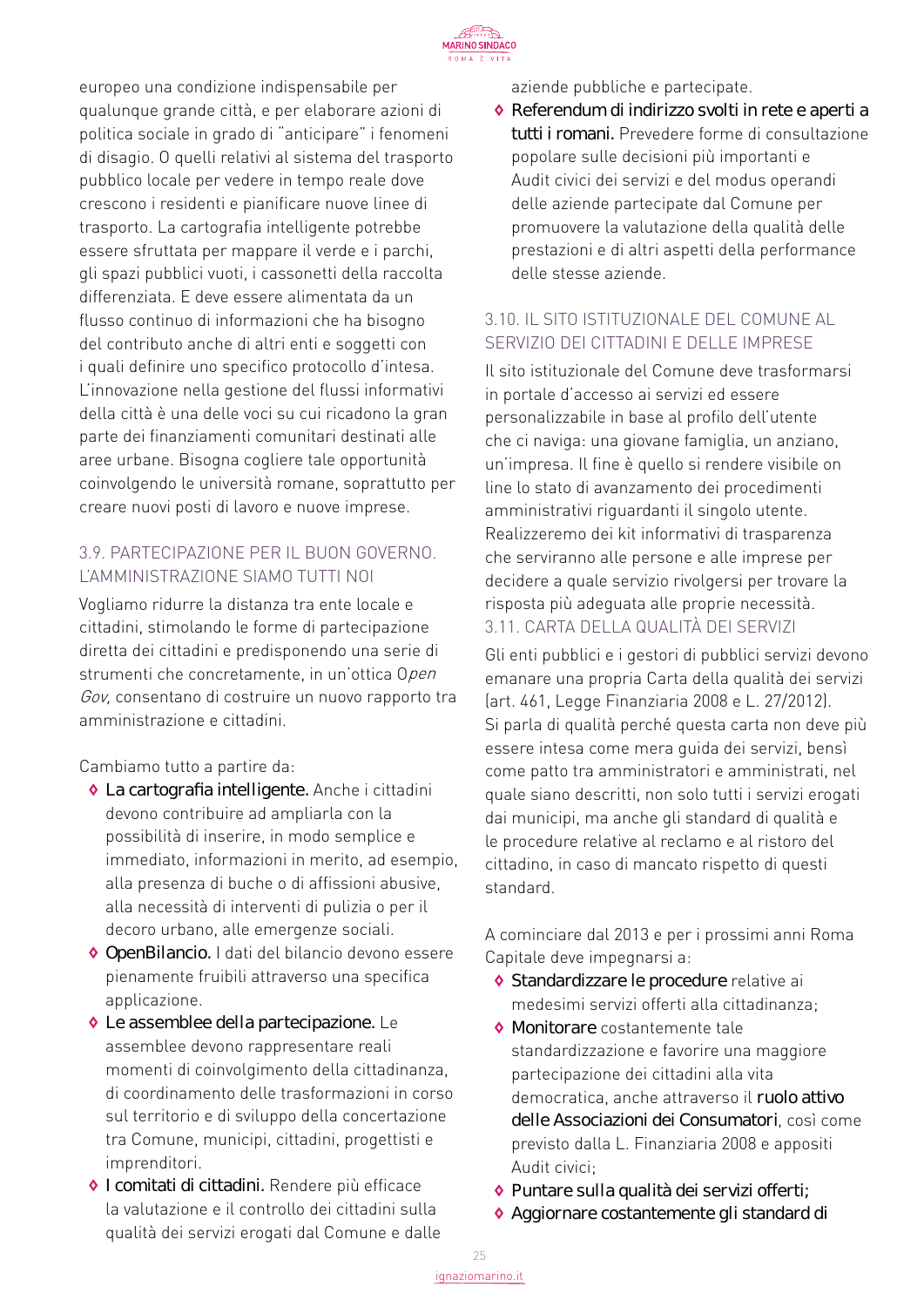europeo una condizione indispensabile per qualunque grande città, e per elaborare azioni di politica sociale in grado di "anticipare" i fenomeni di disagio. O quelli relativi al sistema del trasporto pubblico locale per vedere in tempo reale dove crescono i residenti e pianificare nuove linee di trasporto. La cartografia intelligente potrebbe essere sfruttata per mappare il verde e i parchi, gli spazi pubblici vuoti, i cassonetti della raccolta differenziata. E deve essere alimentata da un flusso continuo di informazioni che ha bisogno del contributo anche di altri enti e soggetti con i quali definire uno specifico protocollo d'intesa. L'innovazione nella gestione del flussi informativi della città è una delle voci su cui ricadono la gran parte dei finanziamenti comunitari destinati alle aree urbane. Bisogna cogliere tale opportunità coinvolgendo le università romane, soprattutto per creare nuovi posti di lavoro e nuove imprese.

### 3.9. PARTECIPAZIONE PER IL BUON GOVERNO. L'AMMINISTRAZIONE SIAMO TUTTI NOI

Vogliamo ridurre la distanza tra ente locale e cittadini, stimolando le forme di partecipazione diretta dei cittadini e predisponendo una serie di strumenti che concretamente, in un'ottica O*pen Gov,* consentano di costruire un nuovo rapporto tra amministrazione e cittadini.

Cambiamo tutto a partire da:

- **La cartografia intelligente.** Anche i cittadini devono contribuire ad ampliarla con la possibilità di inserire, in modo semplice e immediato, informazioni in merito, ad esempio, alla presenza di buche o di affissioni abusive, alla necessità di interventi di pulizia o per il decoro urbano, alle emergenze sociali.
- **OpenBilancio.** I dati del bilancio devono essere pienamente fruibili attraverso una specifica applicazione.
- **Le assemblee della partecipazione.** Le assemblee devono rappresentare reali momenti di coinvolgimento della cittadinanza, di coordinamento delle trasformazioni in corso sul territorio e di sviluppo della concertazione tra Comune, municipi, cittadini, progettisti e imprenditori.
- **I comitati di cittadini.** Rendere più efficace la valutazione e il controllo dei cittadini sulla qualità dei servizi erogati dal Comune e dalle aziende pubbliche e partecipate.
- **Referendum di indirizzo svolti in rete e aperti a tutti i romani.** Prevedere forme di consultazione popolare sulle decisioni più importanti e Audit civici dei servizi e del modus operandi delle aziende partecipate dal Comune per promuovere la valutazione della qualità delle prestazioni e di altri aspetti della performance delle stesse aziende.

### 3.10. IL SITO ISTITUZIONALE DEL COMUNE AL SERVIZIO DEI CITTADINI E DELLE IMPRESE

Il sito istituzionale del Comune deve trasformarsi in portale d'accesso ai servizi ed essere personalizzabile in base al profilo dell'utente che ci naviga: una giovane famiglia, un anziano, un'impresa. Il fine è quello si rendere visibile on line lo stato di avanzamento dei procedimenti amministrativi riguardanti il singolo utente. Realizzeremo dei kit informativi di trasparenza che serviranno alle persone e alle imprese per decidere a quale servizio rivolgersi per trovare la risposta più adeguata alle proprie necessità.

### 3.11. CARTA DELLA QUALITÀ DEI SERVIZI

Gli enti pubblici e i gestori di pubblici servizi devono emanare una propria Carta della qualità dei servizi (art. 461, Legge Finanziaria 2008 e L. 27/2012). Si parla di qualità perché questa carta non deve più essere intesa come mera guida dei servizi, bensì come patto tra amministratori e amministrati, nel quale siano descritti, non solo tutti i servizi erogati dai municipi, ma anche gli standard di qualità e le procedure relative al reclamo e al ristoro del cittadino, in caso di mancato rispetto di questi standard.

A cominciare dal 2013 e per i prossimi anni Roma Capitale deve impegnarsi a:

- **Standardizzare le procedure** relative ai medesimi servizi offerti alla cittadinanza;
- **Monitorare** costantemente tale standardizzazione e favorire una maggiore partecipazione dei cittadini alla vita democratica, anche attraverso il **ruolo attivo delle Associazioni dei Consumatori**, così come previsto dalla L. Finanziaria 2008 e appositi Audit civici;
- **Puntare sulla qualità dei servizi offerti;**
- **Aggiornare costantemente gli standard di**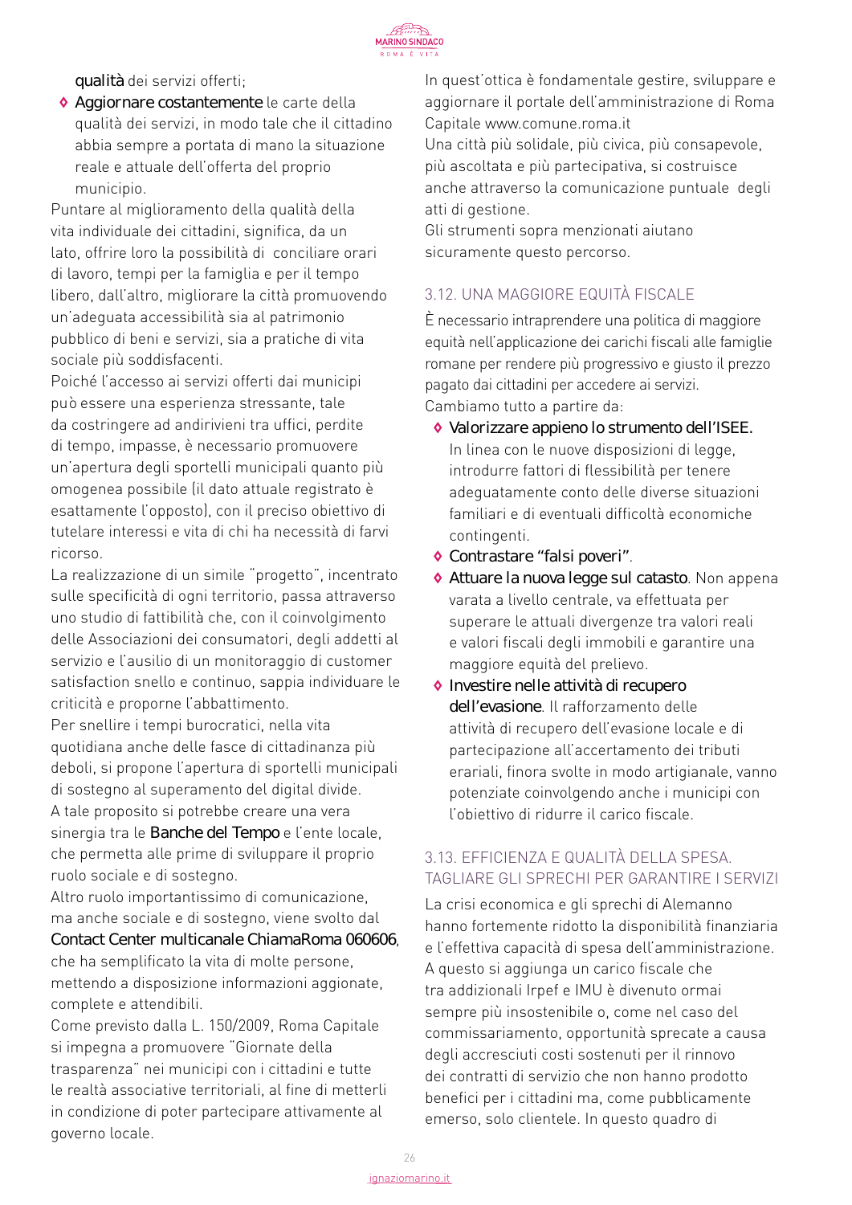**qualità** dei servizi offerti;

- **Aggiornare costantemente** le carte della qualità dei servizi, in modo tale che il cittadino abbia sempre a portata di mano la situazione reale e attuale dell'offerta del proprio municipio.

Puntare al miglioramento della qualità della vita individuale dei cittadini, significa, da un lato, offrire loro la possibilità di conciliare orari di lavoro, tempi per la famiglia e per il tempo libero, dall'altro, migliorare la città promuovendo un'adeguata accessibilità sia al patrimonio pubblico di beni e servizi, sia a pratiche di vita sociale più soddisfacenti.

Poiché l'accesso ai servizi offerti dai municipi può essere una esperienza stressante, tale da costringere ad andirivieni tra uffici, perdite di tempo, impasse, è necessario promuovere un'apertura degli sportelli municipali quanto più omogenea possibile (il dato attuale registrato è esattamente l'opposto), con il preciso obiettivo di tutelare interessi e vita di chi ha necessità di farvi ricorso.

La realizzazione di un simile "progetto", incentrato sulle specificità di ogni territorio, passa attraverso uno studio di fattibilità che, con il coinvolgimento delle Associazioni dei consumatori, degli addetti al servizio e l'ausilio di un monitoraggio di customer satisfaction snello e continuo, sappia individuare le criticità e proporne l'abbattimento.

Per snellire i tempi burocratici, nella vita quotidiana anche delle fasce di cittadinanza più deboli, si propone l'apertura di sportelli municipali di sostegno al superamento del digital divide.

A tale proposito si potrebbe creare una vera sinergia tra le **Banche del Tempo** e l'ente locale, che permetta alle prime di sviluppare il proprio ruolo sociale e di sostegno.

Altro ruolo importantissimo di comunicazione, ma anche sociale e di sostegno, viene svolto dal **Contact Center multicanale ChiamaRoma 060606**, che ha semplificato la vita di molte persone, mettendo a disposizione informazioni aggionate, complete e attendibili.

Come previsto dalla L. 150/2009, Roma Capitale si impegna a promuovere "Giornate della trasparenza" nei municipi con i cittadini e tutte le realtà associative territoriali, al fine di metterli in condizione di poter partecipare attivamente al governo locale.

In quest'ottica è fondamentale gestire, sviluppare e aggiornare il portale dell'amministrazione di Roma Capitale www.comune.roma.it

Una città più solidale, più civica, più consapevole, più ascoltata e più partecipativa, si costruisce anche attraverso la comunicazione puntuale degli atti di gestione.

Gli strumenti sopra menzionati aiutano sicuramente questo percorso.

## 3.12. UNA MAGGIORE EQUITÀ FISCALE

È necessario intraprendere una politica di maggiore equità nell'applicazione dei carichi fiscali alle famiglie romane per rendere più progressivo e giusto il prezzo pagato dai cittadini per accedere ai servizi.

Cambiamo tutto a partire da:

- **Valorizzare appieno lo strumento dell'ISEE.** In linea con le nuove disposizioni di legge, introdurre fattori di flessibilità per tenere adeguatamente conto delle diverse situazioni familiari e di eventuali difficoltà economiche contingenti.
- **Contrastare "falsi poveri"**.
- **Attuare la nuova legge sul catasto**. Non appena varata a livello centrale, va effettuata per superare le attuali divergenze tra valori reali e valori fiscali degli immobili e garantire una maggiore equità del prelievo.
- **Investire nelle attività di recupero dell'evasione**. Il rafforzamento delle attività di recupero dell'evasione locale e di partecipazione all'accertamento dei tributi erariali, finora svolte in modo artigianale, vanno potenziate coinvolgendo anche i municipi con l'obiettivo di ridurre il carico fiscale.

## 3.13. EFFICIENZA E QUALITÀ DELLA SPESA. TAGLIARE GLI SPRECHI PER GARANTIRE I SERVIZI

La crisi economica e gli sprechi di Alemanno hanno fortemente ridotto la disponibilità finanziaria e l'effettiva capacità di spesa dell'amministrazione. A questo si aggiunga un carico fiscale che tra addizionali Irpef e IMU è divenuto ormai sempre più insostenibile o, come nel caso del commissariamento, opportunità sprecate a causa degli accresciuti costi sostenuti per il rinnovo dei contratti di servizio che non hanno prodotto benefici per i cittadini ma, come pubblicamente emerso, solo clientele. In questo quadro di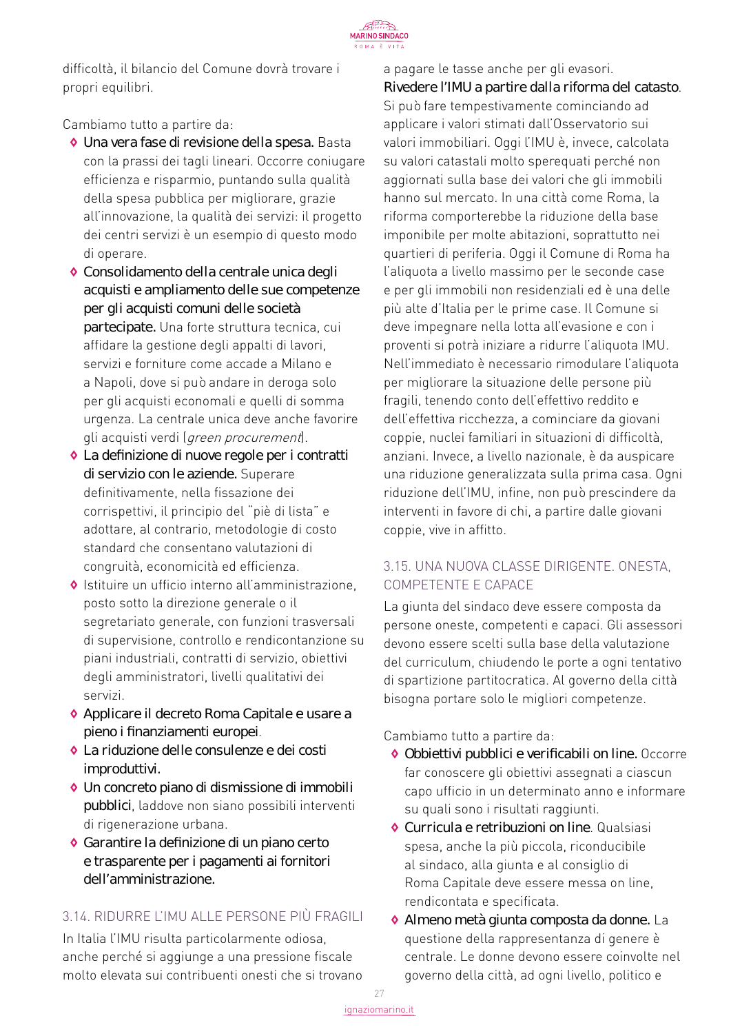difficoltà, il bilancio del Comune dovrà trovare i propri equilibri.

Cambiamo tutto a partire da:

- **Una vera fase di revisione della spesa.** Basta con la prassi dei tagli lineari. Occorre coniugare efficienza e risparmio, puntando sulla qualità della spesa pubblica per migliorare, grazie all'innovazione, la qualità dei servizi: il progetto dei centri servizi è un esempio di questo modo di operare.
- **Consolidamento della centrale unica degli acquisti e ampliamento delle sue competenze per gli acquisti comuni delle società partecipate.** Una forte struttura tecnica, cui affidare la gestione degli appalti di lavori, servizi e forniture come accade a Milano e a Napoli, dove si può andare in deroga solo per gli acquisti economali e quelli di somma urgenza. La centrale unica deve anche favorire gli acquisti verdi (*green procurement*).
- **La definizione di nuove regole per i contratti di servizio con le aziende.** Superare definitivamente, nella fissazione dei corrispettivi, il principio del "piè di lista" e adottare, al contrario, metodologie di costo standard che consentano valutazioni di congruità, economicità ed efficienza.
- Istituire un ufficio interno all'amministrazione, posto sotto la direzione generale o il segretariato generale, con funzioni trasversali di supervisione, controllo e rendicontanzione su piani industriali, contratti di servizio, obiettivi degli amministratori, livelli qualitativi dei servizi.
- **Applicare il decreto Roma Capitale e usare a pieno i finanziamenti europei**.
- **La riduzione delle consulenze e dei costi improduttivi.**
- **Un concreto piano di dismissione di immobili pubblici**, laddove non siano possibili interventi di rigenerazione urbana.
- **Garantire la definizione di un piano certo e trasparente per i pagamenti ai fornitori dell'amministrazione.**

## 3.14. RIDURRE L'IMU ALLE PERSONE PIÙ FRAGILI

In Italia l'IMU risulta particolarmente odiosa, anche perché si aggiunge a una pressione fiscale molto elevata sui contribuenti onesti che si trovano a pagare le tasse anche per gli evasori.

**Rivedere l'IMU a partire dalla riforma del catasto**. Si può fare tempestivamente cominciando ad applicare i valori stimati dall'Osservatorio sui valori immobiliari. Oggi l'IMU è, invece, calcolata su valori catastali molto sperequati perché non aggiornati sulla base dei valori che gli immobili hanno sul mercato. In una città come Roma, la riforma comporterebbe la riduzione della base imponibile per molte abitazioni, soprattutto nei quartieri di periferia. Oggi il Comune di Roma ha l'aliquota a livello massimo per le seconde case e per gli immobili non residenziali ed è una delle più alte d'Italia per le prime case. Il Comune si deve impegnare nella lotta all'evasione e con i proventi si potrà iniziare a ridurre l'aliquota IMU. Nell'immediato è necessario rimodulare l'aliquota per migliorare la situazione delle persone più fragili, tenendo conto dell'effettivo reddito e dell'effettiva ricchezza, a cominciare da giovani coppie, nuclei familiari in situazioni di difficoltà, anziani. Invece, a livello nazionale, è da auspicare una riduzione generalizzata sulla prima casa. Ogni riduzione dell'IMU, infine, non può prescindere da interventi in favore di chi, a partire dalle giovani coppie, vive in affitto.

## 3.15. UNA NUOVA CLASSE DIRIGENTE. ONESTA, COMPETENTE E CAPACE

La giunta del sindaco deve essere composta da persone oneste, competenti e capaci. Gli assessori devono essere scelti sulla base della valutazione del curriculum, chiudendo le porte a ogni tentativo di spartizione partitocratica. Al governo della città bisogna portare solo le migliori competenze.

Cambiamo tutto a partire da:

- **Obbiettivi pubblici e verificabili on line.** Occorre far conoscere gli obiettivi assegnati a ciascun capo ufficio in un determinato anno e informare su quali sono i risultati raggiunti.
- **Curricula e retribuzioni on line**. Qualsiasi spesa, anche la più piccola, riconducibile al sindaco, alla giunta e al consiglio di Roma Capitale deve essere messa on line, rendicontata e specificata.
- **Almeno metà giunta composta da donne.** La questione della rappresentanza di genere è centrale. Le donne devono essere coinvolte nel governo della città, ad ogni livello, politico e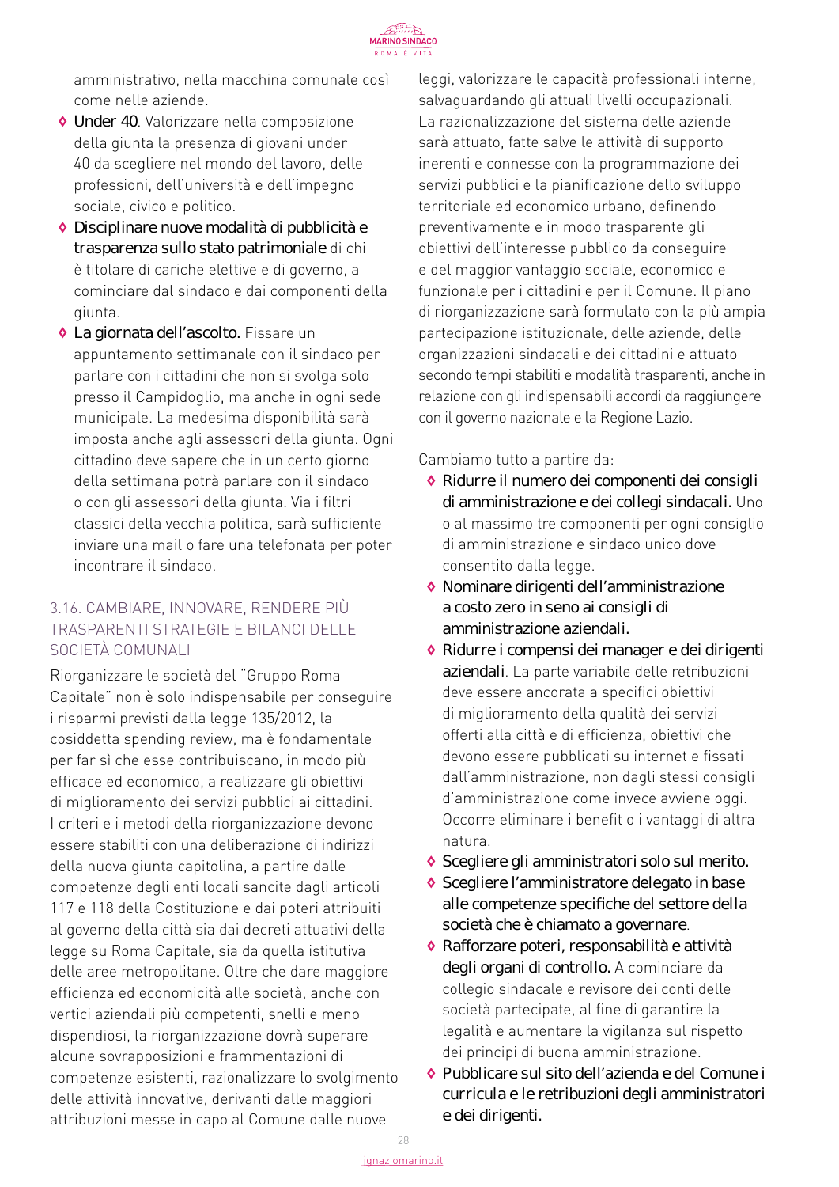amministrativo, nella macchina comunale così come nelle aziende.

- **Under 40**. Valorizzare nella composizione della giunta la presenza di giovani under 40 da scegliere nel mondo del lavoro, delle professioni, dell'università e dell'impegno sociale, civico e politico.
- **Disciplinare nuove modalità di pubblicità e trasparenza sullo stato patrimoniale** di chi è titolare di cariche elettive e di governo, a cominciare dal sindaco e dai componenti della giunta.
- **La giornata dell'ascolto.** Fissare un appuntamento settimanale con il sindaco per parlare con i cittadini che non si svolga solo presso il Campidoglio, ma anche in ogni sede municipale. La medesima disponibilità sarà imposta anche agli assessori della giunta. Ogni cittadino deve sapere che in un certo giorno della settimana potrà parlare con il sindaco o con gli assessori della giunta. Via i filtri classici della vecchia politica, sarà sufficiente inviare una mail o fare una telefonata per poter incontrare il sindaco.

### 3.16. CAMBIARE, INNOVARE, RENDERE PIÙ TRASPARENTI STRATEGIE E BILANCI DELLE SOCIETÀ COMUNALI

Riorganizzare le società del "Gruppo Roma Capitale" non è solo indispensabile per conseguire i risparmi previsti dalla legge 135/2012, la cosiddetta spending review, ma è fondamentale per far sì che esse contribuiscano, in modo più efficace ed economico, a realizzare gli obiettivi di miglioramento dei servizi pubblici ai cittadini. I criteri e i metodi della riorganizzazione devono essere stabiliti con una deliberazione di indirizzi della nuova giunta capitolina, a partire dalle competenze degli enti locali sancite dagli articoli 117 e 118 della Costituzione e dai poteri attribuiti al governo della città sia dai decreti attuativi della legge su Roma Capitale, sia da quella istitutiva delle aree metropolitane. Oltre che dare maggiore efficienza ed economicità alle società, anche con vertici aziendali più competenti, snelli e meno dispendiosi, la riorganizzazione dovrà superare alcune sovrapposizioni e frammentazioni di competenze esistenti, razionalizzare lo svolgimento delle attività innovative, derivanti dalle maggiori attribuzioni messe in capo al Comune dalle nuove leggi, valorizzare le capacità professionali interne, salvaguardando gli attuali livelli occupazionali. La razionalizzazione del sistema delle aziende sarà attuato, fatte salve le attività di supporto inerenti e connesse con la programmazione dei servizi pubblici e la pianificazione dello sviluppo territoriale ed economico urbano, definendo preventivamente e in modo trasparente gli obiettivi dell'interesse pubblico da conseguire e del maggior vantaggio sociale, economico e funzionale per i cittadini e per il Comune. Il piano di riorganizzazione sarà formulato con la più ampia partecipazione istituzionale, delle aziende, delle organizzazioni sindacali e dei cittadini e attuato secondo tempi stabiliti e modalità trasparenti, anche in relazione con gli indispensabili accordi da raggiungere con il governo nazionale e la Regione Lazio.

Cambiamo tutto a partire da:

- **Ridurre il numero dei componenti dei consigli di amministrazione e dei collegi sindacali.** Uno o al massimo tre componenti per ogni consiglio di amministrazione e sindaco unico dove consentito dalla legge.
- **Nominare dirigenti dell'amministrazione a costo zero in seno ai consigli di amministrazione aziendali.**
- **Ridurre i compensi dei manager e dei dirigenti aziendali**. La parte variabile delle retribuzioni deve essere ancorata a specifici obiettivi di miglioramento della qualità dei servizi offerti alla città e di efficienza, obiettivi che devono essere pubblicati su internet e fissati dall'amministrazione, non dagli stessi consigli d'amministrazione come invece avviene oggi. Occorre eliminare i benefit o i vantaggi di altra natura.
- **Scegliere gli amministratori solo sul merito.**
- **Scegliere l'amministratore delegato in base alle competenze specifiche del settore della società che è chiamato a governare**.
- **Rafforzare poteri, responsabilità e attività degli organi di controllo.** A cominciare da collegio sindacale e revisore dei conti delle società partecipate, al fine di garantire la legalità e aumentare la vigilanza sul rispetto dei principi di buona amministrazione.
- **Pubblicare sul sito dell'azienda e del Comune i curricula e le retribuzioni degli amministratori e dei dirigenti.**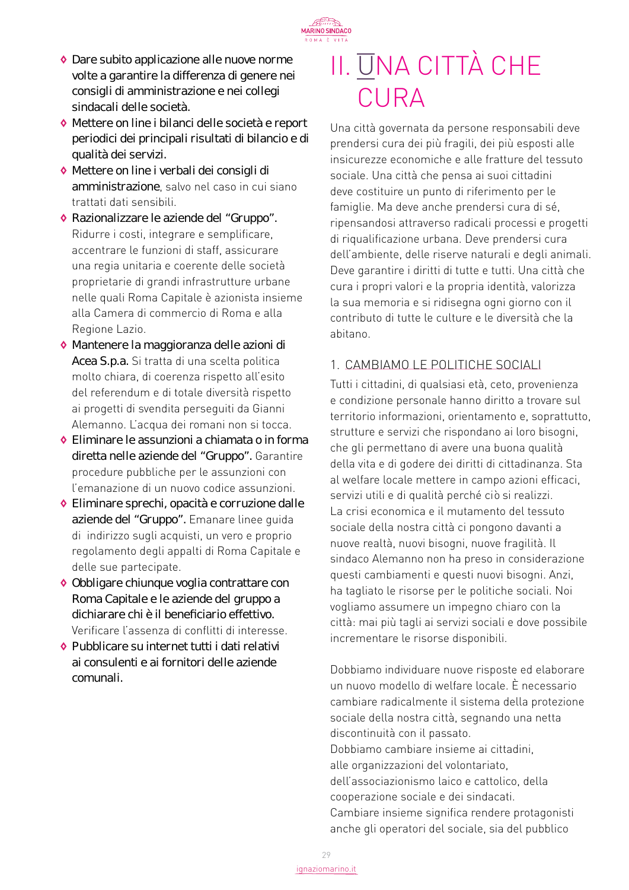- **Dare subito applicazione alle nuove norme volte a garantire la differenza di genere nei consigli di amministrazione e nei collegi sindacali delle società.**
- **Mettere on line i bilanci delle società e report periodici dei principali risultati di bilancio e di qualità dei servizi.**
- **Mettere on line i verbali dei consigli di amministrazione**, salvo nel caso in cui siano trattati dati sensibili.
- **Razionalizzare le aziende del "Gruppo".** Ridurre i costi, integrare e semplificare, accentrare le funzioni di staff, assicurare una regia unitaria e coerente delle società proprietarie di grandi infrastrutture urbane nelle quali Roma Capitale è azionista insieme alla Camera di commercio di Roma e alla Regione Lazio.
- **Mantenere la maggioranza delle azioni di Acea S.p.a.** Si tratta di una scelta politica molto chiara, di coerenza rispetto all'esito del referendum e di totale diversità rispetto ai progetti di svendita perseguiti da Gianni Alemanno. L'acqua dei romani non si tocca.
- **Eliminare le assunzioni a chiamata o in forma diretta nelle aziende del "Gruppo".** Garantire procedure pubbliche per le assunzioni con l'emanazione di un nuovo codice assunzioni.
- **Eliminare sprechi, opacità e corruzione dalle aziende del "Gruppo".** Emanare linee guida di indirizzo sugli acquisti, un vero e proprio regolamento degli appalti di Roma Capitale e delle sue partecipate.
- **Obbligare chiunque voglia contrattare con Roma Capitale e le aziende del gruppo a dichiarare chi è il beneficiario effettivo.** Verificare l'assenza di conflitti di interesse.
- **Pubblicare su internet tutti i dati relativi ai consulenti e ai fornitori delle aziende comunali.**

# II. UNA CITTÀ CHE CURA

Una città governata da persone responsabili deve prendersi cura dei più fragili, dei più esposti alle insicurezze economiche e alle fratture del tessuto sociale. Una città che pensa ai suoi cittadini deve costituire un punto di riferimento per le famiglie. Ma deve anche prendersi cura di sé, ripensandosi attraverso radicali processi e progetti di riqualificazione urbana. Deve prendersi cura dell'ambiente, delle riserve naturali e degli animali. Deve garantire i diritti di tutte e tutti. Una città che cura i propri valori e la propria identità, valorizza la sua memoria e si ridisegna ogni giorno con il contributo di tutte le culture e le diversità che la abitano.

## 1. CAMBIAMO LE POLITICHE SOCIALI

Tutti i cittadini, di qualsiasi età, ceto, provenienza e condizione personale hanno diritto a trovare sul territorio informazioni, orientamento e, soprattutto, strutture e servizi che rispondano ai loro bisogni, che gli permettano di avere una buona qualità della vita e di godere dei diritti di cittadinanza. Sta al welfare locale mettere in campo azioni efficaci, servizi utili e di qualità perché ciò si realizzi.
La crisi economica e il mutamento del tessuto sociale della nostra città ci pongono davanti a nuove realtà, nuovi bisogni, nuove fragilità. Il sindaco Alemanno non ha preso in considerazione questi cambiamenti e questi nuovi bisogni. Anzi, ha tagliato le risorse per le politiche sociali. Noi vogliamo assumere un impegno chiaro con la città: mai più tagli ai servizi sociali e dove possibile incrementare le risorse disponibili.

Dobbiamo individuare nuove risposte ed elaborare un nuovo modello di welfare locale. È necessario cambiare radicalmente il sistema della protezione sociale della nostra città, segnando una netta discontinuità con il passato.
Dobbiamo cambiare insieme ai cittadini, alle organizzazioni del volontariato, dell'associazionismo laico e cattolico, della cooperazione sociale e dei sindacati.
Cambiare insieme significa rendere protagonisti anche gli operatori del sociale, sia del pubblico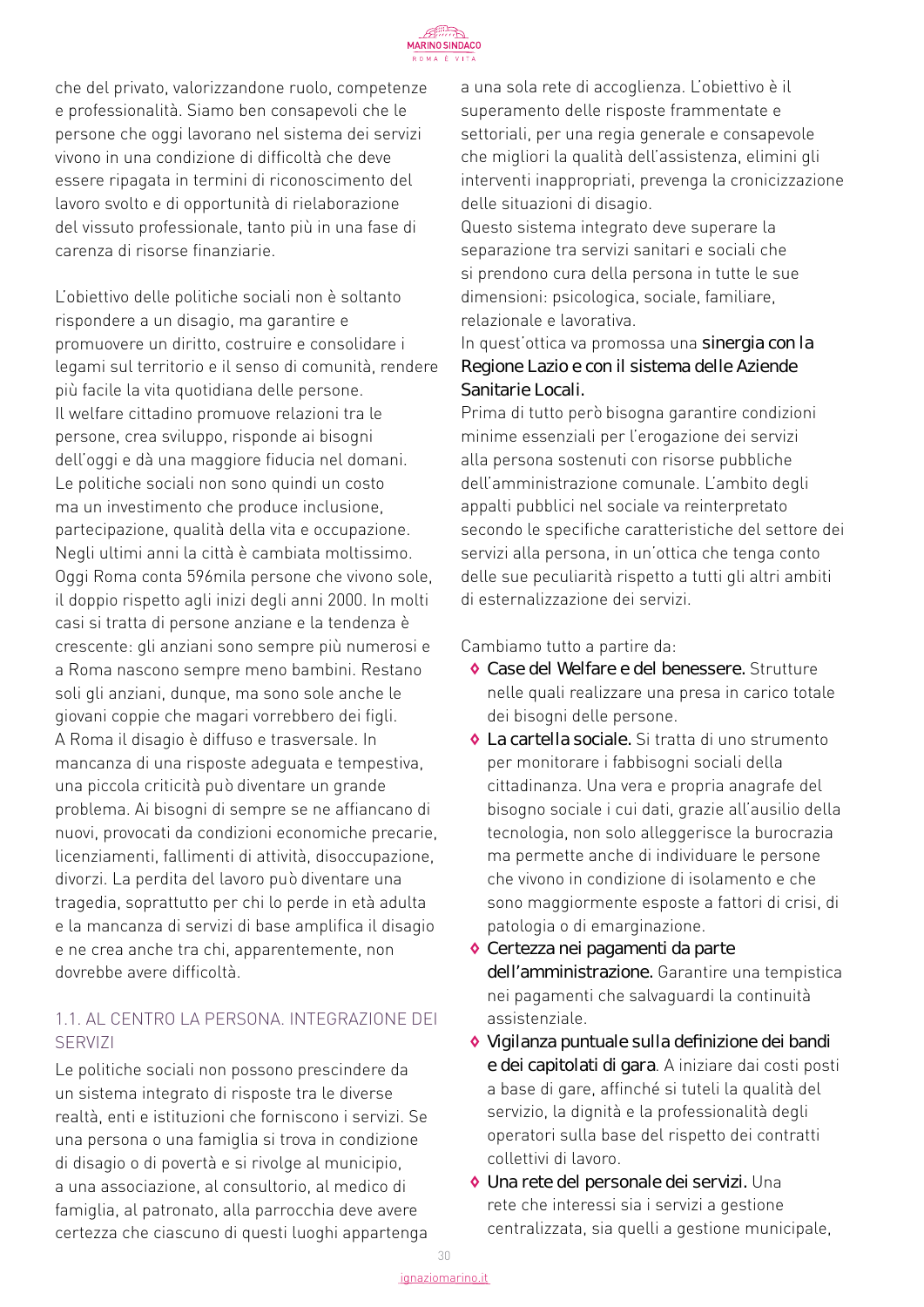che del privato, valorizzandone ruolo, competenze e professionalità. Siamo ben consapevoli che le persone che oggi lavorano nel sistema dei servizi vivono in una condizione di difficoltà che deve essere ripagata in termini di riconoscimento del lavoro svolto e di opportunità di rielaborazione del vissuto professionale, tanto più in una fase di carenza di risorse finanziarie.

L'obiettivo delle politiche sociali non è soltanto rispondere a un disagio, ma garantire e promuovere un diritto, costruire e consolidare i legami sul territorio e il senso di comunità, rendere più facile la vita quotidiana delle persone.
Il welfare cittadino promuove relazioni tra le persone, crea sviluppo, risponde ai bisogni dell'oggi e dà una maggiore fiducia nel domani. Le politiche sociali non sono quindi un costo ma un investimento che produce inclusione, partecipazione, qualità della vita e occupazione. Negli ultimi anni la città è cambiata moltissimo. Oggi Roma conta 596mila persone che vivono sole, il doppio rispetto agli inizi degli anni 2000. In molti casi si tratta di persone anziane e la tendenza è crescente: gli anziani sono sempre più numerosi e a Roma nascono sempre meno bambini. Restano soli gli anziani, dunque, ma sono sole anche le giovani coppie che magari vorrebbero dei figli. A Roma il disagio è diffuso e trasversale. In mancanza di una risposte adeguata e tempestiva, una piccola criticità può diventare un grande problema. Ai bisogni di sempre se ne affiancano di nuovi, provocati da condizioni economiche precarie, licenziamenti, fallimenti di attività, disoccupazione, divorzi. La perdita del lavoro può diventare una tragedia, soprattutto per chi lo perde in età adulta e la mancanza di servizi di base amplifica il disagio e ne crea anche tra chi, apparentemente, non dovrebbe avere difficoltà.

### 1.1. AL CENTRO LA PERSONA. INTEGRAZIONE DEI SERVIZI

Le politiche sociali non possono prescindere da un sistema integrato di risposte tra le diverse realtà, enti e istituzioni che forniscono i servizi. Se una persona o una famiglia si trova in condizione di disagio o di povertà e si rivolge al municipio, a una associazione, al consultorio, al medico di famiglia, al patronato, alla parrocchia deve avere certezza che ciascuno di questi luoghi appartenga a una sola rete di accoglienza. L'obiettivo è il superamento delle risposte frammentate e settoriali, per una regia generale e consapevole che migliori la qualità dell'assistenza, elimini gli interventi inappropriati, prevenga la cronicizzazione delle situazioni di disagio.
Questo sistema integrato deve superare la separazione tra servizi sanitari e sociali che si prendono cura della persona in tutte le sue dimensioni: psicologica, sociale, familiare, relazionale e lavorativa.
In quest'ottica va promossa una **sinergia con la Regione Lazio e con il sistema delle Aziende Sanitarie Locali.**
Prima di tutto però bisogna garantire condizioni minime essenziali per l'erogazione dei servizi alla persona sostenuti con risorse pubbliche dell'amministrazione comunale. L'ambito degli appalti pubblici nel sociale va reinterpretato secondo le specifiche caratteristiche del settore dei servizi alla persona, in un'ottica che tenga conto delle sue peculiarità rispetto a tutti gli altri ambiti di esternalizzazione dei servizi.

Cambiamo tutto a partire da:

- **Case del Welfare e del benessere.** Strutture nelle quali realizzare una presa in carico totale dei bisogni delle persone.
- **La cartella sociale.** Si tratta di uno strumento per monitorare i fabbisogni sociali della cittadinanza. Una vera e propria anagrafe del bisogno sociale i cui dati, grazie all'ausilio della tecnologia, non solo alleggerisce la burocrazia ma permette anche di individuare le persone che vivono in condizione di isolamento e che sono maggiormente esposte a fattori di crisi, di patologia o di emarginazione.
- **Certezza nei pagamenti da parte dell'amministrazione.** Garantire una tempistica nei pagamenti che salvaguardi la continuità assistenziale.
- **Vigilanza puntuale sulla definizione dei bandi e dei capitolati di gara**. A iniziare dai costi posti a base di gare, affinché si tuteli la qualità del servizio, la dignità e la professionalità degli operatori sulla base del rispetto dei contratti collettivi di lavoro.
- **Una rete del personale dei servizi.** Una rete che interessi sia i servizi a gestione centralizzata, sia quelli a gestione municipale,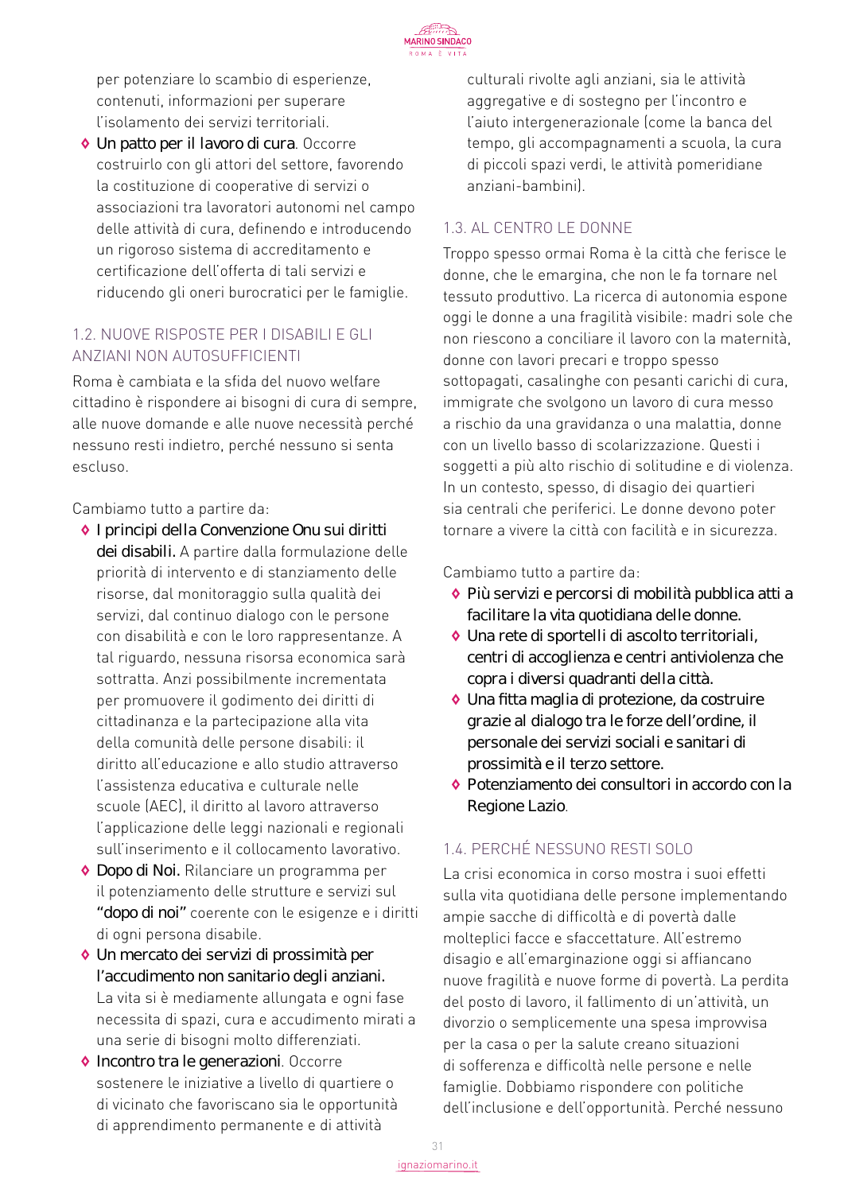per potenziare lo scambio di esperienze, contenuti, informazioni per superare l'isolamento dei servizi territoriali.

- **Un patto per il lavoro di cura**. Occorre costruirlo con gli attori del settore, favorendo la costituzione di cooperative di servizi o associazioni tra lavoratori autonomi nel campo delle attività di cura, definendo e introducendo un rigoroso sistema di accreditamento e certificazione dell'offerta di tali servizi e riducendo gli oneri burocratici per le famiglie.

## 1.2. NUOVE RISPOSTE PER I DISABILI E GLI ANZIANI NON AUTOSUFFICIENTI

Roma è cambiata e la sfida del nuovo welfare cittadino è rispondere ai bisogni di cura di sempre, alle nuove domande e alle nuove necessità perché nessuno resti indietro, perché nessuno si senta escluso.

Cambiamo tutto a partire da:

- **I principi della Convenzione Onu sui diritti dei disabili.** A partire dalla formulazione delle priorità di intervento e di stanziamento delle risorse, dal monitoraggio sulla qualità dei servizi, dal continuo dialogo con le persone con disabilità e con le loro rappresentanze. A tal riguardo, nessuna risorsa economica sarà sottratta. Anzi possibilmente incrementata per promuovere il godimento dei diritti di cittadinanza e la partecipazione alla vita della comunità delle persone disabili: il diritto all'educazione e allo studio attraverso l'assistenza educativa e culturale nelle scuole (AEC), il diritto al lavoro attraverso l'applicazione delle leggi nazionali e regionali sull'inserimento e il collocamento lavorativo.
- **Dopo di Noi.** Rilanciare un programma per il potenziamento delle strutture e servizi sul **"dopo di noi"** coerente con le esigenze e i diritti di ogni persona disabile.
- **Un mercato dei servizi di prossimità per l'accudimento non sanitario degli anziani.** La vita si è mediamente allungata e ogni fase necessita di spazi, cura e accudimento mirati a una serie di bisogni molto differenziati.
- **Incontro tra le generazioni**. Occorre sostenere le iniziative a livello di quartiere o di vicinato che favoriscano sia le opportunità di apprendimento permanente e di attività culturali rivolte agli anziani, sia le attività aggregative e di sostegno per l'incontro e l'aiuto intergenerazionale (come la banca del tempo, gli accompagnamenti a scuola, la cura di piccoli spazi verdi, le attività pomeridiane anziani-bambini).

## 1.3. AL CENTRO LE DONNE

Troppo spesso ormai Roma è la città che ferisce le donne, che le emargina, che non le fa tornare nel tessuto produttivo. La ricerca di autonomia espone oggi le donne a una fragilità visibile: madri sole che non riescono a conciliare il lavoro con la maternità, donne con lavori precari e troppo spesso sottopagati, casalinghe con pesanti carichi di cura, immigrate che svolgono un lavoro di cura messo a rischio da una gravidanza o una malattia, donne con un livello basso di scolarizzazione. Questi i soggetti a più alto rischio di solitudine e di violenza. In un contesto, spesso, di disagio dei quartieri sia centrali che periferici. Le donne devono poter tornare a vivere la città con facilità e in sicurezza.

Cambiamo tutto a partire da:

- **Più servizi e percorsi di mobilità pubblica atti a facilitare la vita quotidiana delle donne.**
- **Una rete di sportelli di ascolto territoriali, centri di accoglienza e centri antiviolenza che copra i diversi quadranti della città.**
- **Una fitta maglia di protezione, da costruire grazie al dialogo tra le forze dell'ordine, il personale dei servizi sociali e sanitari di prossimità e il terzo settore.**
- **Potenziamento dei consultori in accordo con la Regione Lazio**.

## 1.4. PERCHÉ NESSUNO RESTI SOLO

La crisi economica in corso mostra i suoi effetti sulla vita quotidiana delle persone implementando ampie sacche di difficoltà e di povertà dalle molteplici facce e sfaccettature. All'estremo disagio e all'emarginazione oggi si affiancano nuove fragilità e nuove forme di povertà. La perdita del posto di lavoro, il fallimento di un'attività, un divorzio o semplicemente una spesa improvvisa per la casa o per la salute creano situazioni di sofferenza e difficoltà nelle persone e nelle famiglie. Dobbiamo rispondere con politiche dell'inclusione e dell'opportunità. Perché nessuno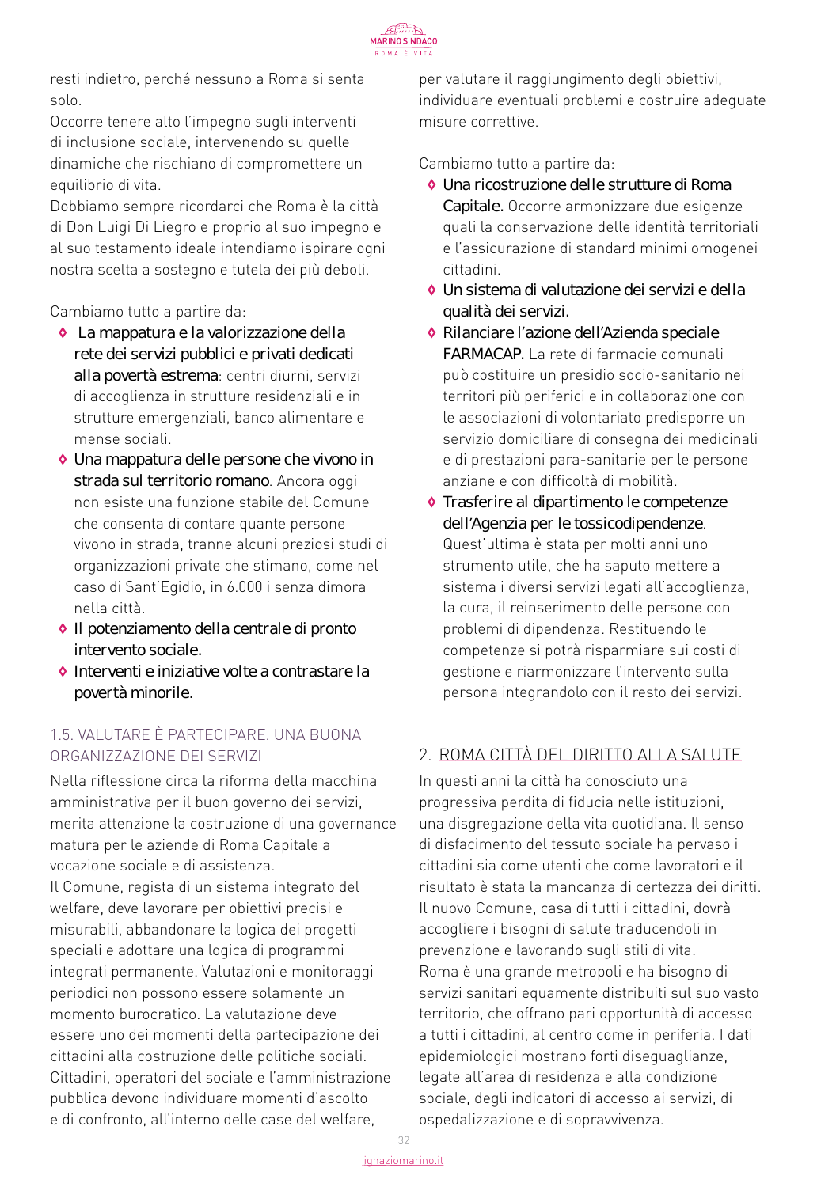resti indietro, perché nessuno a Roma si senta solo.
Occorre tenere alto l'impegno sugli interventi di inclusione sociale, intervenendo su quelle dinamiche che rischiano di compromettere un equilibrio di vita.
Dobbiamo sempre ricordarci che Roma è la città di Don Luigi Di Liegro e proprio al suo impegno e al suo testamento ideale intendiamo ispirare ogni nostra scelta a sostegno e tutela dei più deboli.

Cambiamo tutto a partire da:

- **La mappatura e la valorizzazione della rete dei servizi pubblici e privati dedicati alla povertà estrema**: centri diurni, servizi di accoglienza in strutture residenziali e in strutture emergenziali, banco alimentare e mense sociali.
- **Una mappatura delle persone che vivono in strada sul territorio romano**. Ancora oggi non esiste una funzione stabile del Comune che consenta di contare quante persone vivono in strada, tranne alcuni preziosi studi di organizzazioni private che stimano, come nel caso di Sant'Egidio, in 6.000 i senza dimora nella città.
- **Il potenziamento della centrale di pronto intervento sociale.**
- **Interventi e iniziative volte a contrastare la povertà minorile.**

### 1.5. VALUTARE È PARTECIPARE. UNA BUONA ORGANIZZAZIONE DEI SERVIZI

Nella riflessione circa la riforma della macchina amministrativa per il buon governo dei servizi, merita attenzione la costruzione di una governance matura per le aziende di Roma Capitale a vocazione sociale e di assistenza.
Il Comune, regista di un sistema integrato del welfare, deve lavorare per obiettivi precisi e misurabili, abbandonare la logica dei progetti speciali e adottare una logica di programmi integrati permanente. Valutazioni e monitoraggi periodici non possono essere solamente un momento burocratico. La valutazione deve essere uno dei momenti della partecipazione dei cittadini alla costruzione delle politiche sociali. Cittadini, operatori del sociale e l'amministrazione pubblica devono individuare momenti d'ascolto e di confronto, all'interno delle case del welfare, per valutare il raggiungimento degli obiettivi, individuare eventuali problemi e costruire adeguate misure correttive.

Cambiamo tutto a partire da:

- **Una ricostruzione delle strutture di Roma Capitale.** Occorre armonizzare due esigenze quali la conservazione delle identità territoriali e l'assicurazione di standard minimi omogenei cittadini.
- **Un sistema di valutazione dei servizi e della qualità dei servizi.**
- **Rilanciare l'azione dell'Azienda speciale FARMACAP.** La rete di farmacie comunali può costituire un presidio socio-sanitario nei territori più periferici e in collaborazione con le associazioni di volontariato predisporre un servizio domiciliare di consegna dei medicinali e di prestazioni para-sanitarie per le persone anziane e con difficoltà di mobilità.
- **Trasferire al dipartimento le competenze dell'Agenzia per le tossicodipendenze**. Quest'ultima è stata per molti anni uno strumento utile, che ha saputo mettere a sistema i diversi servizi legati all'accoglienza, la cura, il reinserimento delle persone con problemi di dipendenza. Restituendo le competenze si potrà risparmiare sui costi di gestione e riarmonizzare l'intervento sulla persona integrandolo con il resto dei servizi.

## 2. ROMA CITTÀ DEL DIRITTO ALLA SALUTE

In questi anni la città ha conosciuto una progressiva perdita di fiducia nelle istituzioni, una disgregazione della vita quotidiana. Il senso di disfacimento del tessuto sociale ha pervaso i cittadini sia come utenti che come lavoratori e il risultato è stata la mancanza di certezza dei diritti. Il nuovo Comune, casa di tutti i cittadini, dovrà accogliere i bisogni di salute traducendoli in prevenzione e lavorando sugli stili di vita.
Roma è una grande metropoli e ha bisogno di servizi sanitari equamente distribuiti sul suo vasto territorio, che offrano pari opportunità di accesso a tutti i cittadini, al centro come in periferia. I dati epidemiologici mostrano forti diseguaglianze, legate all'area di residenza e alla condizione sociale, degli indicatori di accesso ai servizi, di ospedalizzazione e di sopravvivenza.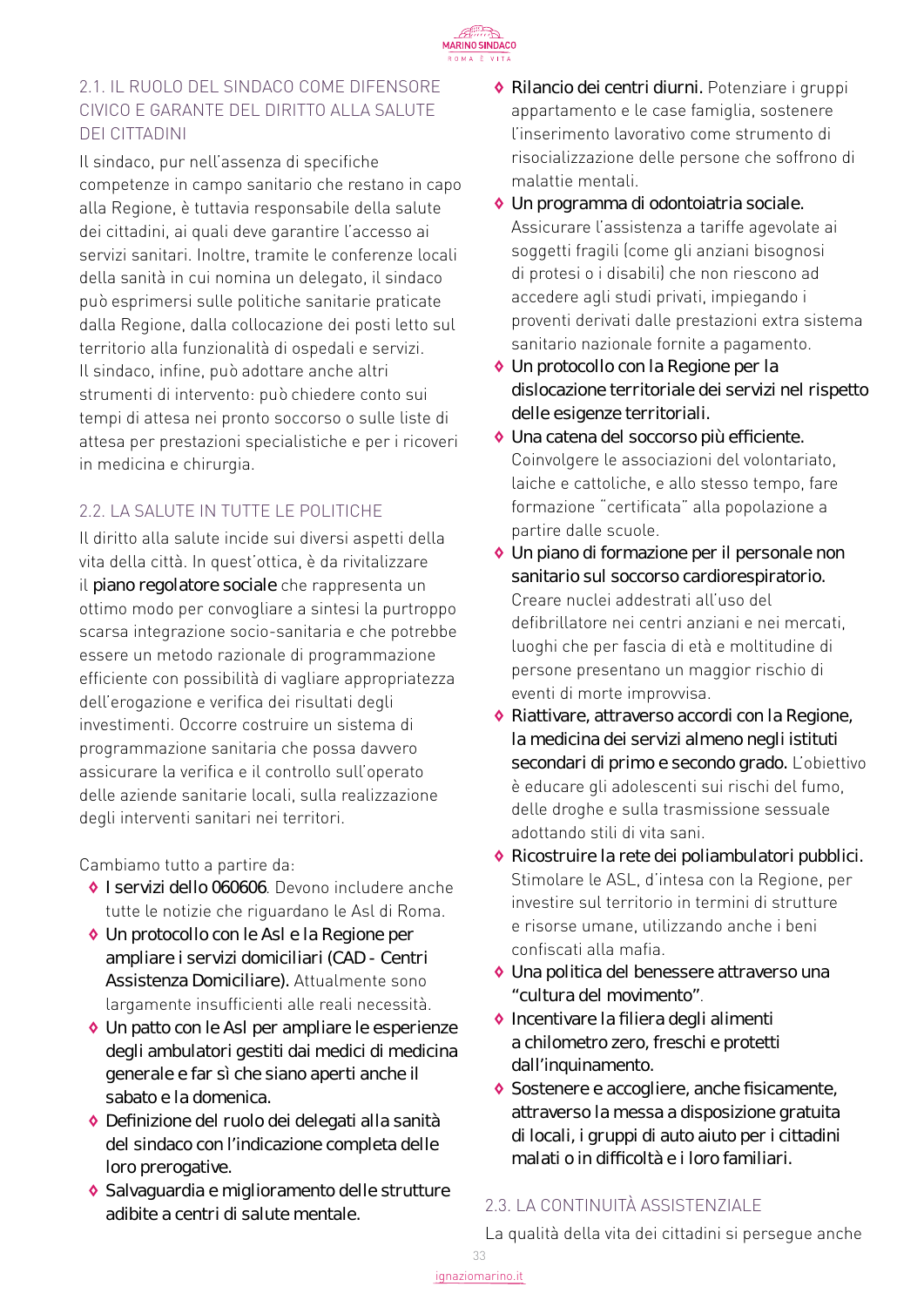## 2.1. IL RUOLO DEL SINDACO COME DIFENSORE CIVICO E GARANTE DEL DIRITTO ALLA SALUTE DEI CITTADINI

Il sindaco, pur nell'assenza di specifiche competenze in campo sanitario che restano in capo alla Regione, è tuttavia responsabile della salute dei cittadini, ai quali deve garantire l'accesso ai servizi sanitari. Inoltre, tramite le conferenze locali della sanità in cui nomina un delegato, il sindaco può esprimersi sulle politiche sanitarie praticate dalla Regione, dalla collocazione dei posti letto sul territorio alla funzionalità di ospedali e servizi. Il sindaco, infine, può adottare anche altri strumenti di intervento: può chiedere conto sui tempi di attesa nei pronto soccorso o sulle liste di attesa per prestazioni specialistiche e per i ricoveri in medicina e chirurgia.

## 2.2. LA SALUTE IN TUTTE LE POLITICHE

Il diritto alla salute incide sui diversi aspetti della vita della città. In quest'ottica, è da rivitalizzare il **piano regolatore sociale** che rappresenta un ottimo modo per convogliare a sintesi la purtroppo scarsa integrazione socio-sanitaria e che potrebbe essere un metodo razionale di programmazione efficiente con possibilità di vagliare appropriatezza dell'erogazione e verifica dei risultati degli investimenti. Occorre costruire un sistema di programmazione sanitaria che possa davvero assicurare la verifica e il controllo sull'operato delle aziende sanitarie locali, sulla realizzazione degli interventi sanitari nei territori.

Cambiamo tutto a partire da:

- **I servizi dello 060606**. Devono includere anche tutte le notizie che riguardano le Asl di Roma.
- **Un protocollo con le Asl e la Regione per ampliare i servizi domiciliari (CAD - Centri Assistenza Domiciliare).** Attualmente sono largamente insufficienti alle reali necessità.
- **Un patto con le Asl per ampliare le esperienze degli ambulatori gestiti dai medici di medicina generale e far sì che siano aperti anche il sabato e la domenica.**
- **Definizione del ruolo dei delegati alla sanità del sindaco con l'indicazione completa delle loro prerogative.**
- **Salvaguardia e miglioramento delle strutture adibite a centri di salute mentale.**
- **Rilancio dei centri diurni.** Potenziare i gruppi appartamento e le case famiglia, sostenere l'inserimento lavorativo come strumento di risocializzazione delle persone che soffrono di malattie mentali.
- **Un programma di odontoiatria sociale.** Assicurare l'assistenza a tariffe agevolate ai soggetti fragili (come gli anziani bisognosi di protesi o i disabili) che non riescono ad accedere agli studi privati, impiegando i proventi derivati dalle prestazioni extra sistema sanitario nazionale fornite a pagamento.
- **Un protocollo con la Regione per la dislocazione territoriale dei servizi nel rispetto delle esigenze territoriali.**
- **Una catena del soccorso più efficiente.** Coinvolgere le associazioni del volontariato, laiche e cattoliche, e allo stesso tempo, fare formazione "certificata" alla popolazione a partire dalle scuole.
- **Un piano di formazione per il personale non sanitario sul soccorso cardiorespiratorio.** Creare nuclei addestrati all'uso del defibrillatore nei centri anziani e nei mercati, luoghi che per fascia di età e moltitudine di persone presentano un maggior rischio di eventi di morte improvvisa.
- **Riattivare, attraverso accordi con la Regione, la medicina dei servizi almeno negli istituti secondari di primo e secondo grado.** L'obiettivo è educare gli adolescenti sui rischi del fumo, delle droghe e sulla trasmissione sessuale adottando stili di vita sani.
- **Ricostruire la rete dei poliambulatori pubblici.** Stimolare le ASL, d'intesa con la Regione, per investire sul territorio in termini di strutture e risorse umane, utilizzando anche i beni confiscati alla mafia.
- **Una politica del benessere attraverso una "cultura del movimento"**.
- **Incentivare la filiera degli alimenti a chilometro zero, freschi e protetti dall'inquinamento.**
- **Sostenere e accogliere, anche fisicamente, attraverso la messa a disposizione gratuita di locali, i gruppi di auto aiuto per i cittadini malati o in difficoltà e i loro familiari.**

## 2.3. LA CONTINUITÀ ASSISTENZIALE

La qualità della vita dei cittadini si persegue anche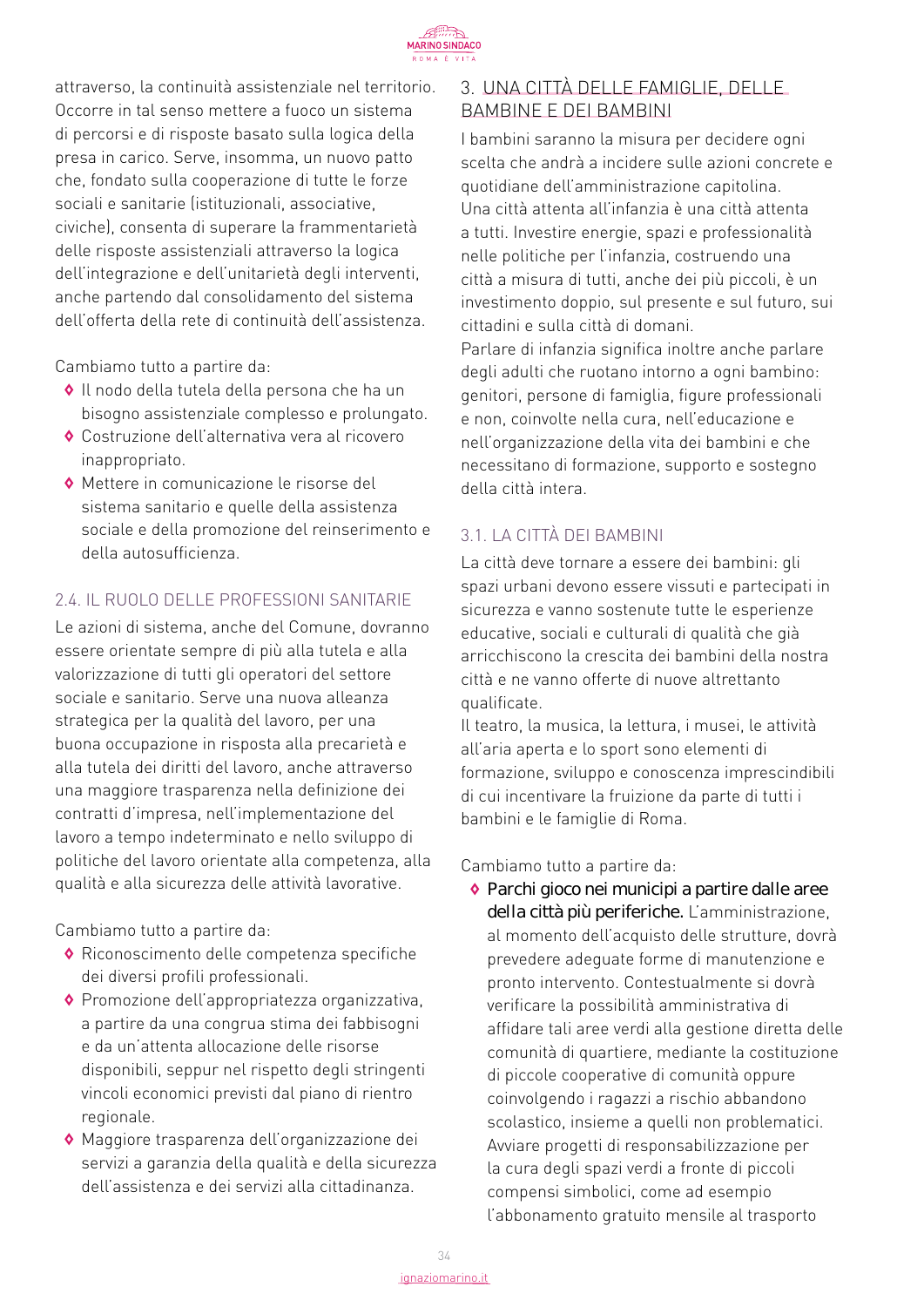attraverso, la continuità assistenziale nel territorio. Occorre in tal senso mettere a fuoco un sistema di percorsi e di risposte basato sulla logica della presa in carico. Serve, insomma, un nuovo patto che, fondato sulla cooperazione di tutte le forze sociali e sanitarie (istituzionali, associative, civiche), consenta di superare la frammentarietà delle risposte assistenziali attraverso la logica dell'integrazione e dell'unitarietà degli interventi, anche partendo dal consolidamento del sistema dell'offerta della rete di continuità dell'assistenza.

Cambiamo tutto a partire da:

- Il nodo della tutela della persona che ha un bisogno assistenziale complesso e prolungato.
- Costruzione dell'alternativa vera al ricovero inappropriato.
- Mettere in comunicazione le risorse del sistema sanitario e quelle della assistenza sociale e della promozione del reinserimento e della autosufficienza.

### 2.4. IL RUOLO DELLE PROFESSIONI SANITARIE

Le azioni di sistema, anche del Comune, dovranno essere orientate sempre di più alla tutela e alla valorizzazione di tutti gli operatori del settore sociale e sanitario. Serve una nuova alleanza strategica per la qualità del lavoro, per una buona occupazione in risposta alla precarietà e alla tutela dei diritti del lavoro, anche attraverso una maggiore trasparenza nella definizione dei contratti d'impresa, nell'implementazione del lavoro a tempo indeterminato e nello sviluppo di politiche del lavoro orientate alla competenza, alla qualità e alla sicurezza delle attività lavorative.

Cambiamo tutto a partire da:

- Riconoscimento delle competenza specifiche dei diversi profili professionali.
- Promozione dell'appropriatezza organizzativa, a partire da una congrua stima dei fabbisogni e da un'attenta allocazione delle risorse disponibili, seppur nel rispetto degli stringenti vincoli economici previsti dal piano di rientro regionale.
- Maggiore trasparenza dell'organizzazione dei servizi a garanzia della qualità e della sicurezza dell'assistenza e dei servizi alla cittadinanza.

## 3. UNA CITTÀ DELLE FAMIGLIE, DELLE BAMBINE E DEI BAMBINI

I bambini saranno la misura per decidere ogni scelta che andrà a incidere sulle azioni concrete e quotidiane dell'amministrazione capitolina.
Una città attenta all'infanzia è una città attenta a tutti. Investire energie, spazi e professionalità nelle politiche per l'infanzia, costruendo una città a misura di tutti, anche dei più piccoli, è un investimento doppio, sul presente e sul futuro, sui cittadini e sulla città di domani.
Parlare di infanzia significa inoltre anche parlare degli adulti che ruotano intorno a ogni bambino: genitori, persone di famiglia, figure professionali e non, coinvolte nella cura, nell'educazione e nell'organizzazione della vita dei bambini e che necessitano di formazione, supporto e sostegno della città intera.

### 3.1. LA CITTÀ DEI BAMBINI

La città deve tornare a essere dei bambini: gli spazi urbani devono essere vissuti e partecipati in sicurezza e vanno sostenute tutte le esperienze educative, sociali e culturali di qualità che già arricchiscono la crescita dei bambini della nostra città e ne vanno offerte di nuove altrettanto qualificate.
Il teatro, la musica, la lettura, i musei, le attività all'aria aperta e lo sport sono elementi di formazione, sviluppo e conoscenza imprescindibili di cui incentivare la fruizione da parte di tutti i bambini e le famiglie di Roma.

Cambiamo tutto a partire da:

- **Parchi gioco nei municipi a partire dalle aree della città più periferiche.** L'amministrazione, al momento dell'acquisto delle strutture, dovrà prevedere adeguate forme di manutenzione e pronto intervento. Contestualmente si dovrà verificare la possibilità amministrativa di affidare tali aree verdi alla gestione diretta delle comunità di quartiere, mediante la costituzione di piccole cooperative di comunità oppure coinvolgendo i ragazzi a rischio abbandono scolastico, insieme a quelli non problematici. Avviare progetti di responsabilizzazione per la cura degli spazi verdi a fronte di piccoli compensi simbolici, come ad esempio l'abbonamento gratuito mensile al trasporto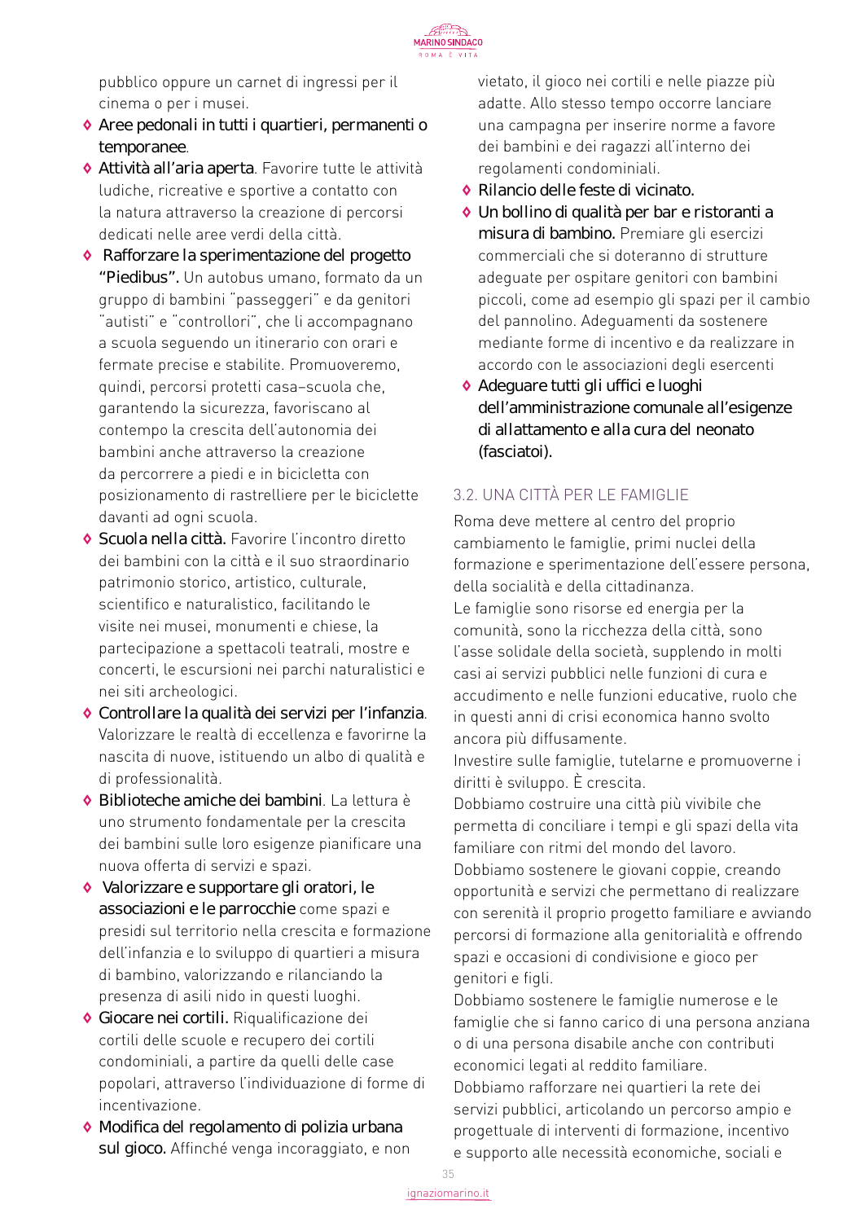pubblico oppure un carnet di ingressi per il cinema o per i musei.

- **Aree pedonali in tutti i quartieri, permanenti o temporanee**.
- **Attività all'aria aperta**. Favorire tutte le attività ludiche, ricreative e sportive a contatto con la natura attraverso la creazione di percorsi dedicati nelle aree verdi della città.
- **Rafforzare la sperimentazione del progetto "Piedibus".** Un autobus umano, formato da un gruppo di bambini "passeggeri" e da genitori "autisti" e "controllori", che li accompagnano a scuola seguendo un itinerario con orari e fermate precise e stabilite. Promuoveremo, quindi, percorsi protetti casa–scuola che, garantendo la sicurezza, favoriscano al contempo la crescita dell'autonomia dei bambini anche attraverso la creazione da percorrere a piedi e in bicicletta con posizionamento di rastrelliere per le biciclette davanti ad ogni scuola.
- **Scuola nella città.** Favorire l'incontro diretto dei bambini con la città e il suo straordinario patrimonio storico, artistico, culturale, scientifico e naturalistico, facilitando le visite nei musei, monumenti e chiese, la partecipazione a spettacoli teatrali, mostre e concerti, le escursioni nei parchi naturalistici e nei siti archeologici.
- **Controllare la qualità dei servizi per l'infanzia**. Valorizzare le realtà di eccellenza e favorirne la nascita di nuove, istituendo un albo di qualità e di professionalità.
- **Biblioteche amiche dei bambini**. La lettura è uno strumento fondamentale per la crescita dei bambini sulle loro esigenze pianificare una nuova offerta di servizi e spazi.
- **Valorizzare e supportare gli oratori, le associazioni e le parrocchie** come spazi e presidi sul territorio nella crescita e formazione dell'infanzia e lo sviluppo di quartieri a misura di bambino, valorizzando e rilanciando la presenza di asili nido in questi luoghi.
- **Giocare nei cortili.** Riqualificazione dei cortili delle scuole e recupero dei cortili condominiali, a partire da quelli delle case popolari, attraverso l'individuazione di forme di incentivazione.
- **Modifica del regolamento di polizia urbana sul gioco.** Affinché venga incoraggiato, e non vietato, il gioco nei cortili e nelle piazze più adatte. Allo stesso tempo occorre lanciare una campagna per inserire norme a favore dei bambini e dei ragazzi all'interno dei regolamenti condominiali.
- **Rilancio delle feste di vicinato.**
- **Un bollino di qualità per bar e ristoranti a misura di bambino.** Premiare gli esercizi commerciali che si doteranno di strutture adeguate per ospitare genitori con bambini piccoli, come ad esempio gli spazi per il cambio del pannolino. Adeguamenti da sostenere mediante forme di incentivo e da realizzare in accordo con le associazioni degli esercenti
- **Adeguare tutti gli uffici e luoghi dell'amministrazione comunale all'esigenze di allattamento e alla cura del neonato (fasciatoi).**

## 3.2. UNA CITTÀ PER LE FAMIGLIE

Roma deve mettere al centro del proprio cambiamento le famiglie, primi nuclei della formazione e sperimentazione dell'essere persona, della socialità e della cittadinanza.

Le famiglie sono risorse ed energia per la comunità, sono la ricchezza della città, sono l'asse solidale della società, supplendo in molti casi ai servizi pubblici nelle funzioni di cura e accudimento e nelle funzioni educative, ruolo che in questi anni di crisi economica hanno svolto ancora più diffusamente.

Investire sulle famiglie, tutelarne e promuoverne i diritti è sviluppo. È crescita.

Dobbiamo costruire una città più vivibile che permetta di conciliare i tempi e gli spazi della vita familiare con ritmi del mondo del lavoro.

Dobbiamo sostenere le giovani coppie, creando opportunità e servizi che permettano di realizzare con serenità il proprio progetto familiare e avviando percorsi di formazione alla genitorialità e offrendo spazi e occasioni di condivisione e gioco per genitori e figli.

Dobbiamo sostenere le famiglie numerose e le famiglie che si fanno carico di una persona anziana o di una persona disabile anche con contributi economici legati al reddito familiare.

Dobbiamo rafforzare nei quartieri la rete dei servizi pubblici, articolando un percorso ampio e progettuale di interventi di formazione, incentivo e supporto alle necessità economiche, sociali e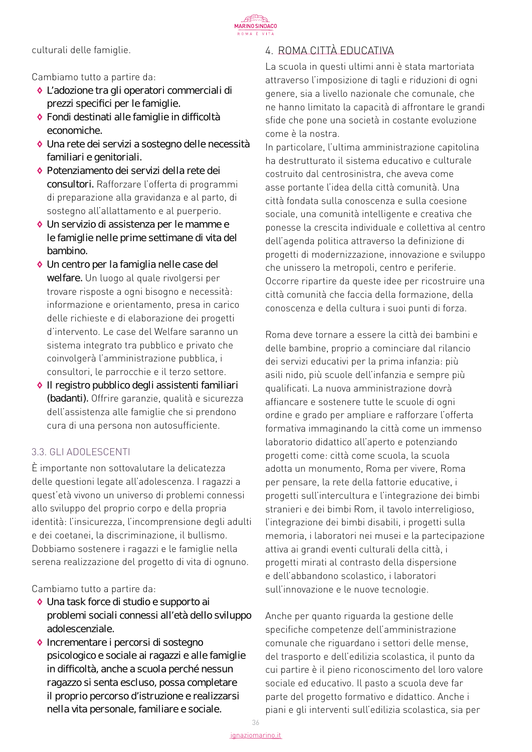culturali delle famiglie.

Cambiamo tutto a partire da:

- **L'adozione tra gli operatori commerciali di prezzi specifici per le famiglie.**
- **Fondi destinati alle famiglie in difficoltà economiche.**
- **Una rete dei servizi a sostegno delle necessità familiari e genitoriali.**
- **Potenziamento dei servizi della rete dei consultori.** Rafforzare l'offerta di programmi di preparazione alla gravidanza e al parto, di sostegno all'allattamento e al puerperio.
- **Un servizio di assistenza per le mamme e le famiglie nelle prime settimane di vita del bambino.**
- **Un centro per la famiglia nelle case del welfare.** Un luogo al quale rivolgersi per trovare risposte a ogni bisogno e necessità: informazione e orientamento, presa in carico delle richieste e di elaborazione dei progetti d'intervento. Le case del Welfare saranno un sistema integrato tra pubblico e privato che coinvolgerà l'amministrazione pubblica, i consultori, le parrocchie e il terzo settore.
- **Il registro pubblico degli assistenti familiari (badanti).** Offrire garanzie, qualità e sicurezza dell'assistenza alle famiglie che si prendono cura di una persona non autosufficiente.

### 3.3. GLI ADOLESCENTI

È importante non sottovalutare la delicatezza delle questioni legate all'adolescenza. I ragazzi a quest'età vivono un universo di problemi connessi allo sviluppo del proprio corpo e della propria identità: l'insicurezza, l'incomprensione degli adulti e dei coetanei, la discriminazione, il bullismo. Dobbiamo sostenere i ragazzi e le famiglie nella serena realizzazione del progetto di vita di ognuno.

Cambiamo tutto a partire da:

- **Una task force di studio e supporto ai problemi sociali connessi all'età dello sviluppo adolescenziale.**
- **Incrementare i percorsi di sostegno psicologico e sociale ai ragazzi e alle famiglie in difficoltà, anche a scuola perché nessun ragazzo si senta escluso, possa completare il proprio percorso d'istruzione e realizzarsi nella vita personale, familiare e sociale.**

## 4. ROMA CITTÀ EDUCATIVA

La scuola in questi ultimi anni è stata martoriata attraverso l'imposizione di tagli e riduzioni di ogni genere, sia a livello nazionale che comunale, che ne hanno limitato la capacità di affrontare le grandi sfide che pone una società in costante evoluzione come è la nostra.

In particolare, l'ultima amministrazione capitolina ha destrutturato il sistema educativo e culturale costruito dal centrosinistra, che aveva come asse portante l'idea della città comunità. Una città fondata sulla conoscenza e sulla coesione sociale, una comunità intelligente e creativa che ponesse la crescita individuale e collettiva al centro dell'agenda politica attraverso la definizione di progetti di modernizzazione, innovazione e sviluppo che unissero la metropoli, centro e periferie. Occorre ripartire da queste idee per ricostruire una città comunità che faccia della formazione, della conoscenza e della cultura i suoi punti di forza.

Roma deve tornare a essere la città dei bambini e delle bambine, proprio a cominciare dal rilancio dei servizi educativi per la prima infanzia: più asili nido, più scuole dell'infanzia e sempre più qualificati. La nuova amministrazione dovrà affiancare e sostenere tutte le scuole di ogni ordine e grado per ampliare e rafforzare l'offerta formativa immaginando la città come un immenso laboratorio didattico all'aperto e potenziando progetti come: città come scuola, la scuola adotta un monumento, Roma per vivere, Roma per pensare, la rete della fattorie educative, i progetti sull'intercultura e l'integrazione dei bimbi stranieri e dei bimbi Rom, il tavolo interreligioso, l'integrazione dei bimbi disabili, i progetti sulla memoria, i laboratori nei musei e la partecipazione attiva ai grandi eventi culturali della città, i progetti mirati al contrasto della dispersione e dell'abbandono scolastico, i laboratori sull'innovazione e le nuove tecnologie.

Anche per quanto riguarda la gestione delle specifiche competenze dell'amministrazione comunale che riguardano i settori delle mense, del trasporto e dell'edilizia scolastica, il punto da cui partire è il pieno riconoscimento del loro valore sociale ed educativo. Il pasto a scuola deve far parte del progetto formativo e didattico. Anche i piani e gli interventi sull'edilizia scolastica, sia per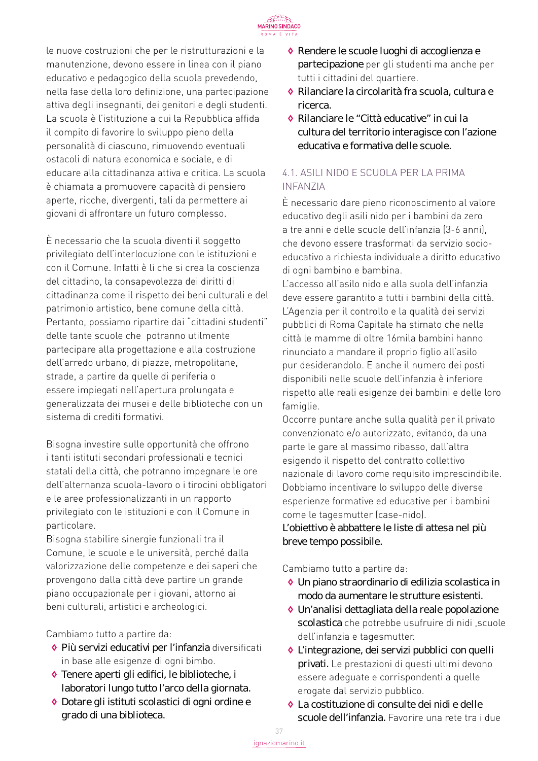le nuove costruzioni che per le ristrutturazioni e la manutenzione, devono essere in linea con il piano educativo e pedagogico della scuola prevedendo, nella fase della loro definizione, una partecipazione attiva degli insegnanti, dei genitori e degli studenti. La scuola è l'istituzione a cui la Repubblica affida il compito di favorire lo sviluppo pieno della personalità di ciascuno, rimuovendo eventuali ostacoli di natura economica e sociale, e di educare alla cittadinanza attiva e critica. La scuola è chiamata a promuovere capacità di pensiero aperte, ricche, divergenti, tali da permettere ai giovani di affrontare un futuro complesso.

È necessario che la scuola diventi il soggetto privilegiato dell'interlocuzione con le istituzioni e con il Comune. Infatti è lì che si crea la coscienza del cittadino, la consapevolezza dei diritti di cittadinanza come il rispetto dei beni culturali e del patrimonio artistico, bene comune della città. Pertanto, possiamo ripartire dai "cittadini studenti" delle tante scuole che potranno utilmente partecipare alla progettazione e alla costruzione dell'arredo urbano, di piazze, metropolitane, strade, a partire da quelle di periferia o essere impiegati nell'apertura prolungata e generalizzata dei musei e delle biblioteche con un sistema di crediti formativi.

Bisogna investire sulle opportunità che offrono i tanti istituti secondari professionali e tecnici statali della città, che potranno impegnare le ore dell'alternanza scuola-lavoro o i tirocini obbligatori e le aree professionalizzanti in un rapporto privilegiato con le istituzioni e con il Comune in particolare.
Bisogna stabilire sinergie funzionali tra il Comune, le scuole e le università, perché dalla valorizzazione delle competenze e dei saperi che provengono dalla città deve partire un grande piano occupazionale per i giovani, attorno ai beni culturali, artistici e archeologici.

Cambiamo tutto a partire da:

- **Più servizi educativi per l'infanzia** diversificati in base alle esigenze di ogni bimbo.
- **Tenere aperti gli edifici, le biblioteche, i laboratori lungo tutto l'arco della giornata.**
- **Dotare gli istituti scolastici di ogni ordine e grado di una biblioteca.**
- **Rendere le scuole luoghi di accoglienza e partecipazione** per gli studenti ma anche per tutti i cittadini del quartiere.
- **Rilanciare la circolarità fra scuola, cultura e ricerca.**
- **Rilanciare le "Città educative" in cui la cultura del territorio interagisce con l'azione educativa e formativa delle scuole.**

## 4.1. ASILI NIDO E SCUOLA PER LA PRIMA INFANZIA

È necessario dare pieno riconoscimento al valore educativo degli asili nido per i bambini da zero a tre anni e delle scuole dell'infanzia (3-6 anni), che devono essere trasformati da servizio socio-educativo a richiesta individuale a diritto educativo di ogni bambino e bambina.
L'accesso all'asilo nido e alla suola dell'infanzia deve essere garantito a tutti i bambini della città. L'Agenzia per il controllo e la qualità dei servizi pubblici di Roma Capitale ha stimato che nella città le mamme di oltre 16mila bambini hanno rinunciato a mandare il proprio figlio all'asilo pur desiderandolo. E anche il numero dei posti disponibili nelle scuole dell'infanzia è inferiore rispetto alle reali esigenze dei bambini e delle loro famiglie.
Occorre puntare anche sulla qualità per il privato convenzionato e/o autorizzato, evitando, da una parte le gare al massimo ribasso, dall'altra esigendo il rispetto del contratto collettivo nazionale di lavoro come requisito imprescindibile. Dobbiamo incentivare lo sviluppo delle diverse esperienze formative ed educative per i bambini come le tagesmutter (case-nido).
**L'obiettivo è abbattere le liste di attesa nel più breve tempo possibile.**

Cambiamo tutto a partire da:

- **Un piano straordinario di edilizia scolastica in modo da aumentare le strutture esistenti.**
- **Un'analisi dettagliata della reale popolazione scolastica** che potrebbe usufruire di nidi ,scuole dell'infanzia e tagesmutter.
- **L'integrazione, dei servizi pubblici con quelli privati.** Le prestazioni di questi ultimi devono essere adeguate e corrispondenti a quelle erogate dal servizio pubblico.
- **La costituzione di consulte dei nidi e delle scuole dell'infanzia.** Favorire una rete tra i due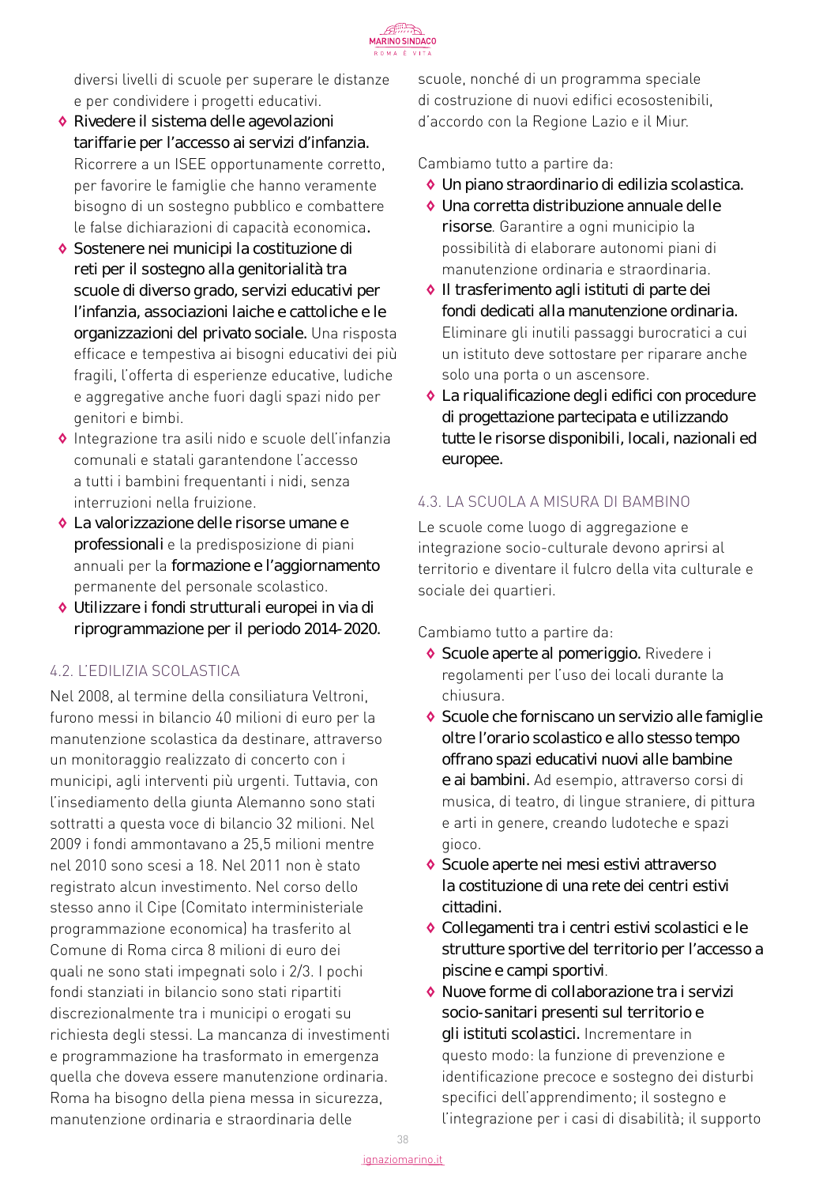diversi livelli di scuole per superare le distanze e per condividere i progetti educativi.

- **Rivedere il sistema delle agevolazioni tariffarie per l'accesso ai servizi d'infanzia.** Ricorrere a un ISEE opportunamente corretto, per favorire le famiglie che hanno veramente bisogno di un sostegno pubblico e combattere le false dichiarazioni di capacità economica.
- **Sostenere nei municipi la costituzione di reti per il sostegno alla genitorialità tra scuole di diverso grado, servizi educativi per l'infanzia, associazioni laiche e cattoliche e le organizzazioni del privato sociale.** Una risposta efficace e tempestiva ai bisogni educativi dei più fragili, l'offerta di esperienze educative, ludiche e aggregative anche fuori dagli spazi nido per genitori e bimbi.
- Integrazione tra asili nido e scuole dell'infanzia comunali e statali garantendone l'accesso a tutti i bambini frequentanti i nidi, senza interruzioni nella fruizione.
- **La valorizzazione delle risorse umane e professionali** e la predisposizione di piani annuali per la **formazione e l'aggiornamento** permanente del personale scolastico.
- **Utilizzare i fondi strutturali europei in via di riprogrammazione per il periodo 2014-2020.**

## 4.2. L'EDILIZIA SCOLASTICA

Nel 2008, al termine della consiliatura Veltroni, furono messi in bilancio 40 milioni di euro per la manutenzione scolastica da destinare, attraverso un monitoraggio realizzato di concerto con i municipi, agli interventi più urgenti. Tuttavia, con l'insediamento della giunta Alemanno sono stati sottratti a questa voce di bilancio 32 milioni. Nel 2009 i fondi ammontavano a 25,5 milioni mentre nel 2010 sono scesi a 18. Nel 2011 non è stato registrato alcun investimento. Nel corso dello stesso anno il Cipe (Comitato interministeriale programmazione economica) ha trasferito al Comune di Roma circa 8 milioni di euro dei quali ne sono stati impegnati solo i 2/3. I pochi fondi stanziati in bilancio sono stati ripartiti discrezionalmente tra i municipi o erogati su richiesta degli stessi. La mancanza di investimenti e programmazione ha trasformato in emergenza quella che doveva essere manutenzione ordinaria. Roma ha bisogno della piena messa in sicurezza, manutenzione ordinaria e straordinaria delle scuole, nonché di un programma speciale di costruzione di nuovi edifici ecosostenibili, d'accordo con la Regione Lazio e il Miur.

Cambiamo tutto a partire da:

- **Un piano straordinario di edilizia scolastica.**
- **Una corretta distribuzione annuale delle risorse**. Garantire a ogni municipio la possibilità di elaborare autonomi piani di manutenzione ordinaria e straordinaria.
- **Il trasferimento agli istituti di parte dei fondi dedicati alla manutenzione ordinaria.** Eliminare gli inutili passaggi burocratici a cui un istituto deve sottostare per riparare anche solo una porta o un ascensore.
- **La riqualificazione degli edifici con procedure di progettazione partecipata e utilizzando tutte le risorse disponibili, locali, nazionali ed europee.**

## 4.3. LA SCUOLA A MISURA DI BAMBINO

Le scuole come luogo di aggregazione e integrazione socio-culturale devono aprirsi al territorio e diventare il fulcro della vita culturale e sociale dei quartieri.

Cambiamo tutto a partire da:

- **Scuole aperte al pomeriggio.** Rivedere i regolamenti per l'uso dei locali durante la chiusura.
- **Scuole che forniscano un servizio alle famiglie oltre l'orario scolastico e allo stesso tempo offrano spazi educativi nuovi alle bambine e ai bambini.** Ad esempio, attraverso corsi di musica, di teatro, di lingue straniere, di pittura e arti in genere, creando ludoteche e spazi gioco.
- **Scuole aperte nei mesi estivi attraverso la costituzione di una rete dei centri estivi cittadini.**
- **Collegamenti tra i centri estivi scolastici e le strutture sportive del territorio per l'accesso a piscine e campi sportivi**.
- **Nuove forme di collaborazione tra i servizi socio-sanitari presenti sul territorio e gli istituti scolastici.** Incrementare in questo modo: la funzione di prevenzione e identificazione precoce e sostegno dei disturbi specifici dell'apprendimento; il sostegno e l'integrazione per i casi di disabilità; il supporto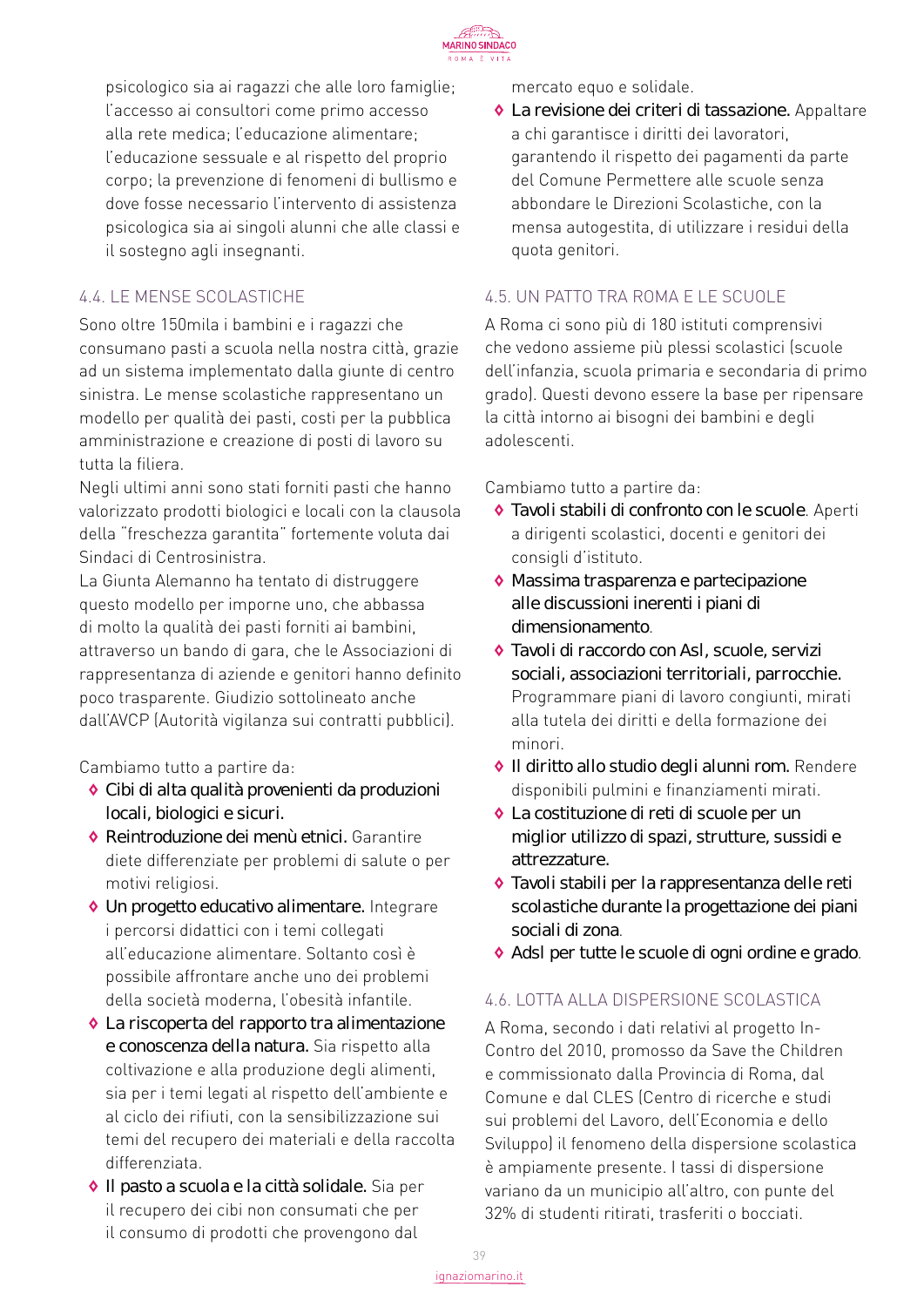psicologico sia ai ragazzi che alle loro famiglie; l'accesso ai consultori come primo accesso alla rete medica; l'educazione alimentare; l'educazione sessuale e al rispetto del proprio corpo; la prevenzione di fenomeni di bullismo e dove fosse necessario l'intervento di assistenza psicologica sia ai singoli alunni che alle classi e il sostegno agli insegnanti.

## 4.4. LE MENSE SCOLASTICHE

Sono oltre 150mila i bambini e i ragazzi che consumano pasti a scuola nella nostra città, grazie ad un sistema implementato dalla giunte di centro sinistra. Le mense scolastiche rappresentano un modello per qualità dei pasti, costi per la pubblica amministrazione e creazione di posti di lavoro su tutta la filiera.
Negli ultimi anni sono stati forniti pasti che hanno valorizzato prodotti biologici e locali con la clausola della "freschezza garantita" fortemente voluta dai Sindaci di Centrosinistra.
La Giunta Alemanno ha tentato di distruggere questo modello per imporne uno, che abbassa di molto la qualità dei pasti forniti ai bambini, attraverso un bando di gara, che le Associazioni di rappresentanza di aziende e genitori hanno definito poco trasparente. Giudizio sottolineato anche dall'AVCP (Autorità vigilanza sui contratti pubblici).

Cambiamo tutto a partire da:

- **Cibi di alta qualità provenienti da produzioni locali, biologici e sicuri.**
- **Reintroduzione dei menù etnici.** Garantire diete differenziate per problemi di salute o per motivi religiosi.
- **Un progetto educativo alimentare.** Integrare i percorsi didattici con i temi collegati all'educazione alimentare. Soltanto così è possibile affrontare anche uno dei problemi della società moderna, l'obesità infantile.
- **La riscoperta del rapporto tra alimentazione e conoscenza della natura.** Sia rispetto alla coltivazione e alla produzione degli alimenti, sia per i temi legati al rispetto dell'ambiente e al ciclo dei rifiuti, con la sensibilizzazione sui temi del recupero dei materiali e della raccolta differenziata.
- **Il pasto a scuola e la città solidale.** Sia per il recupero dei cibi non consumati che per il consumo di prodotti che provengono dal mercato equo e solidale.
- **La revisione dei criteri di tassazione.** Appaltare a chi garantisce i diritti dei lavoratori, garantendo il rispetto dei pagamenti da parte del Comune Permettere alle scuole senza abbondare le Direzioni Scolastiche, con la mensa autogestita, di utilizzare i residui della quota genitori.

## 4.5. UN PATTO TRA ROMA E LE SCUOLE

A Roma ci sono più di 180 istituti comprensivi che vedono assieme più plessi scolastici (scuole dell'infanzia, scuola primaria e secondaria di primo grado). Questi devono essere la base per ripensare la città intorno ai bisogni dei bambini e degli adolescenti.

Cambiamo tutto a partire da:

- **Tavoli stabili di confronto con le scuole**. Aperti a dirigenti scolastici, docenti e genitori dei consigli d'istituto.
- **Massima trasparenza e partecipazione alle discussioni inerenti i piani di dimensionamento**.
- **Tavoli di raccordo con Asl, scuole, servizi sociali, associazioni territoriali, parrocchie.** Programmare piani di lavoro congiunti, mirati alla tutela dei diritti e della formazione dei minori.
- **Il diritto allo studio degli alunni rom.** Rendere disponibili pulmini e finanziamenti mirati.
- **La costituzione di reti di scuole per un miglior utilizzo di spazi, strutture, sussidi e attrezzature.**
- **Tavoli stabili per la rappresentanza delle reti scolastiche durante la progettazione dei piani sociali di zona**.
- **Adsl per tutte le scuole di ogni ordine e grado**.

## 4.6. LOTTA ALLA DISPERSIONE SCOLASTICA

A Roma, secondo i dati relativi al progetto In-Contro del 2010, promosso da Save the Children e commissionato dalla Provincia di Roma, dal Comune e dal CLES (Centro di ricerche e studi sui problemi del Lavoro, dell'Economia e dello Sviluppo) il fenomeno della dispersione scolastica è ampiamente presente. I tassi di dispersione variano da un municipio all'altro, con punte del 32% di studenti ritirati, trasferiti o bocciati.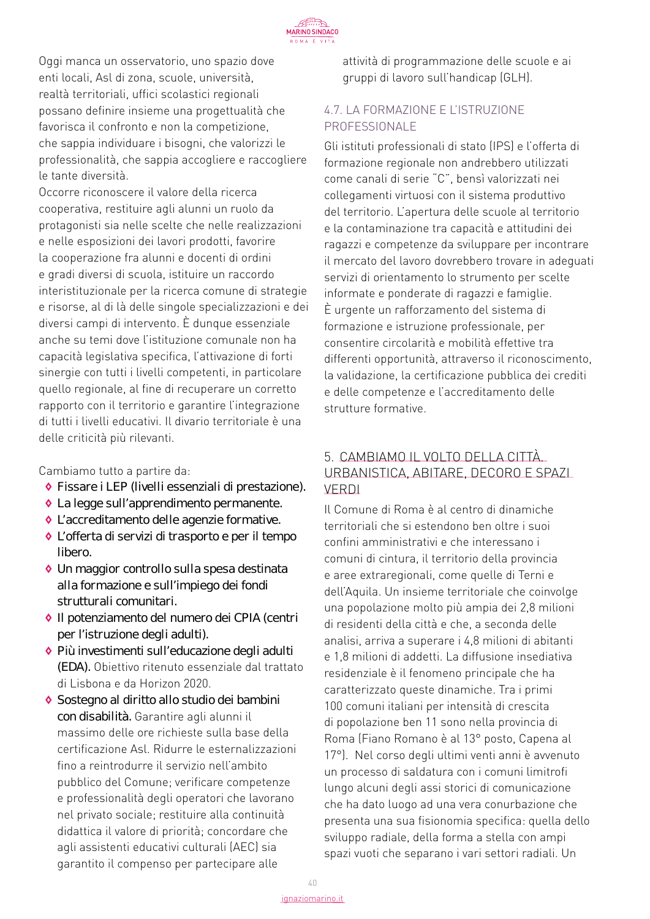Oggi manca un osservatorio, uno spazio dove enti locali, Asl di zona, scuole, università, realtà territoriali, uffici scolastici regionali possano definire insieme una progettualità che favorisca il confronto e non la competizione, che sappia individuare i bisogni, che valorizzi le professionalità, che sappia accogliere e raccogliere le tante diversità.
Occorre riconoscere il valore della ricerca cooperativa, restituire agli alunni un ruolo da protagonisti sia nelle scelte che nelle realizzazioni e nelle esposizioni dei lavori prodotti, favorire la cooperazione fra alunni e docenti di ordini e gradi diversi di scuola, istituire un raccordo interistituzionale per la ricerca comune di strategie e risorse, al di là delle singole specializzazioni e dei diversi campi di intervento. È dunque essenziale anche su temi dove l'istituzione comunale non ha capacità legislativa specifica, l'attivazione di forti sinergie con tutti i livelli competenti, in particolare quello regionale, al fine di recuperare un corretto rapporto con il territorio e garantire l'integrazione di tutti i livelli educativi. Il divario territoriale è una delle criticità più rilevanti.

Cambiamo tutto a partire da:

- Fissare i LEP (livelli essenziali di prestazione).
- La legge sull'apprendimento permanente.
- L'accreditamento delle agenzie formative.
- L'offerta di servizi di trasporto e per il tempo libero.
- Un maggior controllo sulla spesa destinata alla formazione e sull'impiego dei fondi strutturali comunitari.
- Il potenziamento del numero dei CPIA (centri per l'istruzione degli adulti).
- Più investimenti sull'educazione degli adulti (EDA). Obiettivo ritenuto essenziale dal trattato di Lisbona e da Horizon 2020.
- Sostegno al diritto allo studio dei bambini con disabilità. Garantire agli alunni il massimo delle ore richieste sulla base della certificazione Asl. Ridurre le esternalizzazioni fino a reintrodurre il servizio nell'ambito pubblico del Comune; verificare competenze e professionalità degli operatori che lavorano nel privato sociale; restituire alla continuità didattica il valore di priorità; concordare che agli assistenti educativi culturali (AEC) sia garantito il compenso per partecipare alle attività di programmazione delle scuole e ai gruppi di lavoro sull'handicap (GLH).

### 4.7. LA FORMAZIONE E L'ISTRUZIONE PROFESSIONALE

Gli istituti professionali di stato (IPS) e l'offerta di formazione regionale non andrebbero utilizzati come canali di serie "C", bensì valorizzati nei collegamenti virtuosi con il sistema produttivo del territorio. L'apertura delle scuole al territorio e la contaminazione tra capacità e attitudini dei ragazzi e competenze da sviluppare per incontrare il mercato del lavoro dovrebbero trovare in adeguati servizi di orientamento lo strumento per scelte informate e ponderate di ragazzi e famiglie.
È urgente un rafforzamento del sistema di formazione e istruzione professionale, per consentire circolarità e mobilità effettive tra differenti opportunità, attraverso il riconoscimento, la validazione, la certificazione pubblica dei crediti e delle competenze e l'accreditamento delle strutture formative.

## 5. CAMBIAMO IL VOLTO DELLA CITTÀ. URBANISTICA, ABITARE, DECORO E SPAZI VERDI

Il Comune di Roma è al centro di dinamiche territoriali che si estendono ben oltre i suoi confini amministrativi e che interessano i comuni di cintura, il territorio della provincia e aree extraregionali, come quelle di Terni e dell'Aquila. Un insieme territoriale che coinvolge una popolazione molto più ampia dei 2,8 milioni di residenti della città e che, a seconda delle analisi, arriva a superare i 4,8 milioni di abitanti e 1,8 milioni di addetti. La diffusione insediativa residenziale è il fenomeno principale che ha caratterizzato queste dinamiche. Tra i primi 100 comuni italiani per intensità di crescita di popolazione ben 11 sono nella provincia di Roma (Fiano Romano è al 13° posto, Capena al 17°). Nel corso degli ultimi venti anni è avvenuto un processo di saldatura con i comuni limitrofi lungo alcuni degli assi storici di comunicazione che ha dato luogo ad una vera conurbazione che presenta una sua fisionomia specifica: quella dello sviluppo radiale, della forma a stella con ampi spazi vuoti che separano i vari settori radiali. Un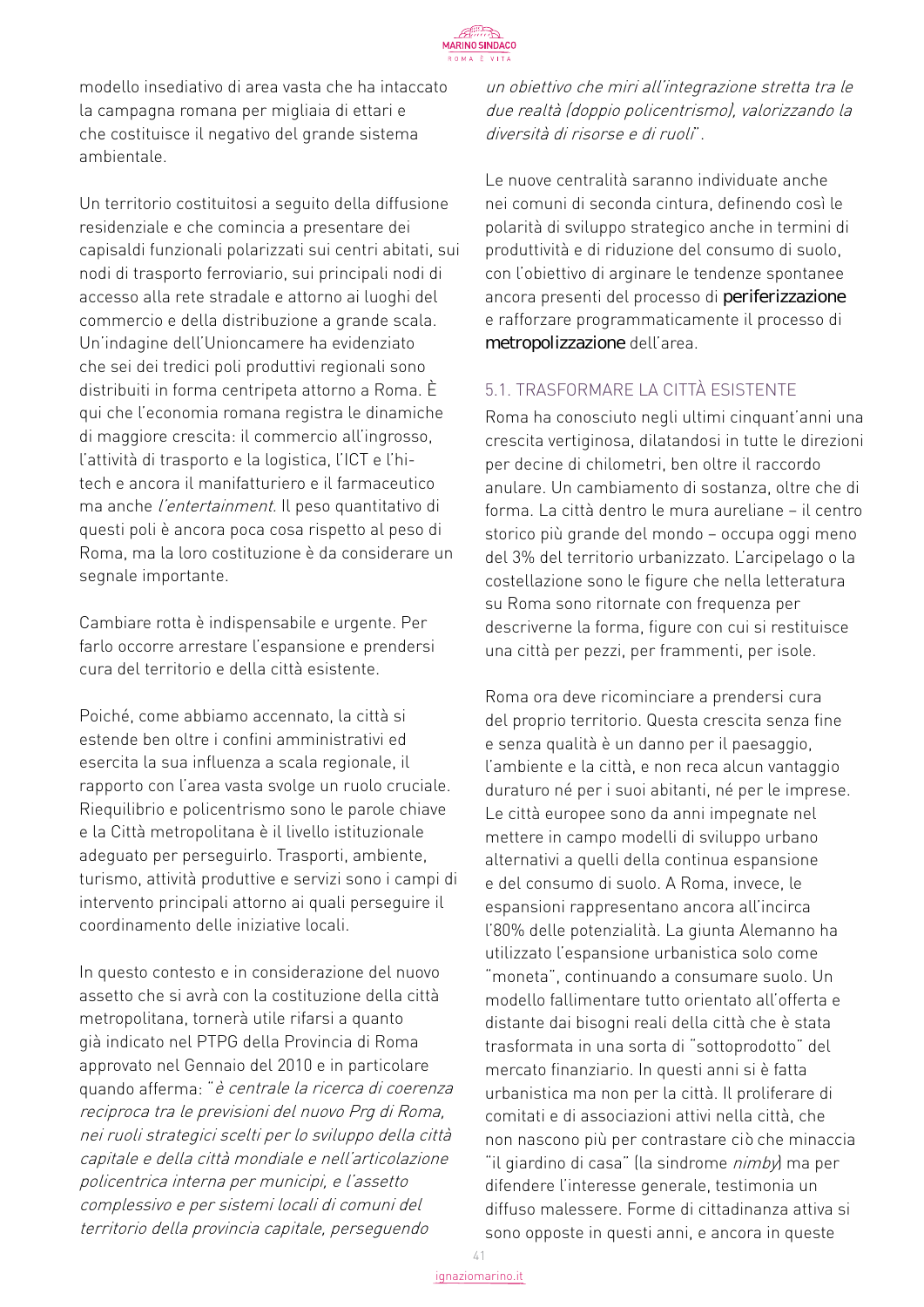modello insediativo di area vasta che ha intaccato la campagna romana per migliaia di ettari e che costituisce il negativo del grande sistema ambientale.

Un territorio costituitosi a seguito della diffusione residenziale e che comincia a presentare dei capisaldi funzionali polarizzati sui centri abitati, sui nodi di trasporto ferroviario, sui principali nodi di accesso alla rete stradale e attorno ai luoghi del commercio e della distribuzione a grande scala. Un'indagine dell'Unioncamere ha evidenziato che sei dei tredici poli produttivi regionali sono distribuiti in forma centripeta attorno a Roma. È qui che l'economia romana registra le dinamiche di maggiore crescita: il commercio all'ingrosso, l'attività di trasporto e la logistica, l'ICT e l'hi-tech e ancora il manifatturiero e il farmaceutico ma anche *l'entertainment*. Il peso quantitativo di questi poli è ancora poca cosa rispetto al peso di Roma, ma la loro costituzione è da considerare un segnale importante.

Cambiare rotta è indispensabile e urgente. Per farlo occorre arrestare l'espansione e prendersi cura del territorio e della città esistente.

Poiché, come abbiamo accennato, la città si estende ben oltre i confini amministrativi ed esercita la sua influenza a scala regionale, il rapporto con l'area vasta svolge un ruolo cruciale. Riequilibrio e policentrismo sono le parole chiave e la Città metropolitana è il livello istituzionale adeguato per perseguirlo. Trasporti, ambiente, turismo, attività produttive e servizi sono i campi di intervento principali attorno ai quali perseguire il coordinamento delle iniziative locali.

In questo contesto e in considerazione del nuovo assetto che si avrà con la costituzione della città metropolitana, tornerà utile rifarsi a quanto già indicato nel PTPG della Provincia di Roma approvato nel Gennaio del 2010 e in particolare quando afferma: "*è centrale la ricerca di coerenza reciproca tra le previsioni del nuovo Prg di Roma, nei ruoli strategici scelti per lo sviluppo della città capitale e della città mondiale e nell'articolazione policentrica interna per municipi, e l'assetto complessivo e per sistemi locali di comuni del territorio della provincia capitale, perseguendo un obiettivo che miri all'integrazione stretta tra le due realtà (doppio policentrismo), valorizzando la diversità di risorse e di ruoli*".

Le nuove centralità saranno individuate anche nei comuni di seconda cintura, definendo così le polarità di sviluppo strategico anche in termini di produttività e di riduzione del consumo di suolo, con l'obiettivo di arginare le tendenze spontanee ancora presenti del processo di periferizzazione e rafforzare programmaticamente il processo di metropolizzazione dell'area.

## 5.1. TRASFORMARE LA CITTÀ ESISTENTE

Roma ha conosciuto negli ultimi cinquant'anni una crescita vertiginosa, dilatandosi in tutte le direzioni per decine di chilometri, ben oltre il raccordo anulare. Un cambiamento di sostanza, oltre che di forma. La città dentro le mura aureliane – il centro storico più grande del mondo – occupa oggi meno del 3% del territorio urbanizzato. L'arcipelago o la costellazione sono le figure che nella letteratura su Roma sono ritornate con frequenza per descriverne la forma, figure con cui si restituisce una città per pezzi, per frammenti, per isole.

Roma ora deve ricominciare a prendersi cura del proprio territorio. Questa crescita senza fine e senza qualità è un danno per il paesaggio, l'ambiente e la città, e non reca alcun vantaggio duraturo né per i suoi abitanti, né per le imprese. Le città europee sono da anni impegnate nel mettere in campo modelli di sviluppo urbano alternativi a quelli della continua espansione e del consumo di suolo. A Roma, invece, le espansioni rappresentano ancora all'incirca l'80% delle potenzialità. La giunta Alemanno ha utilizzato l'espansione urbanistica solo come "moneta", continuando a consumare suolo. Un modello fallimentare tutto orientato all'offerta e distante dai bisogni reali della città che è stata trasformata in una sorta di "sottoprodotto" del mercato finanziario. In questi anni si è fatta urbanistica ma non per la città. Il proliferare di comitati e di associazioni attivi nella città, che non nascono più per contrastare ciò che minaccia "il giardino di casa" (la sindrome *nimby*) ma per difendere l'interesse generale, testimonia un diffuso malessere. Forme di cittadinanza attiva si sono opposte in questi anni, e ancora in queste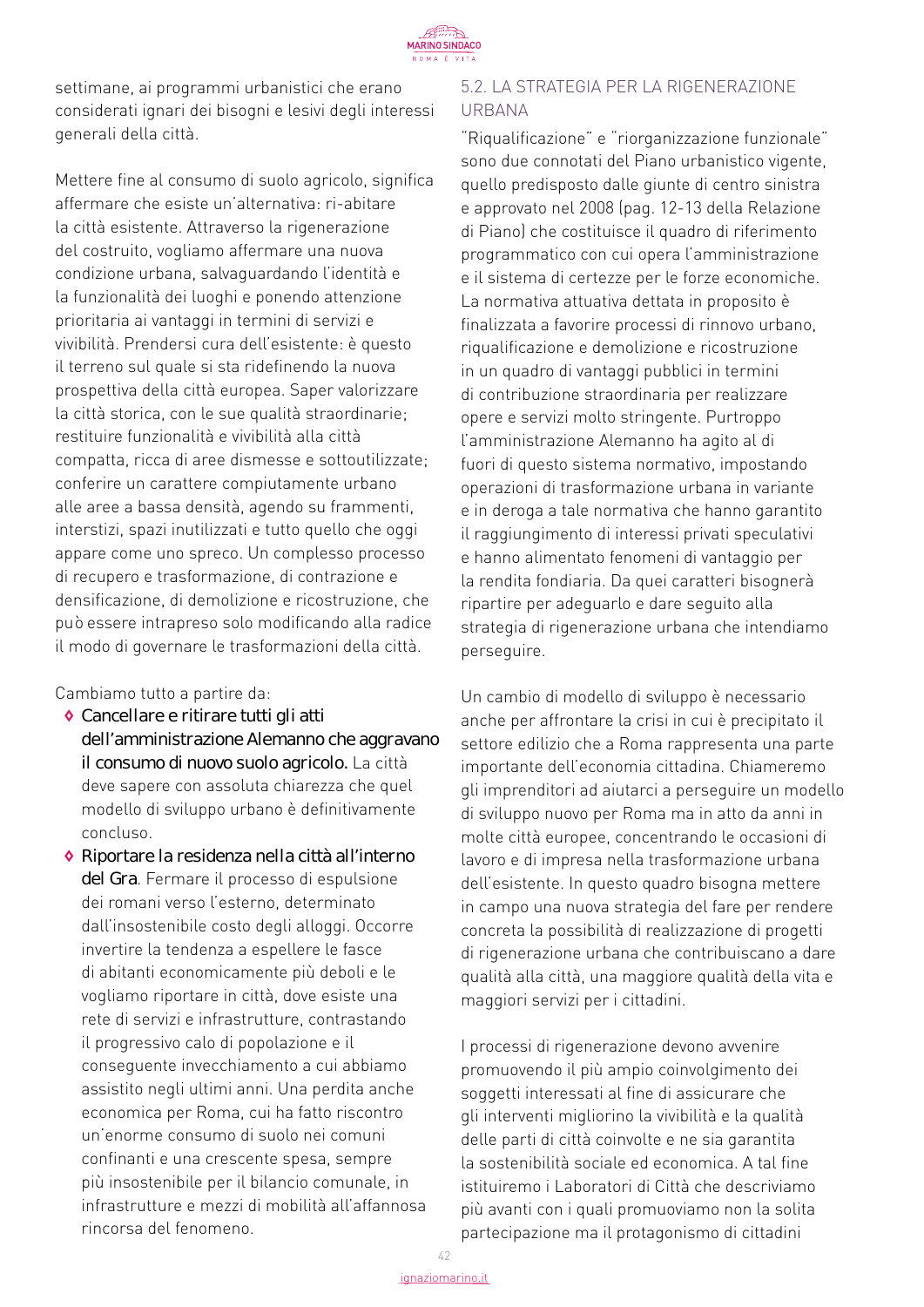settimane, ai programmi urbanistici che erano considerati ignari dei bisogni e lesivi degli interessi generali della città.

Mettere fine al consumo di suolo agricolo, significa affermare che esiste un'alternativa: ri-abitare la città esistente. Attraverso la rigenerazione del costruito, vogliamo affermare una nuova condizione urbana, salvaguardando l'identità e la funzionalità dei luoghi e ponendo attenzione prioritaria ai vantaggi in termini di servizi e vivibilità. Prendersi cura dell'esistente: è questo il terreno sul quale si sta ridefinendo la nuova prospettiva della città europea. Saper valorizzare la città storica, con le sue qualità straordinarie; restituire funzionalità e vivibilità alla città compatta, ricca di aree dismesse e sottoutilizzate; conferire un carattere compiutamente urbano alle aree a bassa densità, agendo su frammenti, interstizi, spazi inutilizzati e tutto quello che oggi appare come uno spreco. Un complesso processo di recupero e trasformazione, di contrazione e densificazione, di demolizione e ricostruzione, che può essere intrapreso solo modificando alla radice il modo di governare le trasformazioni della città.

Cambiamo tutto a partire da:

- **Cancellare e ritirare tutti gli atti dell'amministrazione Alemanno che aggravano il consumo di nuovo suolo agricolo.** La città deve sapere con assoluta chiarezza che quel modello di sviluppo urbano è definitivamente concluso.
- **Riportare la residenza nella città all'interno del Gra**. Fermare il processo di espulsione dei romani verso l'esterno, determinato dall'insostenibile costo degli alloggi. Occorre invertire la tendenza a espellere le fasce di abitanti economicamente più deboli e le vogliamo riportare in città, dove esiste una rete di servizi e infrastrutture, contrastando il progressivo calo di popolazione e il conseguente invecchiamento a cui abbiamo assistito negli ultimi anni. Una perdita anche economica per Roma, cui ha fatto riscontro un'enorme consumo di suolo nei comuni confinanti e una crescente spesa, sempre più insostenibile per il bilancio comunale, in infrastrutture e mezzi di mobilità all'affannosa rincorsa del fenomeno.

## 5.2. LA STRATEGIA PER LA RIGENERAZIONE URBANA

"Riqualificazione" e "riorganizzazione funzionale" sono due connotati del Piano urbanistico vigente, quello predisposto dalle giunte di centro sinistra e approvato nel 2008 (pag. 12-13 della Relazione di Piano) che costituisce il quadro di riferimento programmatico con cui opera l'amministrazione e il sistema di certezze per le forze economiche. La normativa attuativa dettata in proposito è finalizzata a favorire processi di rinnovo urbano, riqualificazione e demolizione e ricostruzione in un quadro di vantaggi pubblici in termini di contribuzione straordinaria per realizzare opere e servizi molto stringente. Purtroppo l'amministrazione Alemanno ha agito al di fuori di questo sistema normativo, impostando operazioni di trasformazione urbana in variante e in deroga a tale normativa che hanno garantito il raggiungimento di interessi privati speculativi e hanno alimentato fenomeni di vantaggio per la rendita fondiaria. Da quei caratteri bisognerà ripartire per adeguarlo e dare seguito alla strategia di rigenerazione urbana che intendiamo perseguire.

Un cambio di modello di sviluppo è necessario anche per affrontare la crisi in cui è precipitato il settore edilizio che a Roma rappresenta una parte importante dell'economia cittadina. Chiameremo gli imprenditori ad aiutarci a perseguire un modello di sviluppo nuovo per Roma ma in atto da anni in molte città europee, concentrando le occasioni di lavoro e di impresa nella trasformazione urbana dell'esistente. In questo quadro bisogna mettere in campo una nuova strategia del fare per rendere concreta la possibilità di realizzazione di progetti di rigenerazione urbana che contribuiscano a dare qualità alla città, una maggiore qualità della vita e maggiori servizi per i cittadini.

I processi di rigenerazione devono avvenire promuovendo il più ampio coinvolgimento dei soggetti interessati al fine di assicurare che gli interventi migliorino la vivibilità e la qualità delle parti di città coinvolte e ne sia garantita la sostenibilità sociale ed economica. A tal fine istituiremo i Laboratori di Città che descriviamo più avanti con i quali promuoviamo non la solita partecipazione ma il protagonismo di cittadini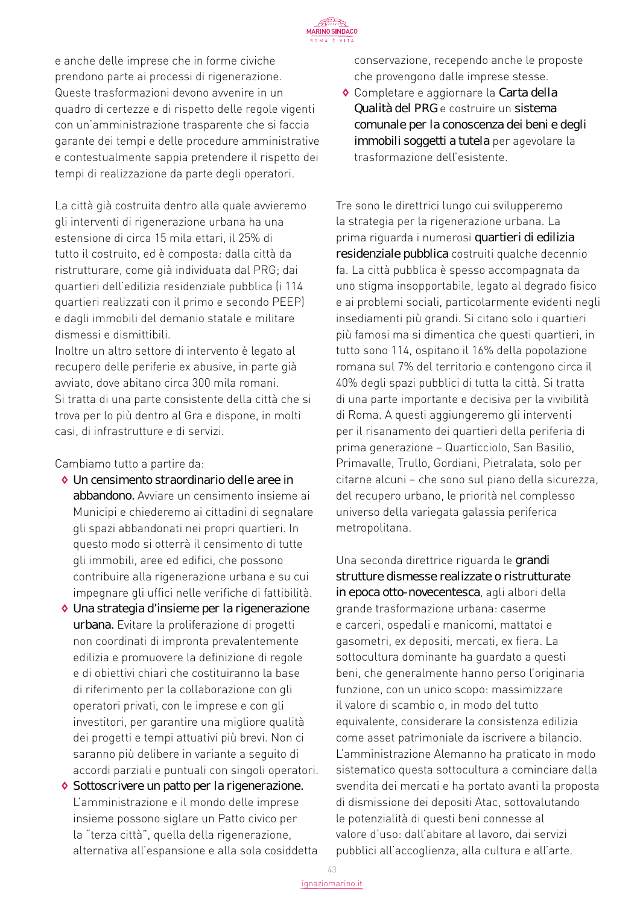e anche delle imprese che in forme civiche prendono parte ai processi di rigenerazione. Queste trasformazioni devono avvenire in un quadro di certezze e di rispetto delle regole vigenti con un'amministrazione trasparente che si faccia garante dei tempi e delle procedure amministrative e contestualmente sappia pretendere il rispetto dei tempi di realizzazione da parte degli operatori.

La città già costruita dentro alla quale avvieremo gli interventi di rigenerazione urbana ha una estensione di circa 15 mila ettari, il 25% di tutto il costruito, ed è composta: dalla città da ristrutturare, come già individuata dal PRG; dai quartieri dell'edilizia residenziale pubblica (i 114 quartieri realizzati con il primo e secondo PEEP) e dagli immobili del demanio statale e militare dismessi e dismittibili.
Inoltre un altro settore di intervento è legato al recupero delle periferie ex abusive, in parte già avviato, dove abitano circa 300 mila romani. Si tratta di una parte consistente della città che si trova per lo più dentro al Gra e dispone, in molti casi, di infrastrutture e di servizi.

Cambiamo tutto a partire da:

- **Un censimento straordinario delle aree in abbandono.** Avviare un censimento insieme ai Municipi e chiederemo ai cittadini di segnalare gli spazi abbandonati nei propri quartieri. In questo modo si otterrà il censimento di tutte gli immobili, aree ed edifici, che possono contribuire alla rigenerazione urbana e su cui impegnare gli uffici nelle verifiche di fattibilità.
- **Una strategia d'insieme per la rigenerazione urbana.** Evitare la proliferazione di progetti non coordinati di impronta prevalentemente edilizia e promuovere la definizione di regole e di obiettivi chiari che costituiranno la base di riferimento per la collaborazione con gli operatori privati, con le imprese e con gli investitori, per garantire una migliore qualità dei progetti e tempi attuativi più brevi. Non ci saranno più delibere in variante a seguito di accordi parziali e puntuali con singoli operatori.
- **Sottoscrivere un patto per la rigenerazione.** L'amministrazione e il mondo delle imprese insieme possono siglare un Patto civico per la "terza città", quella della rigenerazione, alternativa all'espansione e alla sola cosiddetta conservazione, recependo anche le proposte che provengono dalle imprese stesse.
- Completare e aggiornare la **Carta della Qualità del PRG** e costruire un **sistema comunale per la conoscenza dei beni e degli immobili soggetti a tutela** per agevolare la trasformazione dell'esistente.

Tre sono le direttrici lungo cui svilupperemo la strategia per la rigenerazione urbana. La prima riguarda i numerosi **quartieri di edilizia residenziale pubblica** costruiti qualche decennio fa. La città pubblica è spesso accompagnata da uno stigma insopportabile, legato al degrado fisico e ai problemi sociali, particolarmente evidenti negli insediamenti più grandi. Si citano solo i quartieri più famosi ma si dimentica che questi quartieri, in tutto sono 114, ospitano il 16% della popolazione romana sul 7% del territorio e contengono circa il 40% degli spazi pubblici di tutta la città. Si tratta di una parte importante e decisiva per la vivibilità di Roma. A questi aggiungeremo gli interventi per il risanamento dei quartieri della periferia di prima generazione – Quarticciolo, San Basilio, Primavalle, Trullo, Gordiani, Pietralata, solo per citarne alcuni – che sono sul piano della sicurezza, del recupero urbano, le priorità nel complesso universo della variegata galassia periferica metropolitana.

Una seconda direttrice riguarda le **grandi strutture dismesse realizzate o ristrutturate in epoca otto-novecentesca**, agli albori della grande trasformazione urbana: caserme e carceri, ospedali e manicomi, mattatoi e gasometri, ex depositi, mercati, ex fiera. La sottocultura dominante ha guardato a questi beni, che generalmente hanno perso l'originaria funzione, con un unico scopo: massimizzare il valore di scambio o, in modo del tutto equivalente, considerare la consistenza edilizia come asset patrimoniale da iscrivere a bilancio. L'amministrazione Alemanno ha praticato in modo sistematico questa sottocultura a cominciare dalla svendita dei mercati e ha portato avanti la proposta di dismissione dei depositi Atac, sottovalutando le potenzialità di questi beni connesse al valore d'uso: dall'abitare al lavoro, dai servizi pubblici all'accoglienza, alla cultura e all'arte.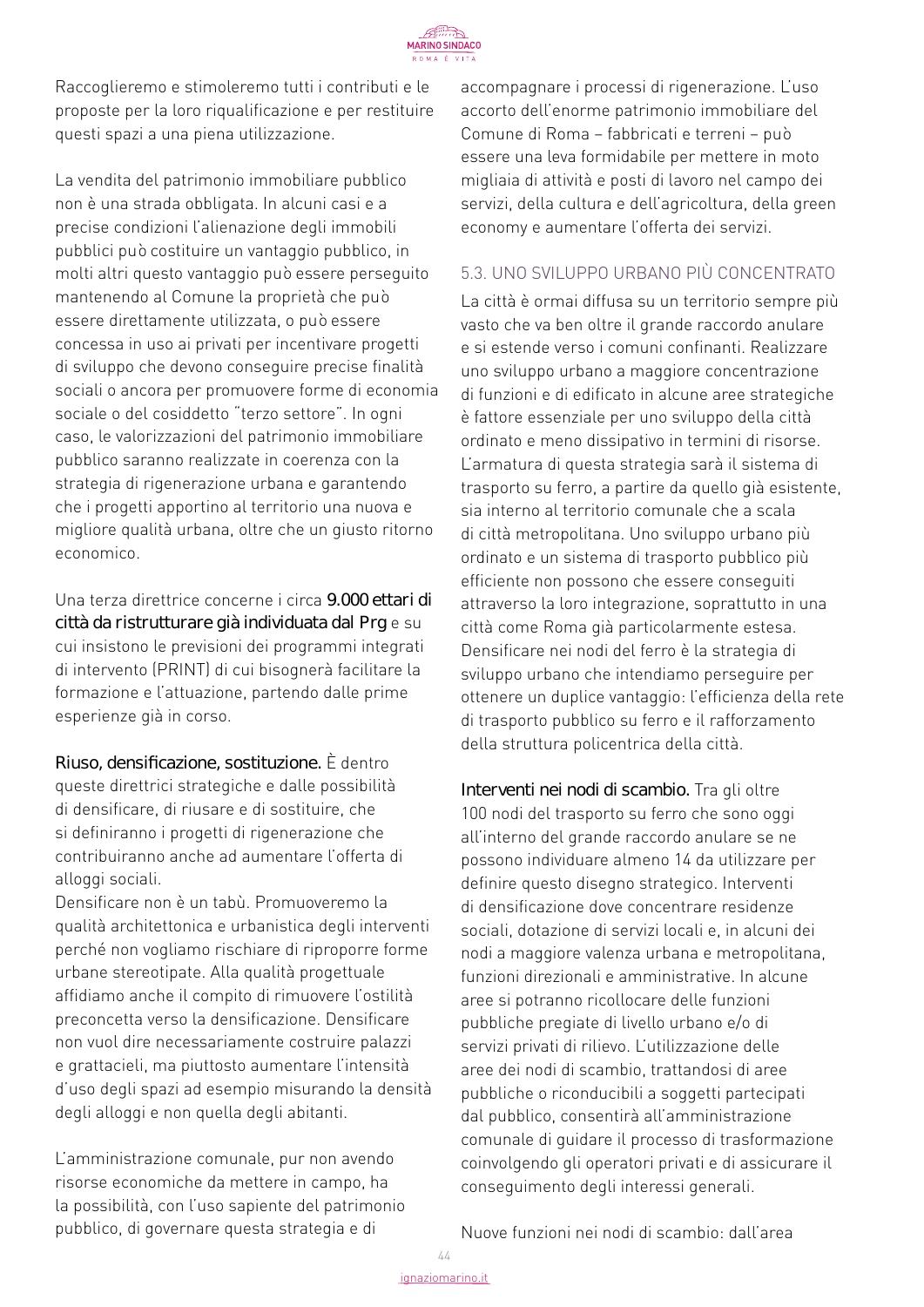Raccoglieremo e stimoleremo tutti i contributi e le proposte per la loro riqualificazione e per restituire questi spazi a una piena utilizzazione.

La vendita del patrimonio immobiliare pubblico non è una strada obbligata. In alcuni casi e a precise condizioni l'alienazione degli immobili pubblici può costituire un vantaggio pubblico, in molti altri questo vantaggio può essere perseguito mantenendo al Comune la proprietà che può essere direttamente utilizzata, o può essere concessa in uso ai privati per incentivare progetti di sviluppo che devono conseguire precise finalità sociali o ancora per promuovere forme di economia sociale o del cosiddetto "terzo settore". In ogni caso, le valorizzazioni del patrimonio immobiliare pubblico saranno realizzate in coerenza con la strategia di rigenerazione urbana e garantendo che i progetti apportino al territorio una nuova e migliore qualità urbana, oltre che un giusto ritorno economico.

Una terza direttrice concerne i circa **9.000 ettari di città da ristrutturare già individuata dal Prg** e su cui insistono le previsioni dei programmi integrati di intervento (PRINT) di cui bisognerà facilitare la formazione e l'attuazione, partendo dalle prime esperienze già in corso.

**Riuso, densificazione, sostituzione.** È dentro queste direttrici strategiche e dalle possibilità di densificare, di riusare e di sostituire, che si definiranno i progetti di rigenerazione che contribuiranno anche ad aumentare l'offerta di alloggi sociali.
Densificare non è un tabù. Promuoveremo la qualità architettonica e urbanistica degli interventi perché non vogliamo rischiare di riproporre forme urbane stereotipate. Alla qualità progettuale affidiamo anche il compito di rimuovere l'ostilità preconcetta verso la densificazione. Densificare non vuol dire necessariamente costruire palazzi e grattacieli, ma piuttosto aumentare l'intensità d'uso degli spazi ad esempio misurando la densità degli alloggi e non quella degli abitanti.

L'amministrazione comunale, pur non avendo risorse economiche da mettere in campo, ha la possibilità, con l'uso sapiente del patrimonio pubblico, di governare questa strategia e di accompagnare i processi di rigenerazione. L'uso accorto dell'enorme patrimonio immobiliare del Comune di Roma – fabbricati e terreni – può essere una leva formidabile per mettere in moto migliaia di attività e posti di lavoro nel campo dei servizi, della cultura e dell'agricoltura, della green economy e aumentare l'offerta dei servizi.

### 5.3. UNO SVILUPPO URBANO PIÙ CONCENTRATO

La città è ormai diffusa su un territorio sempre più vasto che va ben oltre il grande raccordo anulare e si estende verso i comuni confinanti. Realizzare uno sviluppo urbano a maggiore concentrazione di funzioni e di edificato in alcune aree strategiche è fattore essenziale per uno sviluppo della città ordinato e meno dissipativo in termini di risorse. L'armatura di questa strategia sarà il sistema di trasporto su ferro, a partire da quello già esistente, sia interno al territorio comunale che a scala di città metropolitana. Uno sviluppo urbano più ordinato e un sistema di trasporto pubblico più efficiente non possono che essere conseguiti attraverso la loro integrazione, soprattutto in una città come Roma già particolarmente estesa. Densificare nei nodi del ferro è la strategia di sviluppo urbano che intendiamo perseguire per ottenere un duplice vantaggio: l'efficienza della rete di trasporto pubblico su ferro e il rafforzamento della struttura policentrica della città.

**Interventi nei nodi di scambio.** Tra gli oltre 100 nodi del trasporto su ferro che sono oggi all'interno del grande raccordo anulare se ne possono individuare almeno 14 da utilizzare per definire questo disegno strategico. Interventi di densificazione dove concentrare residenze sociali, dotazione di servizi locali e, in alcuni dei nodi a maggiore valenza urbana e metropolitana, funzioni direzionali e amministrative. In alcune aree si potranno ricollocare delle funzioni pubbliche pregiate di livello urbano e/o di servizi privati di rilievo. L'utilizzazione delle aree dei nodi di scambio, trattandosi di aree pubbliche o riconducibili a soggetti partecipati dal pubblico, consentirà all'amministrazione comunale di guidare il processo di trasformazione coinvolgendo gli operatori privati e di assicurare il conseguimento degli interessi generali.

Nuove funzioni nei nodi di scambio: dall'area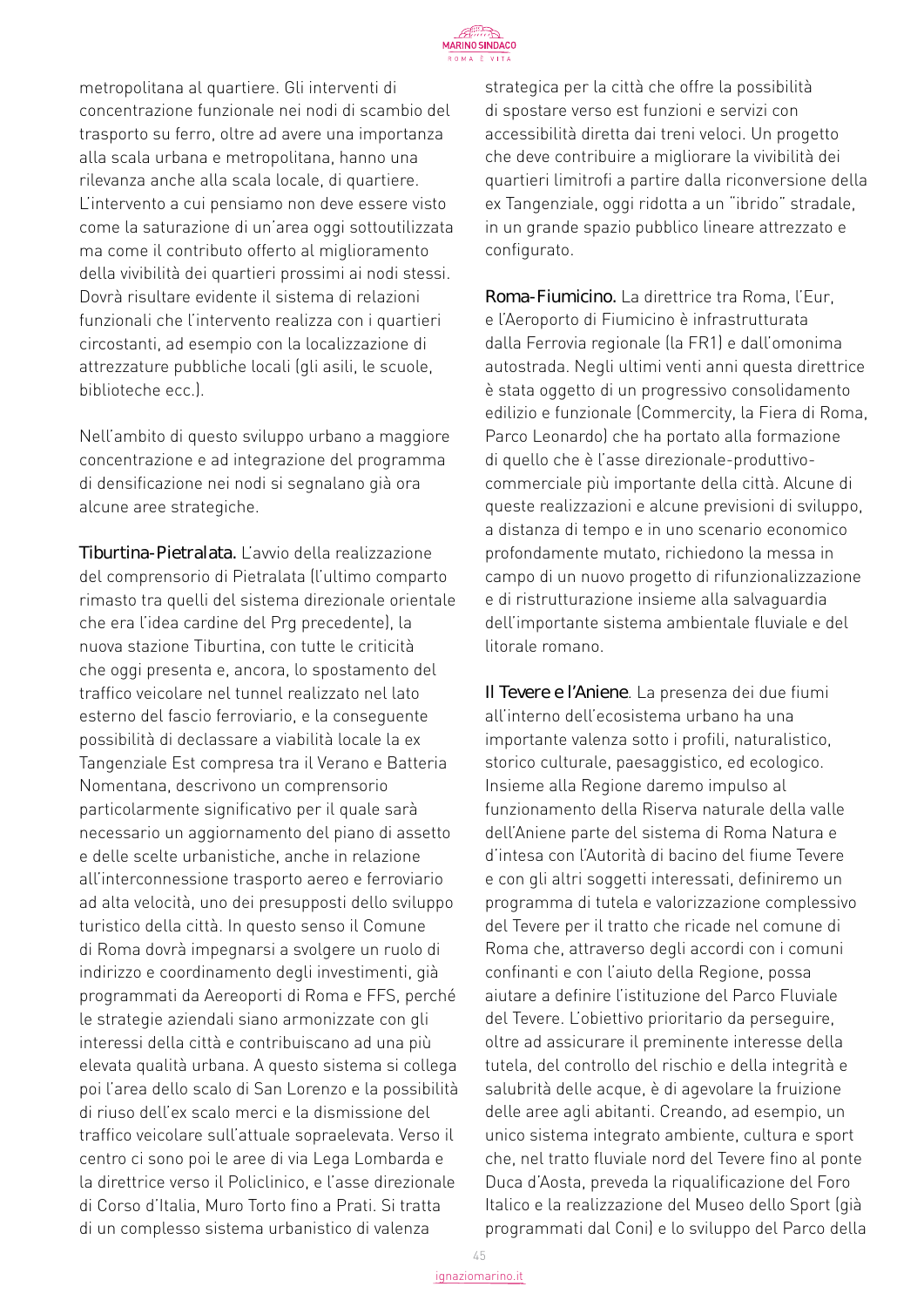metropolitana al quartiere. Gli interventi di concentrazione funzionale nei nodi di scambio del trasporto su ferro, oltre ad avere una importanza alla scala urbana e metropolitana, hanno una rilevanza anche alla scala locale, di quartiere. L'intervento a cui pensiamo non deve essere visto come la saturazione di un'area oggi sottoutilizzata ma come il contributo offerto al miglioramento della vivibilità dei quartieri prossimi ai nodi stessi. Dovrà risultare evidente il sistema di relazioni funzionali che l'intervento realizza con i quartieri circostanti, ad esempio con la localizzazione di attrezzature pubbliche locali (gli asili, le scuole, biblioteche ecc.).

Nell'ambito di questo sviluppo urbano a maggiore concentrazione e ad integrazione del programma di densificazione nei nodi si segnalano già ora alcune aree strategiche.

**Tiburtina-Pietralata.** L'avvio della realizzazione del comprensorio di Pietralata (l'ultimo comparto rimasto tra quelli del sistema direzionale orientale che era l'idea cardine del Prg precedente), la nuova stazione Tiburtina, con tutte le criticità che oggi presenta e, ancora, lo spostamento del traffico veicolare nel tunnel realizzato nel lato esterno del fascio ferroviario, e la conseguente possibilità di declassare a viabilità locale la ex Tangenziale Est compresa tra il Verano e Batteria Nomentana, descrivono un comprensorio particolarmente significativo per il quale sarà necessario un aggiornamento del piano di assetto e delle scelte urbanistiche, anche in relazione all'interconnessione trasporto aereo e ferroviario ad alta velocità, uno dei presupposti dello sviluppo turistico della città. In questo senso il Comune di Roma dovrà impegnarsi a svolgere un ruolo di indirizzo e coordinamento degli investimenti, già programmati da Aereoporti di Roma e FFS, perché le strategie aziendali siano armonizzate con gli interessi della città e contribuiscano ad una più elevata qualità urbana. A questo sistema si collega poi l'area dello scalo di San Lorenzo e la possibilità di riuso dell'ex scalo merci e la dismissione del traffico veicolare sull'attuale sopraelevata. Verso il centro ci sono poi le aree di via Lega Lombarda e la direttrice verso il Policlinico, e l'asse direzionale di Corso d'Italia, Muro Torto fino a Prati. Si tratta di un complesso sistema urbanistico di valenza strategica per la città che offre la possibilità di spostare verso est funzioni e servizi con accessibilità diretta dai treni veloci. Un progetto che deve contribuire a migliorare la vivibilità dei quartieri limitrofi a partire dalla riconversione della ex Tangenziale, oggi ridotta a un "ibrido" stradale, in un grande spazio pubblico lineare attrezzato e configurato.

**Roma-Fiumicino.** La direttrice tra Roma, l'Eur, e l'Aeroporto di Fiumicino è infrastrutturata dalla Ferrovia regionale (la FR1) e dall'omonima autostrada. Negli ultimi venti anni questa direttrice è stata oggetto di un progressivo consolidamento edilizio e funzionale (Commercity, la Fiera di Roma, Parco Leonardo) che ha portato alla formazione di quello che è l'asse direzionale-produttivo-commerciale più importante della città. Alcune di queste realizzazioni e alcune previsioni di sviluppo, a distanza di tempo e in uno scenario economico profondamente mutato, richiedono la messa in campo di un nuovo progetto di rifunzionalizzazione e di ristrutturazione insieme alla salvaguardia dell'importante sistema ambientale fluviale e del litorale romano.

**Il Tevere e l'Aniene**. La presenza dei due fiumi all'interno dell'ecosistema urbano ha una importante valenza sotto i profili, naturalistico, storico culturale, paesaggistico, ed ecologico. Insieme alla Regione daremo impulso al funzionamento della Riserva naturale della valle dell'Aniene parte del sistema di Roma Natura e d'intesa con l'Autorità di bacino del fiume Tevere e con gli altri soggetti interessati, definiremo un programma di tutela e valorizzazione complessivo del Tevere per il tratto che ricade nel comune di Roma che, attraverso degli accordi con i comuni confinanti e con l'aiuto della Regione, possa aiutare a definire l'istituzione del Parco Fluviale del Tevere. L'obiettivo prioritario da perseguire, oltre ad assicurare il preminente interesse della tutela, del controllo del rischio e della integrità e salubrità delle acque, è di agevolare la fruizione delle aree agli abitanti. Creando, ad esempio, un unico sistema integrato ambiente, cultura e sport che, nel tratto fluviale nord del Tevere fino al ponte Duca d'Aosta, preveda la riqualificazione del Foro Italico e la realizzazione del Museo dello Sport (già programmati dal Coni) e lo sviluppo del Parco della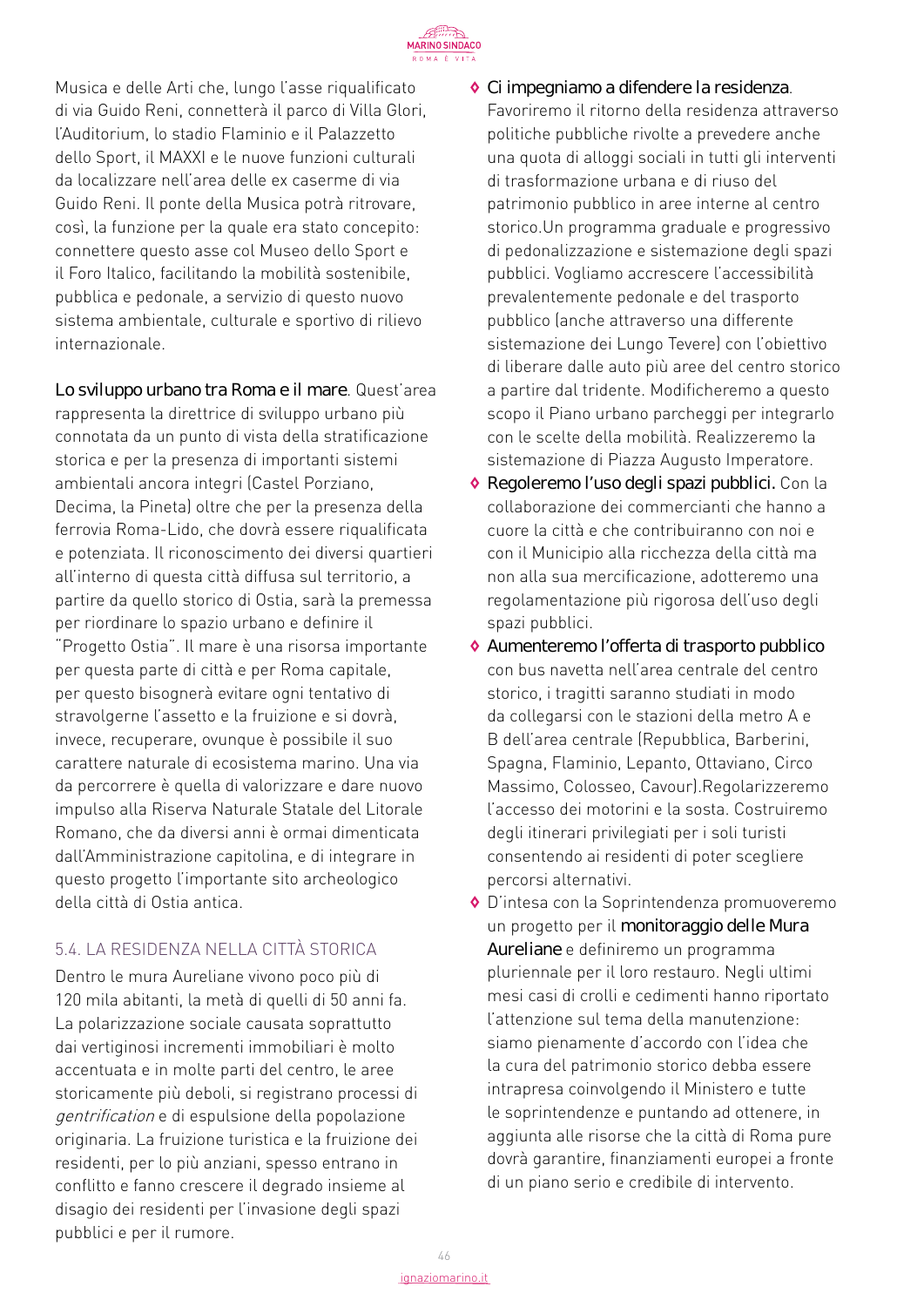Musica e delle Arti che, lungo l'asse riqualificato di via Guido Reni, connetterà il parco di Villa Glori, l'Auditorium, lo stadio Flaminio e il Palazzetto dello Sport, il MAXXI e le nuove funzioni culturali da localizzare nell'area delle ex caserme di via Guido Reni. Il ponte della Musica potrà ritrovare, così, la funzione per la quale era stato concepito: connettere questo asse col Museo dello Sport e il Foro Italico, facilitando la mobilità sostenibile, pubblica e pedonale, a servizio di questo nuovo sistema ambientale, culturale e sportivo di rilievo internazionale.

**Lo sviluppo urbano tra Roma e il mare**. Quest'area rappresenta la direttrice di sviluppo urbano più connotata da un punto di vista della stratificazione storica e per la presenza di importanti sistemi ambientali ancora integri (Castel Porziano, Decima, la Pineta) oltre che per la presenza della ferrovia Roma-Lido, che dovrà essere riqualificata e potenziata. Il riconoscimento dei diversi quartieri all'interno di questa città diffusa sul territorio, a partire da quello storico di Ostia, sarà la premessa per riordinare lo spazio urbano e definire il "Progetto Ostia". Il mare è una risorsa importante per questa parte di città e per Roma capitale, per questo bisognerà evitare ogni tentativo di stravolgerne l'assetto e la fruizione e si dovrà, invece, recuperare, ovunque è possibile il suo carattere naturale di ecosistema marino. Una via da percorrere è quella di valorizzare e dare nuovo impulso alla Riserva Naturale Statale del Litorale Romano, che da diversi anni è ormai dimenticata dall'Amministrazione capitolina, e di integrare in questo progetto l'importante sito archeologico della città di Ostia antica.

## 5.4. LA RESIDENZA NELLA CITTÀ STORICA

Dentro le mura Aureliane vivono poco più di 120 mila abitanti, la metà di quelli di 50 anni fa. La polarizzazione sociale causata soprattutto dai vertiginosi incrementi immobiliari è molto accentuata e in molte parti del centro, le aree storicamente più deboli, si registrano processi di *gentrification* e di espulsione della popolazione originaria. La fruizione turistica e la fruizione dei residenti, per lo più anziani, spesso entrano in conflitto e fanno crescere il degrado insieme al disagio dei residenti per l'invasione degli spazi pubblici e per il rumore.

- **Ci impegniamo a difendere la residenza**. Favoriremo il ritorno della residenza attraverso politiche pubbliche rivolte a prevedere anche una quota di alloggi sociali in tutti gli interventi di trasformazione urbana e di riuso del patrimonio pubblico in aree interne al centro storico.Un programma graduale e progressivo di pedonalizzazione e sistemazione degli spazi pubblici. Vogliamo accrescere l'accessibilità prevalentemente pedonale e del trasporto pubblico (anche attraverso una differente sistemazione dei Lungo Tevere) con l'obiettivo di liberare dalle auto più aree del centro storico a partire dal tridente. Modificheremo a questo scopo il Piano urbano parcheggi per integrarlo con le scelte della mobilità. Realizzeremo la sistemazione di Piazza Augusto Imperatore.
- **Regoleremo l'uso degli spazi pubblici.** Con la collaborazione dei commercianti che hanno a cuore la città e che contribuiranno con noi e con il Municipio alla ricchezza della città ma non alla sua mercificazione, adotteremo una regolamentazione più rigorosa dell'uso degli spazi pubblici.
- **Aumenteremo l'offerta di trasporto pubblico** con bus navetta nell'area centrale del centro storico, i tragitti saranno studiati in modo da collegarsi con le stazioni della metro A e B dell'area centrale (Repubblica, Barberini, Spagna, Flaminio, Lepanto, Ottaviano, Circo Massimo, Colosseo, Cavour).Regolarizzeremo l'accesso dei motorini e la sosta. Costruiremo degli itinerari privilegiati per i soli turisti consentendo ai residenti di poter scegliere percorsi alternativi.
- D'intesa con la Soprintendenza promuoveremo un progetto per il **monitoraggio delle Mura Aureliane** e definiremo un programma pluriennale per il loro restauro. Negli ultimi mesi casi di crolli e cedimenti hanno riportato l'attenzione sul tema della manutenzione: siamo pienamente d'accordo con l'idea che la cura del patrimonio storico debba essere intrapresa coinvolgendo il Ministero e tutte le soprintendenze e puntando ad ottenere, in aggiunta alle risorse che la città di Roma pure dovrà garantire, finanziamenti europei a fronte di un piano serio e credibile di intervento.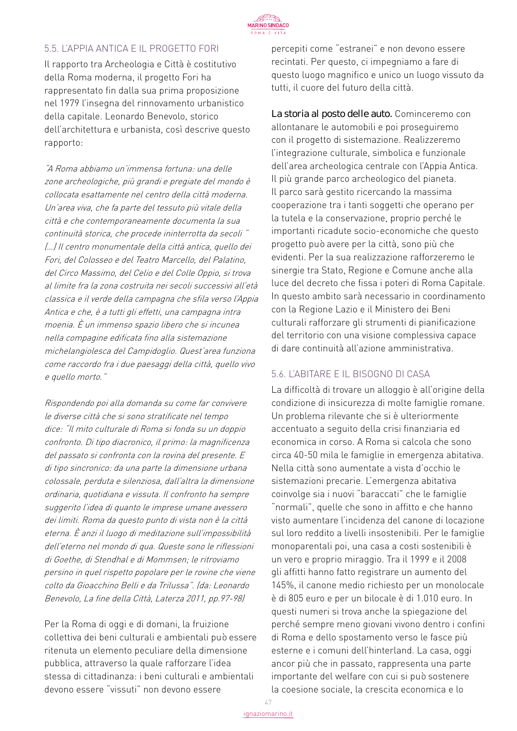## 5.5. L'APPIA ANTICA E IL PROGETTO FORI

Il rapporto tra Archeologia e Città è costitutivo della Roma moderna, il progetto Fori ha rappresentato fin dalla sua prima proposizione nel 1979 l'insegna del rinnovamento urbanistico della capitale. Leonardo Benevolo, storico dell'architettura e urbanista, così descrive questo rapporto:

*"A Roma abbiamo un'immensa fortuna: una delle zone archeologiche, più grandi e pregiate del mondo è collocata esattamente nel centro della città moderna. Un'area viva, che fa parte del tessuto più vitale della città e che contemporaneamente documenta la sua continuità storica, che procede ininterrotta da secoli " (...) Il centro monumentale della città antica, quello dei Fori, del Colosseo e del Teatro Marcello, del Palatino, del Circo Massimo, del Celio e del Colle Oppio, si trova al limite fra la zona costruita nei secoli successivi all'età classica e il verde della campagna che sfila verso l'Appia Antica e che, è a tutti gli effetti, una campagna intra moenia. È un immenso spazio libero che si incunea nella compagine edificata fino alla sistemazione michelangiolesca del Campidoglio. Quest'area funziona come raccordo fra i due paesaggi della città, quello vivo e quello morto."*

*Rispondendo poi alla domanda su come far convivere le diverse città che si sono stratificate nel tempo dice: "Il mito culturale di Roma si fonda su un doppio confronto. Di tipo diacronico, il primo: la magnificenza del passato si confronta con la rovina del presente. E di tipo sincronico: da una parte la dimensione urbana colossale, perduta e silenziosa, dall'altra la dimensione ordinaria, quotidiana e vissuta. Il confronto ha sempre suggerito l'idea di quanto le imprese umane avessero dei limiti. Roma da questo punto di vista non è la città eterna. È anzi il luogo di meditazione sull'impossibilità dell'eterno nel mondo di qua. Queste sono le riflessioni di Goethe, di Stendhal e di Mommsen; le ritroviamo persino in quel rispetto popolare per le rovine che viene colto da Gioacchino Belli e da Trilussa". (da: Leonardo Benevolo, La fine della Città, Laterza 2011, pp.97-98)*

Per la Roma di oggi e di domani, la fruizione collettiva dei beni culturali e ambientali può essere ritenuta un elemento peculiare della dimensione pubblica, attraverso la quale rafforzare l'idea stessa di cittadinanza: i beni culturali e ambientali devono essere "vissuti" non devono essere percepiti come "estranei" e non devono essere recintati. Per questo, ci impegniamo a fare di questo luogo magnifico e unico un luogo vissuto da tutti, il cuore del futuro della città.

**La storia al posto delle auto.** Cominceremo con allontanare le automobili e poi proseguiremo con il progetto di sistemazione. Realizzeremo l'integrazione culturale, simbolica e funzionale dell'area archeologica centrale con l'Appia Antica. Il più grande parco archeologico del pianeta. Il parco sarà gestito ricercando la massima cooperazione tra i tanti soggetti che operano per la tutela e la conservazione, proprio perché le importanti ricadute socio-economiche che questo progetto può avere per la città, sono più che evidenti. Per la sua realizzazione rafforzeremo le sinergie tra Stato, Regione e Comune anche alla luce del decreto che fissa i poteri di Roma Capitale. In questo ambito sarà necessario in coordinamento con la Regione Lazio e il Ministero dei Beni culturali rafforzare gli strumenti di pianificazione del territorio con una visione complessiva capace di dare continuità all'azione amministrativa.

## 5.6. L'ABITARE E IL BISOGNO DI CASA

La difficoltà di trovare un alloggio è all'origine della condizione di insicurezza di molte famiglie romane. Un problema rilevante che si è ulteriormente accentuato a seguito della crisi finanziaria ed economica in corso. A Roma si calcola che sono circa 40-50 mila le famiglie in emergenza abitativa. Nella città sono aumentate a vista d'occhio le sistemazioni precarie. L'emergenza abitativa coinvolge sia i nuovi "baraccati" che le famiglie "normali", quelle che sono in affitto e che hanno visto aumentare l'incidenza del canone di locazione sul loro reddito a livelli insostenibili. Per le famiglie monoparentali poi, una casa a costi sostenibili è un vero e proprio miraggio. Tra il 1999 e il 2008 gli affitti hanno fatto registrare un aumento del 145%, il canone medio richiesto per un monolocale è di 805 euro e per un bilocale è di 1.010 euro. In questi numeri si trova anche la spiegazione del perché sempre meno giovani vivono dentro i confini di Roma e dello spostamento verso le fasce più esterne e i comuni dell'hinterland. La casa, oggi ancor più che in passato, rappresenta una parte importante del welfare con cui si può sostenere la coesione sociale, la crescita economica e lo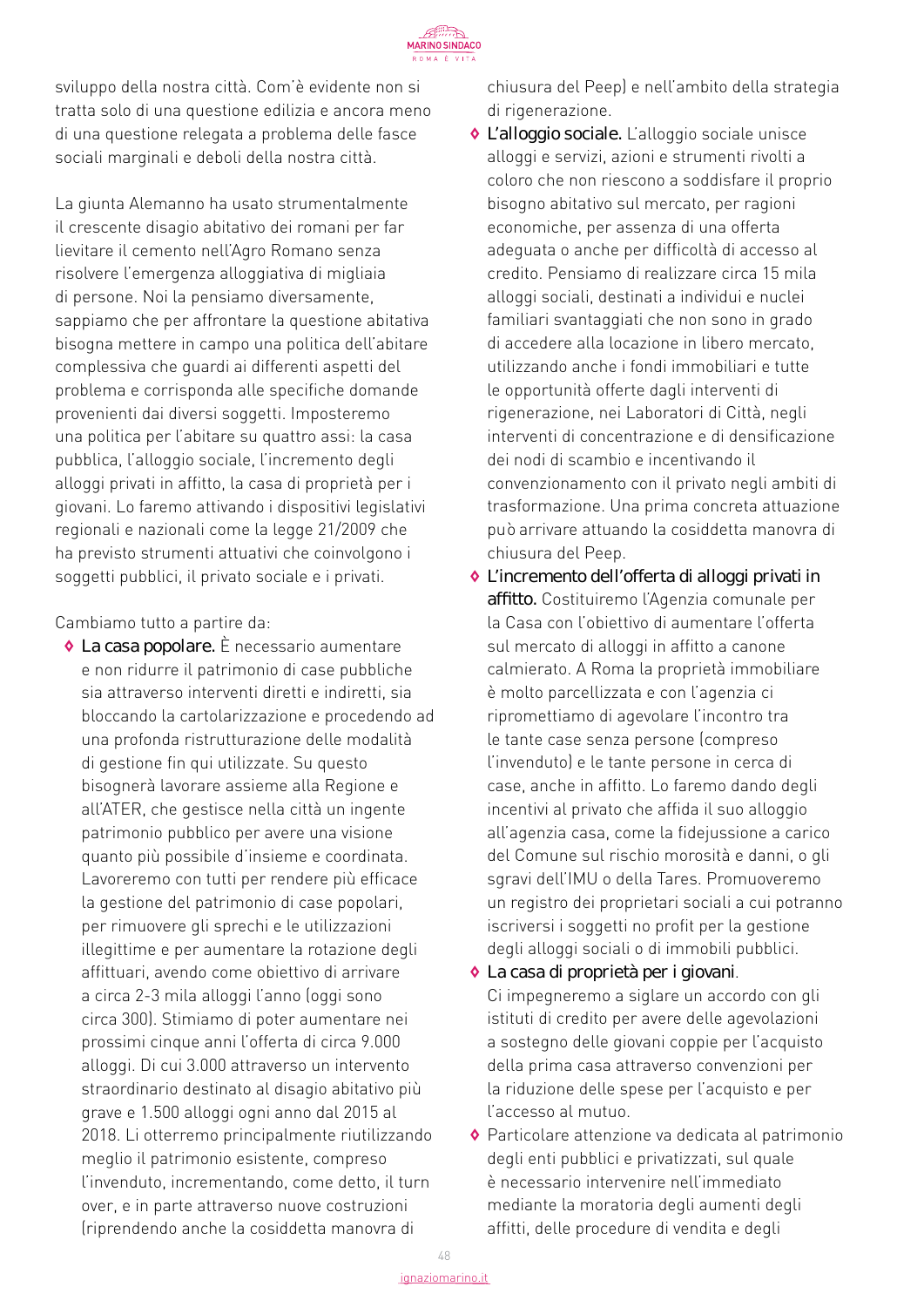sviluppo della nostra città. Com'è evidente non si tratta solo di una questione edilizia e ancora meno di una questione relegata a problema delle fasce sociali marginali e deboli della nostra città.

La giunta Alemanno ha usato strumentalmente il crescente disagio abitativo dei romani per far lievitare il cemento nell'Agro Romano senza risolvere l'emergenza alloggiativa di migliaia di persone. Noi la pensiamo diversamente, sappiamo che per affrontare la questione abitativa bisogna mettere in campo una politica dell'abitare complessiva che guardi ai differenti aspetti del problema e corrisponda alle specifiche domande provenienti dai diversi soggetti. Imposteremo una politica per l'abitare su quattro assi: la casa pubblica, l'alloggio sociale, l'incremento degli alloggi privati in affitto, la casa di proprietà per i giovani. Lo faremo attivando i dispositivi legislativi regionali e nazionali come la legge 21/2009 che ha previsto strumenti attuativi che coinvolgono i soggetti pubblici, il privato sociale e i privati.

Cambiamo tutto a partire da:

- **La casa popolare.** È necessario aumentare e non ridurre il patrimonio di case pubbliche sia attraverso interventi diretti e indiretti, sia bloccando la cartolarizzazione e procedendo ad una profonda ristrutturazione delle modalità di gestione fin qui utilizzate. Su questo bisognerà lavorare assieme alla Regione e all'ATER, che gestisce nella città un ingente patrimonio pubblico per avere una visione quanto più possibile d'insieme e coordinata. Lavoreremo con tutti per rendere più efficace la gestione del patrimonio di case popolari, per rimuovere gli sprechi e le utilizzazioni illegittime e per aumentare la rotazione degli affittuari, avendo come obiettivo di arrivare a circa 2-3 mila alloggi l'anno (oggi sono circa 300). Stimiamo di poter aumentare nei prossimi cinque anni l'offerta di circa 9.000 alloggi. Di cui 3.000 attraverso un intervento straordinario destinato al disagio abitativo più grave e 1.500 alloggi ogni anno dal 2015 al 2018. Li otterremo principalmente riutilizzando meglio il patrimonio esistente, compreso l'invenduto, incrementando, come detto, il turn over, e in parte attraverso nuove costruzioni (riprendendo anche la cosiddetta manovra di chiusura del Peep) e nell'ambito della strategia di rigenerazione.
- **L'alloggio sociale.** L'alloggio sociale unisce alloggi e servizi, azioni e strumenti rivolti a coloro che non riescono a soddisfare il proprio bisogno abitativo sul mercato, per ragioni economiche, per assenza di una offerta adeguata o anche per difficoltà di accesso al credito. Pensiamo di realizzare circa 15 mila alloggi sociali, destinati a individui e nuclei familiari svantaggiati che non sono in grado di accedere alla locazione in libero mercato, utilizzando anche i fondi immobiliari e tutte le opportunità offerte dagli interventi di rigenerazione, nei Laboratori di Città, negli interventi di concentrazione e di densificazione dei nodi di scambio e incentivando il convenzionamento con il privato negli ambiti di trasformazione. Una prima concreta attuazione può arrivare attuando la cosiddetta manovra di chiusura del Peep.
- **L'incremento dell'offerta di alloggi privati in affitto.** Costituiremo l'Agenzia comunale per la Casa con l'obiettivo di aumentare l'offerta sul mercato di alloggi in affitto a canone calmierato. A Roma la proprietà immobiliare è molto parcellizzata e con l'agenzia ci ripromettiamo di agevolare l'incontro tra le tante case senza persone (compreso l'invenduto) e le tante persone in cerca di case, anche in affitto. Lo faremo dando degli incentivi al privato che affida il suo alloggio all'agenzia casa, come la fidejussione a carico del Comune sul rischio morosità e danni, o gli sgravi dell'IMU o della Tares. Promuoveremo un registro dei proprietari sociali a cui potranno iscriversi i soggetti no profit per la gestione degli alloggi sociali o di immobili pubblici.
- **La casa di proprietà per i giovani**. Ci impegneremo a siglare un accordo con gli istituti di credito per avere delle agevolazioni a sostegno delle giovani coppie per l'acquisto della prima casa attraverso convenzioni per la riduzione delle spese per l'acquisto e per l'accesso al mutuo.
- Particolare attenzione va dedicata al patrimonio degli enti pubblici e privatizzati, sul quale è necessario intervenire nell'immediato mediante la moratoria degli aumenti degli affitti, delle procedure di vendita e degli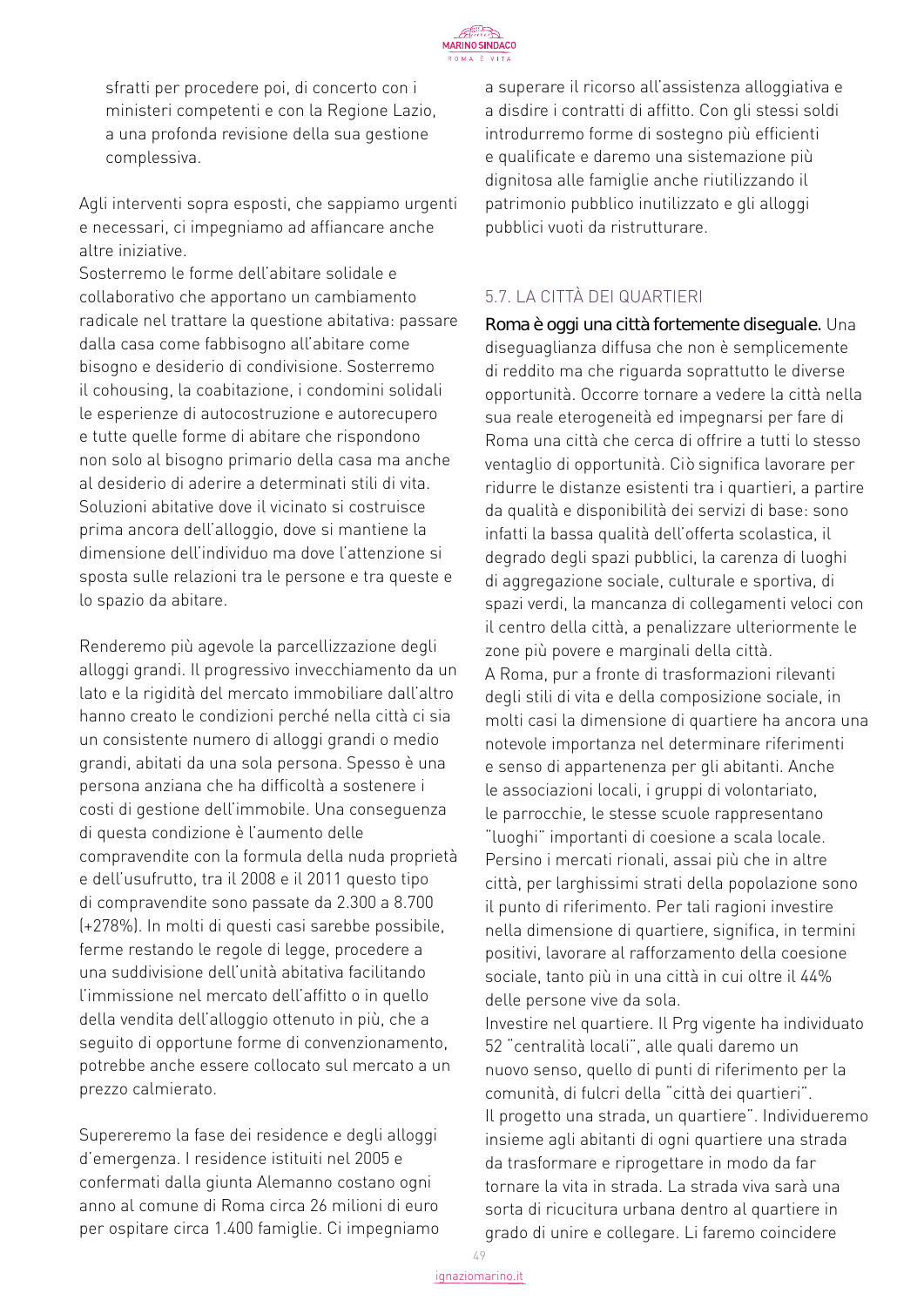sfratti per procedere poi, di concerto con i ministeri competenti e con la Regione Lazio, a una profonda revisione della sua gestione complessiva.

Agli interventi sopra esposti, che sappiamo urgenti e necessari, ci impegniamo ad affiancare anche altre iniziative.
Sosterremo le forme dell'abitare solidale e collaborativo che apportano un cambiamento radicale nel trattare la questione abitativa: passare dalla casa come fabbisogno all'abitare come bisogno e desiderio di condivisione. Sosterremo il cohousing, la coabitazione, i condomini solidali le esperienze di autocostruzione e autorecupero e tutte quelle forme di abitare che rispondono non solo al bisogno primario della casa ma anche al desiderio di aderire a determinati stili di vita. Soluzioni abitative dove il vicinato si costruisce prima ancora dell'alloggio, dove si mantiene la dimensione dell'individuo ma dove l'attenzione si sposta sulle relazioni tra le persone e tra queste e lo spazio da abitare.

Renderemo più agevole la parcellizzazione degli alloggi grandi. Il progressivo invecchiamento da un lato e la rigidità del mercato immobiliare dall'altro hanno creato le condizioni perché nella città ci sia un consistente numero di alloggi grandi o medio grandi, abitati da una sola persona. Spesso è una persona anziana che ha difficoltà a sostenere i costi di gestione dell'immobile. Una conseguenza di questa condizione è l'aumento delle compravendite con la formula della nuda proprietà e dell'usufrutto, tra il 2008 e il 2011 questo tipo di compravendite sono passate da 2.300 a 8.700 (+278%). In molti di questi casi sarebbe possibile, ferme restando le regole di legge, procedere a una suddivisione dell'unità abitativa facilitando l'immissione nel mercato dell'affitto o in quello della vendita dell'alloggio ottenuto in più, che a seguito di opportune forme di convenzionamento, potrebbe anche essere collocato sul mercato a un prezzo calmierato.

Supereremo la fase dei residence e degli alloggi d'emergenza. I residence istituiti nel 2005 e confermati dalla giunta Alemanno costano ogni anno al comune di Roma circa 26 milioni di euro per ospitare circa 1.400 famiglie. Ci impegniamo a superare il ricorso all'assistenza alloggiativa e a disdire i contratti di affitto. Con gli stessi soldi introdurremo forme di sostegno più efficienti e qualificate e daremo una sistemazione più dignitosa alle famiglie anche riutilizzando il patrimonio pubblico inutilizzato e gli alloggi pubblici vuoti da ristrutturare.

## 5.7. LA CITTÀ DEI QUARTIERI

**Roma è oggi una città fortemente diseguale.** Una diseguaglianza diffusa che non è semplicemente di reddito ma che riguarda soprattutto le diverse opportunità. Occorre tornare a vedere la città nella sua reale eterogeneità ed impegnarsi per fare di Roma una città che cerca di offrire a tutti lo stesso ventaglio di opportunità. Ciò significa lavorare per ridurre le distanze esistenti tra i quartieri, a partire da qualità e disponibilità dei servizi di base: sono infatti la bassa qualità dell'offerta scolastica, il degrado degli spazi pubblici, la carenza di luoghi di aggregazione sociale, culturale e sportiva, di spazi verdi, la mancanza di collegamenti veloci con il centro della città, a penalizzare ulteriormente le zone più povere e marginali della città.
A Roma, pur a fronte di trasformazioni rilevanti degli stili di vita e della composizione sociale, in molti casi la dimensione di quartiere ha ancora una notevole importanza nel determinare riferimenti e senso di appartenenza per gli abitanti. Anche le associazioni locali, i gruppi di volontariato, le parrocchie, le stesse scuole rappresentano "luoghi" importanti di coesione a scala locale. Persino i mercati rionali, assai più che in altre città, per larghissimi strati della popolazione sono il punto di riferimento. Per tali ragioni investire nella dimensione di quartiere, significa, in termini positivi, lavorare al rafforzamento della coesione sociale, tanto più in una città in cui oltre il 44% delle persone vive da sola.
Investire nel quartiere. Il Prg vigente ha individuato 52 "centralità locali", alle quali daremo un nuovo senso, quello di punti di riferimento per la comunità, di fulcri della "città dei quartieri".
Il progetto una strada, un quartiere". Individueremo insieme agli abitanti di ogni quartiere una strada da trasformare e riprogettare in modo da far tornare la vita in strada. La strada viva sarà una sorta di ricucitura urbana dentro al quartiere in grado di unire e collegare. Li faremo coincidere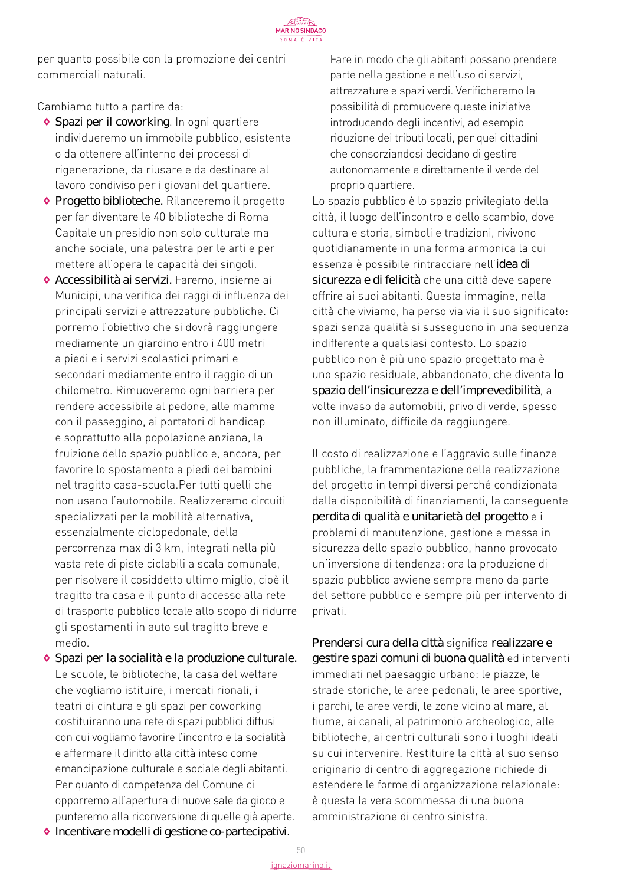per quanto possibile con la promozione dei centri commerciali naturali.

Cambiamo tutto a partire da:

- **Spazi per il coworking**. In ogni quartiere individueremo un immobile pubblico, esistente o da ottenere all'interno dei processi di rigenerazione, da riusare e da destinare al lavoro condiviso per i giovani del quartiere.
- **Progetto biblioteche.** Rilanceremo il progetto per far diventare le 40 biblioteche di Roma Capitale un presidio non solo culturale ma anche sociale, una palestra per le arti e per mettere all'opera le capacità dei singoli.
- **Accessibilità ai servizi.** Faremo, insieme ai Municipi, una verifica dei raggi di influenza dei principali servizi e attrezzature pubbliche. Ci porremo l'obiettivo che si dovrà raggiungere mediamente un giardino entro i 400 metri a piedi e i servizi scolastici primari e secondari mediamente entro il raggio di un chilometro. Rimuoveremo ogni barriera per rendere accessibile al pedone, alle mamme con il passeggino, ai portatori di handicap e soprattutto alla popolazione anziana, la fruizione dello spazio pubblico e, ancora, per favorire lo spostamento a piedi dei bambini nel tragitto casa-scuola.Per tutti quelli che non usano l'automobile. Realizzeremo circuiti specializzati per la mobilità alternativa, essenzialmente ciclopedonale, della percorrenza max di 3 km, integrati nella più vasta rete di piste ciclabili a scala comunale, per risolvere il cosiddetto ultimo miglio, cioè il tragitto tra casa e il punto di accesso alla rete di trasporto pubblico locale allo scopo di ridurre gli spostamenti in auto sul tragitto breve e medio.
- **Spazi per la socialità e la produzione culturale.** Le scuole, le biblioteche, la casa del welfare che vogliamo istituire, i mercati rionali, i teatri di cintura e gli spazi per coworking costituiranno una rete di spazi pubblici diffusi con cui vogliamo favorire l'incontro e la socialità e affermare il diritto alla città inteso come emancipazione culturale e sociale degli abitanti. Per quanto di competenza del Comune ci opporremo all'apertura di nuove sale da gioco e punteremo alla riconversione di quelle già aperte.
- **Incentivare modelli di gestione co-partecipativi.** Fare in modo che gli abitanti possano prendere parte nella gestione e nell'uso di servizi, attrezzature e spazi verdi. Verificheremo la possibilità di promuovere queste iniziative introducendo degli incentivi, ad esempio riduzione dei tributi locali, per quei cittadini che consorziandosi decidano di gestire autonomamente e direttamente il verde del proprio quartiere.

Lo spazio pubblico è lo spazio privilegiato della città, il luogo dell'incontro e dello scambio, dove cultura e storia, simboli e tradizioni, rivivono quotidianamente in una forma armonica la cui essenza è possibile rintracciare nell'**idea di sicurezza e di felicità** che una città deve sapere offrire ai suoi abitanti. Questa immagine, nella città che viviamo, ha perso via via il suo significato: spazi senza qualità si susseguono in una sequenza indifferente a qualsiasi contesto. Lo spazio pubblico non è più uno spazio progettato ma è uno spazio residuale, abbandonato, che diventa **lo spazio dell'insicurezza e dell'imprevedibilità**, a volte invaso da automobili, privo di verde, spesso non illuminato, difficile da raggiungere.

Il costo di realizzazione e l'aggravio sulle finanze pubbliche, la frammentazione della realizzazione del progetto in tempi diversi perché condizionata dalla disponibilità di finanziamenti, la conseguente **perdita di qualità e unitarietà del progetto** e i problemi di manutenzione, gestione e messa in sicurezza dello spazio pubblico, hanno provocato un'inversione di tendenza: ora la produzione di spazio pubblico avviene sempre meno da parte del settore pubblico e sempre più per intervento di privati.

**Prendersi cura della città** significa **realizzare e gestire spazi comuni di buona qualità** ed interventi immediati nel paesaggio urbano: le piazze, le strade storiche, le aree pedonali, le aree sportive, i parchi, le aree verdi, le zone vicino al mare, al fiume, ai canali, al patrimonio archeologico, alle biblioteche, ai centri culturali sono i luoghi ideali su cui intervenire. Restituire la città al suo senso originario di centro di aggregazione richiede di estendere le forme di organizzazione relazionale: è questa la vera scommessa di una buona amministrazione di centro sinistra.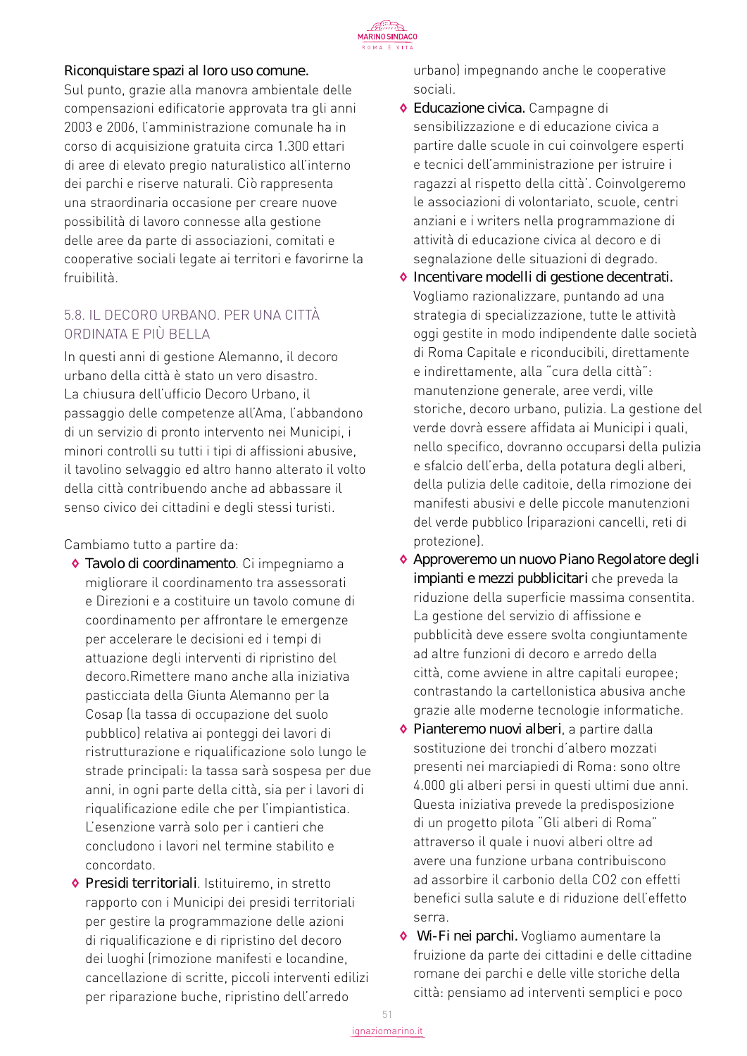**Riconquistare spazi al loro uso comune.**
Sul punto, grazie alla manovra ambientale delle compensazioni edificatorie approvata tra gli anni 2003 e 2006, l'amministrazione comunale ha in corso di acquisizione gratuita circa 1.300 ettari di aree di elevato pregio naturalistico all'interno dei parchi e riserve naturali. Ciò rappresenta una straordinaria occasione per creare nuove possibilità di lavoro connesse alla gestione delle aree da parte di associazioni, comitati e cooperative sociali legate ai territori e favorirne la fruibilità.

### 5.8. IL DECORO URBANO. PER UNA CITTÀ ORDINATA E PIÙ BELLA

In questi anni di gestione Alemanno, il decoro urbano della città è stato un vero disastro. La chiusura dell'ufficio Decoro Urbano, il passaggio delle competenze all'Ama, l'abbandono di un servizio di pronto intervento nei Municipi, i minori controlli su tutti i tipi di affissioni abusive, il tavolino selvaggio ed altro hanno alterato il volto della città contribuendo anche ad abbassare il senso civico dei cittadini e degli stessi turisti.

Cambiamo tutto a partire da:

- **Tavolo di coordinamento**. Ci impegniamo a migliorare il coordinamento tra assessorati e Direzioni e a costituire un tavolo comune di coordinamento per affrontare le emergenze per accelerare le decisioni ed i tempi di attuazione degli interventi di ripristino del decoro.Rimettere mano anche alla iniziativa pasticciata della Giunta Alemanno per la Cosap (la tassa di occupazione del suolo pubblico) relativa ai ponteggi dei lavori di ristrutturazione e riqualificazione solo lungo le strade principali: la tassa sarà sospesa per due anni, in ogni parte della città, sia per i lavori di riqualificazione edile che per l'impiantistica. L'esenzione varrà solo per i cantieri che concludono i lavori nel termine stabilito e concordato.
- **Presidi territoriali**. Istituiremo, in stretto rapporto con i Municipi dei presidi territoriali per gestire la programmazione delle azioni di riqualificazione e di ripristino del decoro dei luoghi (rimozione manifesti e locandine, cancellazione di scritte, piccoli interventi edilizi per riparazione buche, ripristino dell'arredo urbano) impegnando anche le cooperative sociali.
- **Educazione civica.** Campagne di sensibilizzazione e di educazione civica a partire dalle scuole in cui coinvolgere esperti e tecnici dell'amministrazione per istruire i ragazzi al rispetto della città'. Coinvolgeremo le associazioni di volontariato, scuole, centri anziani e i writers nella programmazione di attività di educazione civica al decoro e di segnalazione delle situazioni di degrado.
- **Incentivare modelli di gestione decentrati.** Vogliamo razionalizzare, puntando ad una strategia di specializzazione, tutte le attività oggi gestite in modo indipendente dalle società di Roma Capitale e riconducibili, direttamente e indirettamente, alla "cura della città": manutenzione generale, aree verdi, ville storiche, decoro urbano, pulizia. La gestione del verde dovrà essere affidata ai Municipi i quali, nello specifico, dovranno occuparsi della pulizia e sfalcio dell'erba, della potatura degli alberi, della pulizia delle caditoie, della rimozione dei manifesti abusivi e delle piccole manutenzioni del verde pubblico (riparazioni cancelli, reti di protezione).
- **Approveremo un nuovo Piano Regolatore degli impianti e mezzi pubblicitari** che preveda la riduzione della superficie massima consentita. La gestione del servizio di affissione e pubblicità deve essere svolta congiuntamente ad altre funzioni di decoro e arredo della città, come avviene in altre capitali europee; contrastando la cartellonistica abusiva anche grazie alle moderne tecnologie informatiche.
- **Pianteremo nuovi alberi**, a partire dalla sostituzione dei tronchi d'albero mozzati presenti nei marciapiedi di Roma: sono oltre 4.000 gli alberi persi in questi ultimi due anni. Questa iniziativa prevede la predisposizione di un progetto pilota "Gli alberi di Roma" attraverso il quale i nuovi alberi oltre ad avere una funzione urbana contribuiscono ad assorbire il carbonio della $CO_2$ con effetti benefici sulla salute e di riduzione dell'effetto serra.
- **Wi-Fi nei parchi.** Vogliamo aumentare la fruizione da parte dei cittadini e delle cittadine romane dei parchi e delle ville storiche della città: pensiamo ad interventi semplici e poco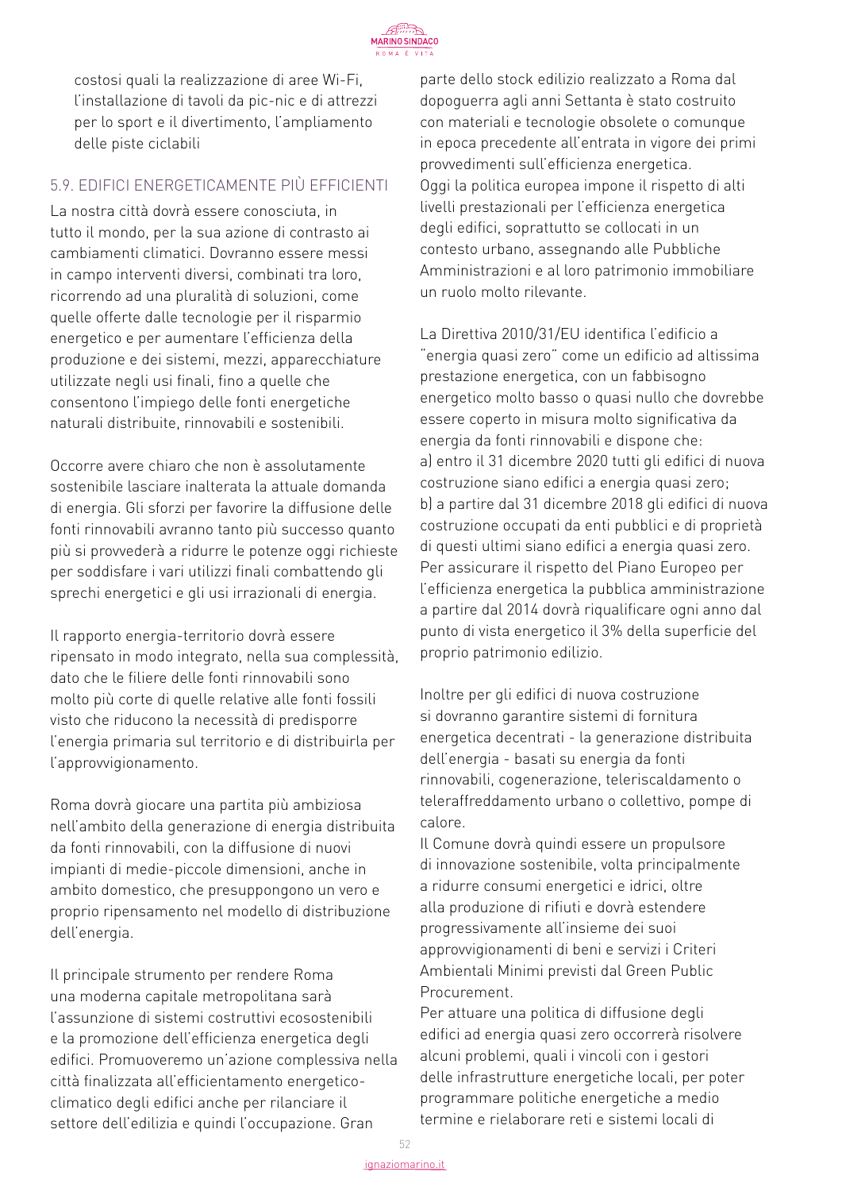costosi quali la realizzazione di aree Wi-Fi, l'installazione di tavoli da pic-nic e di attrezzi per lo sport e il divertimento, l'ampliamento delle piste ciclabili

### 5.9. EDIFICI ENERGETICAMENTE PIÙ EFFICIENTI

La nostra città dovrà essere conosciuta, in tutto il mondo, per la sua azione di contrasto ai cambiamenti climatici. Dovranno essere messi in campo interventi diversi, combinati tra loro, ricorrendo ad una pluralità di soluzioni, come quelle offerte dalle tecnologie per il risparmio energetico e per aumentare l'efficienza della produzione e dei sistemi, mezzi, apparecchiature utilizzate negli usi finali, fino a quelle che consentono l'impiego delle fonti energetiche naturali distribuite, rinnovabili e sostenibili.

Occorre avere chiaro che non è assolutamente sostenibile lasciare inalterata la attuale domanda di energia. Gli sforzi per favorire la diffusione delle fonti rinnovabili avranno tanto più successo quanto più si provvederà a ridurre le potenze oggi richieste per soddisfare i vari utilizzi finali combattendo gli sprechi energetici e gli usi irrazionali di energia.

Il rapporto energia-territorio dovrà essere ripensato in modo integrato, nella sua complessità, dato che le filiere delle fonti rinnovabili sono molto più corte di quelle relative alle fonti fossili visto che riducono la necessità di predisporre l'energia primaria sul territorio e di distribuirla per l'approvvigionamento.

Roma dovrà giocare una partita più ambiziosa nell'ambito della generazione di energia distribuita da fonti rinnovabili, con la diffusione di nuovi impianti di medie-piccole dimensioni, anche in ambito domestico, che presuppongono un vero e proprio ripensamento nel modello di distribuzione dell'energia.

Il principale strumento per rendere Roma una moderna capitale metropolitana sarà l'assunzione di sistemi costruttivi ecosostenibili e la promozione dell'efficienza energetica degli edifici. Promuoveremo un'azione complessiva nella città finalizzata all'efficientamento energetico-climatico degli edifici anche per rilanciare il settore dell'edilizia e quindi l'occupazione. Gran parte dello stock edilizio realizzato a Roma dal dopoguerra agli anni Settanta è stato costruito con materiali e tecnologie obsolete o comunque in epoca precedente all'entrata in vigore dei primi provvedimenti sull'efficienza energetica. Oggi la politica europea impone il rispetto di alti livelli prestazionali per l'efficienza energetica degli edifici, soprattutto se collocati in un contesto urbano, assegnando alle Pubbliche Amministrazioni e al loro patrimonio immobiliare un ruolo molto rilevante.

La Direttiva 2010/31/EU identifica l'edificio a "energia quasi zero" come un edificio ad altissima prestazione energetica, con un fabbisogno energetico molto basso o quasi nullo che dovrebbe essere coperto in misura molto significativa da energia da fonti rinnovabili e dispone che:
a) entro il 31 dicembre 2020 tutti gli edifici di nuova costruzione siano edifici a energia quasi zero;
b) a partire dal 31 dicembre 2018 gli edifici di nuova costruzione occupati da enti pubblici e di proprietà di questi ultimi siano edifici a energia quasi zero.
Per assicurare il rispetto del Piano Europeo per l'efficienza energetica la pubblica amministrazione a partire dal 2014 dovrà riqualificare ogni anno dal punto di vista energetico il 3% della superficie del proprio patrimonio edilizio.

Inoltre per gli edifici di nuova costruzione si dovranno garantire sistemi di fornitura energetica decentrati - la generazione distribuita dell'energia - basati su energia da fonti rinnovabili, cogenerazione, teleriscaldamento o teleraffreddamento urbano o collettivo, pompe di calore.
Il Comune dovrà quindi essere un propulsore di innovazione sostenibile, volta principalmente a ridurre consumi energetici e idrici, oltre alla produzione di rifiuti e dovrà estendere progressivamente all'insieme dei suoi approvvigionamenti di beni e servizi i Criteri Ambientali Minimi previsti dal Green Public Procurement.
Per attuare una politica di diffusione degli edifici ad energia quasi zero occorrerà risolvere alcuni problemi, quali i vincoli con i gestori delle infrastrutture energetiche locali, per poter programmare politiche energetiche a medio termine e rielaborare reti e sistemi locali di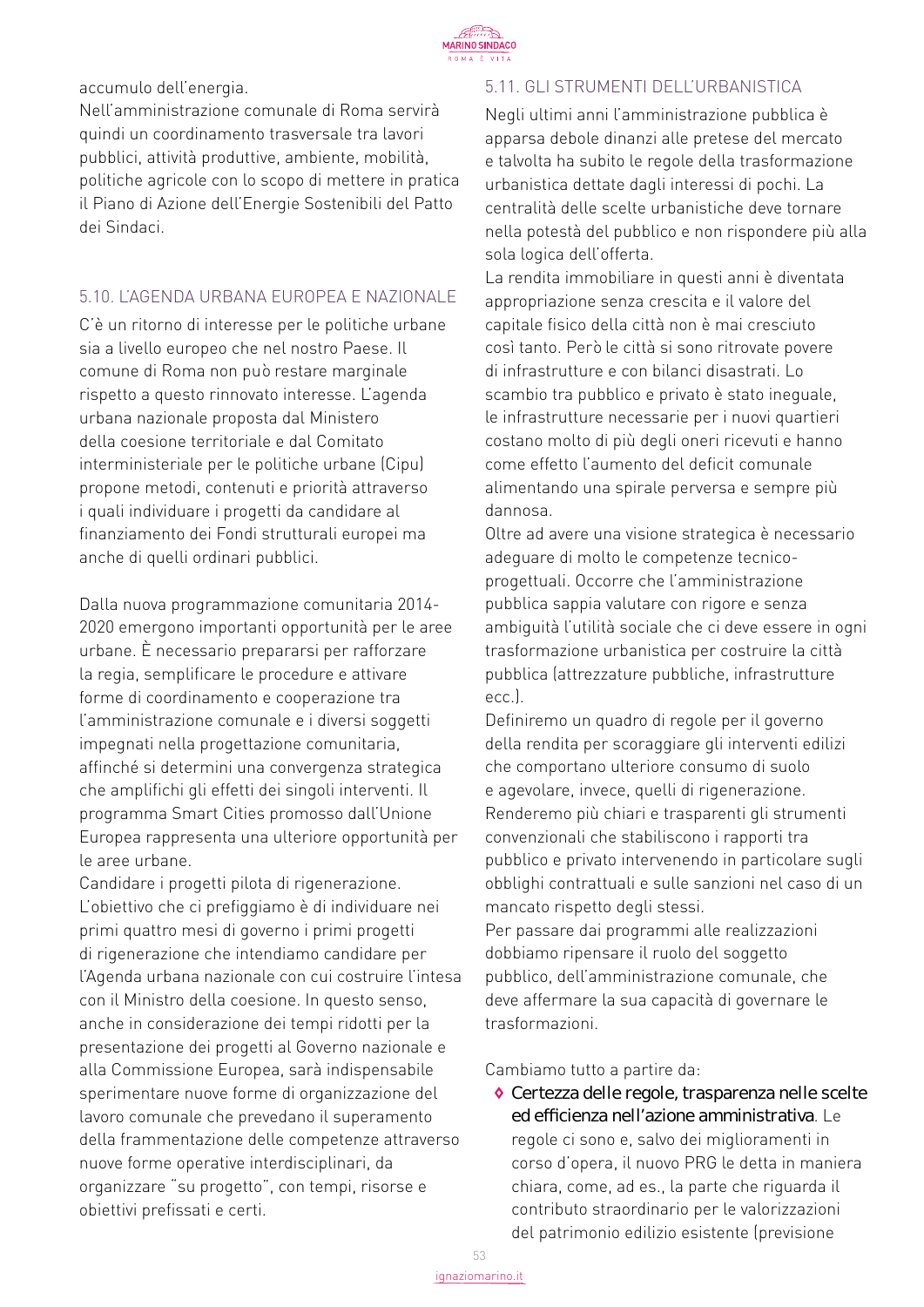accumulo dell'energia.
Nell'amministrazione comunale di Roma servirà quindi un coordinamento trasversale tra lavori pubblici, attività produttive, ambiente, mobilità, politiche agricole con lo scopo di mettere in pratica il Piano di Azione dell'Energie Sostenibili del Patto dei Sindaci.

### 5.10. L'AGENDA URBANA EUROPEA E NAZIONALE

C'è un ritorno di interesse per le politiche urbane sia a livello europeo che nel nostro Paese. Il comune di Roma non può restare marginale rispetto a questo rinnovato interesse. L'agenda urbana nazionale proposta dal Ministero della coesione territoriale e dal Comitato interministeriale per le politiche urbane (Cipu) propone metodi, contenuti e priorità attraverso i quali individuare i progetti da candidare al finanziamento dei Fondi strutturali europei ma anche di quelli ordinari pubblici.

Dalla nuova programmazione comunitaria 2014-2020 emergono importanti opportunità per le aree urbane. È necessario prepararsi per rafforzare la regia, semplificare le procedure e attivare forme di coordinamento e cooperazione tra l'amministrazione comunale e i diversi soggetti impegnati nella progettazione comunitaria, affinché si determini una convergenza strategica che amplifichi gli effetti dei singoli interventi. Il programma Smart Cities promosso dall'Unione Europea rappresenta una ulteriore opportunità per le aree urbane.
Candidare i progetti pilota di rigenerazione. L'obiettivo che ci prefiggiamo è di individuare nei primi quattro mesi di governo i primi progetti di rigenerazione che intendiamo candidare per l'Agenda urbana nazionale con cui costruire l'intesa con il Ministro della coesione. In questo senso, anche in considerazione dei tempi ridotti per la presentazione dei progetti al Governo nazionale e alla Commissione Europea, sarà indispensabile sperimentare nuove forme di organizzazione del lavoro comunale che prevedano il superamento della frammentazione delle competenze attraverso nuove forme operative interdisciplinari, da organizzare "su progetto", con tempi, risorse e obiettivi prefissati e certi.

### 5.11. GLI STRUMENTI DELL'URBANISTICA

Negli ultimi anni l'amministrazione pubblica è apparsa debole dinanzi alle pretese del mercato e talvolta ha subito le regole della trasformazione urbanistica dettate dagli interessi di pochi. La centralità delle scelte urbanistiche deve tornare nella potestà del pubblico e non rispondere più alla sola logica dell'offerta.
La rendita immobiliare in questi anni è diventata appropriazione senza crescita e il valore del capitale fisico della città non è mai cresciuto così tanto. Però le città si sono ritrovate povere di infrastrutture e con bilanci disastrati. Lo scambio tra pubblico e privato è stato ineguale, le infrastrutture necessarie per i nuovi quartieri costano molto di più degli oneri ricevuti e hanno come effetto l'aumento del deficit comunale alimentando una spirale perversa e sempre più dannosa.
Oltre ad avere una visione strategica è necessario adeguare di molto le competenze tecnico-progettuali. Occorre che l'amministrazione pubblica sappia valutare con rigore e senza ambiguità l'utilità sociale che ci deve essere in ogni trasformazione urbanistica per costruire la città pubblica (attrezzature pubbliche, infrastrutture ecc.).
Definiremo un quadro di regole per il governo della rendita per scoraggiare gli interventi edilizi che comportano ulteriore consumo di suolo e agevolare, invece, quelli di rigenerazione.
Renderemo più chiari e trasparenti gli strumenti convenzionali che stabiliscono i rapporti tra pubblico e privato intervenendo in particolare sugli obblighi contrattuali e sulle sanzioni nel caso di un mancato rispetto degli stessi.
Per passare dai programmi alle realizzazioni dobbiamo ripensare il ruolo del soggetto pubblico, dell'amministrazione comunale, che deve affermare la sua capacità di governare le trasformazioni.

Cambiamo tutto a partire da:

- **Certezza delle regole, trasparenza nelle scelte ed efficienza nell'azione amministrativa**. Le regole ci sono e, salvo dei miglioramenti in corso d'opera, il nuovo PRG le detta in maniera chiara, come, ad es., la parte che riguarda il contributo straordinario per le valorizzazioni del patrimonio edilizio esistente (previsione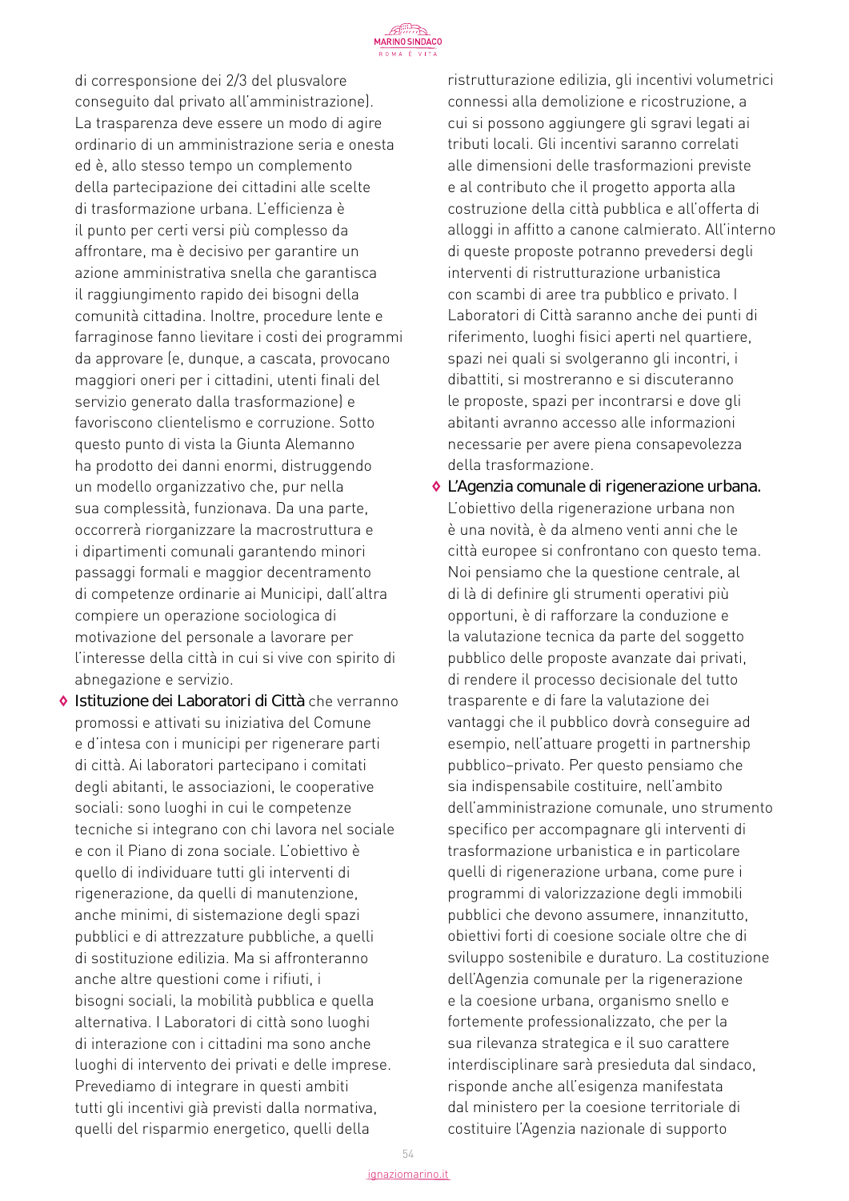di corresponsione dei 2/3 del plusvalore conseguito dal privato all'amministrazione). La trasparenza deve essere un modo di agire ordinario di un amministrazione seria e onesta ed è, allo stesso tempo un complemento della partecipazione dei cittadini alle scelte di trasformazione urbana. L'efficienza è il punto per certi versi più complesso da affrontare, ma è decisivo per garantire un azione amministrativa snella che garantisca il raggiungimento rapido dei bisogni della comunità cittadina. Inoltre, procedure lente e farraginose fanno lievitare i costi dei programmi da approvare (e, dunque, a cascata, provocano maggiori oneri per i cittadini, utenti finali del servizio generato dalla trasformazione) e favoriscono clientelismo e corruzione. Sotto questo punto di vista la Giunta Alemanno ha prodotto dei danni enormi, distruggendo un modello organizzativo che, pur nella sua complessità, funzionava. Da una parte, occorrerà riorganizzare la macrostruttura e i dipartimenti comunali garantendo minori passaggi formali e maggior decentramento di competenze ordinarie ai Municipi, dall'altra compiere un operazione sociologica di motivazione del personale a lavorare per l'interesse della città in cui si vive con spirito di abnegazione e servizio.

- **Istituzione dei Laboratori di Città** che verranno promossi e attivati su iniziativa del Comune e d'intesa con i municipi per rigenerare parti di città. Ai laboratori partecipano i comitati degli abitanti, le associazioni, le cooperative sociali: sono luoghi in cui le competenze tecniche si integrano con chi lavora nel sociale e con il Piano di zona sociale. L'obiettivo è quello di individuare tutti gli interventi di rigenerazione, da quelli di manutenzione, anche minimi, di sistemazione degli spazi pubblici e di attrezzature pubbliche, a quelli di sostituzione edilizia. Ma si affronteranno anche altre questioni come i rifiuti, i bisogni sociali, la mobilità pubblica e quella alternativa. I Laboratori di città sono luoghi di interazione con i cittadini ma sono anche luoghi di intervento dei privati e delle imprese. Prevediamo di integrare in questi ambiti tutti gli incentivi già previsti dalla normativa, quelli del risparmio energetico, quelli della ristrutturazione edilizia, gli incentivi volumetrici connessi alla demolizione e ricostruzione, a cui si possono aggiungere gli sgravi legati ai tributi locali. Gli incentivi saranno correlati alle dimensioni delle trasformazioni previste e al contributo che il progetto apporta alla costruzione della città pubblica e all'offerta di alloggi in affitto a canone calmierato. All'interno di queste proposte potranno prevedersi degli interventi di ristrutturazione urbanistica con scambi di aree tra pubblico e privato. I Laboratori di Città saranno anche dei punti di riferimento, luoghi fisici aperti nel quartiere, spazi nei quali si svolgeranno gli incontri, i dibattiti, si mostreranno e si discuteranno le proposte, spazi per incontrarsi e dove gli abitanti avranno accesso alle informazioni necessarie per avere piena consapevolezza della trasformazione.
- **L'Agenzia comunale di rigenerazione urbana.** L'obiettivo della rigenerazione urbana non è una novità, è da almeno venti anni che le città europee si confrontano con questo tema. Noi pensiamo che la questione centrale, al di là di definire gli strumenti operativi più opportuni, è di rafforzare la conduzione e la valutazione tecnica da parte del soggetto pubblico delle proposte avanzate dai privati, di rendere il processo decisionale del tutto trasparente e di fare la valutazione dei vantaggi che il pubblico dovrà conseguire ad esempio, nell'attuare progetti in partnership pubblico–privato. Per questo pensiamo che sia indispensabile costituire, nell'ambito dell'amministrazione comunale, uno strumento specifico per accompagnare gli interventi di trasformazione urbanistica e in particolare quelli di rigenerazione urbana, come pure i programmi di valorizzazione degli immobili pubblici che devono assumere, innanzitutto, obiettivi forti di coesione sociale oltre che di sviluppo sostenibile e duraturo. La costituzione dell'Agenzia comunale per la rigenerazione e la coesione urbana, organismo snello e fortemente professionalizzato, che per la sua rilevanza strategica e il suo carattere interdisciplinare sarà presieduta dal sindaco, risponde anche all'esigenza manifestata dal ministero per la coesione territoriale di costituire l'Agenzia nazionale di supporto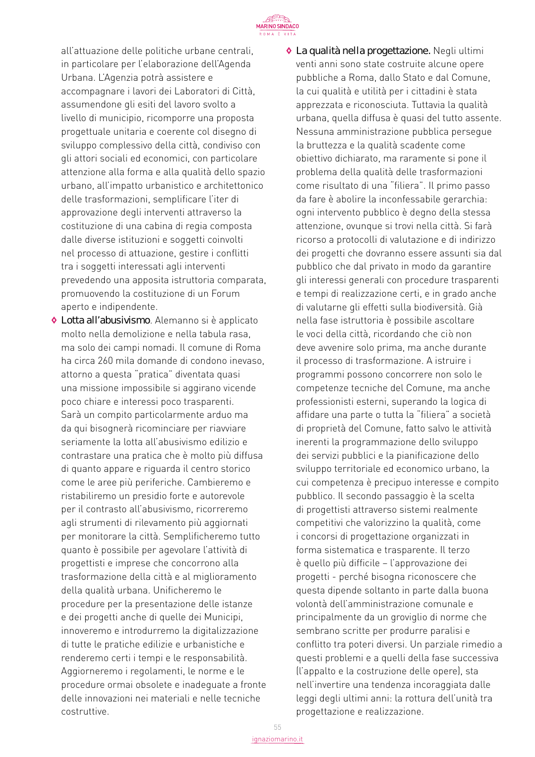all'attuazione delle politiche urbane centrali, in particolare per l'elaborazione dell'Agenda Urbana. L'Agenzia potrà assistere e accompagnare i lavori dei Laboratori di Città, assumendone gli esiti del lavoro svolto a livello di municipio, ricomporre una proposta progettuale unitaria e coerente col disegno di sviluppo complessivo della città, condiviso con gli attori sociali ed economici, con particolare attenzione alla forma e alla qualità dello spazio urbano, all'impatto urbanistico e architettonico delle trasformazioni, semplificare l'iter di approvazione degli interventi attraverso la costituzione di una cabina di regia composta dalle diverse istituzioni e soggetti coinvolti nel processo di attuazione, gestire i conflitti tra i soggetti interessati agli interventi prevedendo una apposita istruttoria comparata, promuovendo la costituzione di un Forum aperto e indipendente.

- **Lotta all'abusivismo**. Alemanno si è applicato molto nella demolizione e nella tabula rasa, ma solo dei campi nomadi. Il comune di Roma ha circa 260 mila domande di condono inevaso, attorno a questa "pratica" diventata quasi una missione impossibile si aggirano vicende poco chiare e interessi poco trasparenti. Sarà un compito particolarmente arduo ma da qui bisognerà ricominciare per riavviare seriamente la lotta all'abusivismo edilizio e contrastare una pratica che è molto più diffusa di quanto appare e riguarda il centro storico come le aree più periferiche. Cambieremo e ristabiliremo un presidio forte e autorevole per il contrasto all'abusivismo, ricorreremo agli strumenti di rilevamento più aggiornati per monitorare la città. Semplificheremo tutto quanto è possibile per agevolare l'attività di progettisti e imprese che concorrono alla trasformazione della città e al miglioramento della qualità urbana. Unificheremo le procedure per la presentazione delle istanze e dei progetti anche di quelle dei Municipi, innoveremo e introdurremo la digitalizzazione di tutte le pratiche edilizie e urbanistiche e renderemo certi i tempi e le responsabilità. Aggiorneremo i regolamenti, le norme e le procedure ormai obsolete e inadeguate a fronte delle innovazioni nei materiali e nelle tecniche costruttive.
- **La qualità nella progettazione.** Negli ultimi venti anni sono state costruite alcune opere pubbliche a Roma, dallo Stato e dal Comune, la cui qualità e utilità per i cittadini è stata apprezzata e riconosciuta. Tuttavia la qualità urbana, quella diffusa è quasi del tutto assente. Nessuna amministrazione pubblica persegue la bruttezza e la qualità scadente come obiettivo dichiarato, ma raramente si pone il problema della qualità delle trasformazioni come risultato di una "filiera". Il primo passo da fare è abolire la inconfessabile gerarchia: ogni intervento pubblico è degno della stessa attenzione, ovunque si trovi nella città. Si farà ricorso a protocolli di valutazione e di indirizzo dei progetti che dovranno essere assunti sia dal pubblico che dal privato in modo da garantire gli interessi generali con procedure trasparenti e tempi di realizzazione certi, e in grado anche di valutarne gli effetti sulla biodiversità. Già nella fase istruttoria è possibile ascoltare le voci della città, ricordando che ciò non deve avvenire solo prima, ma anche durante il processo di trasformazione. A istruire i programmi possono concorrere non solo le competenze tecniche del Comune, ma anche professionisti esterni, superando la logica di affidare una parte o tutta la "filiera" a società di proprietà del Comune, fatto salvo le attività inerenti la programmazione dello sviluppo dei servizi pubblici e la pianificazione dello sviluppo territoriale ed economico urbano, la cui competenza è precipuo interesse e compito pubblico. Il secondo passaggio è la scelta di progettisti attraverso sistemi realmente competitivi che valorizzino la qualità, come i concorsi di progettazione organizzati in forma sistematica e trasparente. Il terzo è quello più difficile – l'approvazione dei progetti - perché bisogna riconoscere che questa dipende soltanto in parte dalla buona volontà dell'amministrazione comunale e principalmente da un groviglio di norme che sembrano scritte per produrre paralisi e conflitto tra poteri diversi. Un parziale rimedio a questi problemi e a quelli della fase successiva (l'appalto e la costruzione delle opere), sta nell'invertire una tendenza incoraggiata dalle leggi degli ultimi anni: la rottura dell'unità tra progettazione e realizzazione.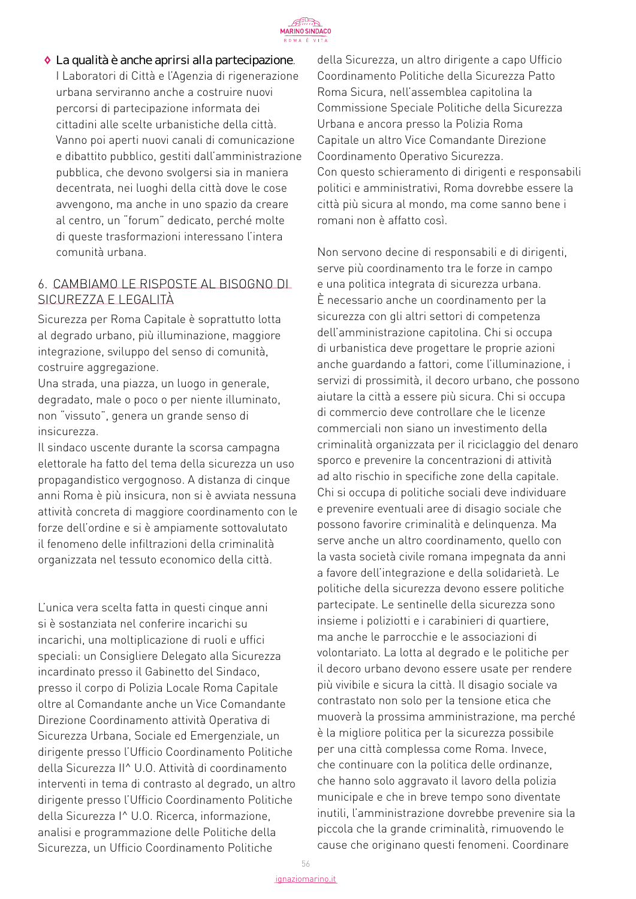- **La qualità è anche aprirsi alla partecipazione**. I Laboratori di Città e l'Agenzia di rigenerazione urbana serviranno anche a costruire nuovi percorsi di partecipazione informata dei cittadini alle scelte urbanistiche della città. Vanno poi aperti nuovi canali di comunicazione e dibattito pubblico, gestiti dall'amministrazione pubblica, che devono svolgersi sia in maniera decentrata, nei luoghi della città dove le cose avvengono, ma anche in uno spazio da creare al centro, un "forum" dedicato, perché molte di queste trasformazioni interessano l'intera comunità urbana.

## 6. CAMBIAMO LE RISPOSTE AL BISOGNO DI SICUREZZA E LEGALITÀ

Sicurezza per Roma Capitale è soprattutto lotta al degrado urbano, più illuminazione, maggiore integrazione, sviluppo del senso di comunità, costruire aggregazione.
Una strada, una piazza, un luogo in generale, degradato, male o poco o per niente illuminato, non "vissuto", genera un grande senso di insicurezza.
Il sindaco uscente durante la scorsa campagna elettorale ha fatto del tema della sicurezza un uso propagandistico vergognoso. A distanza di cinque anni Roma è più insicura, non si è avviata nessuna attività concreta di maggiore coordinamento con le forze dell'ordine e si è ampiamente sottovalutato il fenomeno delle infiltrazioni della criminalità organizzata nel tessuto economico della città.

L'unica vera scelta fatta in questi cinque anni si è sostanziata nel conferire incarichi su incarichi, una moltiplicazione di ruoli e uffici speciali: un Consigliere Delegato alla Sicurezza incardinato presso il Gabinetto del Sindaco, presso il corpo di Polizia Locale Roma Capitale oltre al Comandante anche un Vice Comandante Direzione Coordinamento attività Operativa di Sicurezza Urbana, Sociale ed Emergenziale, un dirigente presso l'Ufficio Coordinamento Politiche della Sicurezza II^ U.O. Attività di coordinamento interventi in tema di contrasto al degrado, un altro dirigente presso l'Ufficio Coordinamento Politiche della Sicurezza I^ U.O. Ricerca, informazione, analisi e programmazione delle Politiche della Sicurezza, un Ufficio Coordinamento Politiche della Sicurezza, un altro dirigente a capo Ufficio Coordinamento Politiche della Sicurezza Patto Roma Sicura, nell'assemblea capitolina la Commissione Speciale Politiche della Sicurezza Urbana e ancora presso la Polizia Roma Capitale un altro Vice Comandante Direzione Coordinamento Operativo Sicurezza.
Con questo schieramento di dirigenti e responsabili politici e amministrativi, Roma dovrebbe essere la città più sicura al mondo, ma come sanno bene i romani non è affatto così.

Non servono decine di responsabili e di dirigenti, serve più coordinamento tra le forze in campo e una politica integrata di sicurezza urbana. È necessario anche un coordinamento per la sicurezza con gli altri settori di competenza dell'amministrazione capitolina. Chi si occupa di urbanistica deve progettare le proprie azioni anche guardando a fattori, come l'illuminazione, i servizi di prossimità, il decoro urbano, che possono aiutare la città a essere più sicura. Chi si occupa di commercio deve controllare che le licenze commerciali non siano un investimento della criminalità organizzata per il riciclaggio del denaro sporco e prevenire la concentrazioni di attività ad alto rischio in specifiche zone della capitale. Chi si occupa di politiche sociali deve individuare e prevenire eventuali aree di disagio sociale che possono favorire criminalità e delinquenza. Ma serve anche un altro coordinamento, quello con la vasta società civile romana impegnata da anni a favore dell'integrazione e della solidarietà. Le politiche della sicurezza devono essere politiche partecipate. Le sentinelle della sicurezza sono insieme i poliziotti e i carabinieri di quartiere, ma anche le parrocchie e le associazioni di volontariato. La lotta al degrado e le politiche per il decoro urbano devono essere usate per rendere più vivibile e sicura la città. Il disagio sociale va contrastato non solo per la tensione etica che muoverà la prossima amministrazione, ma perché è la migliore politica per la sicurezza possibile per una città complessa come Roma. Invece, che continuare con la politica delle ordinanze, che hanno solo aggravato il lavoro della polizia municipale e che in breve tempo sono diventate inutili, l'amministrazione dovrebbe prevenire sia la piccola che la grande criminalità, rimuovendo le cause che originano questi fenomeni. Coordinare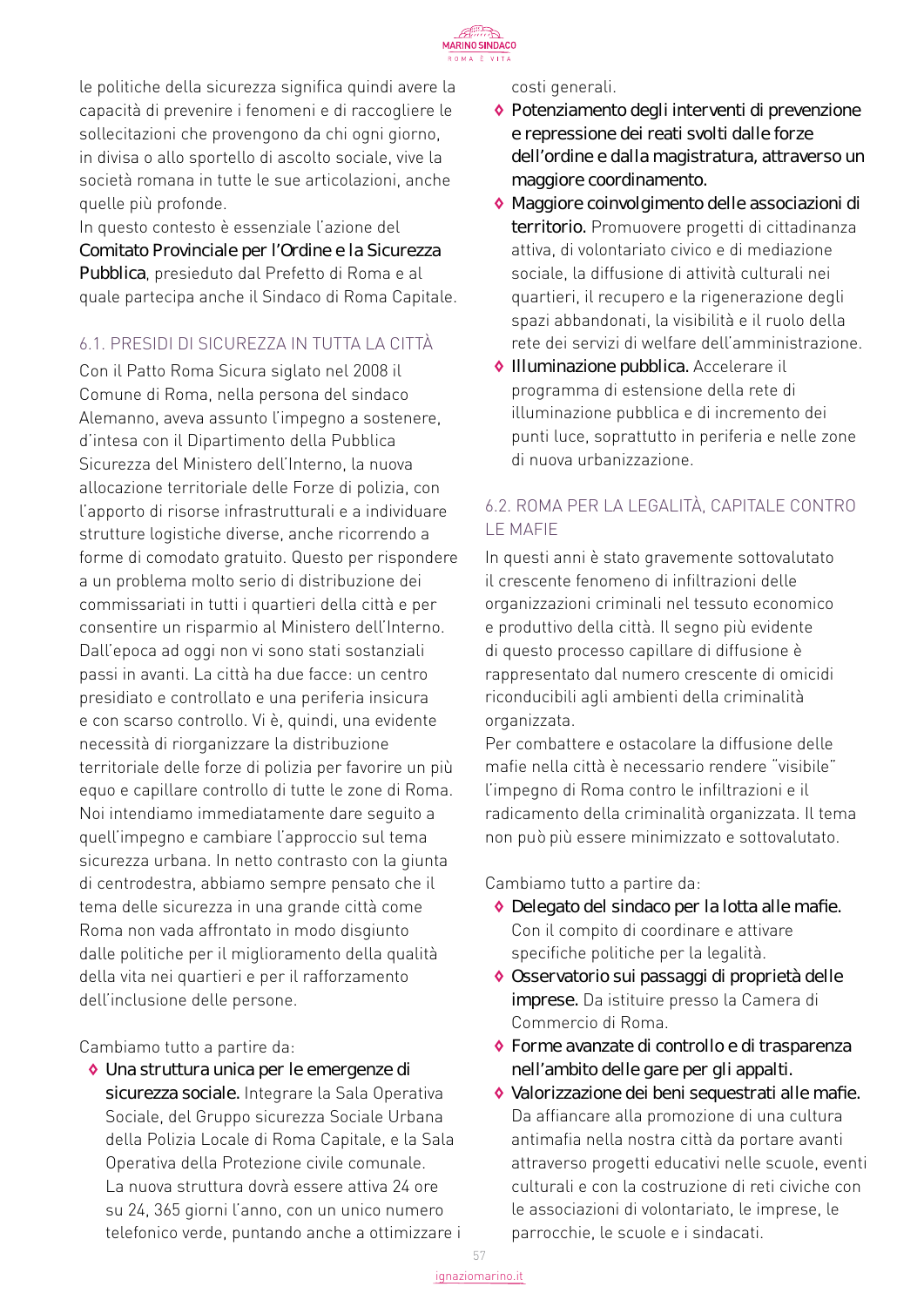le politiche della sicurezza significa quindi avere la capacità di prevenire i fenomeni e di raccogliere le sollecitazioni che provengono da chi ogni giorno, in divisa o allo sportello di ascolto sociale, vive la società romana in tutte le sue articolazioni, anche quelle più profonde.

In questo contesto è essenziale l'azione del **Comitato Provinciale per l'Ordine e la Sicurezza Pubblica**, presieduto dal Prefetto di Roma e al quale partecipa anche il Sindaco di Roma Capitale.

### 6.1. PRESIDI DI SICUREZZA IN TUTTA LA CITTÀ

Con il Patto Roma Sicura siglato nel 2008 il Comune di Roma, nella persona del sindaco Alemanno, aveva assunto l'impegno a sostenere, d'intesa con il Dipartimento della Pubblica Sicurezza del Ministero dell'Interno, la nuova allocazione territoriale delle Forze di polizia, con l'apporto di risorse infrastrutturali e a individuare strutture logistiche diverse, anche ricorrendo a forme di comodato gratuito. Questo per rispondere a un problema molto serio di distribuzione dei commissariati in tutti i quartieri della città e per consentire un risparmio al Ministero dell'Interno. Dall'epoca ad oggi non vi sono stati sostanziali passi in avanti. La città ha due facce: un centro presidiato e controllato e una periferia insicura e con scarso controllo. Vi è, quindi, una evidente necessità di riorganizzare la distribuzione territoriale delle forze di polizia per favorire un più equo e capillare controllo di tutte le zone di Roma. Noi intendiamo immediatamente dare seguito a quell'impegno e cambiare l'approccio sul tema sicurezza urbana. In netto contrasto con la giunta di centrodestra, abbiamo sempre pensato che il tema delle sicurezza in una grande città come Roma non vada affrontato in modo disgiunto dalle politiche per il miglioramento della qualità della vita nei quartieri e per il rafforzamento dell'inclusione delle persone.

Cambiamo tutto a partire da:

- **Una struttura unica per le emergenze di sicurezza sociale.** Integrare la Sala Operativa Sociale, del Gruppo sicurezza Sociale Urbana della Polizia Locale di Roma Capitale, e la Sala Operativa della Protezione civile comunale. La nuova struttura dovrà essere attiva 24 ore su 24, 365 giorni l'anno, con un unico numero telefonico verde, puntando anche a ottimizzare i costi generali.
- **Potenziamento degli interventi di prevenzione e repressione dei reati svolti dalle forze dell'ordine e dalla magistratura, attraverso un maggiore coordinamento.**
- **Maggiore coinvolgimento delle associazioni di territorio.** Promuovere progetti di cittadinanza attiva, di volontariato civico e di mediazione sociale, la diffusione di attività culturali nei quartieri, il recupero e la rigenerazione degli spazi abbandonati, la visibilità e il ruolo della rete dei servizi di welfare dell'amministrazione.
- **Illuminazione pubblica.** Accelerare il programma di estensione della rete di illuminazione pubblica e di incremento dei punti luce, soprattutto in periferia e nelle zone di nuova urbanizzazione.

### 6.2. ROMA PER LA LEGALITÀ, CAPITALE CONTRO LE MAFIE

In questi anni è stato gravemente sottovalutato il crescente fenomeno di infiltrazioni delle organizzazioni criminali nel tessuto economico e produttivo della città. Il segno più evidente di questo processo capillare di diffusione è rappresentato dal numero crescente di omicidi riconducibili agli ambienti della criminalità organizzata.

Per combattere e ostacolare la diffusione delle mafie nella città è necessario rendere "visibile" l'impegno di Roma contro le infiltrazioni e il radicamento della criminalità organizzata. Il tema non può più essere minimizzato e sottovalutato.

Cambiamo tutto a partire da:

- **Delegato del sindaco per la lotta alle mafie.** Con il compito di coordinare e attivare specifiche politiche per la legalità.
- **Osservatorio sui passaggi di proprietà delle imprese.** Da istituire presso la Camera di Commercio di Roma.
- **Forme avanzate di controllo e di trasparenza nell'ambito delle gare per gli appalti.**
- **Valorizzazione dei beni sequestrati alle mafie.** Da affiancare alla promozione di una cultura antimafia nella nostra città da portare avanti attraverso progetti educativi nelle scuole, eventi culturali e con la costruzione di reti civiche con le associazioni di volontariato, le imprese, le parrocchie, le scuole e i sindacati.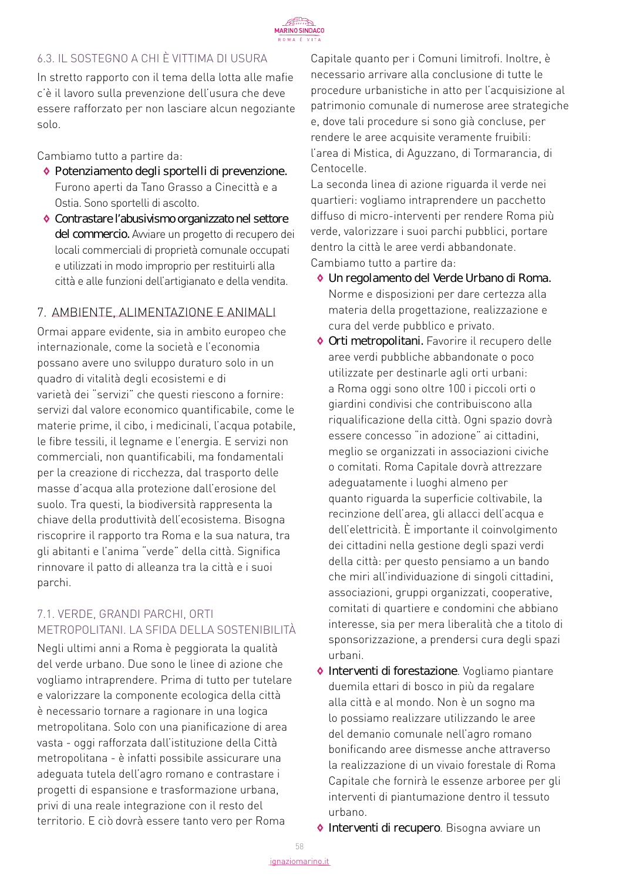### 6.3. IL SOSTEGNO A CHI È VITTIMA DI USURA

In stretto rapporto con il tema della lotta alle mafie c'è il lavoro sulla prevenzione dell'usura che deve essere rafforzato per non lasciare alcun negoziante solo.

Cambiamo tutto a partire da:

- **Potenziamento degli sportelli di prevenzione.** Furono aperti da Tano Grasso a Cinecittà e a Ostia. Sono sportelli di ascolto.
- **Contrastare l'abusivismo organizzato nel settore del commercio.** Avviare un progetto di recupero dei locali commerciali di proprietà comunale occupati e utilizzati in modo improprio per restituirli alla città e alle funzioni dell'artigianato e della vendita.

## 7. AMBIENTE, ALIMENTAZIONE E ANIMALI

Ormai appare evidente, sia in ambito europeo che internazionale, come la società e l'economia possano avere uno sviluppo duraturo solo in un quadro di vitalità degli ecosistemi e di varietà dei "servizi" che questi riescono a fornire: servizi dal valore economico quantificabile, come le materie prime, il cibo, i medicinali, l'acqua potabile, le fibre tessili, il legname e l'energia. E servizi non commerciali, non quantificabili, ma fondamentali per la creazione di ricchezza, dal trasporto delle masse d'acqua alla protezione dall'erosione del suolo. Tra questi, la biodiversità rappresenta la chiave della produttività dell'ecosistema. Bisogna riscoprire il rapporto tra Roma e la sua natura, tra gli abitanti e l'anima "verde" della città. Significa rinnovare il patto di alleanza tra la città e i suoi parchi.

### 7.1. VERDE, GRANDI PARCHI, ORTI METROPOLITANI. LA SFIDA DELLA SOSTENIBILITÀ

Negli ultimi anni a Roma è peggiorata la qualità del verde urbano. Due sono le linee di azione che vogliamo intraprendere. Prima di tutto per tutelare e valorizzare la componente ecologica della città è necessario tornare a ragionare in una logica metropolitana. Solo con una pianificazione di area vasta - oggi rafforzata dall'istituzione della Città metropolitana - è infatti possibile assicurare una adeguata tutela dell'agro romano e contrastare i progetti di espansione e trasformazione urbana, privi di una reale integrazione con il resto del territorio. E ciò dovrà essere tanto vero per Roma Capitale quanto per i Comuni limitrofi. Inoltre, è necessario arrivare alla conclusione di tutte le procedure urbanistiche in atto per l'acquisizione al patrimonio comunale di numerose aree strategiche e, dove tali procedure si sono già concluse, per rendere le aree acquisite veramente fruibili: l'area di Mistica, di Aguzzano, di Tormarancia, di Centocelle.

La seconda linea di azione riguarda il verde nei quartieri: vogliamo intraprendere un pacchetto diffuso di micro-interventi per rendere Roma più verde, valorizzare i suoi parchi pubblici, portare dentro la città le aree verdi abbandonate.

Cambiamo tutto a partire da:

- **Un regolamento del Verde Urbano di Roma.** Norme e disposizioni per dare certezza alla materia della progettazione, realizzazione e cura del verde pubblico e privato.
- **Orti metropolitani.** Favorire il recupero delle aree verdi pubbliche abbandonate o poco utilizzate per destinarle agli orti urbani: a Roma oggi sono oltre 100 i piccoli orti o giardini condivisi che contribuiscono alla riqualificazione della città. Ogni spazio dovrà essere concesso "in adozione" ai cittadini, meglio se organizzati in associazioni civiche o comitati. Roma Capitale dovrà attrezzare adeguatamente i luoghi almeno per quanto riguarda la superficie coltivabile, la recinzione dell'area, gli allacci dell'acqua e dell'elettricità. È importante il coinvolgimento dei cittadini nella gestione degli spazi verdi della città: per questo pensiamo a un bando che miri all'individuazione di singoli cittadini, associazioni, gruppi organizzati, cooperative, comitati di quartiere e condomini che abbiano interesse, sia per mera liberalità che a titolo di sponsorizzazione, a prendersi cura degli spazi urbani.
- **Interventi di forestazione**. Vogliamo piantare duemila ettari di bosco in più da regalare alla città e al mondo. Non è un sogno ma lo possiamo realizzare utilizzando le aree del demanio comunale nell'agro romano bonificando aree dismesse anche attraverso la realizzazione di un vivaio forestale di Roma Capitale che fornirà le essenze arboree per gli interventi di piantumazione dentro il tessuto urbano.
- **Interventi di recupero**. Bisogna avviare un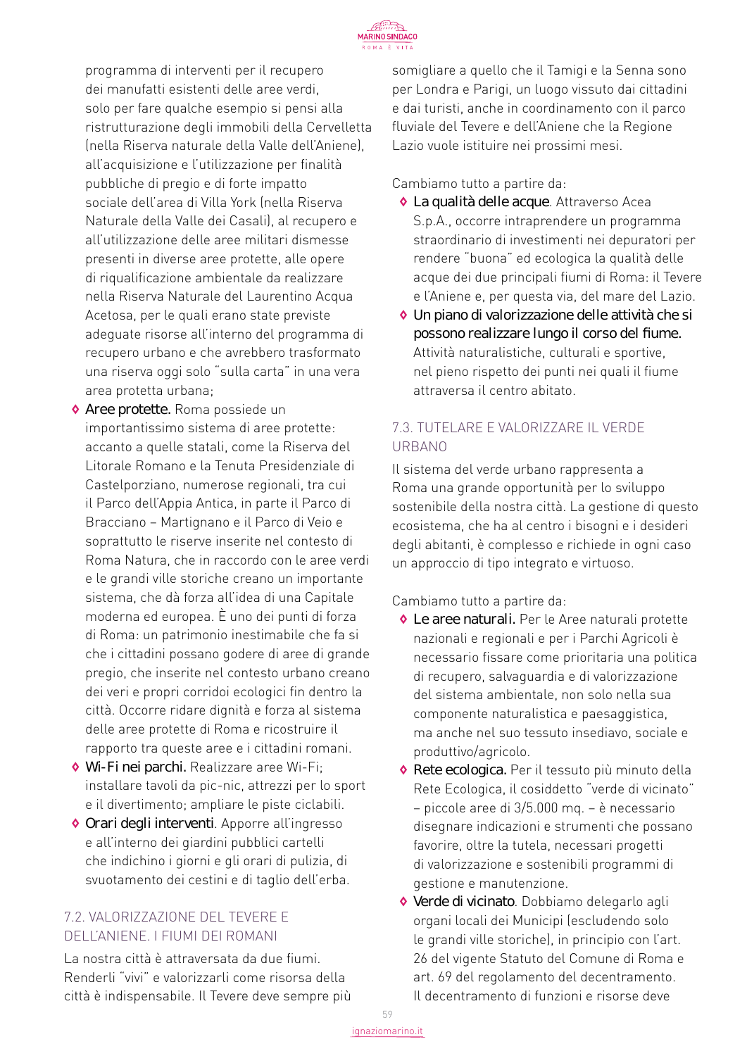programma di interventi per il recupero dei manufatti esistenti delle aree verdi, solo per fare qualche esempio si pensi alla ristrutturazione degli immobili della Cervelletta (nella Riserva naturale della Valle dell'Aniene), all'acquisizione e l'utilizzazione per finalità pubbliche di pregio e di forte impatto sociale dell'area di Villa York (nella Riserva Naturale della Valle dei Casali), al recupero e all'utilizzazione delle aree militari dismesse presenti in diverse aree protette, alle opere di riqualificazione ambientale da realizzare nella Riserva Naturale del Laurentino Acqua Acetosa, per le quali erano state previste adeguate risorse all'interno del programma di recupero urbano e che avrebbero trasformato una riserva oggi solo "sulla carta" in una vera area protetta urbana;

- **Aree protette.** Roma possiede un importantissimo sistema di aree protette: accanto a quelle statali, come la Riserva del Litorale Romano e la Tenuta Presidenziale di Castelporziano, numerose regionali, tra cui il Parco dell'Appia Antica, in parte il Parco di Bracciano – Martignano e il Parco di Veio e soprattutto le riserve inserite nel contesto di Roma Natura, che in raccordo con le aree verdi e le grandi ville storiche creano un importante sistema, che dà forza all'idea di una Capitale moderna ed europea. È uno dei punti di forza di Roma: un patrimonio inestimabile che fa si che i cittadini possano godere di aree di grande pregio, che inserite nel contesto urbano creano dei veri e propri corridoi ecologici fin dentro la città. Occorre ridare dignità e forza al sistema delle aree protette di Roma e ricostruire il rapporto tra queste aree e i cittadini romani.
- **Wi-Fi nei parchi.** Realizzare aree Wi-Fi; installare tavoli da pic-nic, attrezzi per lo sport e il divertimento; ampliare le piste ciclabili.
- **Orari degli interventi**. Apporre all'ingresso e all'interno dei giardini pubblici cartelli che indichino i giorni e gli orari di pulizia, di svuotamento dei cestini e di taglio dell'erba.

## 7.2. VALORIZZAZIONE DEL TEVERE E DELL'ANIENE. I FIUMI DEI ROMANI

La nostra città è attraversata da due fiumi. Renderli "vivi" e valorizzarli come risorsa della città è indispensabile. Il Tevere deve sempre più somigliare a quello che il Tamigi e la Senna sono per Londra e Parigi, un luogo vissuto dai cittadini e dai turisti, anche in coordinamento con il parco fluviale del Tevere e dell'Aniene che la Regione Lazio vuole istituire nei prossimi mesi.

Cambiamo tutto a partire da:

- **La qualità delle acque**. Attraverso Acea S.p.A., occorre intraprendere un programma straordinario di investimenti nei depuratori per rendere "buona" ed ecologica la qualità delle acque dei due principali fiumi di Roma: il Tevere e l'Aniene e, per questa via, del mare del Lazio.
- **Un piano di valorizzazione delle attività che si possono realizzare lungo il corso del fiume.** Attività naturalistiche, culturali e sportive, nel pieno rispetto dei punti nei quali il fiume attraversa il centro abitato.

## 7.3. TUTELARE E VALORIZZARE IL VERDE URBANO

Il sistema del verde urbano rappresenta a Roma una grande opportunità per lo sviluppo sostenibile della nostra città. La gestione di questo ecosistema, che ha al centro i bisogni e i desideri degli abitanti, è complesso e richiede in ogni caso un approccio di tipo integrato e virtuoso.

Cambiamo tutto a partire da:

- **Le aree naturali.** Per le Aree naturali protette nazionali e regionali e per i Parchi Agricoli è necessario fissare come prioritaria una politica di recupero, salvaguardia e di valorizzazione del sistema ambientale, non solo nella sua componente naturalistica e paesaggistica, ma anche nel suo tessuto insediavo, sociale e produttivo/agricolo.
- **Rete ecologica.** Per il tessuto più minuto della Rete Ecologica, il cosiddetto "verde di vicinato" – piccole aree di 3/5.000 mq. – è necessario disegnare indicazioni e strumenti che possano favorire, oltre la tutela, necessari progetti di valorizzazione e sostenibili programmi di gestione e manutenzione.
- **Verde di vicinato**. Dobbiamo delegarlo agli organi locali dei Municipi (escludendo solo le grandi ville storiche), in principio con l'art. 26 del vigente Statuto del Comune di Roma e art. 69 del regolamento del decentramento. Il decentramento di funzioni e risorse deve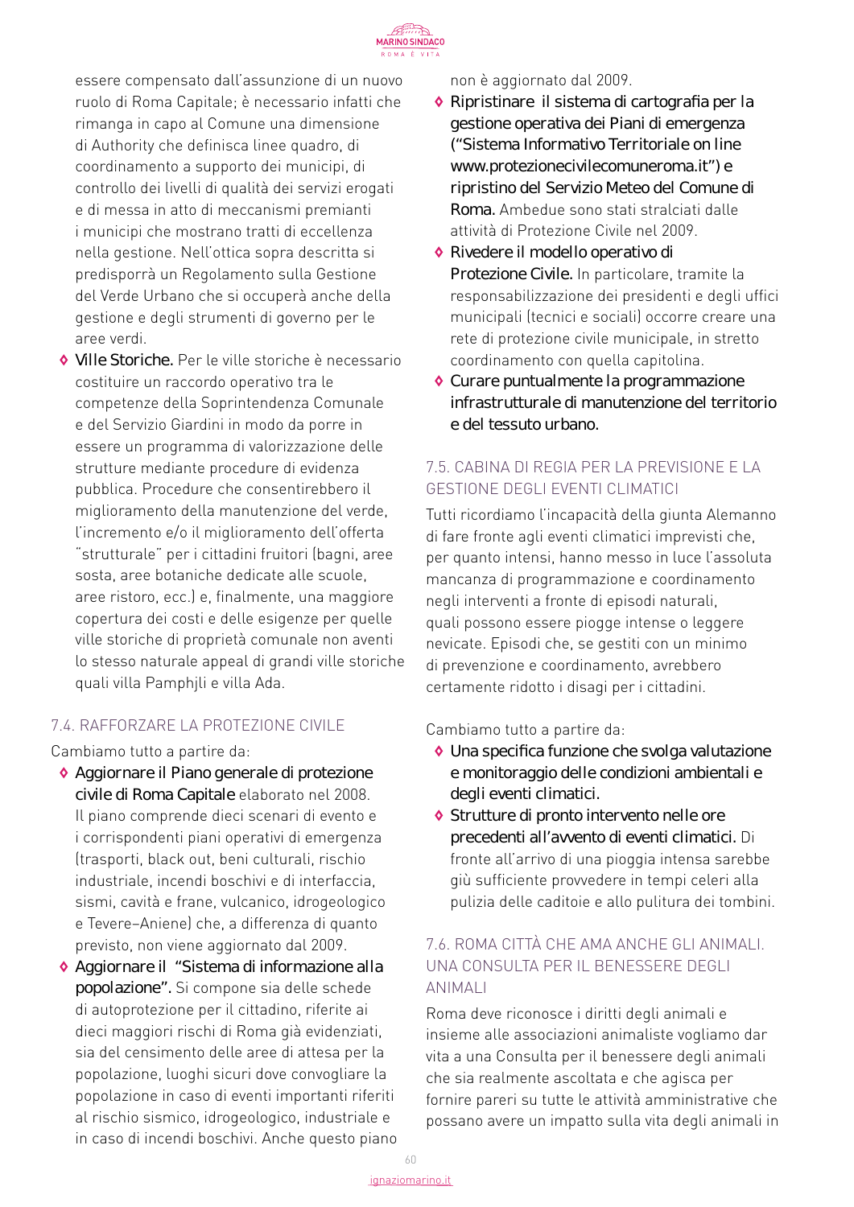essere compensato dall'assunzione di un nuovo ruolo di Roma Capitale; è necessario infatti che rimanga in capo al Comune una dimensione di Authority che definisca linee quadro, di coordinamento a supporto dei municipi, di controllo dei livelli di qualità dei servizi erogati e di messa in atto di meccanismi premianti i municipi che mostrano tratti di eccellenza nella gestione. Nell'ottica sopra descritta si predisporrà un Regolamento sulla Gestione del Verde Urbano che si occuperà anche della gestione e degli strumenti di governo per le aree verdi.

- **Ville Storiche.** Per le ville storiche è necessario costituire un raccordo operativo tra le competenze della Soprintendenza Comunale e del Servizio Giardini in modo da porre in essere un programma di valorizzazione delle strutture mediante procedure di evidenza pubblica. Procedure che consentirebbero il miglioramento della manutenzione del verde, l'incremento e/o il miglioramento dell'offerta "strutturale" per i cittadini fruitori (bagni, aree sosta, aree botaniche dedicate alle scuole, aree ristoro, ecc.) e, finalmente, una maggiore copertura dei costi e delle esigenze per quelle ville storiche di proprietà comunale non aventi lo stesso naturale appeal di grandi ville storiche quali villa Pamphjli e villa Ada.

## 7.4. RAFFORZARE LA PROTEZIONE CIVILE

Cambiamo tutto a partire da:

- **Aggiornare il Piano generale di protezione civile di Roma Capitale** elaborato nel 2008. Il piano comprende dieci scenari di evento e i corrispondenti piani operativi di emergenza (trasporti, black out, beni culturali, rischio industriale, incendi boschivi e di interfaccia, sismi, cavità e frane, vulcanico, idrogeologico e Tevere–Aniene) che, a differenza di quanto previsto, non viene aggiornato dal 2009.
- **Aggiornare il "Sistema di informazione alla popolazione".** Si compone sia delle schede di autoprotezione per il cittadino, riferite ai dieci maggiori rischi di Roma già evidenziati, sia del censimento delle aree di attesa per la popolazione, luoghi sicuri dove convogliare la popolazione in caso di eventi importanti riferiti al rischio sismico, idrogeologico, industriale e in caso di incendi boschivi. Anche questo piano non è aggiornato dal 2009.
- **Ripristinare il sistema di cartografia per la gestione operativa dei Piani di emergenza ("Sistema Informativo Territoriale on line www.protezionecivilecomuneroma.it") e ripristino del Servizio Meteo del Comune di Roma.** Ambedue sono stati stralciati dalle attività di Protezione Civile nel 2009.
- **Rivedere il modello operativo di Protezione Civile.** In particolare, tramite la responsabilizzazione dei presidenti e degli uffici municipali (tecnici e sociali) occorre creare una rete di protezione civile municipale, in stretto coordinamento con quella capitolina.
- **Curare puntualmente la programmazione infrastrutturale di manutenzione del territorio e del tessuto urbano.**

## 7.5. CABINA DI REGIA PER LA PREVISIONE E LA GESTIONE DEGLI EVENTI CLIMATICI

Tutti ricordiamo l'incapacità della giunta Alemanno di fare fronte agli eventi climatici imprevisti che, per quanto intensi, hanno messo in luce l'assoluta mancanza di programmazione e coordinamento negli interventi a fronte di episodi naturali, quali possono essere piogge intense o leggere nevicate. Episodi che, se gestiti con un minimo di prevenzione e coordinamento, avrebbero certamente ridotto i disagi per i cittadini.

Cambiamo tutto a partire da:

- **Una specifica funzione che svolga valutazione e monitoraggio delle condizioni ambientali e degli eventi climatici.**
- **Strutture di pronto intervento nelle ore precedenti all'avvento di eventi climatici.** Di fronte all'arrivo di una pioggia intensa sarebbe già sufficiente provvedere in tempi celeri alla pulizia delle caditoie e allo pulitura dei tombini.

## 7.6. ROMA CITTÀ CHE AMA ANCHE GLI ANIMALI. UNA CONSULTA PER IL BENESSERE DEGLI ANIMALI

Roma deve riconosce i diritti degli animali e insieme alle associazioni animaliste vogliamo dar vita a una Consulta per il benessere degli animali che sia realmente ascoltata e che agisca per fornire pareri su tutte le attività amministrative che possano avere un impatto sulla vita degli animali in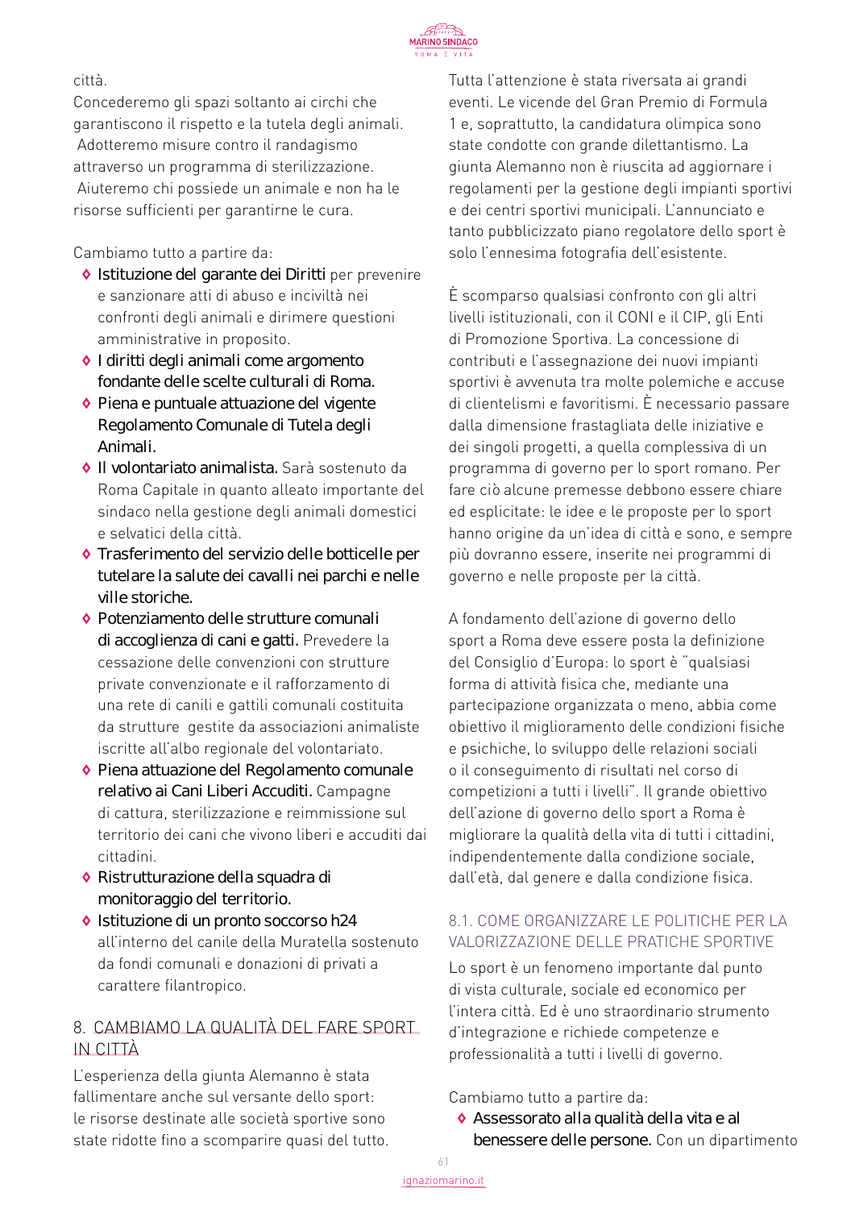città.

Concederemo gli spazi soltanto ai circhi che garantiscono il rispetto e la tutela degli animali. Adotteremo misure contro il randagismo attraverso un programma di sterilizzazione. Aiuteremo chi possiede un animale e non ha le risorse sufficienti per garantirne le cura.

Cambiamo tutto a partire da:

- **Istituzione del garante dei Diritti** per prevenire e sanzionare atti di abuso e inciviltà nei confronti degli animali e dirimere questioni amministrative in proposito.
- **I diritti degli animali come argomento fondante delle scelte culturali di Roma.**
- **Piena e puntuale attuazione del vigente Regolamento Comunale di Tutela degli Animali.**
- **Il volontariato animalista.** Sarà sostenuto da Roma Capitale in quanto alleato importante del sindaco nella gestione degli animali domestici e selvatici della città.
- **Trasferimento del servizio delle botticelle per tutelare la salute dei cavalli nei parchi e nelle ville storiche.**
- **Potenziamento delle strutture comunali di accoglienza di cani e gatti.** Prevedere la cessazione delle convenzioni con strutture private convenzionate e il rafforzamento di una rete di canili e gattili comunali costituita da strutture gestite da associazioni animaliste iscritte all'albo regionale del volontariato.
- **Piena attuazione del Regolamento comunale relativo ai Cani Liberi Accuditi.** Campagne di cattura, sterilizzazione e reimmissione sul territorio dei cani che vivono liberi e accuditi dai cittadini.
- **Ristrutturazione della squadra di monitoraggio del territorio.**
- **Istituzione di un pronto soccorso h24** all'interno del canile della Muratella sostenuto da fondi comunali e donazioni di privati a carattere filantropico.

## 8. CAMBIAMO LA QUALITÀ DEL FARE SPORT IN CITTÀ

L'esperienza della giunta Alemanno è stata fallimentare anche sul versante dello sport: le risorse destinate alle società sportive sono state ridotte fino a scomparire quasi del tutto. Tutta l'attenzione è stata riversata ai grandi eventi. Le vicende del Gran Premio di Formula 1 e, soprattutto, la candidatura olimpica sono state condotte con grande dilettantismo. La giunta Alemanno non è riuscita ad aggiornare i regolamenti per la gestione degli impianti sportivi e dei centri sportivi municipali. L'annunciato e tanto pubblicizzato piano regolatore dello sport è solo l'ennesima fotografia dell'esistente.

È scomparso qualsiasi confronto con gli altri livelli istituzionali, con il CONI e il CIP, gli Enti di Promozione Sportiva. La concessione di contributi e l'assegnazione dei nuovi impianti sportivi è avvenuta tra molte polemiche e accuse di clientelismi e favoritismi. È necessario passare dalla dimensione frastagliata delle iniziative e dei singoli progetti, a quella complessiva di un programma di governo per lo sport romano. Per fare ciò alcune premesse debbono essere chiare ed esplicitate: le idee e le proposte per lo sport hanno origine da un'idea di città e sono, e sempre più dovranno essere, inserite nei programmi di governo e nelle proposte per la città.

A fondamento dell'azione di governo dello sport a Roma deve essere posta la definizione del Consiglio d'Europa: lo sport è "qualsiasi forma di attività fisica che, mediante una partecipazione organizzata o meno, abbia come obiettivo il miglioramento delle condizioni fisiche e psichiche, lo sviluppo delle relazioni sociali o il conseguimento di risultati nel corso di competizioni a tutti i livelli". Il grande obiettivo dell'azione di governo dello sport a Roma è migliorare la qualità della vita di tutti i cittadini, indipendentemente dalla condizione sociale, dall'età, dal genere e dalla condizione fisica.

### 8.1. COME ORGANIZZARE LE POLITICHE PER LA VALORIZZAZIONE DELLE PRATICHE SPORTIVE

Lo sport è un fenomeno importante dal punto di vista culturale, sociale ed economico per l'intera città. Ed è uno straordinario strumento d'integrazione e richiede competenze e professionalità a tutti i livelli di governo.

Cambiamo tutto a partire da:

- **Assessorato alla qualità della vita e al benessere delle persone.** Con un dipartimento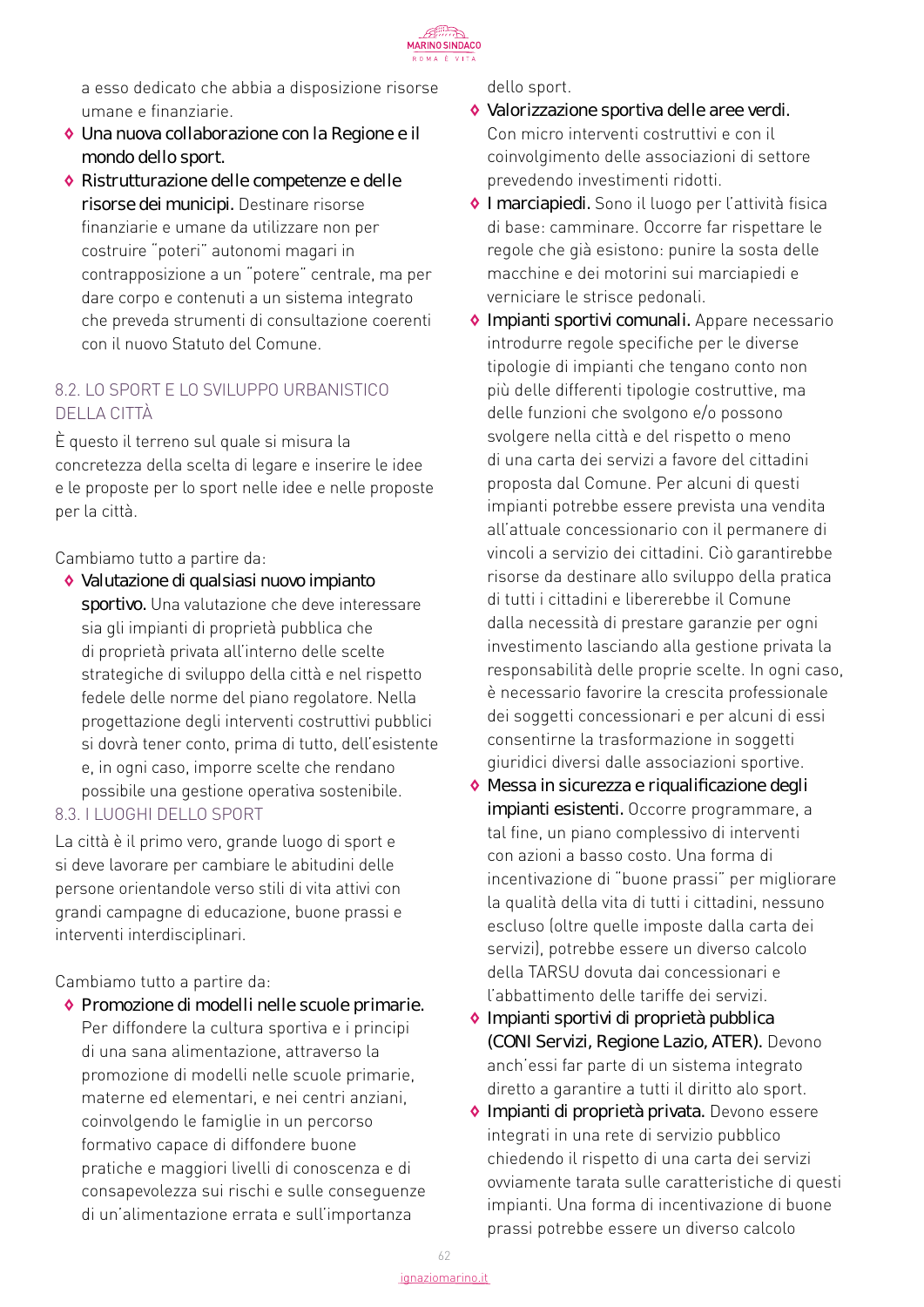a esso dedicato che abbia a disposizione risorse umane e finanziarie.

- **Una nuova collaborazione con la Regione e il mondo dello sport.**
- **Ristrutturazione delle competenze e delle risorse dei municipi.** Destinare risorse finanziarie e umane da utilizzare non per costruire "poteri" autonomi magari in contrapposizione a un "potere" centrale, ma per dare corpo e contenuti a un sistema integrato che preveda strumenti di consultazione coerenti con il nuovo Statuto del Comune.

## 8.2. LO SPORT E LO SVILUPPO URBANISTICO DELLA CITTÀ

È questo il terreno sul quale si misura la concretezza della scelta di legare e inserire le idee e le proposte per lo sport nelle idee e nelle proposte per la città.

Cambiamo tutto a partire da:

- **Valutazione di qualsiasi nuovo impianto sportivo.** Una valutazione che deve interessare sia gli impianti di proprietà pubblica che di proprietà privata all'interno delle scelte strategiche di sviluppo della città e nel rispetto fedele delle norme del piano regolatore. Nella progettazione degli interventi costruttivi pubblici si dovrà tener conto, prima di tutto, dell'esistente e, in ogni caso, imporre scelte che rendano possibile una gestione operativa sostenibile.

## 8.3. I LUOGHI DELLO SPORT

La città è il primo vero, grande luogo di sport e si deve lavorare per cambiare le abitudini delle persone orientandole verso stili di vita attivi con grandi campagne di educazione, buone prassi e interventi interdisciplinari.

Cambiamo tutto a partire da:

- **Promozione di modelli nelle scuole primarie.** Per diffondere la cultura sportiva e i principi di una sana alimentazione, attraverso la promozione di modelli nelle scuole primarie, materne ed elementari, e nei centri anziani, coinvolgendo le famiglie in un percorso formativo capace di diffondere buone pratiche e maggiori livelli di conoscenza e di consapevolezza sui rischi e sulle conseguenze di un'alimentazione errata e sull'importanza dello sport.
- **Valorizzazione sportiva delle aree verdi.** Con micro interventi costruttivi e con il coinvolgimento delle associazioni di settore prevedendo investimenti ridotti.
- **I marciapiedi.** Sono il luogo per l'attività fisica di base: camminare. Occorre far rispettare le regole che già esistono: punire la sosta delle macchine e dei motorini sui marciapiedi e verniciare le strisce pedonali.
- **Impianti sportivi comunali.** Appare necessario introdurre regole specifiche per le diverse tipologie di impianti che tengano conto non più delle differenti tipologie costruttive, ma delle funzioni che svolgono e/o possono svolgere nella città e del rispetto o meno di una carta dei servizi a favore del cittadini proposta dal Comune. Per alcuni di questi impianti potrebbe essere prevista una vendita all'attuale concessionario con il permanere di vincoli a servizio dei cittadini. Ciò garantirebbe risorse da destinare allo sviluppo della pratica di tutti i cittadini e libererebbe il Comune dalla necessità di prestare garanzie per ogni investimento lasciando alla gestione privata la responsabilità delle proprie scelte. In ogni caso, è necessario favorire la crescita professionale dei soggetti concessionari e per alcuni di essi consentirne la trasformazione in soggetti giuridici diversi dalle associazioni sportive.
- **Messa in sicurezza e riqualificazione degli impianti esistenti.** Occorre programmare, a tal fine, un piano complessivo di interventi con azioni a basso costo. Una forma di incentivazione di "buone prassi" per migliorare la qualità della vita di tutti i cittadini, nessuno escluso (oltre quelle imposte dalla carta dei servizi), potrebbe essere un diverso calcolo della TARSU dovuta dai concessionari e l'abbattimento delle tariffe dei servizi.
- **Impianti sportivi di proprietà pubblica (CONI Servizi, Regione Lazio, ATER).** Devono anch'essi far parte di un sistema integrato diretto a garantire a tutti il diritto alo sport.
- **Impianti di proprietà privata.** Devono essere integrati in una rete di servizio pubblico chiedendo il rispetto di una carta dei servizi ovviamente tarata sulle caratteristiche di questi impianti. Una forma di incentivazione di buone prassi potrebbe essere un diverso calcolo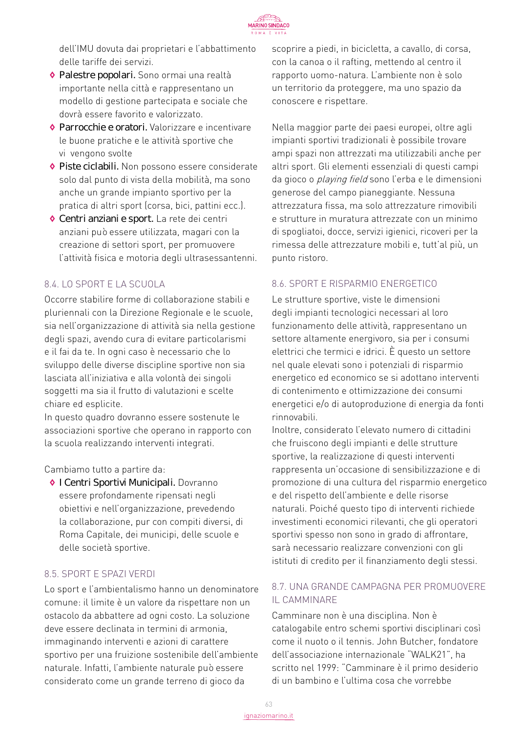dell'IMU dovuta dai proprietari e l'abbattimento delle tariffe dei servizi.

- **Palestre popolari.** Sono ormai una realtà importante nella città e rappresentano un modello di gestione partecipata e sociale che dovrà essere favorito e valorizzato.
- **Parrocchie e oratori.** Valorizzare e incentivare le buone pratiche e le attività sportive che vi vengono svolte
- **Piste ciclabili.** Non possono essere considerate solo dal punto di vista della mobilità, ma sono anche un grande impianto sportivo per la pratica di altri sport (corsa, bici, pattini ecc.).
- **Centri anziani e sport.** La rete dei centri anziani può essere utilizzata, magari con la creazione di settori sport, per promuovere l'attività fisica e motoria degli ultrasessantenni.

### 8.4. LO SPORT E LA SCUOLA

Occorre stabilire forme di collaborazione stabili e pluriennali con la Direzione Regionale e le scuole, sia nell'organizzazione di attività sia nella gestione degli spazi, avendo cura di evitare particolarismi e il fai da te. In ogni caso è necessario che lo sviluppo delle diverse discipline sportive non sia lasciata all'iniziativa e alla volontà dei singoli soggetti ma sia il frutto di valutazioni e scelte chiare ed esplicite.
In questo quadro dovranno essere sostenute le associazioni sportive che operano in rapporto con la scuola realizzando interventi integrati.

Cambiamo tutto a partire da:

- **I Centri Sportivi Municipali.** Dovranno essere profondamente ripensati negli obiettivi e nell'organizzazione, prevedendo la collaborazione, pur con compiti diversi, di Roma Capitale, dei municipi, delle scuole e delle società sportive.

### 8.5. SPORT E SPAZI VERDI

Lo sport e l'ambientalismo hanno un denominatore comune: il limite è un valore da rispettare non un ostacolo da abbattere ad ogni costo. La soluzione deve essere declinata in termini di armonia, immaginando interventi e azioni di carattere sportivo per una fruizione sostenibile dell'ambiente naturale. Infatti, l'ambiente naturale può essere considerato come un grande terreno di gioco da scoprire a piedi, in bicicletta, a cavallo, di corsa, con la canoa o il rafting, mettendo al centro il rapporto uomo-natura. L'ambiente non è solo un territorio da proteggere, ma uno spazio da conoscere e rispettare.

Nella maggior parte dei paesi europei, oltre agli impianti sportivi tradizionali è possibile trovare ampi spazi non attrezzati ma utilizzabili anche per altri sport. Gli elementi essenziali di questi campi da gioco o *playing field* sono l'erba e le dimensioni generose del campo pianeggiante. Nessuna attrezzatura fissa, ma solo attrezzature rimovibili e strutture in muratura attrezzate con un minimo di spogliatoi, docce, servizi igienici, ricoveri per la rimessa delle attrezzature mobili e, tutt'al più, un punto ristoro.

### 8.6. SPORT E RISPARMIO ENERGETICO

Le strutture sportive, viste le dimensioni degli impianti tecnologici necessari al loro funzionamento delle attività, rappresentano un settore altamente energivoro, sia per i consumi elettrici che termici e idrici. È questo un settore nel quale elevati sono i potenziali di risparmio energetico ed economico se si adottano interventi di contenimento e ottimizzazione dei consumi energetici e/o di autoproduzione di energia da fonti rinnovabili.
Inoltre, considerato l'elevato numero di cittadini che fruiscono degli impianti e delle strutture sportive, la realizzazione di questi interventi rappresenta un'occasione di sensibilizzazione e di promozione di una cultura del risparmio energetico e del rispetto dell'ambiente e delle risorse naturali. Poiché questo tipo di interventi richiede investimenti economici rilevanti, che gli operatori sportivi spesso non sono in grado di affrontare, sarà necessario realizzare convenzioni con gli istituti di credito per il finanziamento degli stessi.

### 8.7. UNA GRANDE CAMPAGNA PER PROMUOVERE IL CAMMINARE

Camminare non è una disciplina. Non è catalogabile entro schemi sportivi disciplinari così come il nuoto o il tennis. John Butcher, fondatore dell'associazione internazionale "WALK21", ha scritto nel 1999: "Camminare è il primo desiderio di un bambino e l'ultima cosa che vorrebbe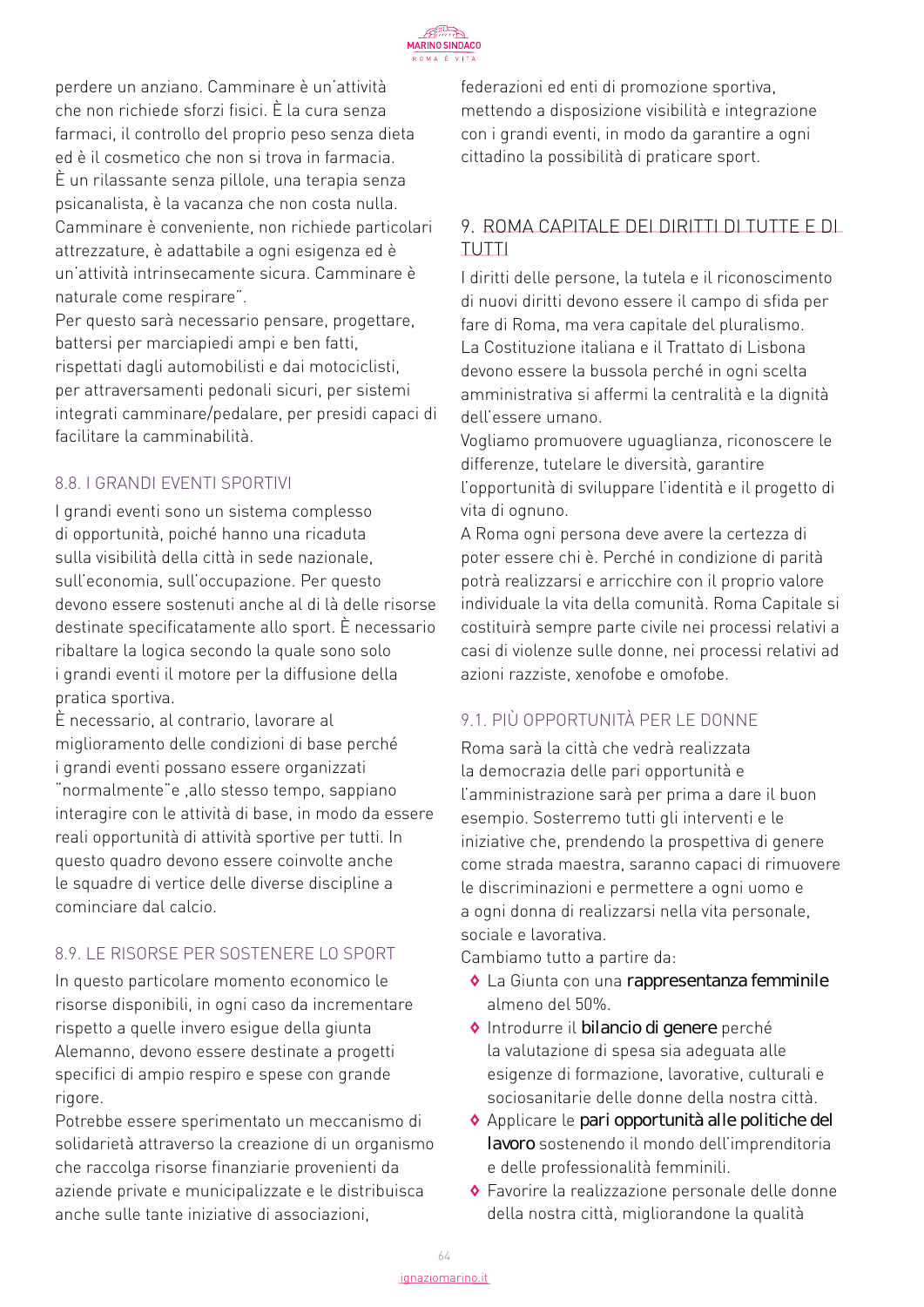perdere un anziano. Camminare è un'attività che non richiede sforzi fisici. È la cura senza farmaci, il controllo del proprio peso senza dieta ed è il cosmetico che non si trova in farmacia. È un rilassante senza pillole, una terapia senza psicanalista, è la vacanza che non costa nulla. Camminare è conveniente, non richiede particolari attrezzature, è adattabile a ogni esigenza ed è un'attività intrinsecamente sicura. Camminare è naturale come respirare".

Per questo sarà necessario pensare, progettare, battersi per marciapiedi ampi e ben fatti, rispettati dagli automobilisti e dai motociclisti, per attraversamenti pedonali sicuri, per sistemi integrati camminare/pedalare, per presidi capaci di facilitare la camminabilità.

### 8.8. I GRANDI EVENTI SPORTIVI

I grandi eventi sono un sistema complesso di opportunità, poiché hanno una ricaduta sulla visibilità della città in sede nazionale, sull'economia, sull'occupazione. Per questo devono essere sostenuti anche al di là delle risorse destinate specificatamente allo sport. È necessario ribaltare la logica secondo la quale sono solo i grandi eventi il motore per la diffusione della pratica sportiva.

È necessario, al contrario, lavorare al miglioramento delle condizioni di base perché i grandi eventi possano essere organizzati "normalmente"e ,allo stesso tempo, sappiano interagire con le attività di base, in modo da essere reali opportunità di attività sportive per tutti. In questo quadro devono essere coinvolte anche le squadre di vertice delle diverse discipline a cominciare dal calcio.

### 8.9. LE RISORSE PER SOSTENERE LO SPORT

In questo particolare momento economico le risorse disponibili, in ogni caso da incrementare rispetto a quelle invero esigue della giunta Alemanno, devono essere destinate a progetti specifici di ampio respiro e spese con grande rigore.

Potrebbe essere sperimentato un meccanismo di solidarietà attraverso la creazione di un organismo che raccolga risorse finanziarie provenienti da aziende private e municipalizzate e le distribuisca anche sulle tante iniziative di associazioni, federazioni ed enti di promozione sportiva, mettendo a disposizione visibilità e integrazione con i grandi eventi, in modo da garantire a ogni cittadino la possibilità di praticare sport.

## 9. ROMA CAPITALE DEI DIRITTI DI TUTTE E DI TUTTI

I diritti delle persone, la tutela e il riconoscimento di nuovi diritti devono essere il campo di sfida per fare di Roma, ma vera capitale del pluralismo.

La Costituzione italiana e il Trattato di Lisbona devono essere la bussola perché in ogni scelta amministrativa si affermi la centralità e la dignità dell'essere umano.

Vogliamo promuovere uguaglianza, riconoscere le differenze, tutelare le diversità, garantire l'opportunità di sviluppare l'identità e il progetto di vita di ognuno.

A Roma ogni persona deve avere la certezza di poter essere chi è. Perché in condizione di parità potrà realizzarsi e arricchire con il proprio valore individuale la vita della comunità. Roma Capitale si costituirà sempre parte civile nei processi relativi a casi di violenze sulle donne, nei processi relativi ad azioni razziste, xenofobe e omofobe.

### 9.1. PIÙ OPPORTUNITÀ PER LE DONNE

Roma sarà la città che vedrà realizzata la democrazia delle pari opportunità e l'amministrazione sarà per prima a dare il buon esempio. Sosterremo tutti gli interventi e le iniziative che, prendendo la prospettiva di genere come strada maestra, saranno capaci di rimuovere le discriminazioni e permettere a ogni uomo e a ogni donna di realizzarsi nella vita personale, sociale e lavorativa.

Cambiamo tutto a partire da:

- La Giunta con una **rappresentanza femminile** almeno del 50%.
- Introdurre il **bilancio di genere** perché la valutazione di spesa sia adeguata alle esigenze di formazione, lavorative, culturali e sociosanitarie delle donne della nostra città.
- Applicare le **pari opportunità alle politiche del lavoro** sostenendo il mondo dell'imprenditoria e delle professionalità femminili.
- Favorire la realizzazione personale delle donne della nostra città, migliorandone la qualità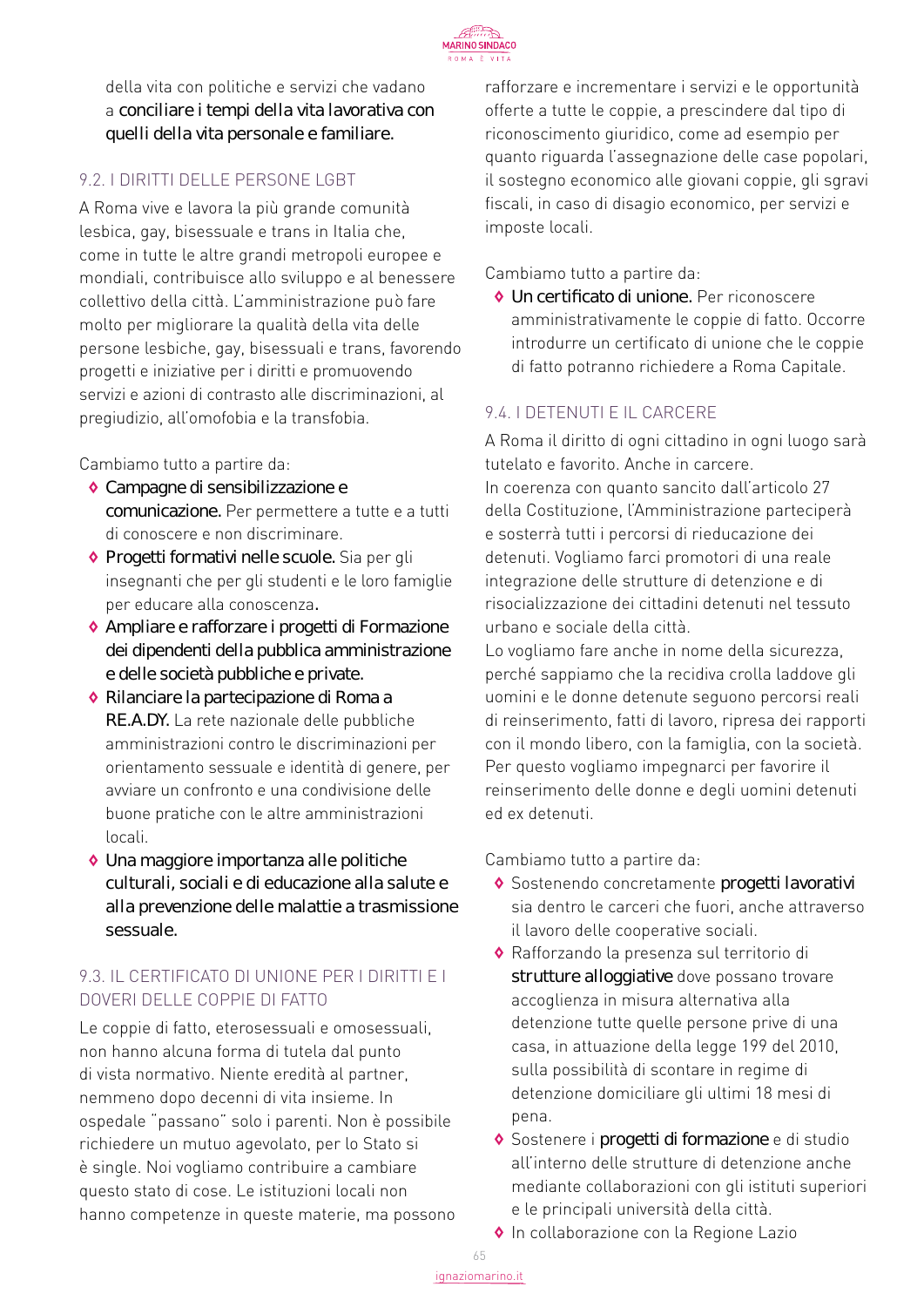della vita con politiche e servizi che vadano a **conciliare i tempi della vita lavorativa con quelli della vita personale e familiare.**

## 9.2. I DIRITTI DELLE PERSONE LGBT

A Roma vive e lavora la più grande comunità lesbica, gay, bisessuale e trans in Italia che, come in tutte le altre grandi metropoli europee e mondiali, contribuisce allo sviluppo e al benessere collettivo della città. L'amministrazione può fare molto per migliorare la qualità della vita delle persone lesbiche, gay, bisessuali e trans, favorendo progetti e iniziative per i diritti e promuovendo servizi e azioni di contrasto alle discriminazioni, al pregiudizio, all'omofobia e la transfobia.

Cambiamo tutto a partire da:

- **Campagne di sensibilizzazione e comunicazione.** Per permettere a tutte e a tutti di conoscere e non discriminare.
- **Progetti formativi nelle scuole.** Sia per gli insegnanti che per gli studenti e le loro famiglie per educare alla conoscenza.
- **Ampliare e rafforzare i progetti di Formazione dei dipendenti della pubblica amministrazione e delle società pubbliche e private.**
- **Rilanciare la partecipazione di Roma a RE.A.DY.** La rete nazionale delle pubbliche amministrazioni contro le discriminazioni per orientamento sessuale e identità di genere, per avviare un confronto e una condivisione delle buone pratiche con le altre amministrazioni locali.
- **Una maggiore importanza alle politiche culturali, sociali e di educazione alla salute e alla prevenzione delle malattie a trasmissione sessuale.**

## 9.3. IL CERTIFICATO DI UNIONE PER I DIRITTI E I DOVERI DELLE COPPIE DI FATTO

Le coppie di fatto, eterosessuali e omosessuali, non hanno alcuna forma di tutela dal punto di vista normativo. Niente eredità al partner, nemmeno dopo decenni di vita insieme. In ospedale "passano" solo i parenti. Non è possibile richiedere un mutuo agevolato, per lo Stato si è single. Noi vogliamo contribuire a cambiare questo stato di cose. Le istituzioni locali non hanno competenze in queste materie, ma possono rafforzare e incrementare i servizi e le opportunità offerte a tutte le coppie, a prescindere dal tipo di riconoscimento giuridico, come ad esempio per quanto riguarda l'assegnazione delle case popolari, il sostegno economico alle giovani coppie, gli sgravi fiscali, in caso di disagio economico, per servizi e imposte locali.

Cambiamo tutto a partire da:

- **Un certificato di unione.** Per riconoscere amministrativamente le coppie di fatto. Occorre introdurre un certificato di unione che le coppie di fatto potranno richiedere a Roma Capitale.

## 9.4. I DETENUTI E IL CARCERE

A Roma il diritto di ogni cittadino in ogni luogo sarà tutelato e favorito. Anche in carcere.
In coerenza con quanto sancito dall'articolo 27 della Costituzione, l'Amministrazione parteciperà e sosterrà tutti i percorsi di rieducazione dei detenuti. Vogliamo farci promotori di una reale integrazione delle strutture di detenzione e di risocializzazione dei cittadini detenuti nel tessuto urbano e sociale della città.
Lo vogliamo fare anche in nome della sicurezza, perché sappiamo che la recidiva crolla laddove gli uomini e le donne detenute seguono percorsi reali di reinserimento, fatti di lavoro, ripresa dei rapporti con il mondo libero, con la famiglia, con la società. Per questo vogliamo impegnarci per favorire il reinserimento delle donne e degli uomini detenuti ed ex detenuti.

Cambiamo tutto a partire da:

- Sostenendo concretamente **progetti lavorativi** sia dentro le carceri che fuori, anche attraverso il lavoro delle cooperative sociali.
- Rafforzando la presenza sul territorio di **strutture alloggiative** dove possano trovare accoglienza in misura alternativa alla detenzione tutte quelle persone prive di una casa, in attuazione della legge 199 del 2010, sulla possibilità di scontare in regime di detenzione domiciliare gli ultimi 18 mesi di pena.
- Sostenere i **progetti di formazione** e di studio all'interno delle strutture di detenzione anche mediante collaborazioni con gli istituti superiori e le principali università della città.
- In collaborazione con la Regione Lazio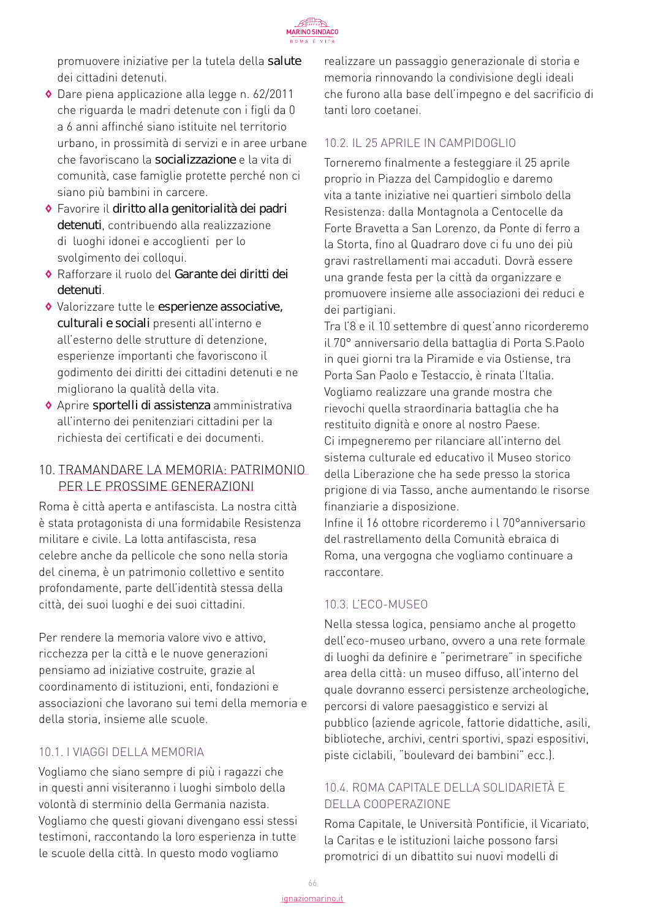promuovere iniziative per la tutela della **salute** dei cittadini detenuti.

- Dare piena applicazione alla legge n. 62/2011 che riguarda le madri detenute con i figli da 0 a 6 anni affinché siano istituite nel territorio urbano, in prossimità di servizi e in aree urbane che favoriscano la **socializzazione** e la vita di comunità, case famiglie protette perché non ci siano più bambini in carcere.
- Favorire il **diritto alla genitorialità dei padri detenuti**, contribuendo alla realizzazione di luoghi idonei e accoglienti per lo svolgimento dei colloqui.
- Rafforzare il ruolo del **Garante dei diritti dei detenuti**.
- Valorizzare tutte le **esperienze associative, culturali e sociali** presenti all'interno e all'esterno delle strutture di detenzione, esperienze importanti che favoriscono il godimento dei diritti dei cittadini detenuti e ne migliorano la qualità della vita.
- Aprire **sportelli di assistenza** amministrativa all'interno dei penitenziari cittadini per la richiesta dei certificati e dei documenti.

## 10. TRAMANDARE LA MEMORIA: PATRIMONIO PER LE PROSSIME GENERAZIONI

Roma è città aperta e antifascista. La nostra città è stata protagonista di una formidabile Resistenza militare e civile. La lotta antifascista, resa celebre anche da pellicole che sono nella storia del cinema, è un patrimonio collettivo e sentito profondamente, parte dell'identità stessa della città, dei suoi luoghi e dei suoi cittadini.

Per rendere la memoria valore vivo e attivo, ricchezza per la città e le nuove generazioni pensiamo ad iniziative costruite, grazie al coordinamento di istituzioni, enti, fondazioni e associazioni che lavorano sui temi della memoria e della storia, insieme alle scuole.

### 10.1. I VIAGGI DELLA MEMORIA

Vogliamo che siano sempre di più i ragazzi che in questi anni visiteranno i luoghi simbolo della volontà di sterminio della Germania nazista. Vogliamo che questi giovani divengano essi stessi testimoni, raccontando la loro esperienza in tutte le scuole della città. In questo modo vogliamo realizzare un passaggio generazionale di storia e memoria rinnovando la condivisione degli ideali che furono alla base dell'impegno e del sacrificio di tanti loro coetanei.

### 10.2. IL 25 APRILE IN CAMPIDOGLIO

Torneremo finalmente a festeggiare il 25 aprile proprio in Piazza del Campidoglio e daremo vita a tante iniziative nei quartieri simbolo della Resistenza: dalla Montagnola a Centocelle da Forte Bravetta a San Lorenzo, da Ponte di ferro a la Storta, fino al Quadraro dove ci fu uno dei più gravi rastrellamenti mai accaduti. Dovrà essere una grande festa per la città da organizzare e promuovere insieme alle associazioni dei reduci e dei partigiani.

Tra l'8 e il 10 settembre di quest'anno ricorderemo il 70° anniversario della battaglia di Porta S.Paolo in quei giorni tra la Piramide e via Ostiense, tra Porta San Paolo e Testaccio, è rinata l'Italia. Vogliamo realizzare una grande mostra che rievochi quella straordinaria battaglia che ha restituito dignità e onore al nostro Paese.

Ci impegneremo per rilanciare all'interno del sistema culturale ed educativo il Museo storico della Liberazione che ha sede presso la storica prigione di via Tasso, anche aumentando le risorse finanziarie a disposizione.

Infine il 16 ottobre ricorderemo i l 70°anniversario del rastrellamento della Comunità ebraica di Roma, una vergogna che vogliamo continuare a raccontare.

### 10.3. L'ECO-MUSEO

Nella stessa logica, pensiamo anche al progetto dell'eco-museo urbano, ovvero a una rete formale di luoghi da definire e "perimetrare" in specifiche area della città: un museo diffuso, all'interno del quale dovranno esserci persistenze archeologiche, percorsi di valore paesaggistico e servizi al pubblico (aziende agricole, fattorie didattiche, asili, biblioteche, archivi, centri sportivi, spazi espositivi, piste ciclabili, "boulevard dei bambini" ecc.).

### 10.4. ROMA CAPITALE DELLA SOLIDARIETÀ E DELLA COOPERAZIONE

Roma Capitale, le Università Pontificie, il Vicariato, la Caritas e le istituzioni laiche possono farsi promotrici di un dibattito sui nuovi modelli di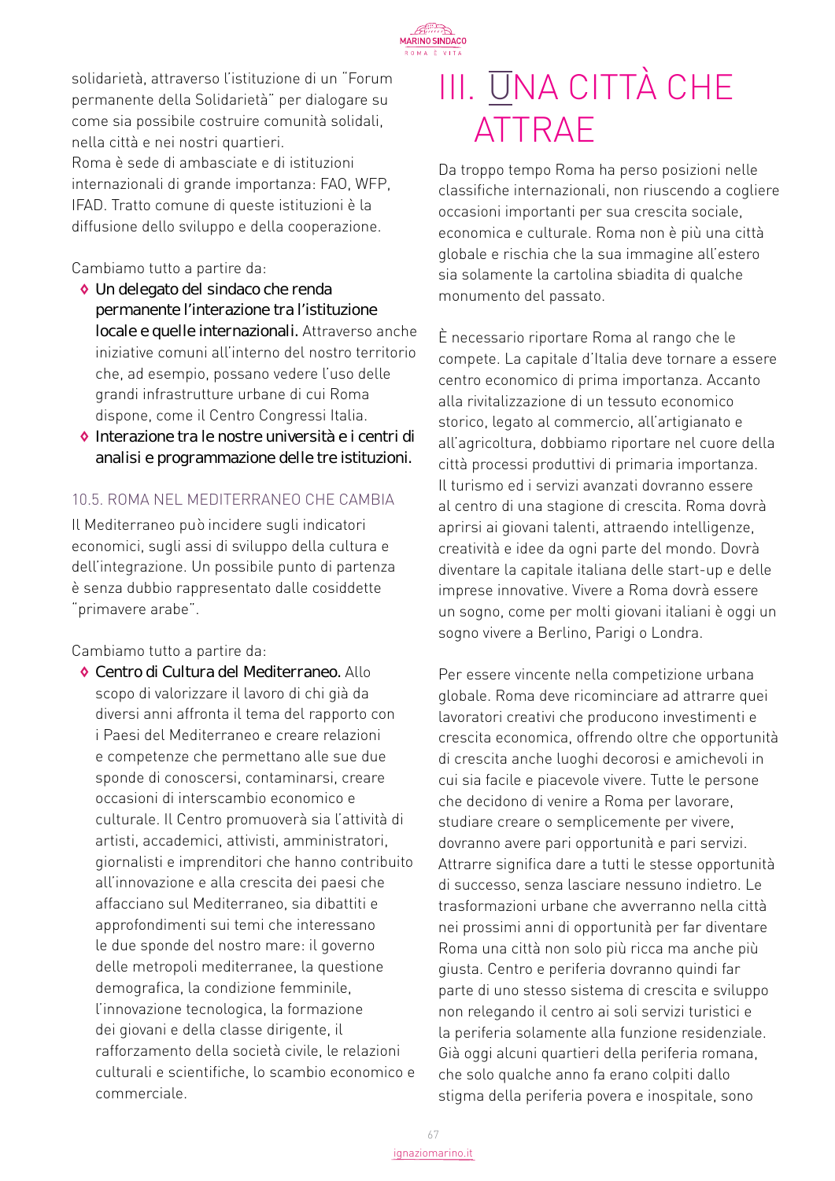solidarietà, attraverso l'istituzione di un "Forum permanente della Solidarietà" per dialogare su come sia possibile costruire comunità solidali, nella città e nei nostri quartieri.
Roma è sede di ambasciate e di istituzioni internazionali di grande importanza: FAO, WFP, IFAD. Tratto comune di queste istituzioni è la diffusione dello sviluppo e della cooperazione.

Cambiamo tutto a partire da:

- **Un delegato del sindaco che renda permanente l'interazione tra l'istituzione locale e quelle internazionali.** Attraverso anche iniziative comuni all'interno del nostro territorio che, ad esempio, possano vedere l'uso delle grandi infrastrutture urbane di cui Roma dispone, come il Centro Congressi Italia.
- **Interazione tra le nostre università e i centri di analisi e programmazione delle tre istituzioni.**

### 10.5. ROMA NEL MEDITERRANEO CHE CAMBIA

Il Mediterraneo può incidere sugli indicatori economici, sugli assi di sviluppo della cultura e dell'integrazione. Un possibile punto di partenza è senza dubbio rappresentato dalle cosiddette "primavere arabe".

Cambiamo tutto a partire da:

- **Centro di Cultura del Mediterraneo.** Allo scopo di valorizzare il lavoro di chi già da diversi anni affronta il tema del rapporto con i Paesi del Mediterraneo e creare relazioni e competenze che permettano alle sue due sponde di conoscersi, contaminarsi, creare occasioni di interscambio economico e culturale. Il Centro promuoverà sia l'attività di artisti, accademici, attivisti, amministratori, giornalisti e imprenditori che hanno contribuito all'innovazione e alla crescita dei paesi che affacciano sul Mediterraneo, sia dibattiti e approfondimenti sui temi che interessano le due sponde del nostro mare: il governo delle metropoli mediterranee, la questione demografica, la condizione femminile, l'innovazione tecnologica, la formazione dei giovani e della classe dirigente, il rafforzamento della società civile, le relazioni culturali e scientifiche, lo scambio economico e commerciale.

# III. UNA CITTÀ CHE ATTRAE

Da troppo tempo Roma ha perso posizioni nelle classifiche internazionali, non riuscendo a cogliere occasioni importanti per sua crescita sociale, economica e culturale. Roma non è più una città globale e rischia che la sua immagine all'estero sia solamente la cartolina sbiadita di qualche monumento del passato.

È necessario riportare Roma al rango che le compete. La capitale d'Italia deve tornare a essere centro economico di prima importanza. Accanto alla rivitalizzazione di un tessuto economico storico, legato al commercio, all'artigianato e all'agricoltura, dobbiamo riportare nel cuore della città processi produttivi di primaria importanza. Il turismo ed i servizi avanzati dovranno essere al centro di una stagione di crescita. Roma dovrà aprirsi ai giovani talenti, attraendo intelligenze, creatività e idee da ogni parte del mondo. Dovrà diventare la capitale italiana delle start-up e delle imprese innovative. Vivere a Roma dovrà essere un sogno, come per molti giovani italiani è oggi un sogno vivere a Berlino, Parigi o Londra.

Per essere vincente nella competizione urbana globale. Roma deve ricominciare ad attrarre quei lavoratori creativi che producono investimenti e crescita economica, offrendo oltre che opportunità di crescita anche luoghi decorosi e amichevoli in cui sia facile e piacevole vivere. Tutte le persone che decidono di venire a Roma per lavorare, studiare creare o semplicemente per vivere, dovranno avere pari opportunità e pari servizi. Attrarre significa dare a tutti le stesse opportunità di successo, senza lasciare nessuno indietro. Le trasformazioni urbane che avverranno nella città nei prossimi anni di opportunità per far diventare Roma una città non solo più ricca ma anche più giusta. Centro e periferia dovranno quindi far parte di uno stesso sistema di crescita e sviluppo non relegando il centro ai soli servizi turistici e la periferia solamente alla funzione residenziale. Già oggi alcuni quartieri della periferia romana, che solo qualche anno fa erano colpiti dallo stigma della periferia povera e inospitale, sono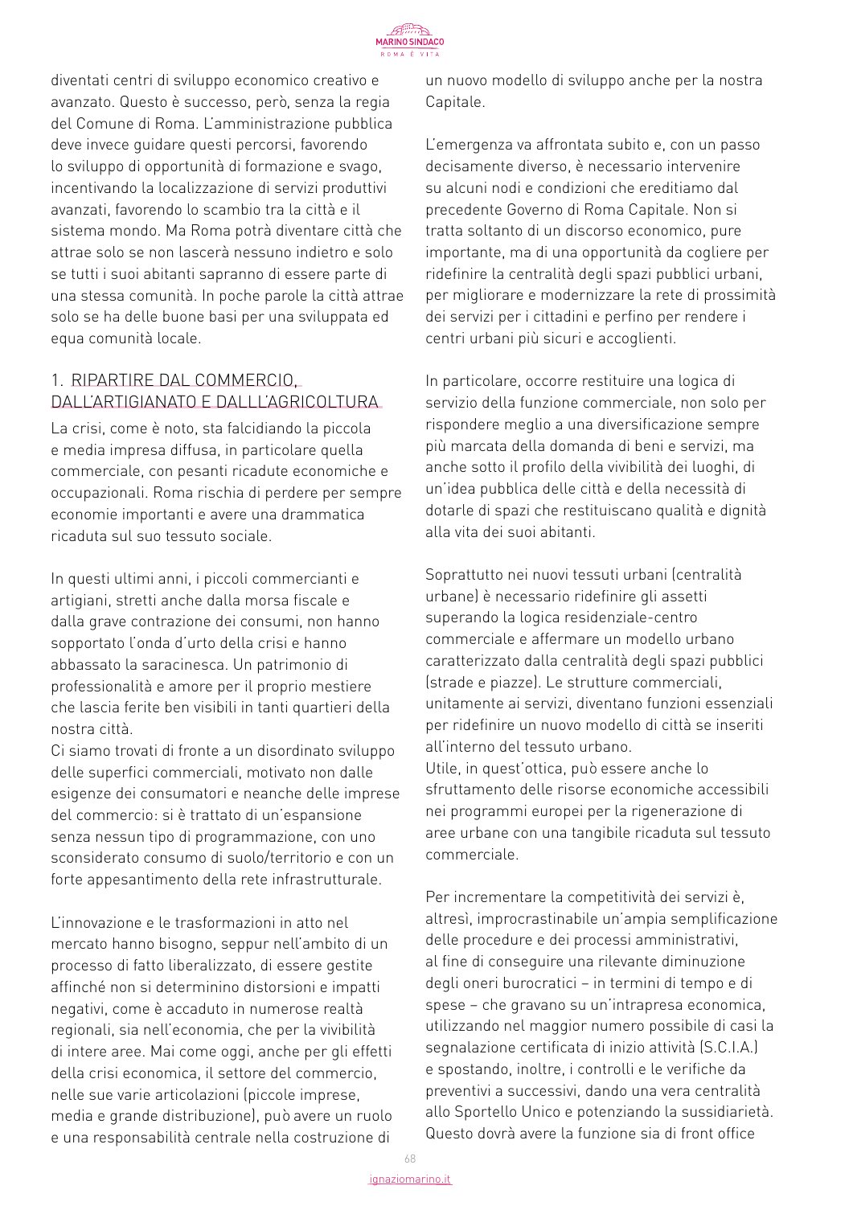diventati centri di sviluppo economico creativo e avanzato. Questo è successo, però, senza la regia del Comune di Roma. L'amministrazione pubblica deve invece guidare questi percorsi, favorendo lo sviluppo di opportunità di formazione e svago, incentivando la localizzazione di servizi produttivi avanzati, favorendo lo scambio tra la città e il sistema mondo. Ma Roma potrà diventare città che attrae solo se non lascerà nessuno indietro e solo se tutti i suoi abitanti sapranno di essere parte di una stessa comunità. In poche parole la città attrae solo se ha delle buone basi per una sviluppata ed equa comunità locale.

## 1. RIPARTIRE DAL COMMERCIO, DALL'ARTIGIANATO E DALLL'AGRICOLTURA

La crisi, come è noto, sta falcidiando la piccola e media impresa diffusa, in particolare quella commerciale, con pesanti ricadute economiche e occupazionali. Roma rischia di perdere per sempre economie importanti e avere una drammatica ricaduta sul suo tessuto sociale.

In questi ultimi anni, i piccoli commercianti e artigiani, stretti anche dalla morsa fiscale e dalla grave contrazione dei consumi, non hanno sopportato l'onda d'urto della crisi e hanno abbassato la saracinesca. Un patrimonio di professionalità e amore per il proprio mestiere che lascia ferite ben visibili in tanti quartieri della nostra città.

Ci siamo trovati di fronte a un disordinato sviluppo delle superfici commerciali, motivato non dalle esigenze dei consumatori e neanche delle imprese del commercio: si è trattato di un'espansione senza nessun tipo di programmazione, con uno sconsiderato consumo di suolo/territorio e con un forte appesantimento della rete infrastrutturale.

L'innovazione e le trasformazioni in atto nel mercato hanno bisogno, seppur nell'ambito di un processo di fatto liberalizzato, di essere gestite affinché non si determinino distorsioni e impatti negativi, come è accaduto in numerose realtà regionali, sia nell'economia, che per la vivibilità di intere aree. Mai come oggi, anche per gli effetti della crisi economica, il settore del commercio, nelle sue varie articolazioni (piccole imprese, media e grande distribuzione), può avere un ruolo e una responsabilità centrale nella costruzione di un nuovo modello di sviluppo anche per la nostra Capitale.

L'emergenza va affrontata subito e, con un passo decisamente diverso, è necessario intervenire su alcuni nodi e condizioni che ereditiamo dal precedente Governo di Roma Capitale. Non si tratta soltanto di un discorso economico, pure importante, ma di una opportunità da cogliere per ridefinire la centralità degli spazi pubblici urbani, per migliorare e modernizzare la rete di prossimità dei servizi per i cittadini e perfino per rendere i centri urbani più sicuri e accoglienti.

In particolare, occorre restituire una logica di servizio della funzione commerciale, non solo per rispondere meglio a una diversificazione sempre più marcata della domanda di beni e servizi, ma anche sotto il profilo della vivibilità dei luoghi, di un'idea pubblica delle città e della necessità di dotarle di spazi che restituiscano qualità e dignità alla vita dei suoi abitanti.

Soprattutto nei nuovi tessuti urbani (centralità urbane) è necessario ridefinire gli assetti superando la logica residenziale-centro commerciale e affermare un modello urbano caratterizzato dalla centralità degli spazi pubblici (strade e piazze). Le strutture commerciali, unitamente ai servizi, diventano funzioni essenziali per ridefinire un nuovo modello di città se inseriti all'interno del tessuto urbano.

Utile, in quest'ottica, può essere anche lo sfruttamento delle risorse economiche accessibili nei programmi europei per la rigenerazione di aree urbane con una tangibile ricaduta sul tessuto commerciale.

Per incrementare la competitività dei servizi è, altresì, improcrastinabile un'ampia semplificazione delle procedure e dei processi amministrativi, al fine di conseguire una rilevante diminuzione degli oneri burocratici – in termini di tempo e di spese – che gravano su un'intrapresa economica, utilizzando nel maggior numero possibile di casi la segnalazione certificata di inizio attività (S.C.I.A.) e spostando, inoltre, i controlli e le verifiche da preventivi a successivi, dando una vera centralità allo Sportello Unico e potenziando la sussidiarietà. Questo dovrà avere la funzione sia di front office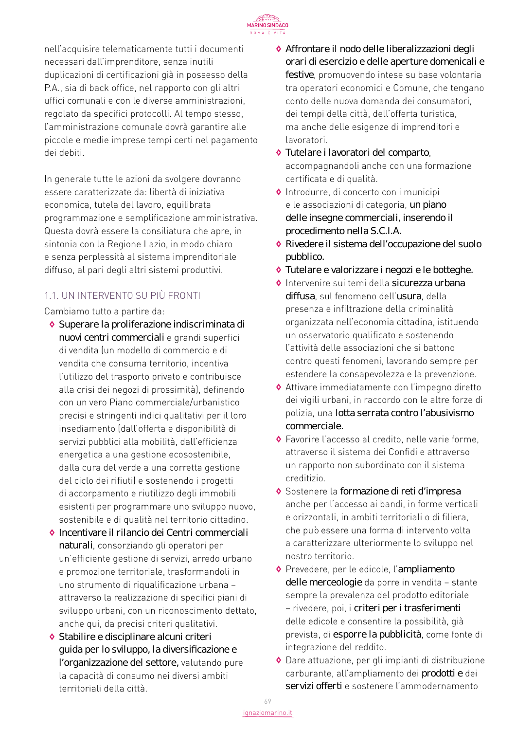nell'acquisire telematicamente tutti i documenti necessari dall'imprenditore, senza inutili duplicazioni di certificazioni già in possesso della P.A., sia di back office, nel rapporto con gli altri uffici comunali e con le diverse amministrazioni, regolato da specifici protocolli. Al tempo stesso, l'amministrazione comunale dovrà garantire alle piccole e medie imprese tempi certi nel pagamento dei debiti.

In generale tutte le azioni da svolgere dovranno essere caratterizzate da: libertà di iniziativa economica, tutela del lavoro, equilibrata programmazione e semplificazione amministrativa. Questa dovrà essere la consiliatura che apre, in sintonia con la Regione Lazio, in modo chiaro e senza perplessità al sistema imprenditoriale diffuso, al pari degli altri sistemi produttivi.

### 1.1. UN INTERVENTO SU PIÙ FRONTI

Cambiamo tutto a partire da:

- **Superare la proliferazione indiscriminata di nuovi centri commerciali** e grandi superfici di vendita (un modello di commercio e di vendita che consuma territorio, incentiva l'utilizzo del trasporto privato e contribuisce alla crisi dei negozi di prossimità), definendo con un vero Piano commerciale/urbanistico precisi e stringenti indici qualitativi per il loro insediamento (dall'offerta e disponibilità di servizi pubblici alla mobilità, dall'efficienza energetica a una gestione ecosostenibile, dalla cura del verde a una corretta gestione del ciclo dei rifiuti) e sostenendo i progetti di accorpamento e riutilizzo degli immobili esistenti per programmare uno sviluppo nuovo, sostenibile e di qualità nel territorio cittadino.
- **Incentivare il rilancio dei Centri commerciali naturali**, consorziando gli operatori per un'efficiente gestione di servizi, arredo urbano e promozione territoriale, trasformandoli in uno strumento di riqualificazione urbana – attraverso la realizzazione di specifici piani di sviluppo urbani, con un riconoscimento dettato, anche qui, da precisi criteri qualitativi.
- **Stabilire e disciplinare alcuni criteri guida per lo sviluppo, la diversificazione e l'organizzazione del settore,** valutando pure la capacità di consumo nei diversi ambiti territoriali della città.
- **Affrontare il nodo delle liberalizzazioni degli orari di esercizio e delle aperture domenicali e festive**, promuovendo intese su base volontaria tra operatori economici e Comune, che tengano conto delle nuova domanda dei consumatori, dei tempi della città, dell'offerta turistica, ma anche delle esigenze di imprenditori e lavoratori.
- **Tutelare i lavoratori del comparto**, accompagnandoli anche con una formazione certificata e di qualità.
- Introdurre, di concerto con i municipi e le associazioni di categoria, **un piano delle insegne commerciali, inserendo il procedimento nella S.C.I.A.**
- **Rivedere il sistema dell'occupazione del suolo pubblico.**
- **Tutelare e valorizzare i negozi e le botteghe.**
- Intervenire sui temi della **sicurezza urbana diffusa**, sul fenomeno dell'**usura**, della presenza e infiltrazione della criminalità organizzata nell'economia cittadina, istituendo un osservatorio qualificato e sostenendo l'attività delle associazioni che si battono contro questi fenomeni, lavorando sempre per estendere la consapevolezza e la prevenzione.
- Attivare immediatamente con l'impegno diretto dei vigili urbani, in raccordo con le altre forze di polizia, una **lotta serrata contro l'abusivismo commerciale.**
- Favorire l'accesso al credito, nelle varie forme, attraverso il sistema dei Confidi e attraverso un rapporto non subordinato con il sistema creditizio.
- Sostenere la **formazione di reti d'impresa** anche per l'accesso ai bandi, in forme verticali e orizzontali, in ambiti territoriali o di filiera, che può essere una forma di intervento volta a caratterizzare ulteriormente lo sviluppo nel nostro territorio.
- Prevedere, per le edicole, l'**ampliamento delle merceologie** da porre in vendita – stante sempre la prevalenza del prodotto editoriale – rivedere, poi, i **criteri per i trasferimenti** delle edicole e consentire la possibilità, già prevista, di **esporre la pubblicità**, come fonte di integrazione del reddito.
- Dare attuazione, per gli impianti di distribuzione carburante, all'ampliamento dei **prodotti** e dei **servizi offerti** e sostenere l'ammodernamento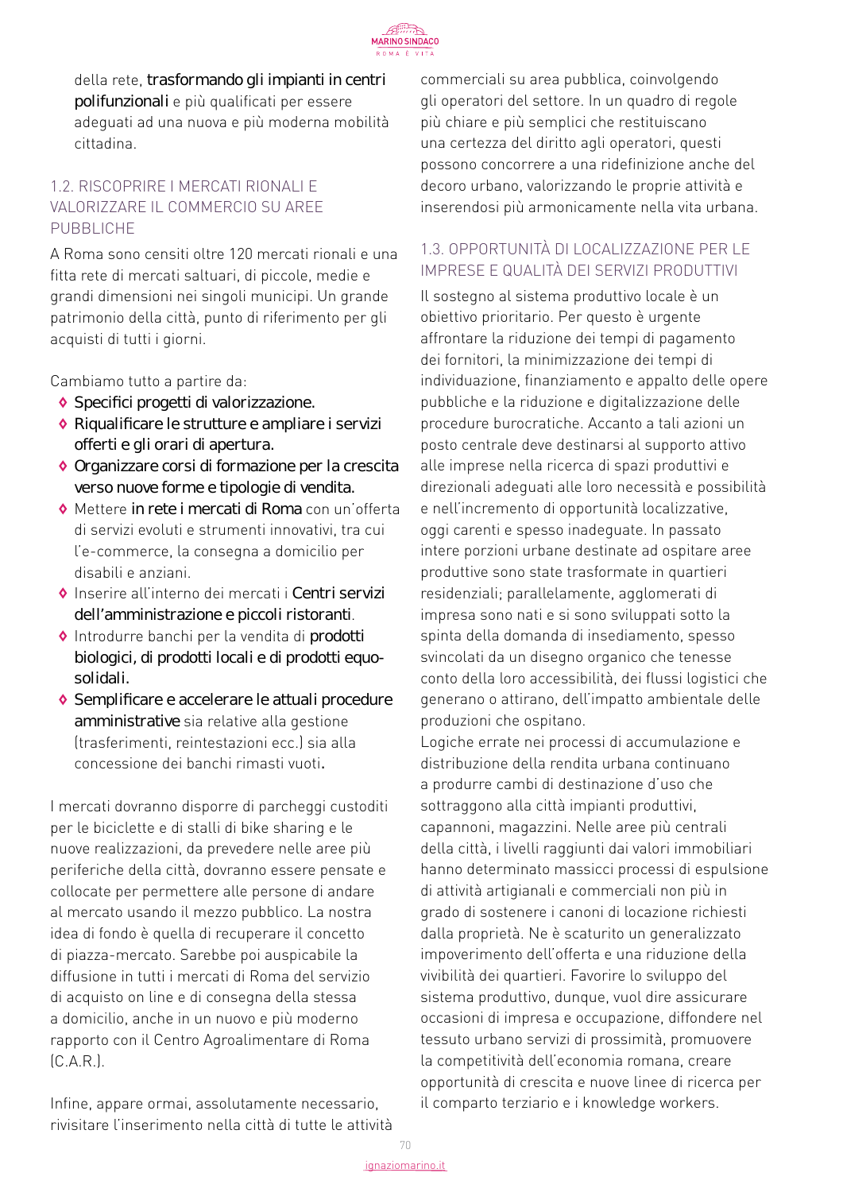della rete, **trasformando gli impianti in centri polifunzionali** e più qualificati per essere adeguati ad una nuova e più moderna mobilità cittadina.

## 1.2. RISCOPRIRE I MERCATI RIONALI E VALORIZZARE IL COMMERCIO SU AREE PUBBLICHE

A Roma sono censiti oltre 120 mercati rionali e una fitta rete di mercati saltuari, di piccole, medie e grandi dimensioni nei singoli municipi. Un grande patrimonio della città, punto di riferimento per gli acquisti di tutti i giorni.

Cambiamo tutto a partire da:

- **Specifici progetti di valorizzazione.**
- **Riqualificare le strutture e ampliare i servizi offerti e gli orari di apertura.**
- **Organizzare corsi di formazione per la crescita verso nuove forme e tipologie di vendita.**
- Mettere **in rete i mercati di Roma** con un'offerta di servizi evoluti e strumenti innovativi, tra cui l'e-commerce, la consegna a domicilio per disabili e anziani.
- Inserire all'interno dei mercati i **Centri servizi dell'amministrazione e piccoli ristoranti**.
- Introdurre banchi per la vendita di **prodotti biologici, di prodotti locali e di prodotti equo-solidali.**
- **Semplificare e accelerare le attuali procedure amministrative** sia relative alla gestione (trasferimenti, reintestazioni ecc.) sia alla concessione dei banchi rimasti vuoti.

I mercati dovranno disporre di parcheggi custoditi per le biciclette e di stalli di bike sharing e le nuove realizzazioni, da prevedere nelle aree più periferiche della città, dovranno essere pensate e collocate per permettere alle persone di andare al mercato usando il mezzo pubblico. La nostra idea di fondo è quella di recuperare il concetto di piazza-mercato. Sarebbe poi auspicabile la diffusione in tutti i mercati di Roma del servizio di acquisto on line e di consegna della stessa a domicilio, anche in un nuovo e più moderno rapporto con il Centro Agroalimentare di Roma (C.A.R.).

Infine, appare ormai, assolutamente necessario, rivisitare l'inserimento nella città di tutte le attività commerciali su area pubblica, coinvolgendo gli operatori del settore. In un quadro di regole più chiare e più semplici che restituiscano una certezza del diritto agli operatori, questi possono concorrere a una ridefinizione anche del decoro urbano, valorizzando le proprie attività e inserendosi più armonicamente nella vita urbana.

## 1.3. OPPORTUNITÀ DI LOCALIZZAZIONE PER LE IMPRESE E QUALITÀ DEI SERVIZI PRODUTTIVI

Il sostegno al sistema produttivo locale è un obiettivo prioritario. Per questo è urgente affrontare la riduzione dei tempi di pagamento dei fornitori, la minimizzazione dei tempi di individuazione, finanziamento e appalto delle opere pubbliche e la riduzione e digitalizzazione delle procedure burocratiche. Accanto a tali azioni un posto centrale deve destinarsi al supporto attivo alle imprese nella ricerca di spazi produttivi e direzionali adeguati alle loro necessità e possibilità e nell'incremento di opportunità localizzative, oggi carenti e spesso inadeguate. In passato intere porzioni urbane destinate ad ospitare aree produttive sono state trasformate in quartieri residenziali; parallelamente, agglomerati di impresa sono nati e si sono sviluppati sotto la spinta della domanda di insediamento, spesso svincolati da un disegno organico che tenesse conto della loro accessibilità, dei flussi logistici che generano o attirano, dell'impatto ambientale delle produzioni che ospitano.

Logiche errate nei processi di accumulazione e distribuzione della rendita urbana continuano a produrre cambi di destinazione d'uso che sottraggono alla città impianti produttivi, capannoni, magazzini. Nelle aree più centrali della città, i livelli raggiunti dai valori immobiliari hanno determinato massicci processi di espulsione di attività artigianali e commerciali non più in grado di sostenere i canoni di locazione richiesti dalla proprietà. Ne è scaturito un generalizzato impoverimento dell'offerta e una riduzione della vivibilità dei quartieri. Favorire lo sviluppo del sistema produttivo, dunque, vuol dire assicurare occasioni di impresa e occupazione, diffondere nel tessuto urbano servizi di prossimità, promuovere la competitività dell'economia romana, creare opportunità di crescita e nuove linee di ricerca per il comparto terziario e i knowledge workers.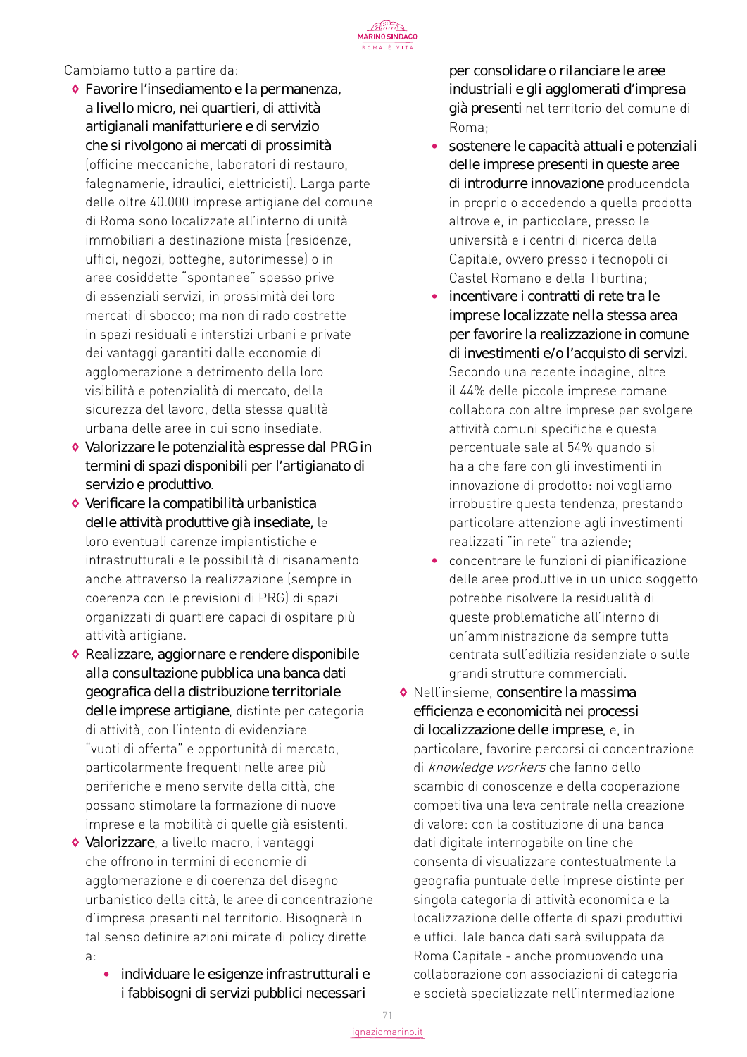Cambiamo tutto a partire da:

- **Favorire l'insediamento e la permanenza, a livello micro, nei quartieri, di attività artigianali manifatturiere e di servizio che si rivolgono ai mercati di prossimità** (officine meccaniche, laboratori di restauro, falegnamerie, idraulici, elettricisti). Larga parte delle oltre 40.000 imprese artigiane del comune di Roma sono localizzate all'interno di unità immobiliari a destinazione mista (residenze, uffici, negozi, botteghe, autorimesse) o in aree cosiddette "spontanee" spesso prive di essenziali servizi, in prossimità dei loro mercati di sbocco; ma non di rado costrette in spazi residuali e interstizi urbani e private dei vantaggi garantiti dalle economie di agglomerazione a detrimento della loro visibilità e potenzialità di mercato, della sicurezza del lavoro, della stessa qualità urbana delle aree in cui sono insediate.
- **Valorizzare le potenzialità espresse dal PRG in termini di spazi disponibili per l'artigianato di servizio e produttivo**.
- **Verificare la compatibilità urbanistica delle attività produttive già insediate,** le loro eventuali carenze impiantistiche e infrastrutturali e le possibilità di risanamento anche attraverso la realizzazione (sempre in coerenza con le previsioni di PRG) di spazi organizzati di quartiere capaci di ospitare più attività artigiane.
- **Realizzare, aggiornare e rendere disponibile alla consultazione pubblica una banca dati geografica della distribuzione territoriale delle imprese artigiane**, distinte per categoria di attività, con l'intento di evidenziare "vuoti di offerta" e opportunità di mercato, particolarmente frequenti nelle aree più periferiche e meno servite della città, che possano stimolare la formazione di nuove imprese e la mobilità di quelle già esistenti.
- **Valorizzare**, a livello macro, i vantaggi che offrono in termini di economie di agglomerazione e di coerenza del disegno urbanistico della città, le aree di concentrazione d'impresa presenti nel territorio. Bisognerà in tal senso definire azioni mirate di policy dirette a:
  - **individuare le esigenze infrastrutturali e i fabbisogni di servizi pubblici necessari per consolidare o rilanciare le aree industriali e gli agglomerati d'impresa già presenti** nel territorio del comune di Roma;
  - **sostenere le capacità attuali e potenziali delle imprese presenti in queste aree di introdurre innovazione** producendola in proprio o accedendo a quella prodotta altrove e, in particolare, presso le università e i centri di ricerca della Capitale, ovvero presso i tecnopoli di Castel Romano e della Tiburtina;
  - **incentivare i contratti di rete tra le imprese localizzate nella stessa area per favorire la realizzazione in comune di investimenti e/o l'acquisto di servizi.** Secondo una recente indagine, oltre il 44% delle piccole imprese romane collabora con altre imprese per svolgere attività comuni specifiche e questa percentuale sale al 54% quando si ha a che fare con gli investimenti in innovazione di prodotto: noi vogliamo irrobustire questa tendenza, prestando particolare attenzione agli investimenti realizzati "in rete" tra aziende;
  - concentrare le funzioni di pianificazione delle aree produttive in un unico soggetto potrebbe risolvere la residualità di queste problematiche all'interno di un'amministrazione da sempre tutta centrata sull'edilizia residenziale o sulle grandi strutture commerciali.
- Nell'insieme, **consentire la massima efficienza e economicità nei processi di localizzazione delle imprese**, e, in particolare, favorire percorsi di concentrazione di *knowledge workers* che fanno dello scambio di conoscenze e della cooperazione competitiva una leva centrale nella creazione di valore: con la costituzione di una banca dati digitale interrogabile on line che consenta di visualizzare contestualmente la geografia puntuale delle imprese distinte per singola categoria di attività economica e la localizzazione delle offerte di spazi produttivi e uffici. Tale banca dati sarà sviluppata da Roma Capitale - anche promuovendo una collaborazione con associazioni di categoria e società specializzate nell'intermediazione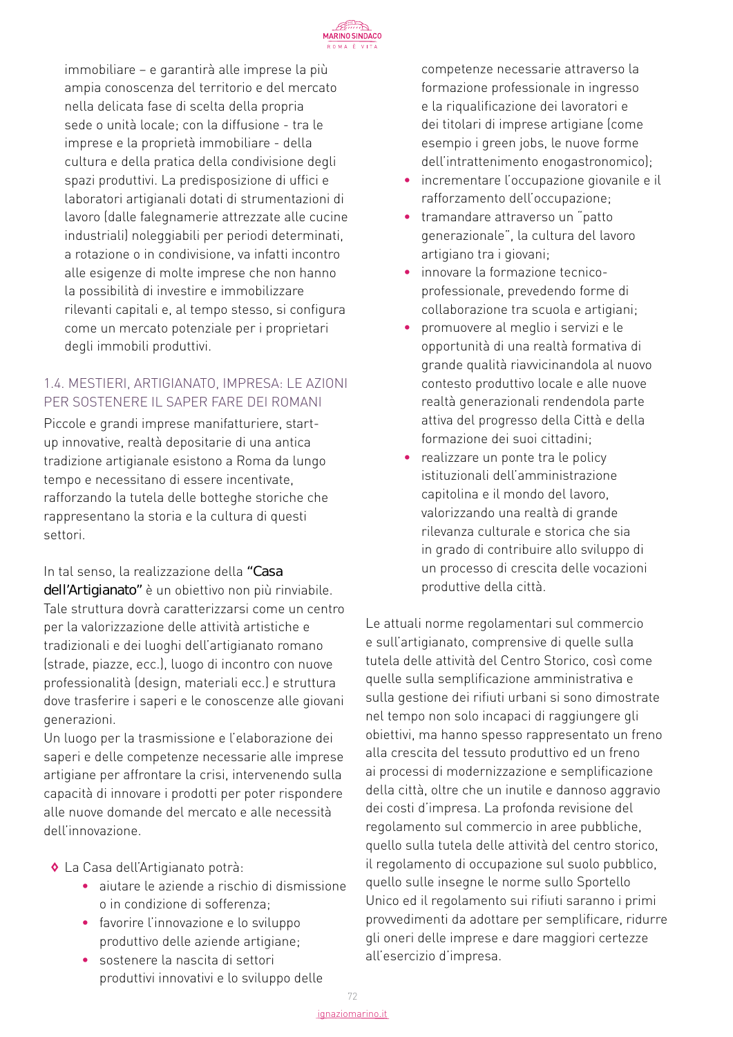immobiliare – e garantirà alle imprese la più ampia conoscenza del territorio e del mercato nella delicata fase di scelta della propria sede o unità locale; con la diffusione - tra le imprese e la proprietà immobiliare - della cultura e della pratica della condivisione degli spazi produttivi. La predisposizione di uffici e laboratori artigianali dotati di strumentazioni di lavoro (dalle falegnamerie attrezzate alle cucine industriali) noleggiabili per periodi determinati, a rotazione o in condivisione, va infatti incontro alle esigenze di molte imprese che non hanno la possibilità di investire e immobilizzare rilevanti capitali e, al tempo stesso, si configura come un mercato potenziale per i proprietari degli immobili produttivi.

### 1.4. MESTIERI, ARTIGIANATO, IMPRESA: LE AZIONI PER SOSTENERE IL SAPER FARE DEI ROMANI

Piccole e grandi imprese manifatturiere, start-up innovative, realtà depositarie di una antica tradizione artigianale esistono a Roma da lungo tempo e necessitano di essere incentivate, rafforzando la tutela delle botteghe storiche che rappresentano la storia e la cultura di questi settori.

In tal senso, la realizzazione della **"Casa dell'Artigianato"** è un obiettivo non più rinviabile. Tale struttura dovrà caratterizzarsi come un centro per la valorizzazione delle attività artistiche e tradizionali e dei luoghi dell'artigianato romano (strade, piazze, ecc.), luogo di incontro con nuove professionalità (design, materiali ecc.) e struttura dove trasferire i saperi e le conoscenze alle giovani generazioni.
Un luogo per la trasmissione e l'elaborazione dei saperi e delle competenze necessarie alle imprese artigiane per affrontare la crisi, intervenendo sulla capacità di innovare i prodotti per poter rispondere alle nuove domande del mercato e alle necessità dell'innovazione.

- La Casa dell'Artigianato potrà:
  - aiutare le aziende a rischio di dismissione o in condizione di sofferenza;
  - favorire l'innovazione e lo sviluppo produttivo delle aziende artigiane;
  - sostenere la nascita di settori produttivi innovativi e lo sviluppo delle competenze necessarie attraverso la formazione professionale in ingresso e la riqualificazione dei lavoratori e dei titolari di imprese artigiane (come esempio i green jobs, le nuove forme dell'intrattenimento enogastronomico);
  - incrementare l'occupazione giovanile e il rafforzamento dell'occupazione;
  - tramandare attraverso un "patto generazionale", la cultura del lavoro artigiano tra i giovani;
  - innovare la formazione tecnico-professionale, prevedendo forme di collaborazione tra scuola e artigiani;
  - promuovere al meglio i servizi e le opportunità di una realtà formativa di grande qualità riavvicinandola al nuovo contesto produttivo locale e alle nuove realtà generazionali rendendola parte attiva del progresso della Città e della formazione dei suoi cittadini;
  - realizzare un ponte tra le policy istituzionali dell'amministrazione capitolina e il mondo del lavoro, valorizzando una realtà di grande rilevanza culturale e storica che sia in grado di contribuire allo sviluppo di un processo di crescita delle vocazioni produttive della città.

Le attuali norme regolamentari sul commercio e sull'artigianato, comprensive di quelle sulla tutela delle attività del Centro Storico, così come quelle sulla semplificazione amministrativa e sulla gestione dei rifiuti urbani si sono dimostrate nel tempo non solo incapaci di raggiungere gli obiettivi, ma hanno spesso rappresentato un freno alla crescita del tessuto produttivo ed un freno ai processi di modernizzazione e semplificazione della città, oltre che un inutile e dannoso aggravio dei costi d'impresa. La profonda revisione del regolamento sul commercio in aree pubbliche, quello sulla tutela delle attività del centro storico, il regolamento di occupazione sul suolo pubblico, quello sulle insegne le norme sullo Sportello Unico ed il regolamento sui rifiuti saranno i primi provvedimenti da adottare per semplificare, ridurre gli oneri delle imprese e dare maggiori certezze all'esercizio d'impresa.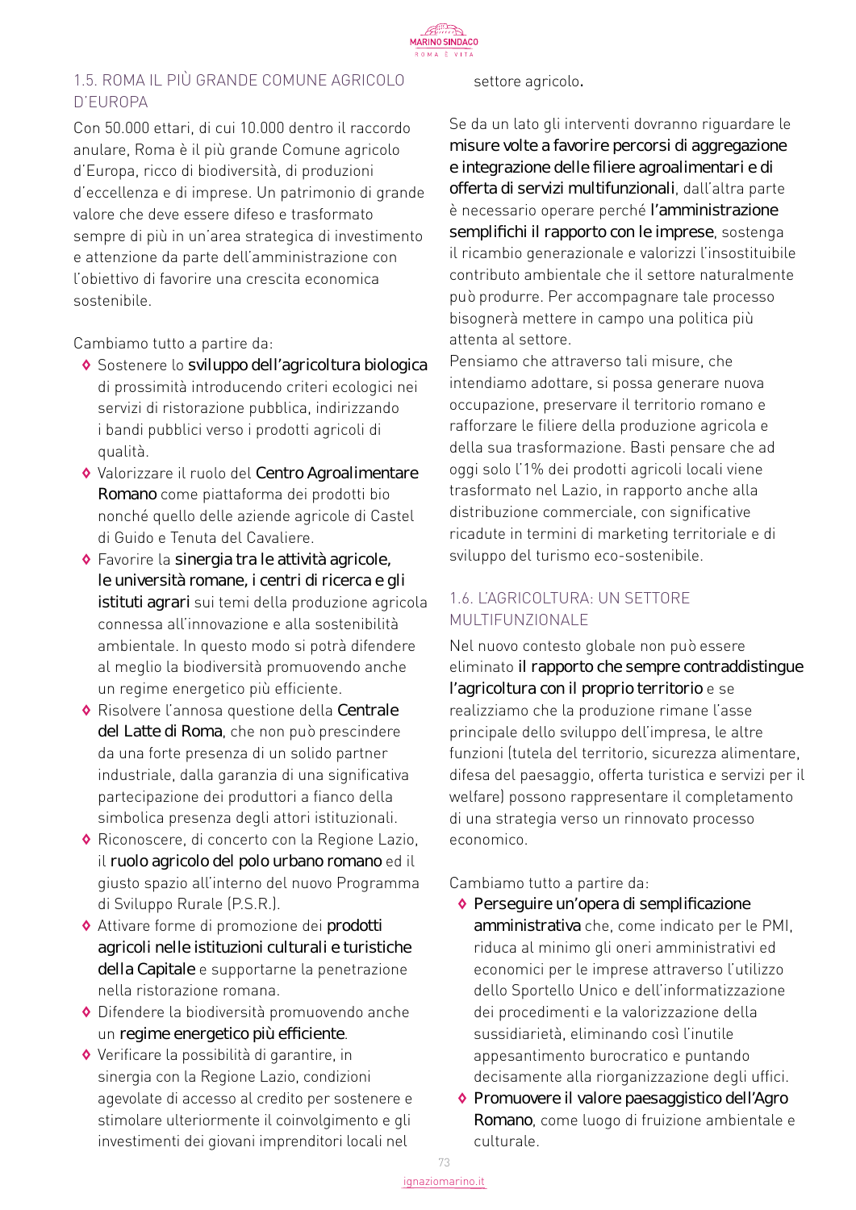## 1.5. ROMA IL PIÙ GRANDE COMUNE AGRICOLO D'EUROPA

Con 50.000 ettari, di cui 10.000 dentro il raccordo anulare, Roma è il più grande Comune agricolo d'Europa, ricco di biodiversità, di produzioni d'eccellenza e di imprese. Un patrimonio di grande valore che deve essere difeso e trasformato sempre di più in un'area strategica di investimento e attenzione da parte dell'amministrazione con l'obiettivo di favorire una crescita economica sostenibile.

Cambiamo tutto a partire da:

- Sostenere lo **sviluppo dell'agricoltura biologica** di prossimità introducendo criteri ecologici nei servizi di ristorazione pubblica, indirizzando i bandi pubblici verso i prodotti agricoli di qualità.
- Valorizzare il ruolo del **Centro Agroalimentare Romano** come piattaforma dei prodotti bio nonché quello delle aziende agricole di Castel di Guido e Tenuta del Cavaliere.
- Favorire la **sinergia tra le attività agricole, le università romane, i centri di ricerca e gli istituti agrari** sui temi della produzione agricola connessa all'innovazione e alla sostenibilità ambientale. In questo modo si potrà difendere al meglio la biodiversità promuovendo anche un regime energetico più efficiente.
- Risolvere l'annosa questione della **Centrale del Latte di Roma**, che non può prescindere da una forte presenza di un solido partner industriale, dalla garanzia di una significativa partecipazione dei produttori a fianco della simbolica presenza degli attori istituzionali.
- Riconoscere, di concerto con la Regione Lazio, il **ruolo agricolo del polo urbano romano** ed il giusto spazio all'interno del nuovo Programma di Sviluppo Rurale (P.S.R.).
- Attivare forme di promozione dei **prodotti agricoli nelle istituzioni culturali e turistiche della Capitale** e supportarne la penetrazione nella ristorazione romana.
- Difendere la biodiversità promuovendo anche un **regime energetico più efficiente**.
- Verificare la possibilità di garantire, in sinergia con la Regione Lazio, condizioni agevolate di accesso al credito per sostenere e stimolare ulteriormente il coinvolgimento e gli investimenti dei giovani imprenditori locali nel settore agricolo.

Se da un lato gli interventi dovranno riguardare le **misure volte a favorire percorsi di aggregazione e integrazione delle filiere agroalimentari e di offerta di servizi multifunzionali**, dall'altra parte è necessario operare perché **l'amministrazione semplifichi il rapporto con le imprese**, sostenga il ricambio generazionale e valorizzi l'insostituibile contributo ambientale che il settore naturalmente può produrre. Per accompagnare tale processo bisognerà mettere in campo una politica più attenta al settore.
Pensiamo che attraverso tali misure, che intendiamo adottare, si possa generare nuova occupazione, preservare il territorio romano e rafforzare le filiere della produzione agricola e della sua trasformazione. Basti pensare che ad oggi solo l'1% dei prodotti agricoli locali viene trasformato nel Lazio, in rapporto anche alla distribuzione commerciale, con significative ricadute in termini di marketing territoriale e di sviluppo del turismo eco-sostenibile.

## 1.6. L'AGRICOLTURA: UN SETTORE MULTIFUNZIONALE

Nel nuovo contesto globale non può essere eliminato **il rapporto che sempre contraddistingue l'agricoltura con il proprio territorio** e se realizziamo che la produzione rimane l'asse principale dello sviluppo dell'impresa, le altre funzioni (tutela del territorio, sicurezza alimentare, difesa del paesaggio, offerta turistica e servizi per il welfare) possono rappresentare il completamento di una strategia verso un rinnovato processo economico.

Cambiamo tutto a partire da:

- **Perseguire un'opera di semplificazione amministrativa** che, come indicato per le PMI, riduca al minimo gli oneri amministrativi ed economici per le imprese attraverso l'utilizzo dello Sportello Unico e dell'informatizzazione dei procedimenti e la valorizzazione della sussidiarietà, eliminando così l'inutile appesantimento burocratico e puntando decisamente alla riorganizzazione degli uffici.
- **Promuovere il valore paesaggistico dell'Agro Romano**, come luogo di fruizione ambientale e culturale.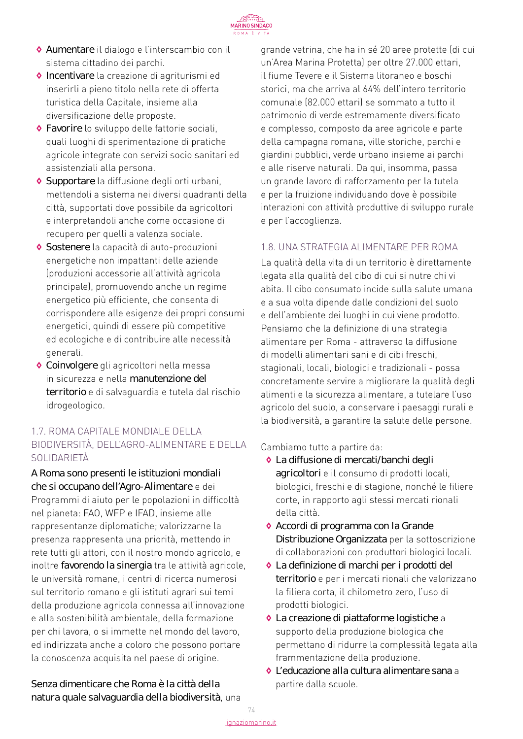- **Aumentare** il dialogo e l'interscambio con il sistema cittadino dei parchi.
- **Incentivare** la creazione di agriturismi ed inserirli a pieno titolo nella rete di offerta turistica della Capitale, insieme alla diversificazione delle proposte.
- **Favorire** lo sviluppo delle fattorie sociali, quali luoghi di sperimentazione di pratiche agricole integrate con servizi socio sanitari ed assistenziali alla persona.
- **Supportare** la diffusione degli orti urbani, mettendoli a sistema nei diversi quadranti della città, supportati dove possibile da agricoltori e interpretandoli anche come occasione di recupero per quelli a valenza sociale.
- **Sostenere** la capacità di auto-produzioni energetiche non impattanti delle aziende (produzioni accessorie all'attività agricola principale), promuovendo anche un regime energetico più efficiente, che consenta di corrispondere alle esigenze dei propri consumi energetici, quindi di essere più competitive ed ecologiche e di contribuire alle necessità generali.
- **Coinvolgere** gli agricoltori nella messa in sicurezza e nella **manutenzione del territorio** e di salvaguardia e tutela dal rischio idrogeologico.

## 1.7. ROMA CAPITALE MONDIALE DELLA BIODIVERSITÀ, DELL'AGRO-ALIMENTARE E DELLA SOLIDARIETÀ

**A Roma sono presenti le istituzioni mondiali che si occupano dell'Agro-Alimentare** e dei Programmi di aiuto per le popolazioni in difficoltà nel pianeta: FAO, WFP e IFAD, insieme alle rappresentanze diplomatiche; valorizzarne la presenza rappresenta una priorità, mettendo in rete tutti gli attori, con il nostro mondo agricolo, e inoltre **favorendo la sinergia** tra le attività agricole, le università romane, i centri di ricerca numerosi sul territorio romano e gli istituti agrari sui temi della produzione agricola connessa all'innovazione e alla sostenibilità ambientale, della formazione per chi lavora, o si immette nel mondo del lavoro, ed indirizzata anche a coloro che possono portare la conoscenza acquisita nel paese di origine.

**Senza dimenticare che Roma è la città della natura quale salvaguardia della biodiversità**, una grande vetrina, che ha in sé 20 aree protette (di cui un'Area Marina Protetta) per oltre 27.000 ettari, il fiume Tevere e il Sistema litoraneo e boschi storici, ma che arriva al 64% dell'intero territorio comunale (82.000 ettari) se sommato a tutto il patrimonio di verde estremamente diversificato e complesso, composto da aree agricole e parte della campagna romana, ville storiche, parchi e giardini pubblici, verde urbano insieme ai parchi e alle riserve naturali. Da qui, insomma, passa un grande lavoro di rafforzamento per la tutela e per la fruizione individuando dove è possibile interazioni con attività produttive di sviluppo rurale e per l'accoglienza.

## 1.8. UNA STRATEGIA ALIMENTARE PER ROMA

La qualità della vita di un territorio è direttamente legata alla qualità del cibo di cui si nutre chi vi abita. Il cibo consumato incide sulla salute umana e a sua volta dipende dalle condizioni del suolo e dell'ambiente dei luoghi in cui viene prodotto. Pensiamo che la definizione di una strategia alimentare per Roma - attraverso la diffusione di modelli alimentari sani e di cibi freschi, stagionali, locali, biologici e tradizionali - possa concretamente servire a migliorare la qualità degli alimenti e la sicurezza alimentare, a tutelare l'uso agricolo del suolo, a conservare i paesaggi rurali e la biodiversità, a garantire la salute delle persone.

Cambiamo tutto a partire da:

- **La diffusione di mercati/banchi degli agricoltori** e il consumo di prodotti locali, biologici, freschi e di stagione, nonché le filiere corte, in rapporto agli stessi mercati rionali della città.
- **Accordi di programma con la Grande Distribuzione Organizzata** per la sottoscrizione di collaborazioni con produttori biologici locali.
- **La definizione di marchi per i prodotti del territorio** e per i mercati rionali che valorizzano la filiera corta, il chilometro zero, l'uso di prodotti biologici.
- **La creazione di piattaforme logistiche** a supporto della produzione biologica che permettano di ridurre la complessità legata alla frammentazione della produzione.
- **L'educazione alla cultura alimentare sana** a partire dalla scuole.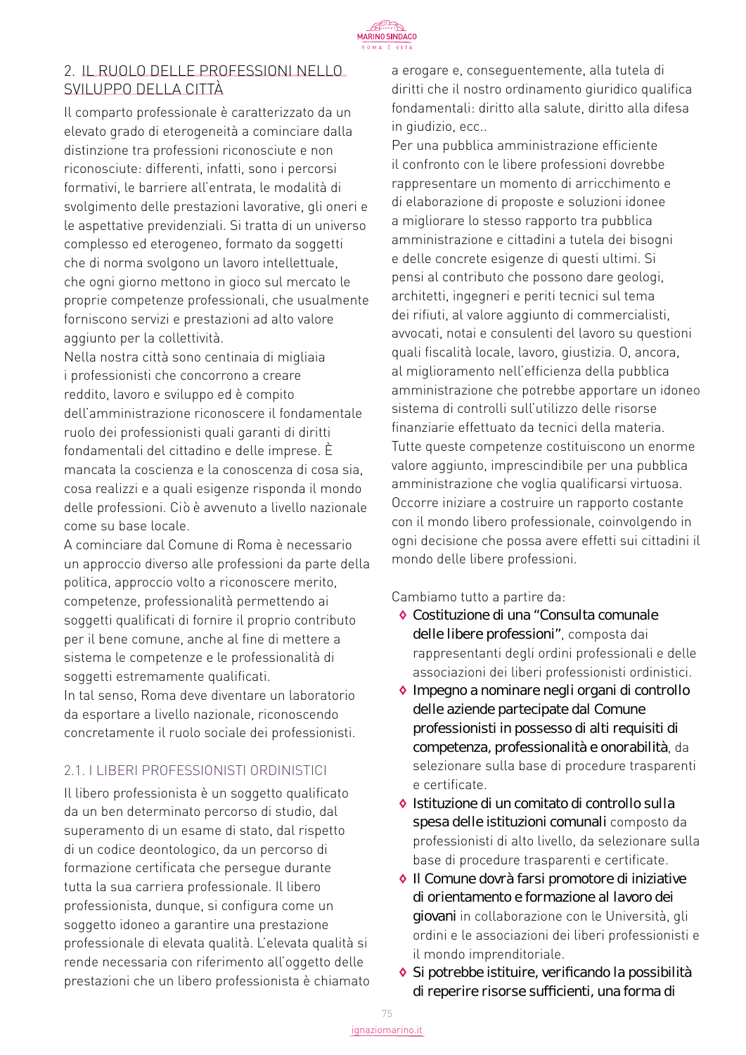## 2. IL RUOLO DELLE PROFESSIONI NELLO SVILUPPO DELLA CITTÀ

Il comparto professionale è caratterizzato da un elevato grado di eterogeneità a cominciare dalla distinzione tra professioni riconosciute e non riconosciute: differenti, infatti, sono i percorsi formativi, le barriere all'entrata, le modalità di svolgimento delle prestazioni lavorative, gli oneri e le aspettative previdenziali. Si tratta di un universo complesso ed eterogeneo, formato da soggetti che di norma svolgono un lavoro intellettuale, che ogni giorno mettono in gioco sul mercato le proprie competenze professionali, che usualmente forniscono servizi e prestazioni ad alto valore aggiunto per la collettività.

Nella nostra città sono centinaia di migliaia i professionisti che concorrono a creare reddito, lavoro e sviluppo ed è compito dell'amministrazione riconoscere il fondamentale ruolo dei professionisti quali garanti di diritti fondamentali del cittadino e delle imprese. È mancata la coscienza e la conoscenza di cosa sia, cosa realizzi e a quali esigenze risponda il mondo delle professioni. Ciò è avvenuto a livello nazionale come su base locale.

A cominciare dal Comune di Roma è necessario un approccio diverso alle professioni da parte della politica, approccio volto a riconoscere merito, competenze, professionalità permettendo ai soggetti qualificati di fornire il proprio contributo per il bene comune, anche al fine di mettere a sistema le competenze e le professionalità di soggetti estremamente qualificati.

In tal senso, Roma deve diventare un laboratorio da esportare a livello nazionale, riconoscendo concretamente il ruolo sociale dei professionisti.

### 2.1. I LIBERI PROFESSIONISTI ORDINISTICI

Il libero professionista è un soggetto qualificato da un ben determinato percorso di studio, dal superamento di un esame di stato, dal rispetto di un codice deontologico, da un percorso di formazione certificata che persegue durante tutta la sua carriera professionale. Il libero professionista, dunque, si configura come un soggetto idoneo a garantire una prestazione professionale di elevata qualità. L'elevata qualità si rende necessaria con riferimento all'oggetto delle prestazioni che un libero professionista è chiamato a erogare e, conseguentemente, alla tutela di diritti che il nostro ordinamento giuridico qualifica fondamentali: diritto alla salute, diritto alla difesa in giudizio, ecc..

Per una pubblica amministrazione efficiente il confronto con le libere professioni dovrebbe rappresentare un momento di arricchimento e di elaborazione di proposte e soluzioni idonee a migliorare lo stesso rapporto tra pubblica amministrazione e cittadini a tutela dei bisogni e delle concrete esigenze di questi ultimi. Si pensi al contributo che possono dare geologi, architetti, ingegneri e periti tecnici sul tema dei rifiuti, al valore aggiunto di commercialisti, avvocati, notai e consulenti del lavoro su questioni quali fiscalità locale, lavoro, giustizia. O, ancora, al miglioramento nell'efficienza della pubblica amministrazione che potrebbe apportare un idoneo sistema di controlli sull'utilizzo delle risorse finanziarie effettuato da tecnici della materia. Tutte queste competenze costituiscono un enorme valore aggiunto, imprescindibile per una pubblica amministrazione che voglia qualificarsi virtuosa. Occorre iniziare a costruire un rapporto costante con il mondo libero professionale, coinvolgendo in ogni decisione che possa avere effetti sui cittadini il mondo delle libere professioni.

Cambiamo tutto a partire da:

- **Costituzione di una "Consulta comunale delle libere professioni"**, composta dai rappresentanti degli ordini professionali e delle associazioni dei liberi professionisti ordinistici.
- **Impegno a nominare negli organi di controllo delle aziende partecipate dal Comune professionisti in possesso di alti requisiti di competenza, professionalità e onorabilità**, da selezionare sulla base di procedure trasparenti e certificate.
- **Istituzione di un comitato di controllo sulla spesa delle istituzioni comunali** composto da professionisti di alto livello, da selezionare sulla base di procedure trasparenti e certificate.
- **Il Comune dovrà farsi promotore di iniziative di orientamento e formazione al lavoro dei giovani** in collaborazione con le Università, gli ordini e le associazioni dei liberi professionisti e il mondo imprenditoriale.
- **Si potrebbe istituire, verificando la possibilità di reperire risorse sufficienti, una forma di**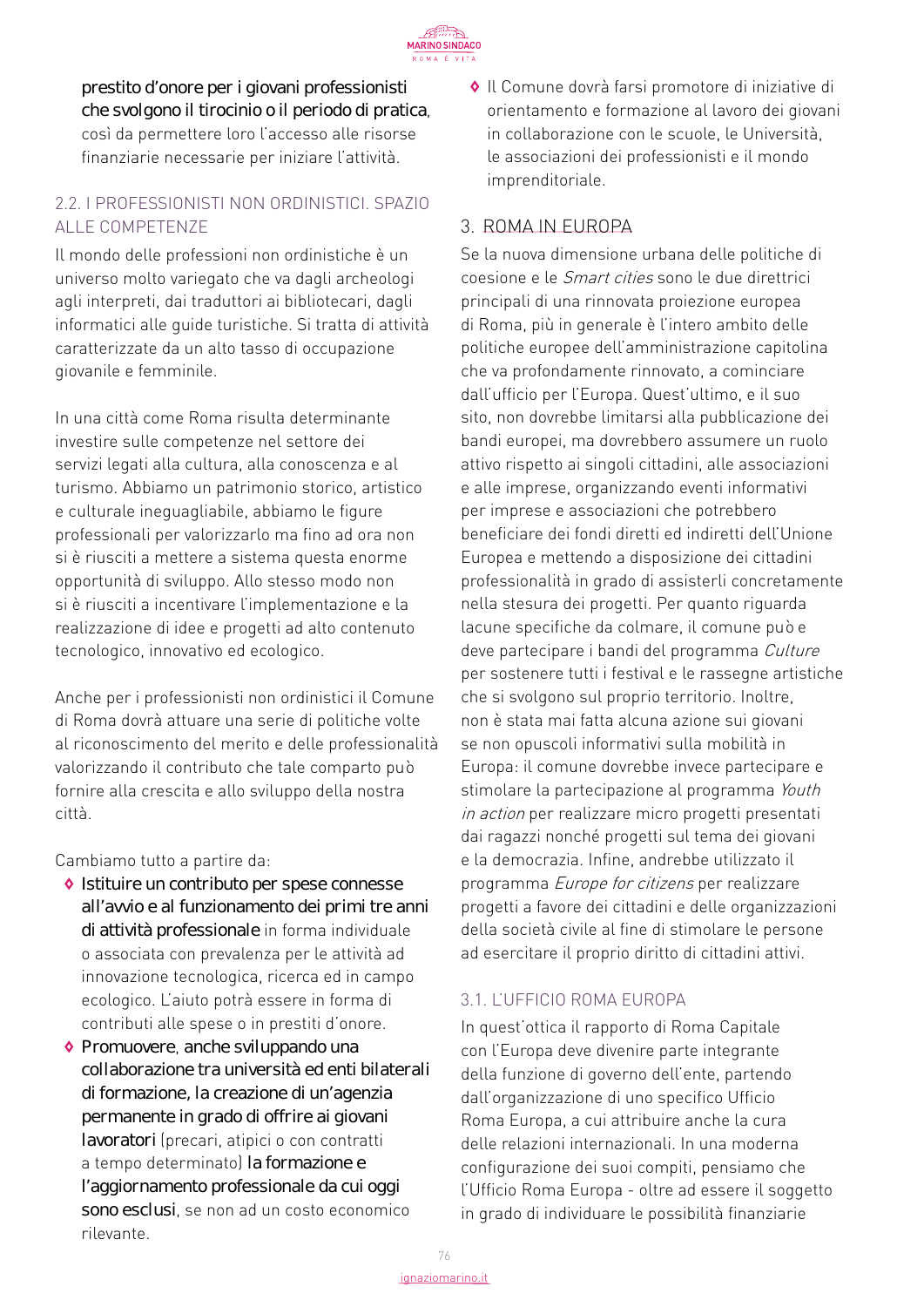prestito d'onore per i giovani professionisti che svolgono il tirocinio o il periodo di pratica, così da permettere loro l'accesso alle risorse finanziarie necessarie per iniziare l'attività.

### 2.2. I PROFESSIONISTI NON ORDINISTICI. SPAZIO ALLE COMPETENZE

Il mondo delle professioni non ordinistiche è un universo molto variegato che va dagli archeologi agli interpreti, dai traduttori ai bibliotecari, dagli informatici alle guide turistiche. Si tratta di attività caratterizzate da un alto tasso di occupazione giovanile e femminile.

In una città come Roma risulta determinante investire sulle competenze nel settore dei servizi legati alla cultura, alla conoscenza e al turismo. Abbiamo un patrimonio storico, artistico e culturale ineguagliabile, abbiamo le figure professionali per valorizzarlo ma fino ad ora non si è riusciti a mettere a sistema questa enorme opportunità di sviluppo. Allo stesso modo non si è riusciti a incentivare l'implementazione e la realizzazione di idee e progetti ad alto contenuto tecnologico, innovativo ed ecologico.

Anche per i professionisti non ordinistici il Comune di Roma dovrà attuare una serie di politiche volte al riconoscimento del merito e delle professionalità valorizzando il contributo che tale comparto può fornire alla crescita e allo sviluppo della nostra città.

Cambiamo tutto a partire da:

- Istituire un contributo per spese connesse all'avvio e al funzionamento dei primi tre anni di attività professionale in forma individuale o associata con prevalenza per le attività ad innovazione tecnologica, ricerca ed in campo ecologico. L'aiuto potrà essere in forma di contributi alle spese o in prestiti d'onore.
- Promuovere, anche sviluppando una collaborazione tra università ed enti bilaterali di formazione, la creazione di un'agenzia permanente in grado di offrire ai giovani lavoratori (precari, atipici o con contratti a tempo determinato) la formazione e l'aggiornamento professionale da cui oggi sono esclusi, se non ad un costo economico rilevante.
- Il Comune dovrà farsi promotore di iniziative di orientamento e formazione al lavoro dei giovani in collaborazione con le scuole, le Università, le associazioni dei professionisti e il mondo imprenditoriale.

## 3. ROMA IN EUROPA

Se la nuova dimensione urbana delle politiche di coesione e le *Smart cities* sono le due direttrici principali di una rinnovata proiezione europea di Roma, più in generale è l'intero ambito delle politiche europee dell'amministrazione capitolina che va profondamente rinnovato, a cominciare dall'ufficio per l'Europa. Quest'ultimo, e il suo sito, non dovrebbe limitarsi alla pubblicazione dei bandi europei, ma dovrebbero assumere un ruolo attivo rispetto ai singoli cittadini, alle associazioni e alle imprese, organizzando eventi informativi per imprese e associazioni che potrebbero beneficiare dei fondi diretti ed indiretti dell'Unione Europea e mettendo a disposizione dei cittadini professionalità in grado di assisterli concretamente nella stesura dei progetti. Per quanto riguarda lacune specifiche da colmare, il comune può e deve partecipare i bandi del programma *Culture* per sostenere tutti i festival e le rassegne artistiche che si svolgono sul proprio territorio. Inoltre, non è stata mai fatta alcuna azione sui giovani se non opuscoli informativi sulla mobilità in Europa: il comune dovrebbe invece partecipare e stimolare la partecipazione al programma *Youth in action* per realizzare micro progetti presentati dai ragazzi nonché progetti sul tema dei giovani e la democrazia. Infine, andrebbe utilizzato il programma *Europe for citizens* per realizzare progetti a favore dei cittadini e delle organizzazioni della società civile al fine di stimolare le persone ad esercitare il proprio diritto di cittadini attivi.

### 3.1. L'UFFICIO ROMA EUROPA

In quest'ottica il rapporto di Roma Capitale con l'Europa deve divenire parte integrante della funzione di governo dell'ente, partendo dall'organizzazione di uno specifico Ufficio Roma Europa, a cui attribuire anche la cura delle relazioni internazionali. In una moderna configurazione dei suoi compiti, pensiamo che l'Ufficio Roma Europa - oltre ad essere il soggetto in grado di individuare le possibilità finanziarie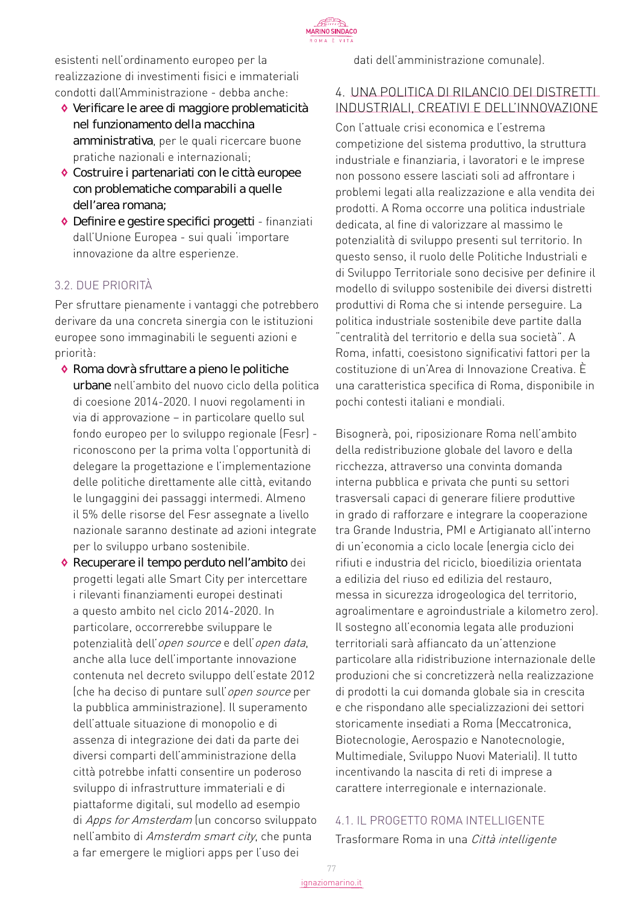esistenti nell'ordinamento europeo per la realizzazione di investimenti fisici e immateriali condotti dall'Amministrazione - debba anche:

- **Verificare le aree di maggiore problematicità nel funzionamento della macchina amministrativa**, per le quali ricercare buone pratiche nazionali e internazionali;
- **Costruire i partenariati con le città europee con problematiche comparabili a quelle dell'area romana;**
- **Definire e gestire specifici progetti** - finanziati dall'Unione Europea - sui quali 'importare innovazione da altre esperienze.

### 3.2. DUE PRIORITÀ

Per sfruttare pienamente i vantaggi che potrebbero derivare da una concreta sinergia con le istituzioni europee sono immaginabili le seguenti azioni e priorità:

- **Roma dovrà sfruttare a pieno le politiche urbane** nell'ambito del nuovo ciclo della politica di coesione 2014-2020. I nuovi regolamenti in via di approvazione – in particolare quello sul fondo europeo per lo sviluppo regionale (Fesr) - riconoscono per la prima volta l'opportunità di delegare la progettazione e l'implementazione delle politiche direttamente alle città, evitando le lungaggini dei passaggi intermedi. Almeno il 5% delle risorse del Fesr assegnate a livello nazionale saranno destinate ad azioni integrate per lo sviluppo urbano sostenibile.
- **Recuperare il tempo perduto nell'ambito** dei progetti legati alle Smart City per intercettare i rilevanti finanziamenti europei destinati a questo ambito nel ciclo 2014-2020. In particolare, occorrerebbe sviluppare le potenzialità dell'*open source* e dell'*open data*, anche alla luce dell'importante innovazione contenuta nel decreto sviluppo dell'estate 2012 (che ha deciso di puntare sull'*open source* per la pubblica amministrazione). Il superamento dell'attuale situazione di monopolio e di assenza di integrazione dei dati da parte dei diversi comparti dell'amministrazione della città potrebbe infatti consentire un poderoso sviluppo di infrastrutture immateriali e di piattaforme digitali, sul modello ad esempio di *Apps for Amsterdam* (un concorso sviluppato nell'ambito di *Amsterdm smart city*, che punta a far emergere le migliori apps per l'uso dei dati dell'amministrazione comunale).

## 4. UNA POLITICA DI RILANCIO DEI DISTRETTI INDUSTRIALI, CREATIVI E DELL'INNOVAZIONE

Con l'attuale crisi economica e l'estrema competizione del sistema produttivo, la struttura industriale e finanziaria, i lavoratori e le imprese non possono essere lasciati soli ad affrontare i problemi legati alla realizzazione e alla vendita dei prodotti. A Roma occorre una politica industriale dedicata, al fine di valorizzare al massimo le potenzialità di sviluppo presenti sul territorio. In questo senso, il ruolo delle Politiche Industriali e di Sviluppo Territoriale sono decisive per definire il modello di sviluppo sostenibile dei diversi distretti produttivi di Roma che si intende perseguire. La politica industriale sostenibile deve partite dalla "centralità del territorio e della sua società". A Roma, infatti, coesistono significativi fattori per la costituzione di un'Area di Innovazione Creativa. È una caratteristica specifica di Roma, disponibile in pochi contesti italiani e mondiali.

Bisognerà, poi, riposizionare Roma nell'ambito della redistribuzione globale del lavoro e della ricchezza, attraverso una convinta domanda interna pubblica e privata che punti su settori trasversali capaci di generare filiere produttive in grado di rafforzare e integrare la cooperazione tra Grande Industria, PMI e Artigianato all'interno di un'economia a ciclo locale (energia ciclo dei rifiuti e industria del riciclo, bioedilizia orientata a edilizia del riuso ed edilizia del restauro, messa in sicurezza idrogeologica del territorio, agroalimentare e agroindustriale a kilometro zero). Il sostegno all'economia legata alle produzioni territoriali sarà affiancato da un'attenzione particolare alla ridistribuzione internazionale delle produzioni che si concretizzerà nella realizzazione di prodotti la cui domanda globale sia in crescita e che rispondano alle specializzazioni dei settori storicamente insediati a Roma (Meccatronica, Biotecnologie, Aerospazio e Nanotecnologie, Multimediale, Sviluppo Nuovi Materiali). Il tutto incentivando la nascita di reti di imprese a carattere interregionale e internazionale.

### 4.1. IL PROGETTO ROMA INTELLIGENTE

Trasformare Roma in una *Città intelligente*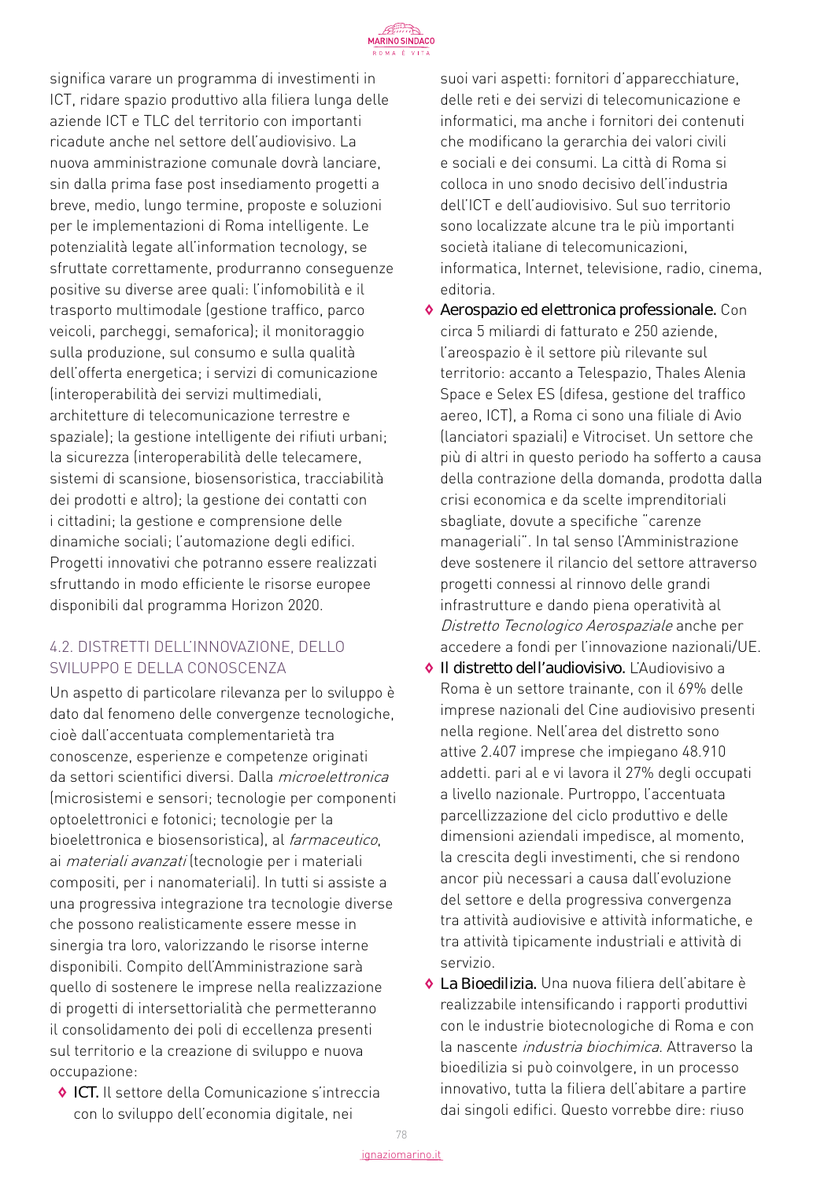significa varare un programma di investimenti in ICT, ridare spazio produttivo alla filiera lunga delle aziende ICT e TLC del territorio con importanti ricadute anche nel settore dell'audiovisivo. La nuova amministrazione comunale dovrà lanciare, sin dalla prima fase post insediamento progetti a breve, medio, lungo termine, proposte e soluzioni per le implementazioni di Roma intelligente. Le potenzialità legate all'information tecnology, se sfruttate correttamente, produrranno conseguenze positive su diverse aree quali: l'infomobilità e il trasporto multimodale (gestione traffico, parco veicoli, parcheggi, semaforica); il monitoraggio sulla produzione, sul consumo e sulla qualità dell'offerta energetica; i servizi di comunicazione (interoperabilità dei servizi multimediali, architetture di telecomunicazione terrestre e spaziale); la gestione intelligente dei rifiuti urbani; la sicurezza (interoperabilità delle telecamere, sistemi di scansione, biosensoristica, tracciabilità dei prodotti e altro); la gestione dei contatti con i cittadini; la gestione e comprensione delle dinamiche sociali; l'automazione degli edifici. Progetti innovativi che potranno essere realizzati sfruttando in modo efficiente le risorse europee disponibili dal programma Horizon 2020.

### 4.2. DISTRETTI DELL'INNOVAZIONE, DELLO SVILUPPO E DELLA CONOSCENZA

Un aspetto di particolare rilevanza per lo sviluppo è dato dal fenomeno delle convergenze tecnologiche, cioè dall'accentuata complementarietà tra conoscenze, esperienze e competenze originati da settori scientifici diversi. Dalla *microelettronica* (microsistemi e sensori; tecnologie per componenti optoelettronici e fotonici; tecnologie per la bioelettronica e biosensoristica), al *farmaceutico*, ai *materiali avanzati* (tecnologie per i materiali compositi, per i nanomateriali). In tutti si assiste a una progressiva integrazione tra tecnologie diverse che possono realisticamente essere messe in sinergia tra loro, valorizzando le risorse interne disponibili. Compito dell'Amministrazione sarà quello di sostenere le imprese nella realizzazione di progetti di intersettorialità che permetteranno il consolidamento dei poli di eccellenza presenti sul territorio e la creazione di sviluppo e nuova occupazione:

- **ICT.** Il settore della Comunicazione s'intreccia con lo sviluppo dell'economia digitale, nei suoi vari aspetti: fornitori d'apparecchiature, delle reti e dei servizi di telecomunicazione e informatici, ma anche i fornitori dei contenuti che modificano la gerarchia dei valori civili e sociali e dei consumi. La città di Roma si colloca in uno snodo decisivo dell'industria dell'ICT e dell'audiovisivo. Sul suo territorio sono localizzate alcune tra le più importanti società italiane di telecomunicazioni, informatica, Internet, televisione, radio, cinema, editoria.
- **Aerospazio ed elettronica professionale.** Con circa 5 miliardi di fatturato e 250 aziende, l'areospazio è il settore più rilevante sul territorio: accanto a Telespazio, Thales Alenia Space e Selex ES (difesa, gestione del traffico aereo, ICT), a Roma ci sono una filiale di Avio (lanciatori spaziali) e Vitrociset. Un settore che più di altri in questo periodo ha sofferto a causa della contrazione della domanda, prodotta dalla crisi economica e da scelte imprenditoriali sbagliate, dovute a specifiche "carenze manageriali". In tal senso l'Amministrazione deve sostenere il rilancio del settore attraverso progetti connessi al rinnovo delle grandi infrastrutture e dando piena operatività al *Distretto Tecnologico Aerospaziale* anche per accedere a fondi per l'innovazione nazionali/UE.
- **Il distretto dell'audiovisivo.** L'Audiovisivo a Roma è un settore trainante, con il 69% delle imprese nazionali del Cine audiovisivo presenti nella regione. Nell'area del distretto sono attive 2.407 imprese che impiegano 48.910 addetti. pari al e vi lavora il 27% degli occupati a livello nazionale. Purtroppo, l'accentuata parcellizzazione del ciclo produttivo e delle dimensioni aziendali impedisce, al momento, la crescita degli investimenti, che si rendono ancor più necessari a causa dall'evoluzione del settore e della progressiva convergenza tra attività audiovisive e attività informatiche, e tra attività tipicamente industriali e attività di servizio.
- **La Bioedilizia.** Una nuova filiera dell'abitare è realizzabile intensificando i rapporti produttivi con le industrie biotecnologiche di Roma e con la nascente *industria biochimica*. Attraverso la bioedilizia si può coinvolgere, in un processo innovativo, tutta la filiera dell'abitare a partire dai singoli edifici. Questo vorrebbe dire: riuso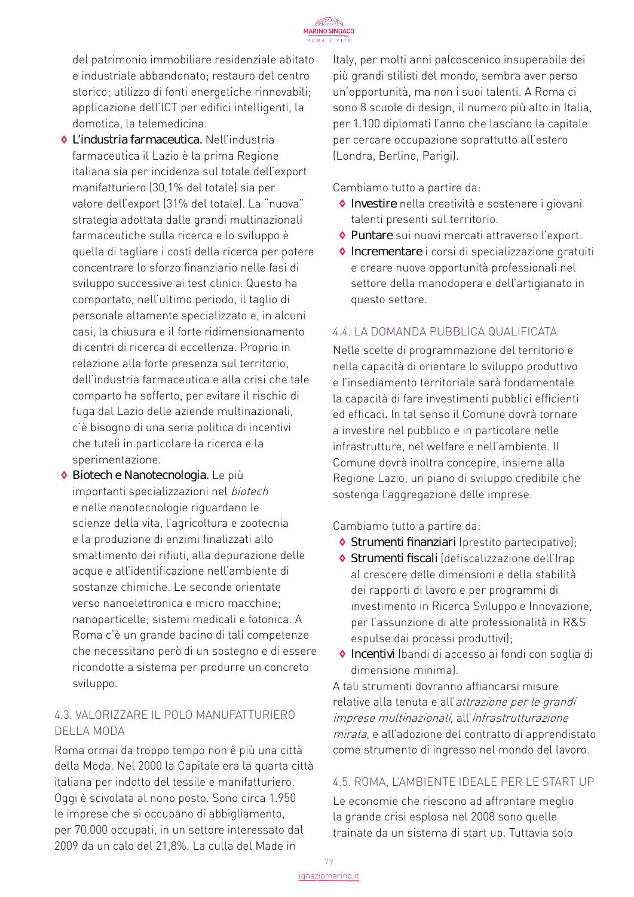del patrimonio immobiliare residenziale abitato e industriale abbandonato; restauro del centro storico; utilizzo di fonti energetiche rinnovabili; applicazione dell'ICT per edifici intelligenti, la domotica, la telemedicina.

- **L'industria farmaceutica.** Nell'industria farmaceutica il Lazio è la prima Regione italiana sia per incidenza sul totale dell'export manifatturiero (30,1% del totale) sia per valore dell'export (31% del totale). La "nuova" strategia adottata dalle grandi multinazionali farmaceutiche sulla ricerca e lo sviluppo è quella di tagliare i costi della ricerca per potere concentrare lo sforzo finanziario nelle fasi di sviluppo successive ai test clinici. Questo ha comportato, nell'ultimo periodo, il taglio di personale altamente specializzato e, in alcuni casi, la chiusura e il forte ridimensionamento di centri di ricerca di eccellenza. Proprio in relazione alla forte presenza sul territorio, dell'industria farmaceutica e alla crisi che tale comparto ha sofferto, per evitare il rischio di fuga dal Lazio delle aziende multinazionali, c'è bisogno di una seria politica di incentivi che tuteli in particolare la ricerca e la sperimentazione.
- **Biotech e Nanotecnologia.** Le più importanti specializzazioni nel *biotech* e nelle nanotecnologie riguardano le scienze della vita, l'agricoltura e zootecnia e la produzione di enzimi finalizzati allo smaltimento dei rifiuti, alla depurazione delle acque e all'identificazione nell'ambiente di sostanze chimiche. Le seconde orientate verso nanoelettronica e micro macchine; nanoparticelle; sistemi medicali e fotonica. A Roma c'è un grande bacino di tali competenze che necessitano però di un sostegno e di essere ricondotte a sistema per produrre un concreto sviluppo.

## 4.3. VALORIZZARE IL POLO MANUFATTURIERO DELLA MODA

Roma ormai da troppo tempo non è più una città della Moda. Nel 2000 la Capitale era la quarta città italiana per indotto del tessile e manifatturiero. Oggi è scivolata al nono posto. Sono circa 1.950 le imprese che si occupano di abbigliamento, per 70.000 occupati, in un settore interessato dal 2009 da un calo del 21,8%. La culla del Made in Italy, per molti anni palcoscenico insuperabile dei più grandi stilisti del mondo, sembra aver perso un'opportunità, ma non i suoi talenti. A Roma ci sono 8 scuole di design, il numero più alto in Italia, per 1.100 diplomati l'anno che lasciano la capitale per cercare occupazione soprattutto all'estero (Londra, Berlino, Parigi).

Cambiamo tutto a partire da:

- **Investire** nella creatività e sostenere i giovani talenti presenti sul territorio.
- **Puntare** sui nuovi mercati attraverso l'export.
- **Incrementare** i corsi di specializzazione gratuiti e creare nuove opportunità professionali nel settore della manodopera e dell'artigianato in questo settore.

## 4.4. LA DOMANDA PUBBLICA QUALIFICATA

Nelle scelte di programmazione del territorio e nella capacità di orientare lo sviluppo produttivo e l'insediamento territoriale sarà fondamentale la capacità di fare investimenti pubblici efficienti ed efficaci. In tal senso il Comune dovrà tornare a investire nel pubblico e in particolare nelle infrastrutture, nel welfare e nell'ambiente. Il Comune dovrà inoltra concepire, insieme alla Regione Lazio, un piano di sviluppo credibile che sostenga l'aggregazione delle imprese.

Cambiamo tutto a partire da:

- **Strumenti finanziari** (prestito partecipativo);
- **Strumenti fiscali** (defiscalizzazione dell'Irap al crescere delle dimensioni e della stabilità dei rapporti di lavoro e per programmi di investimento in Ricerca Sviluppo e Innovazione, per l'assunzione di alte professionalità in R&S espulse dai processi produttivi);
- **Incentivi** (bandi di accesso ai fondi con soglia di dimensione minima).

A tali strumenti dovranno affiancarsi misure relative alla tenuta e all'*attrazione per le grandi imprese multinazionali*, all'*infrastrutturazione mirata*, e all'adozione del contratto di apprendistato come strumento di ingresso nel mondo del lavoro.

## 4.5. ROMA, L'AMBIENTE IDEALE PER LE START UP

Le economie che riescono ad affrontare meglio la grande crisi esplosa nel 2008 sono quelle trainate da un sistema di start up. Tuttavia solo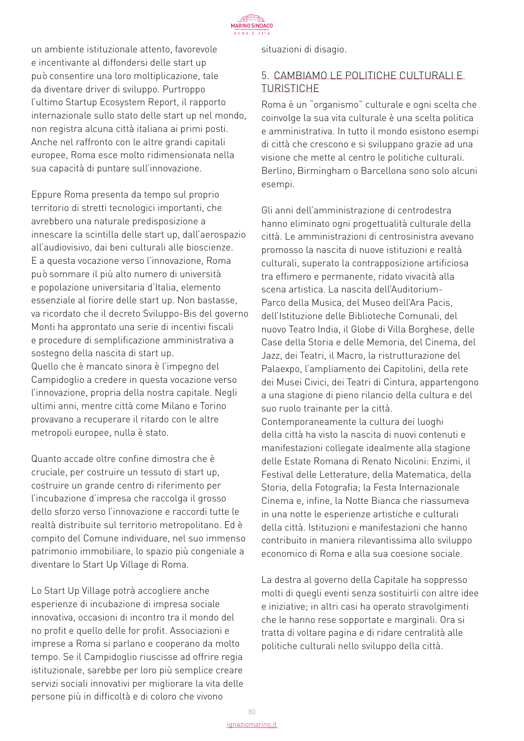un ambiente istituzionale attento, favorevole e incentivante al diffondersi delle start up può consentire una loro moltiplicazione, tale da diventare driver di sviluppo. Purtroppo l'ultimo Startup Ecosystem Report, il rapporto internazionale sullo stato delle start up nel mondo, non registra alcuna città italiana ai primi posti. Anche nel raffronto con le altre grandi capitali europee, Roma esce molto ridimensionata nella sua capacità di puntare sull'innovazione.

Eppure Roma presenta da tempo sul proprio territorio di stretti tecnologici importanti, che avrebbero una naturale predisposizione a innescare la scintilla delle start up, dall'aerospazio all'audiovisivo, dai beni culturali alle bioscienze. E a questa vocazione verso l'innovazione, Roma può sommare il più alto numero di università e popolazione universitaria d'Italia, elemento essenziale al fiorire delle start up. Non bastasse, va ricordato che il decreto Sviluppo-Bis del governo Monti ha approntato una serie di incentivi fiscali e procedure di semplificazione amministrativa a sostegno della nascita di start up.
Quello che è mancato sinora è l'impegno del Campidoglio a credere in questa vocazione verso l'innovazione, propria della nostra capitale. Negli ultimi anni, mentre città come Milano e Torino provavano a recuperare il ritardo con le altre metropoli europee, nulla è stato.

Quanto accade oltre confine dimostra che è cruciale, per costruire un tessuto di start up, costruire un grande centro di riferimento per l'incubazione d'impresa che raccolga il grosso dello sforzo verso l'innovazione e raccordi tutte le realtà distribuite sul territorio metropolitano. Ed è compito del Comune individuare, nel suo immenso patrimonio immobiliare, lo spazio più congeniale a diventare lo Start Up Village di Roma.

Lo Start Up Village potrà accogliere anche esperienze di incubazione di impresa sociale innovativa, occasioni di incontro tra il mondo del no profit e quello delle for profit. Associazioni e imprese a Roma si parlano e cooperano da molto tempo. Se il Campidoglio riuscisse ad offrire regia istituzionale, sarebbe per loro più semplice creare servizi sociali innovativi per migliorare la vita delle persone più in difficoltà e di coloro che vivono situazioni di disagio.

## 5. CAMBIAMO LE POLITICHE CULTURALI E TURISTICHE

Roma è un "organismo" culturale e ogni scelta che coinvolge la sua vita culturale è una scelta politica e amministrativa. In tutto il mondo esistono esempi di città che crescono e si sviluppano grazie ad una visione che mette al centro le politiche culturali. Berlino, Birmingham o Barcellona sono solo alcuni esempi.

Gli anni dell'amministrazione di centrodestra hanno eliminato ogni progettualità culturale della città. Le amministrazioni di centrosinistra avevano promosso la nascita di nuove istituzioni e realtà culturali, superato la contrapposizione artificiosa tra effimero e permanente, ridato vivacità alla scena artistica. La nascita dell'Auditorium-Parco della Musica, del Museo dell'Ara Pacis, dell'Istituzione delle Biblioteche Comunali, del nuovo Teatro India, il Globe di Villa Borghese, delle Case della Storia e delle Memoria, del Cinema, del Jazz, dei Teatri, il Macro, la ristrutturazione del Palaexpo, l'ampliamento dei Capitolini, della rete dei Musei Civici, dei Teatri di Cintura, appartengono a una stagione di pieno rilancio della cultura e del suo ruolo trainante per la città.
Contemporaneamente la cultura dei luoghi della città ha visto la nascita di nuovi contenuti e manifestazioni collegate idealmente alla stagione delle Estate Romana di Renato Nicolini: Enzimi, il Festival delle Letterature, della Matematica, della Storia, della Fotografia; la Festa Internazionale Cinema e, infine, la Notte Bianca che riassumeva in una notte le esperienze artistiche e culturali della città. Istituzioni e manifestazioni che hanno contribuito in maniera rilevantissima allo sviluppo economico di Roma e alla sua coesione sociale.

La destra al governo della Capitale ha soppresso molti di quegli eventi senza sostituirli con altre idee e iniziative; in altri casi ha operato stravolgimenti che le hanno rese sopportate e marginali. Ora si tratta di voltare pagina e di ridare centralità alle politiche culturali nello sviluppo della città.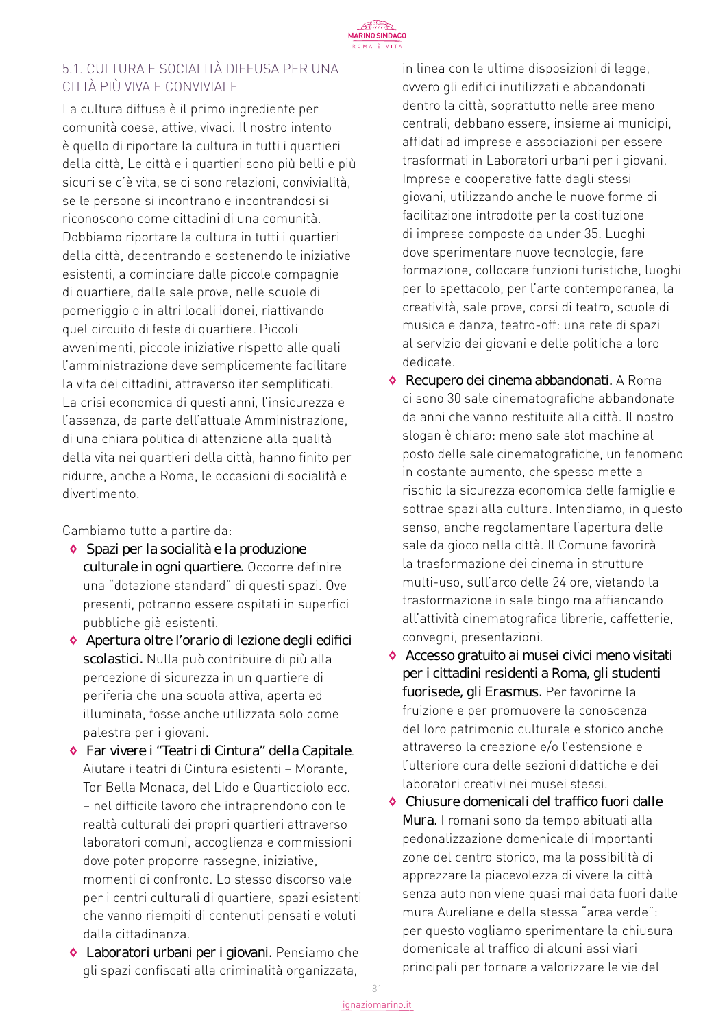### 5.1. CULTURA E SOCIALITÀ DIFFUSA PER UNA CITTÀ PIÙ VIVA E CONVIVIALE

La cultura diffusa è il primo ingrediente per comunità coese, attive, vivaci. Il nostro intento è quello di riportare la cultura in tutti i quartieri della città, Le città e i quartieri sono più belli e più sicuri se c'è vita, se ci sono relazioni, convivialità, se le persone si incontrano e incontrandosi si riconoscono come cittadini di una comunità. Dobbiamo riportare la cultura in tutti i quartieri della città, decentrando e sostenendo le iniziative esistenti, a cominciare dalle piccole compagnie di quartiere, dalle sale prove, nelle scuole di pomeriggio o in altri locali idonei, riattivando quel circuito di feste di quartiere. Piccoli avvenimenti, piccole iniziative rispetto alle quali l'amministrazione deve semplicemente facilitare la vita dei cittadini, attraverso iter semplificati. La crisi economica di questi anni, l'insicurezza e l'assenza, da parte dell'attuale Amministrazione, di una chiara politica di attenzione alla qualità della vita nei quartieri della città, hanno finito per ridurre, anche a Roma, le occasioni di socialità e divertimento.

Cambiamo tutto a partire da:

- **Spazi per la socialità e la produzione culturale in ogni quartiere.** Occorre definire una "dotazione standard" di questi spazi. Ove presenti, potranno essere ospitati in superfici pubbliche già esistenti.
- **Apertura oltre l'orario di lezione degli edifici scolastici.** Nulla può contribuire di più alla percezione di sicurezza in un quartiere di periferia che una scuola attiva, aperta ed illuminata, fosse anche utilizzata solo come palestra per i giovani.
- **Far vivere i "Teatri di Cintura" della Capitale.** Aiutare i teatri di Cintura esistenti – Morante, Tor Bella Monaca, del Lido e Quarticciolo ecc. – nel difficile lavoro che intraprendono con le realtà culturali dei propri quartieri attraverso laboratori comuni, accoglienza e commissioni dove poter proporre rassegne, iniziative, momenti di confronto. Lo stesso discorso vale per i centri culturali di quartiere, spazi esistenti che vanno riempiti di contenuti pensati e voluti dalla cittadinanza.
- **Laboratori urbani per i giovani.** Pensiamo che gli spazi confiscati alla criminalità organizzata, in linea con le ultime disposizioni di legge, ovvero gli edifici inutilizzati e abbandonati dentro la città, soprattutto nelle aree meno centrali, debbano essere, insieme ai municipi, affidati ad imprese e associazioni per essere trasformati in Laboratori urbani per i giovani. Imprese e cooperative fatte dagli stessi giovani, utilizzando anche le nuove forme di facilitazione introdotte per la costituzione di imprese composte da under 35. Luoghi dove sperimentare nuove tecnologie, fare formazione, collocare funzioni turistiche, luoghi per lo spettacolo, per l'arte contemporanea, la creatività, sale prove, corsi di teatro, scuole di musica e danza, teatro-off: una rete di spazi al servizio dei giovani e delle politiche a loro dedicate.
- **Recupero dei cinema abbandonati.** A Roma ci sono 30 sale cinematografiche abbandonate da anni che vanno restituite alla città. Il nostro slogan è chiaro: meno sale slot machine al posto delle sale cinematografiche, un fenomeno in costante aumento, che spesso mette a rischio la sicurezza economica delle famiglie e sottrae spazi alla cultura. Intendiamo, in questo senso, anche regolamentare l'apertura delle sale da gioco nella città. Il Comune favorirà la trasformazione dei cinema in strutture multi-uso, sull'arco delle 24 ore, vietando la trasformazione in sale bingo ma affiancando all'attività cinematografica librerie, caffetterie, convegni, presentazioni.
- **Accesso gratuito ai musei civici meno visitati per i cittadini residenti a Roma, gli studenti fuorisede, gli Erasmus.** Per favorirne la fruizione e per promuovere la conoscenza del loro patrimonio culturale e storico anche attraverso la creazione e/o l'estensione e l'ulteriore cura delle sezioni didattiche e dei laboratori creativi nei musei stessi.
- **Chiusure domenicali del traffico fuori dalle Mura.** I romani sono da tempo abituati alla pedonalizzazione domenicale di importanti zone del centro storico, ma la possibilità di apprezzare la piacevolezza di vivere la città senza auto non viene quasi mai data fuori dalle mura Aureliane e della stessa "area verde": per questo vogliamo sperimentare la chiusura domenicale al traffico di alcuni assi viari principali per tornare a valorizzare le vie del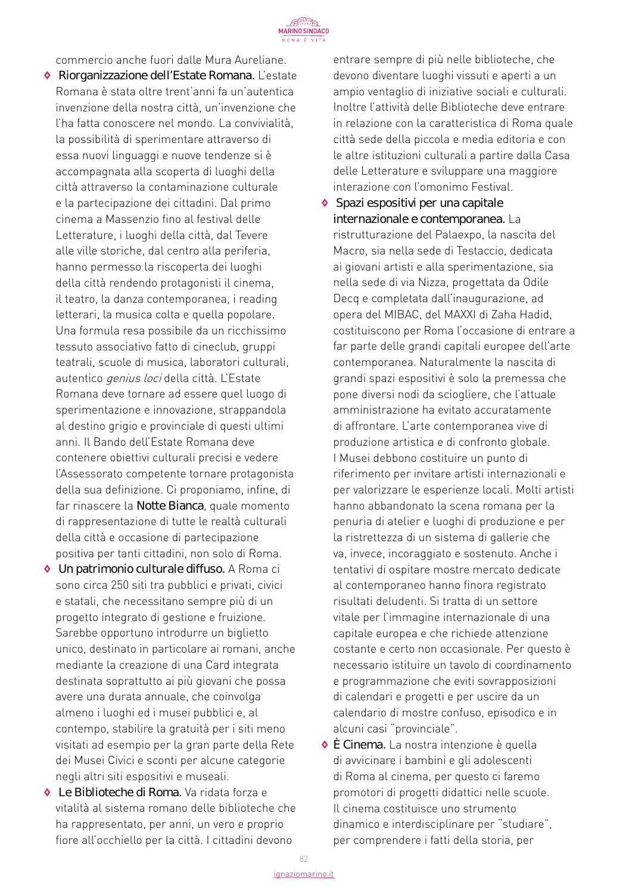commercio anche fuori dalle Mura Aureliane.

- **Riorganizzazione dell'Estate Romana.** L'estate Romana è stata oltre trent'anni fa un'autentica invenzione della nostra città, un'invenzione che l'ha fatta conoscere nel mondo. La convivialità, la possibilità di sperimentare attraverso di essa nuovi linguaggi e nuove tendenze si è accompagnata alla scoperta di luoghi della città attraverso la contaminazione culturale e la partecipazione dei cittadini. Dal primo cinema a Massenzio fino al festival delle Letterature, i luoghi della città, dal Tevere alle ville storiche, dal centro alla periferia, hanno permesso la riscoperta dei luoghi della città rendendo protagonisti il cinema, il teatro, la danza contemporanea, i reading letterari, la musica colta e quella popolare. Una formula resa possibile da un ricchissimo tessuto associativo fatto di cineclub, gruppi teatrali, scuole di musica, laboratori culturali, autentico *genius loci* della città. L'Estate Romana deve tornare ad essere quel luogo di sperimentazione e innovazione, strappandola al destino grigio e provinciale di questi ultimi anni. Il Bando dell'Estate Romana deve contenere obiettivi culturali precisi e vedere l'Assessorato competente tornare protagonista della sua definizione. Ci proponiamo, infine, di far rinascere la **Notte Bianca**, quale momento di rappresentazione di tutte le realtà culturali della città e occasione di partecipazione positiva per tanti cittadini, non solo di Roma.
- **Un patrimonio culturale diffuso.** A Roma ci sono circa 250 siti tra pubblici e privati, civici e statali, che necessitano sempre più di un progetto integrato di gestione e fruizione. Sarebbe opportuno introdurre un biglietto unico, destinato in particolare ai romani, anche mediante la creazione di una Card integrata destinata soprattutto ai più giovani che possa avere una durata annuale, che coinvolga almeno i luoghi ed i musei pubblici e, al contempo, stabilire la gratuità per i siti meno visitati ad esempio per la gran parte della Rete dei Musei Civici e sconti per alcune categorie negli altri siti espositivi e museali.
- **Le Biblioteche di Roma.** Va ridata forza e vitalità al sistema romano delle biblioteche che ha rappresentato, per anni, un vero e proprio fiore all'occhiello per la città. I cittadini devono entrare sempre di più nelle biblioteche, che devono diventare luoghi vissuti e aperti a un ampio ventaglio di iniziative sociali e culturali. Inoltre l'attività delle Biblioteche deve entrare in relazione con la caratteristica di Roma quale città sede della piccola e media editoria e con le altre istituzioni culturali a partire dalla Casa delle Letterature e sviluppare una maggiore interazione con l'omonimo Festival.
- **Spazi espositivi per una capitale internazionale e contemporanea.** La ristrutturazione del Palaexpo, la nascita del Macro, sia nella sede di Testaccio, dedicata ai giovani artisti e alla sperimentazione, sia nella sede di via Nizza, progettata da Odile Decq e completata dall'inaugurazione, ad opera del MIBAC, del MAXXI di Zaha Hadid, costituiscono per Roma l'occasione di entrare a far parte delle grandi capitali europee dell'arte contemporanea. Naturalmente la nascita di grandi spazi espositivi è solo la premessa che pone diversi nodi da sciogliere, che l'attuale amministrazione ha evitato accuratamente di affrontare. L'arte contemporanea vive di produzione artistica e di confronto globale. I Musei debbono costituire un punto di riferimento per invitare artisti internazionali e per valorizzare le esperienze locali. Molti artisti hanno abbandonato la scena romana per la penuria di atelier e luoghi di produzione e per la ristrettezza di un sistema di gallerie che va, invece, incoraggiato e sostenuto. Anche i tentativi di ospitare mostre mercato dedicate al contemporaneo hanno finora registrato risultati deludenti. Si tratta di un settore vitale per l'immagine internazionale di una capitale europea e che richiede attenzione costante e certo non occasionale. Per questo è necessario istituire un tavolo di coordinamento e programmazione che eviti sovrapposizioni di calendari e progetti e per uscire da un calendario di mostre confuso, episodico e in alcuni casi "provinciale".
- **È Cinema.** La nostra intenzione è quella di avvicinare i bambini e gli adolescenti di Roma al cinema, per questo ci faremo promotori di progetti didattici nelle scuole. Il cinema costituisce uno strumento dinamico e interdisciplinare per "studiare", per comprendere i fatti della storia, per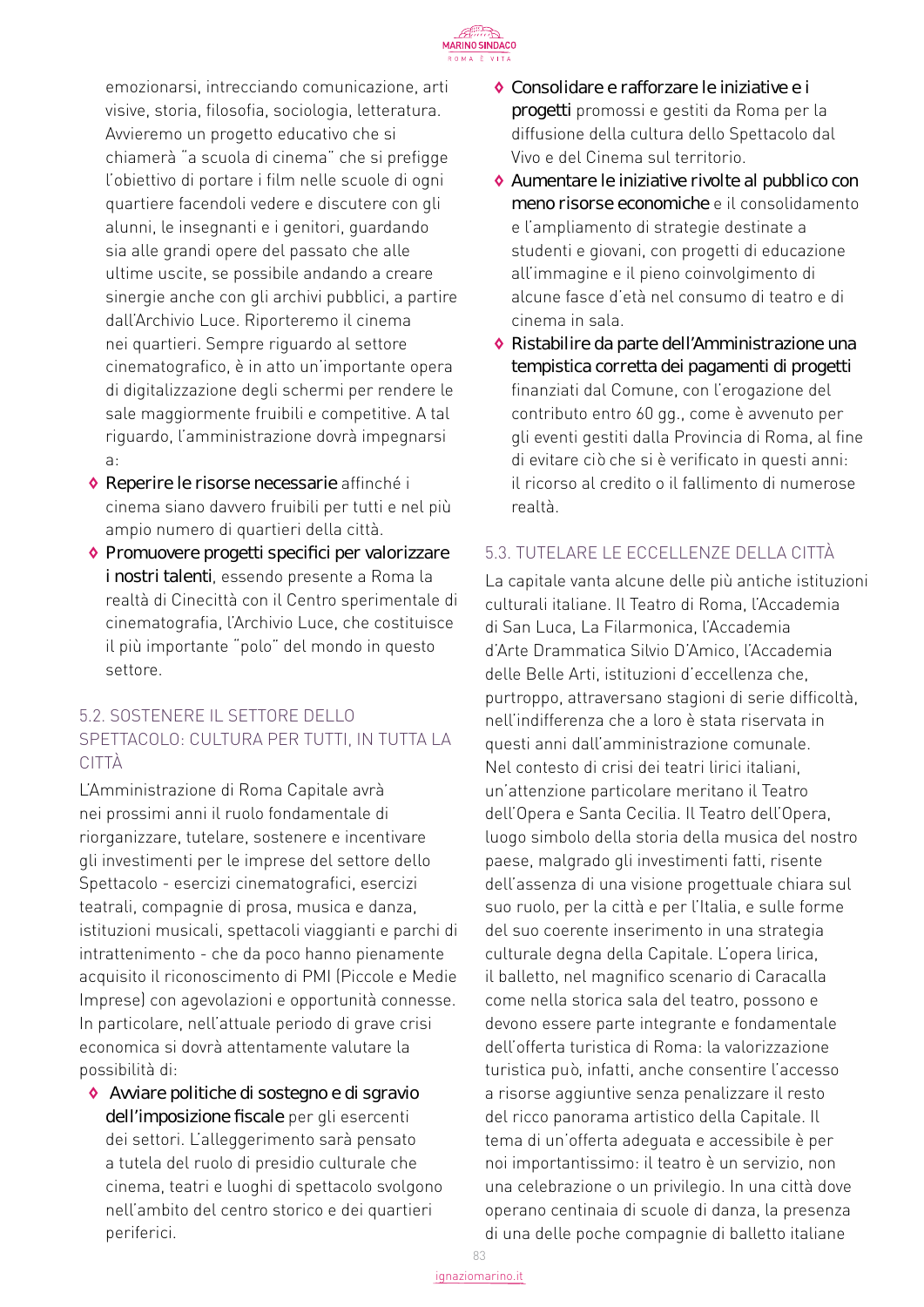emozionarsi, intrecciando comunicazione, arti visive, storia, filosofia, sociologia, letteratura. Avvieremo un progetto educativo che si chiamerà "a scuola di cinema" che si prefigge l'obiettivo di portare i film nelle scuole di ogni quartiere facendoli vedere e discutere con gli alunni, le insegnanti e i genitori, guardando sia alle grandi opere del passato che alle ultime uscite, se possibile andando a creare sinergie anche con gli archivi pubblici, a partire dall'Archivio Luce. Riporteremo il cinema nei quartieri. Sempre riguardo al settore cinematografico, è in atto un'importante opera di digitalizzazione degli schermi per rendere le sale maggiormente fruibili e competitive. A tal riguardo, l'amministrazione dovrà impegnarsi a:

- **Reperire le risorse necessarie** affinché i cinema siano davvero fruibili per tutti e nel più ampio numero di quartieri della città.
- **Promuovere progetti specifici per valorizzare i nostri talenti**, essendo presente a Roma la realtà di Cinecittà con il Centro sperimentale di cinematografia, l'Archivio Luce, che costituisce il più importante "polo" del mondo in questo settore.

## 5.2. SOSTENERE IL SETTORE DELLO SPETTACOLO: CULTURA PER TUTTI, IN TUTTA LA CITTÀ

L'Amministrazione di Roma Capitale avrà nei prossimi anni il ruolo fondamentale di riorganizzare, tutelare, sostenere e incentivare gli investimenti per le imprese del settore dello Spettacolo - esercizi cinematografici, esercizi teatrali, compagnie di prosa, musica e danza, istituzioni musicali, spettacoli viaggianti e parchi di intrattenimento - che da poco hanno pienamente acquisito il riconoscimento di PMI (Piccole e Medie Imprese) con agevolazioni e opportunità connesse. In particolare, nell'attuale periodo di grave crisi economica si dovrà attentamente valutare la possibilità di:

- **Avviare politiche di sostegno e di sgravio dell'imposizione fiscale** per gli esercenti dei settori. L'alleggerimento sarà pensato a tutela del ruolo di presidio culturale che cinema, teatri e luoghi di spettacolo svolgono nell'ambito del centro storico e dei quartieri periferici.
- **Consolidare e rafforzare le iniziative e i progetti** promossi e gestiti da Roma per la diffusione della cultura dello Spettacolo dal Vivo e del Cinema sul territorio.
- **Aumentare le iniziative rivolte al pubblico con meno risorse economiche** e il consolidamento e l'ampliamento di strategie destinate a studenti e giovani, con progetti di educazione all'immagine e il pieno coinvolgimento di alcune fasce d'età nel consumo di teatro e di cinema in sala.
- **Ristabilire da parte dell'Amministrazione una tempistica corretta dei pagamenti di progetti** finanziati dal Comune, con l'erogazione del contributo entro 60 gg., come è avvenuto per gli eventi gestiti dalla Provincia di Roma, al fine di evitare ciò che si è verificato in questi anni: il ricorso al credito o il fallimento di numerose realtà.

## 5.3. TUTELARE LE ECCELLENZE DELLA CITTÀ

La capitale vanta alcune delle più antiche istituzioni culturali italiane. Il Teatro di Roma, l'Accademia di San Luca, La Filarmonica, l'Accademia d'Arte Drammatica Silvio D'Amico, l'Accademia delle Belle Arti, istituzioni d'eccellenza che, purtroppo, attraversano stagioni di serie difficoltà, nell'indifferenza che a loro è stata riservata in questi anni dall'amministrazione comunale.
Nel contesto di crisi dei teatri lirici italiani, un'attenzione particolare meritano il Teatro dell'Opera e Santa Cecilia. Il Teatro dell'Opera, luogo simbolo della storia della musica del nostro paese, malgrado gli investimenti fatti, risente dell'assenza di una visione progettuale chiara sul suo ruolo, per la città e per l'Italia, e sulle forme del suo coerente inserimento in una strategia culturale degna della Capitale. L'opera lirica, il balletto, nel magnifico scenario di Caracalla come nella storica sala del teatro, possono e devono essere parte integrante e fondamentale dell'offerta turistica di Roma: la valorizzazione turistica può, infatti, anche consentire l'accesso a risorse aggiuntive senza penalizzare il resto del ricco panorama artistico della Capitale. Il tema di un'offerta adeguata e accessibile è per noi importantissimo: il teatro è un servizio, non una celebrazione o un privilegio. In una città dove operano centinaia di scuole di danza, la presenza di una delle poche compagnie di balletto italiane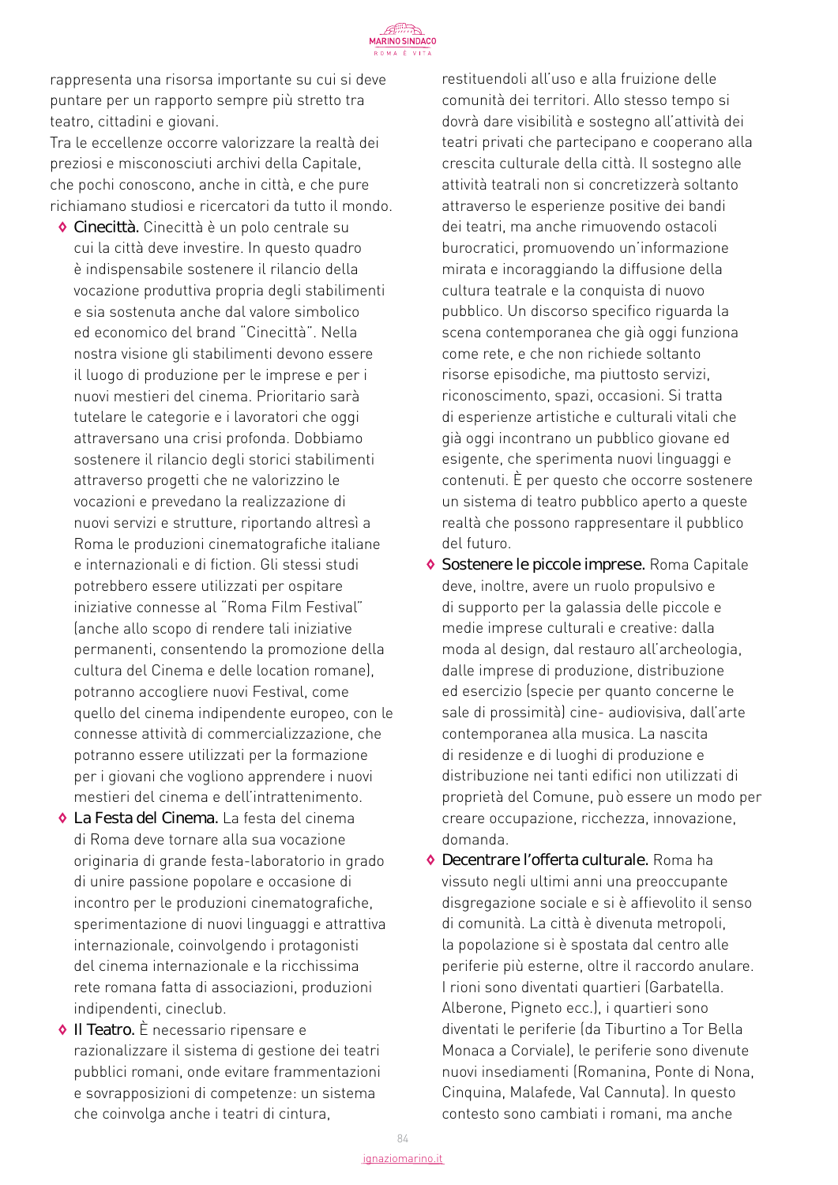rappresenta una risorsa importante su cui si deve puntare per un rapporto sempre più stretto tra teatro, cittadini e giovani.
Tra le eccellenze occorre valorizzare la realtà dei preziosi e misconosciuti archivi della Capitale, che pochi conoscono, anche in città, e che pure richiamano studiosi e ricercatori da tutto il mondo.

- **Cinecittà.** Cinecittà è un polo centrale su cui la città deve investire. In questo quadro è indispensabile sostenere il rilancio della vocazione produttiva propria degli stabilimenti e sia sostenuta anche dal valore simbolico ed economico del brand "Cinecittà". Nella nostra visione gli stabilimenti devono essere il luogo di produzione per le imprese e per i nuovi mestieri del cinema. Prioritario sarà tutelare le categorie e i lavoratori che oggi attraversano una crisi profonda. Dobbiamo sostenere il rilancio degli storici stabilimenti attraverso progetti che ne valorizzino le vocazioni e prevedano la realizzazione di nuovi servizi e strutture, riportando altresì a Roma le produzioni cinematografiche italiane e internazionali e di fiction. Gli stessi studi potrebbero essere utilizzati per ospitare iniziative connesse al "Roma Film Festival" (anche allo scopo di rendere tali iniziative permanenti, consentendo la promozione della cultura del Cinema e delle location romane), potranno accogliere nuovi Festival, come quello del cinema indipendente europeo, con le connesse attività di commercializzazione, che potranno essere utilizzati per la formazione per i giovani che vogliono apprendere i nuovi mestieri del cinema e dell'intrattenimento.
- **La Festa del Cinema.** La festa del cinema di Roma deve tornare alla sua vocazione originaria di grande festa-laboratorio in grado di unire passione popolare e occasione di incontro per le produzioni cinematografiche, sperimentazione di nuovi linguaggi e attrattiva internazionale, coinvolgendo i protagonisti del cinema internazionale e la ricchissima rete romana fatta di associazioni, produzioni indipendenti, cineclub.
- **Il Teatro.** È necessario ripensare e razionalizzare il sistema di gestione dei teatri pubblici romani, onde evitare frammentazioni e sovrapposizioni di competenze: un sistema che coinvolga anche i teatri di cintura, restituendoli all'uso e alla fruizione delle comunità dei territori. Allo stesso tempo si dovrà dare visibilità e sostegno all'attività dei teatri privati che partecipano e cooperano alla crescita culturale della città. Il sostegno alle attività teatrali non si concretizzerà soltanto attraverso le esperienze positive dei bandi dei teatri, ma anche rimuovendo ostacoli burocratici, promuovendo un'informazione mirata e incoraggiando la diffusione della cultura teatrale e la conquista di nuovo pubblico. Un discorso specifico riguarda la scena contemporanea che già oggi funziona come rete, e che non richiede soltanto risorse episodiche, ma piuttosto servizi, riconoscimento, spazi, occasioni. Si tratta di esperienze artistiche e culturali vitali che già oggi incontrano un pubblico giovane ed esigente, che sperimenta nuovi linguaggi e contenuti. È per questo che occorre sostenere un sistema di teatro pubblico aperto a queste realtà che possono rappresentare il pubblico del futuro.
- **Sostenere le piccole imprese.** Roma Capitale deve, inoltre, avere un ruolo propulsivo e di supporto per la galassia delle piccole e medie imprese culturali e creative: dalla moda al design, dal restauro all'archeologia, dalle imprese di produzione, distribuzione ed esercizio (specie per quanto concerne le sale di prossimità) cine- audiovisiva, dall'arte contemporanea alla musica. La nascita di residenze e di luoghi di produzione e distribuzione nei tanti edifici non utilizzati di proprietà del Comune, può essere un modo per creare occupazione, ricchezza, innovazione, domanda.
- **Decentrare l'offerta culturale.** Roma ha vissuto negli ultimi anni una preoccupante disgregazione sociale e si è affievolito il senso di comunità. La città è divenuta metropoli, la popolazione si è spostata dal centro alle periferie più esterne, oltre il raccordo anulare. I rioni sono diventati quartieri (Garbatella. Alberone, Pigneto ecc.), i quartieri sono diventati le periferie (da Tiburtino a Tor Bella Monaca a Corviale), le periferie sono divenute nuovi insediamenti (Romanina, Ponte di Nona, Cinquina, Malafede, Val Cannuta). In questo contesto sono cambiati i romani, ma anche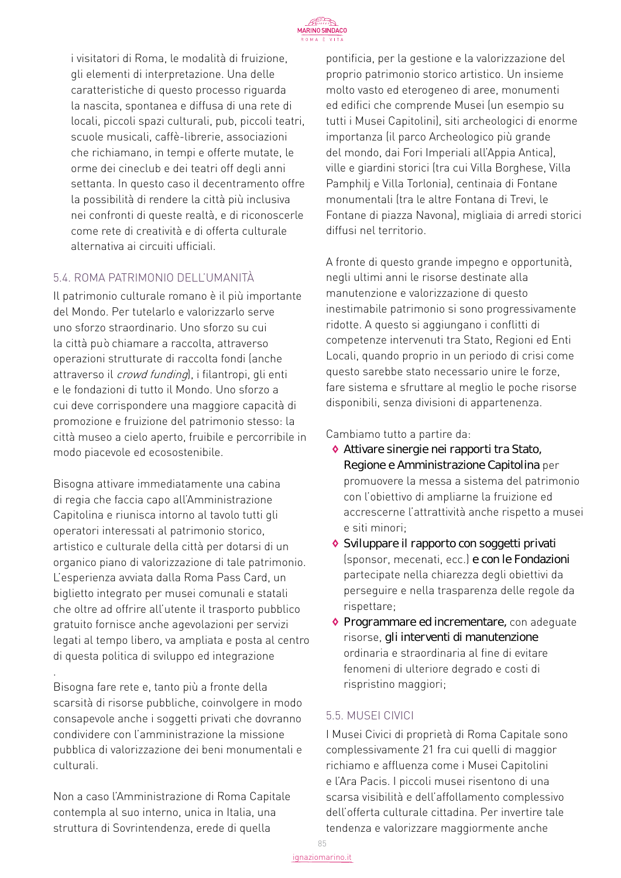i visitatori di Roma, le modalità di fruizione, gli elementi di interpretazione. Una delle caratteristiche di questo processo riguarda la nascita, spontanea e diffusa di una rete di locali, piccoli spazi culturali, pub, piccoli teatri, scuole musicali, caffè-librerie, associazioni che richiamano, in tempi e offerte mutate, le orme dei cineclub e dei teatri off degli anni settanta. In questo caso il decentramento offre la possibilità di rendere la città più inclusiva nei confronti di queste realtà, e di riconoscerle come rete di creatività e di offerta culturale alternativa ai circuiti ufficiali.

### 5.4. ROMA PATRIMONIO DELL'UMANITÀ

Il patrimonio culturale romano è il più importante del Mondo. Per tutelarlo e valorizzarlo serve uno sforzo straordinario. Uno sforzo su cui la città può chiamare a raccolta, attraverso operazioni strutturate di raccolta fondi (anche attraverso il *crowd funding*), i filantropi, gli enti e le fondazioni di tutto il Mondo. Uno sforzo a cui deve corrispondere una maggiore capacità di promozione e fruizione del patrimonio stesso: la città museo a cielo aperto, fruibile e percorribile in modo piacevole ed ecosostenibile.

Bisogna attivare immediatamente una cabina di regia che faccia capo all'Amministrazione Capitolina e riunisca intorno al tavolo tutti gli operatori interessati al patrimonio storico, artistico e culturale della città per dotarsi di un organico piano di valorizzazione di tale patrimonio. L'esperienza avviata dalla Roma Pass Card, un biglietto integrato per musei comunali e statali che oltre ad offrire all'utente il trasporto pubblico gratuito fornisce anche agevolazioni per servizi legati al tempo libero, va ampliata e posta al centro di questa politica di sviluppo ed integrazione

.

Bisogna fare rete e, tanto più a fronte della scarsità di risorse pubbliche, coinvolgere in modo consapevole anche i soggetti privati che dovranno condividere con l'amministrazione la missione pubblica di valorizzazione dei beni monumentali e culturali.

Non a caso l'Amministrazione di Roma Capitale contempla al suo interno, unica in Italia, una struttura di Sovrintendenza, erede di quella pontificia, per la gestione e la valorizzazione del proprio patrimonio storico artistico. Un insieme molto vasto ed eterogeneo di aree, monumenti ed edifici che comprende Musei (un esempio su tutti i Musei Capitolini), siti archeologici di enorme importanza (il parco Archeologico più grande del mondo, dai Fori Imperiali all'Appia Antica), ville e giardini storici (tra cui Villa Borghese, Villa Pamphilj e Villa Torlonia), centinaia di Fontane monumentali (tra le altre Fontana di Trevi, le Fontane di piazza Navona), migliaia di arredi storici diffusi nel territorio.

A fronte di questo grande impegno e opportunità, negli ultimi anni le risorse destinate alla manutenzione e valorizzazione di questo inestimabile patrimonio si sono progressivamente ridotte. A questo si aggiungano i conflitti di competenze intervenuti tra Stato, Regioni ed Enti Locali, quando proprio in un periodo di crisi come questo sarebbe stato necessario unire le forze, fare sistema e sfruttare al meglio le poche risorse disponibili, senza divisioni di appartenenza.

Cambiamo tutto a partire da:

- **Attivare sinergie nei rapporti tra Stato, Regione e Amministrazione Capitolina** per promuovere la messa a sistema del patrimonio con l'obiettivo di ampliarne la fruizione ed accrescerne l'attrattività anche rispetto a musei e siti minori;
- **Sviluppare il rapporto con soggetti privati** (sponsor, mecenati, ecc.) **e con le Fondazioni** partecipate nella chiarezza degli obiettivi da perseguire e nella trasparenza delle regole da rispettare;
- **Programmare ed incrementare,** con adeguate risorse, **gli interventi di manutenzione** ordinaria e straordinaria al fine di evitare fenomeni di ulteriore degrado e costi di rispristino maggiori;

### 5.5. MUSEI CIVICI

I Musei Civici di proprietà di Roma Capitale sono complessivamente 21 fra cui quelli di maggior richiamo e affluenza come i Musei Capitolini e l'Ara Pacis. I piccoli musei risentono di una scarsa visibilità e dell'affollamento complessivo dell'offerta culturale cittadina. Per invertire tale tendenza e valorizzare maggiormente anche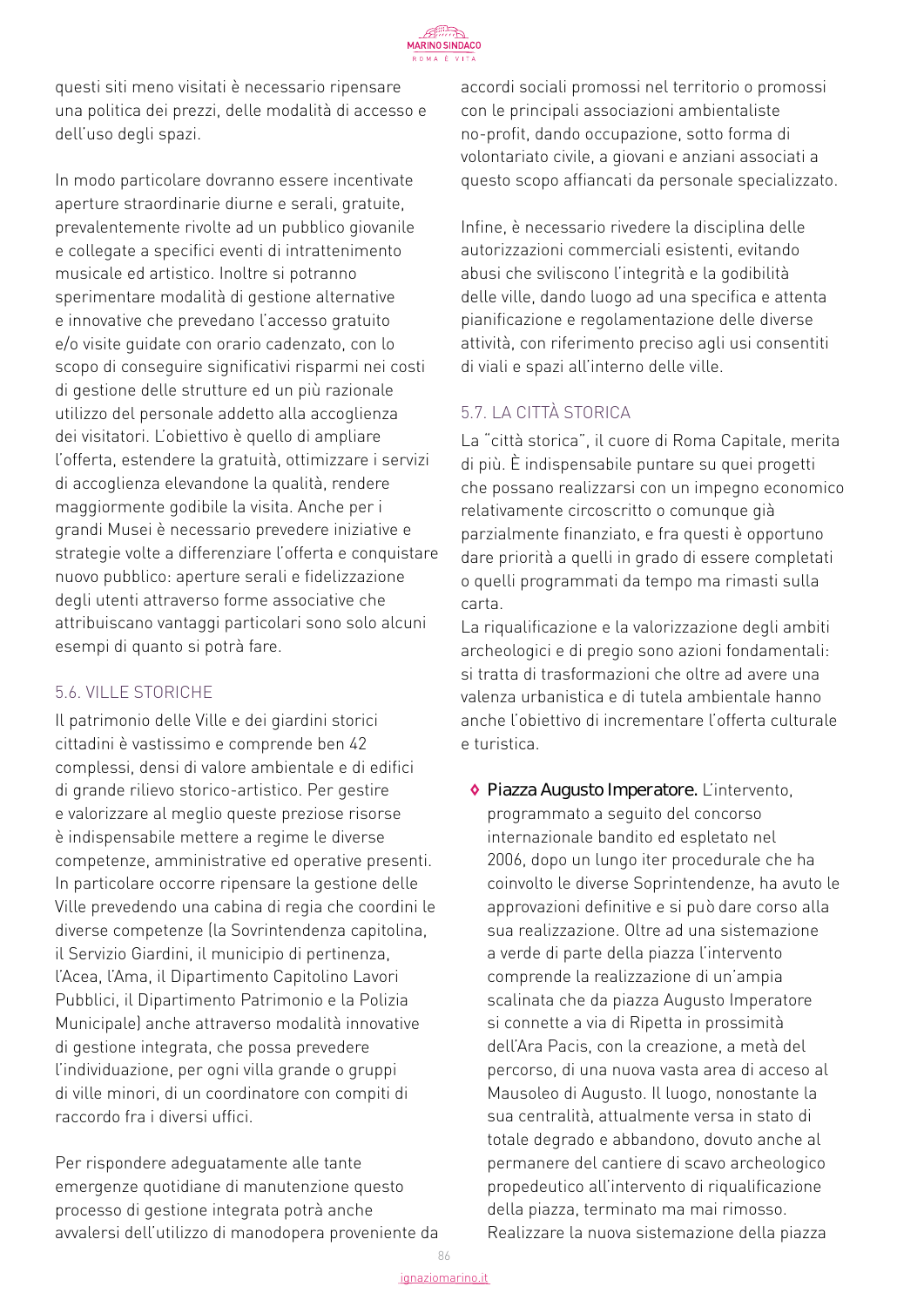questi siti meno visitati è necessario ripensare una politica dei prezzi, delle modalità di accesso e dell'uso degli spazi.

In modo particolare dovranno essere incentivate aperture straordinarie diurne e serali, gratuite, prevalentemente rivolte ad un pubblico giovanile e collegate a specifici eventi di intrattenimento musicale ed artistico. Inoltre si potranno sperimentare modalità di gestione alternative e innovative che prevedano l'accesso gratuito e/o visite guidate con orario cadenzato, con lo scopo di conseguire significativi risparmi nei costi di gestione delle strutture ed un più razionale utilizzo del personale addetto alla accoglienza dei visitatori. L'obiettivo è quello di ampliare l'offerta, estendere la gratuità, ottimizzare i servizi di accoglienza elevandone la qualità, rendere maggiormente godibile la visita. Anche per i grandi Musei è necessario prevedere iniziative e strategie volte a differenziare l'offerta e conquistare nuovo pubblico: aperture serali e fidelizzazione degli utenti attraverso forme associative che attribuiscano vantaggi particolari sono solo alcuni esempi di quanto si potrà fare.

## 5.6. VILLE STORICHE

Il patrimonio delle Ville e dei giardini storici cittadini è vastissimo e comprende ben 42 complessi, densi di valore ambientale e di edifici di grande rilievo storico-artistico. Per gestire e valorizzare al meglio queste preziose risorse è indispensabile mettere a regime le diverse competenze, amministrative ed operative presenti. In particolare occorre ripensare la gestione delle Ville prevedendo una cabina di regia che coordini le diverse competenze (la Sovrintendenza capitolina, il Servizio Giardini, il municipio di pertinenza, l'Acea, l'Ama, il Dipartimento Capitolino Lavori Pubblici, il Dipartimento Patrimonio e la Polizia Municipale) anche attraverso modalità innovative di gestione integrata, che possa prevedere l'individuazione, per ogni villa grande o gruppi di ville minori, di un coordinatore con compiti di raccordo fra i diversi uffici.

Per rispondere adeguatamente alle tante emergenze quotidiane di manutenzione questo processo di gestione integrata potrà anche avvalersi dell'utilizzo di manodopera proveniente da accordi sociali promossi nel territorio o promossi con le principali associazioni ambientaliste no-profit, dando occupazione, sotto forma di volontariato civile, a giovani e anziani associati a questo scopo affiancati da personale specializzato.

Infine, è necessario rivedere la disciplina delle autorizzazioni commerciali esistenti, evitando abusi che sviliscono l'integrità e la godibilità delle ville, dando luogo ad una specifica e attenta pianificazione e regolamentazione delle diverse attività, con riferimento preciso agli usi consentiti di viali e spazi all'interno delle ville.

## 5.7. LA CITTÀ STORICA

La "città storica", il cuore di Roma Capitale, merita di più. È indispensabile puntare su quei progetti che possano realizzarsi con un impegno economico relativamente circoscritto o comunque già parzialmente finanziato, e fra questi è opportuno dare priorità a quelli in grado di essere completati o quelli programmati da tempo ma rimasti sulla carta.

La riqualificazione e la valorizzazione degli ambiti archeologici e di pregio sono azioni fondamentali: si tratta di trasformazioni che oltre ad avere una valenza urbanistica e di tutela ambientale hanno anche l'obiettivo di incrementare l'offerta culturale e turistica.

- **Piazza Augusto Imperatore.** L'intervento, programmato a seguito del concorso internazionale bandito ed espletato nel 2006, dopo un lungo iter procedurale che ha coinvolto le diverse Soprintendenze, ha avuto le approvazioni definitive e si può dare corso alla sua realizzazione. Oltre ad una sistemazione a verde di parte della piazza l'intervento comprende la realizzazione di un'ampia scalinata che da piazza Augusto Imperatore si connette a via di Ripetta in prossimità dell'Ara Pacis, con la creazione, a metà del percorso, di una nuova vasta area di acceso al Mausoleo di Augusto. Il luogo, nonostante la sua centralità, attualmente versa in stato di totale degrado e abbandono, dovuto anche al permanere del cantiere di scavo archeologico propedeutico all'intervento di riqualificazione della piazza, terminato ma mai rimosso. Realizzare la nuova sistemazione della piazza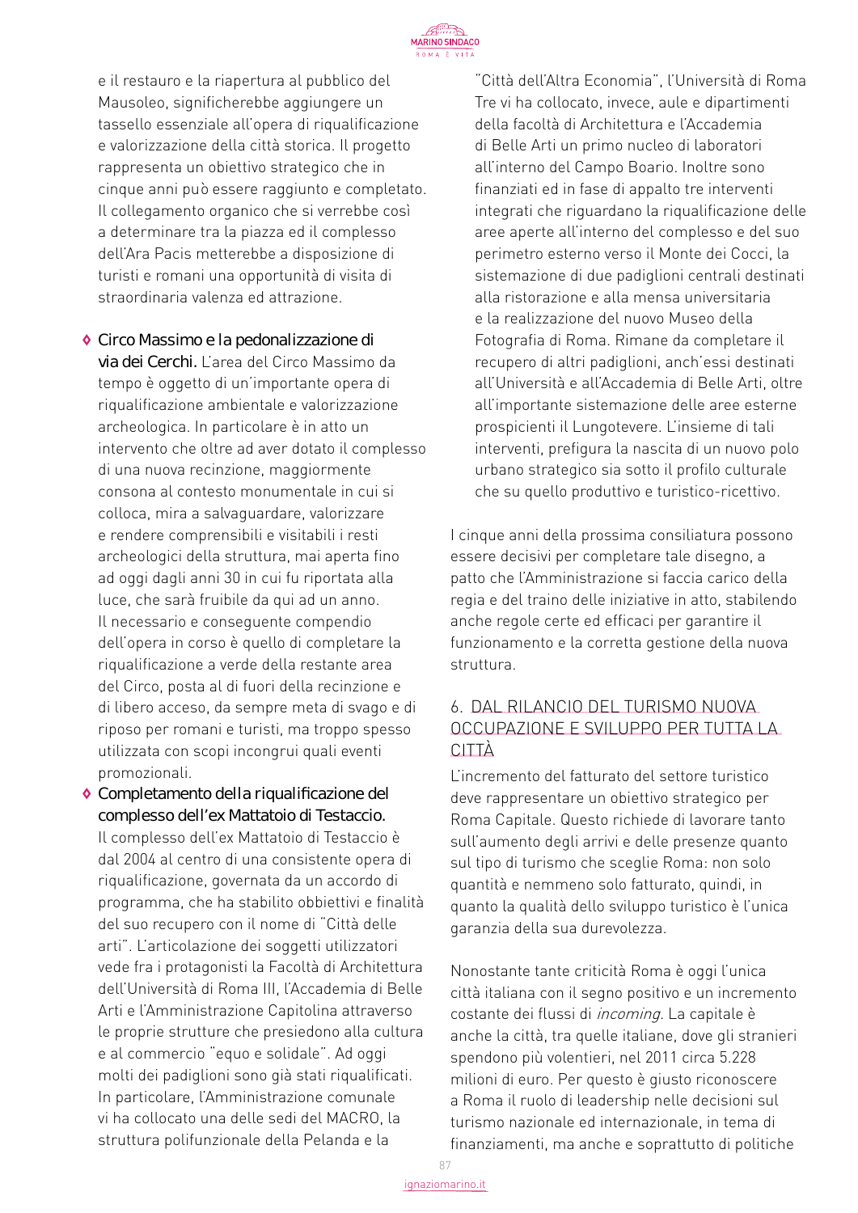e il restauro e la riapertura al pubblico del Mausoleo, significherebbe aggiungere un tassello essenziale all'opera di riqualificazione e valorizzazione della città storica. Il progetto rappresenta un obiettivo strategico che in cinque anni può essere raggiunto e completato. Il collegamento organico che si verrebbe così a determinare tra la piazza ed il complesso dell'Ara Pacis metterebbe a disposizione di turisti e romani una opportunità di visita di straordinaria valenza ed attrazione.

- **Circo Massimo e la pedonalizzazione di via dei Cerchi.** L'area del Circo Massimo da tempo è oggetto di un'importante opera di riqualificazione ambientale e valorizzazione archeologica. In particolare è in atto un intervento che oltre ad aver dotato il complesso di una nuova recinzione, maggiormente consona al contesto monumentale in cui si colloca, mira a salvaguardare, valorizzare e rendere comprensibili e visitabili i resti archeologici della struttura, mai aperta fino ad oggi dagli anni 30 in cui fu riportata alla luce, che sarà fruibile da qui ad un anno. Il necessario e conseguente compendio dell'opera in corso è quello di completare la riqualificazione a verde della restante area del Circo, posta al di fuori della recinzione e di libero acceso, da sempre meta di svago e di riposo per romani e turisti, ma troppo spesso utilizzata con scopi incongrui quali eventi promozionali.
- **Completamento della riqualificazione del complesso dell'ex Mattatoio di Testaccio.** Il complesso dell'ex Mattatoio di Testaccio è dal 2004 al centro di una consistente opera di riqualificazione, governata da un accordo di programma, che ha stabilito obbiettivi e finalità del suo recupero con il nome di "Città delle arti". L'articolazione dei soggetti utilizzatori vede fra i protagonisti la Facoltà di Architettura dell'Università di Roma III, l'Accademia di Belle Arti e l'Amministrazione Capitolina attraverso le proprie strutture che presiedono alla cultura e al commercio "equo e solidale". Ad oggi molti dei padiglioni sono già stati riqualificati. In particolare, l'Amministrazione comunale vi ha collocato una delle sedi del MACRO, la struttura polifunzionale della Pelanda e la "Città dell'Altra Economia", l'Università di Roma Tre vi ha collocato, invece, aule e dipartimenti della facoltà di Architettura e l'Accademia di Belle Arti un primo nucleo di laboratori all'interno del Campo Boario. Inoltre sono finanziati ed in fase di appalto tre interventi integrati che riguardano la riqualificazione delle aree aperte all'interno del complesso e del suo perimetro esterno verso il Monte dei Cocci, la sistemazione di due padiglioni centrali destinati alla ristorazione e alla mensa universitaria e la realizzazione del nuovo Museo della Fotografia di Roma. Rimane da completare il recupero di altri padiglioni, anch'essi destinati all'Università e all'Accademia di Belle Arti, oltre all'importante sistemazione delle aree esterne prospicienti il Lungotevere. L'insieme di tali interventi, prefigura la nascita di un nuovo polo urbano strategico sia sotto il profilo culturale che su quello produttivo e turistico-ricettivo.

I cinque anni della prossima consiliatura possono essere decisivi per completare tale disegno, a patto che l'Amministrazione si faccia carico della regia e del traino delle iniziative in atto, stabilendo anche regole certe ed efficaci per garantire il funzionamento e la corretta gestione della nuova struttura.

## 6. DAL RILANCIO DEL TURISMO NUOVA OCCUPAZIONE E SVILUPPO PER TUTTA LA CITTÀ

L'incremento del fatturato del settore turistico deve rappresentare un obiettivo strategico per Roma Capitale. Questo richiede di lavorare tanto sull'aumento degli arrivi e delle presenze quanto sul tipo di turismo che sceglie Roma: non solo quantità e nemmeno solo fatturato, quindi, in quanto la qualità dello sviluppo turistico è l'unica garanzia della sua durevolezza.

Nonostante tante criticità Roma è oggi l'unica città italiana con il segno positivo e un incremento costante dei flussi di *incoming*. La capitale è anche la città, tra quelle italiane, dove gli stranieri spendono più volentieri, nel 2011 circa 5.228 milioni di euro. Per questo è giusto riconoscere a Roma il ruolo di leadership nelle decisioni sul turismo nazionale ed internazionale, in tema di finanziamenti, ma anche e soprattutto di politiche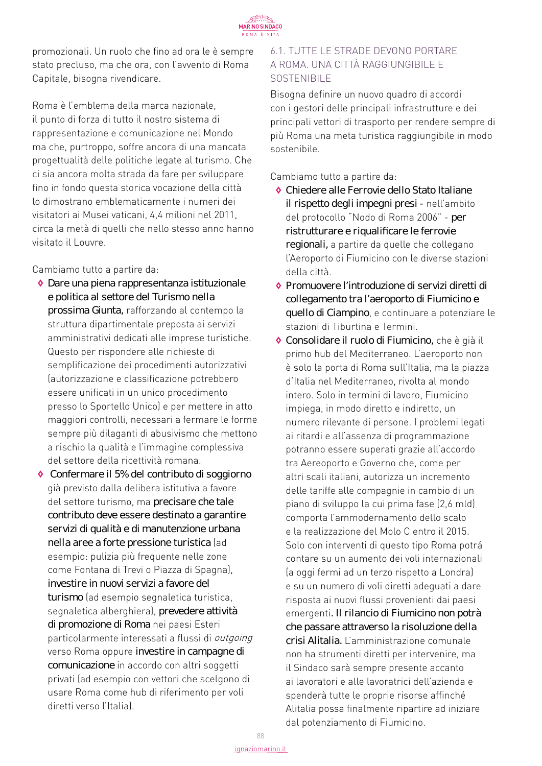promozionali. Un ruolo che fino ad ora le è sempre stato precluso, ma che ora, con l'avvento di Roma Capitale, bisogna rivendicare.

Roma è l'emblema della marca nazionale, il punto di forza di tutto il nostro sistema di rappresentazione e comunicazione nel Mondo ma che, purtroppo, soffre ancora di una mancata progettualità delle politiche legate al turismo. Che ci sia ancora molta strada da fare per sviluppare fino in fondo questa storica vocazione della città lo dimostrano emblematicamente i numeri dei visitatori ai Musei vaticani, 4,4 milioni nel 2011, circa la metà di quelli che nello stesso anno hanno visitato il Louvre.

Cambiamo tutto a partire da:

- **Dare una piena rappresentanza istituzionale e politica al settore del Turismo nella prossima Giunta,** rafforzando al contempo la struttura dipartimentale preposta ai servizi amministrativi dedicati alle imprese turistiche. Questo per rispondere alle richieste di semplificazione dei procedimenti autorizzativi (autorizzazione e classificazione potrebbero essere unificati in un unico procedimento presso lo Sportello Unico) e per mettere in atto maggiori controlli, necessari a fermare le forme sempre più dilaganti di abusivismo che mettono a rischio la qualità e l'immagine complessiva del settore della ricettività romana.
- **Confermare il 5% del contributo di soggiorno** già previsto dalla delibera istitutiva a favore del settore turismo, ma **precisare che tale contributo deve essere destinato a garantire servizi di qualità e di manutenzione urbana nella aree a forte pressione turistica** (ad esempio: pulizia più frequente nelle zone come Fontana di Trevi o Piazza di Spagna), **investire in nuovi servizi a favore del turismo** (ad esempio segnaletica turistica, segnaletica alberghiera), **prevedere attività di promozione di Roma** nei paesi Esteri particolarmente interessati a flussi di *outgoing* verso Roma oppure **investire in campagne di comunicazione** in accordo con altri soggetti privati (ad esempio con vettori che scelgono di usare Roma come hub di riferimento per voli diretti verso l'Italia).

### 6.1. TUTTE LE STRADE DEVONO PORTARE A ROMA. UNA CITTÀ RAGGIUNGIBILE E SOSTENIBILE

Bisogna definire un nuovo quadro di accordi con i gestori delle principali infrastrutture e dei principali vettori di trasporto per rendere sempre di più Roma una meta turistica raggiungibile in modo sostenibile.

Cambiamo tutto a partire da:

- **Chiedere alle Ferrovie dello Stato Italiane il rispetto degli impegni presi** - nell'ambito del protocollo "Nodo di Roma 2006" - **per ristrutturare e riqualificare le ferrovie regionali,** a partire da quelle che collegano l'Aeroporto di Fiumicino con le diverse stazioni della città.
- **Promuovere l'introduzione di servizi diretti di collegamento tra l'aeroporto di Fiumicino e quello di Ciampino**, e continuare a potenziare le stazioni di Tiburtina e Termini.
- **Consolidare il ruolo di Fiumicino,** che è già il primo hub del Mediterraneo. L'aeroporto non è solo la porta di Roma sull'Italia, ma la piazza d'Italia nel Mediterraneo, rivolta al mondo intero. Solo in termini di lavoro, Fiumicino impiega, in modo diretto e indiretto, un numero rilevante di persone. I problemi legati ai ritardi e all'assenza di programmazione potranno essere superati grazie all'accordo tra Aereoporto e Governo che, come per altri scali italiani, autorizza un incremento delle tariffe alle compagnie in cambio di un piano di sviluppo la cui prima fase (2,6 mld) comporta l'ammodernamento dello scalo e la realizzazione del Molo C entro il 2015. Solo con interventi di questo tipo Roma potrá contare su un aumento dei voli internazionali (a oggi fermi ad un terzo rispetto a Londra) e su un numero di voli diretti adeguati a dare risposta ai nuovi flussi provenienti dai paesi emergenti**. Il rilancio di Fiumicino non potrà che passare attraverso la risoluzione della crisi Alitalia.** L'amministrazione comunale non ha strumenti diretti per intervenire, ma il Sindaco sarà sempre presente accanto ai lavoratori e alle lavoratrici dell'azienda e spenderà tutte le proprie risorse affinché Alitalia possa finalmente ripartire ad iniziare dal potenziamento di Fiumicino.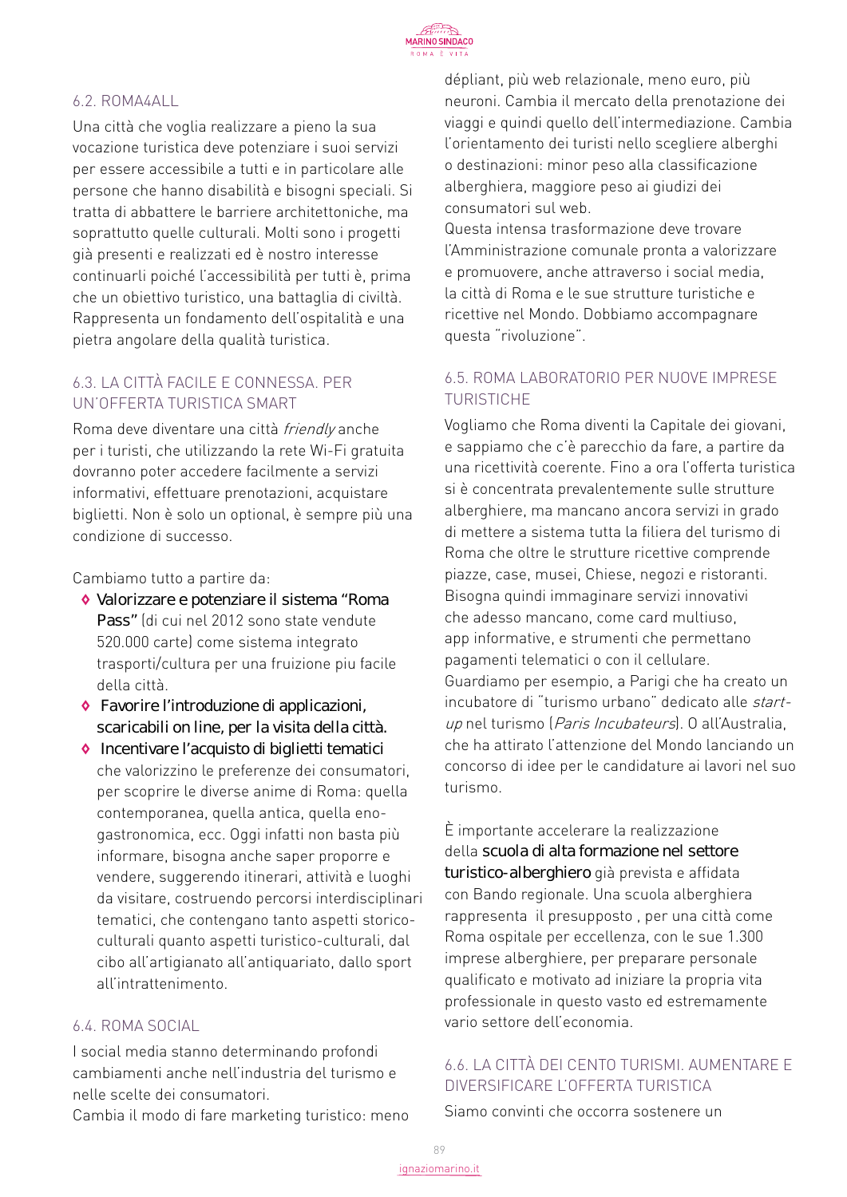### 6.2. ROMA4ALL

Una città che voglia realizzare a pieno la sua vocazione turistica deve potenziare i suoi servizi per essere accessibile a tutti e in particolare alle persone che hanno disabilità e bisogni speciali. Si tratta di abbattere le barriere architettoniche, ma soprattutto quelle culturali. Molti sono i progetti già presenti e realizzati ed è nostro interesse continuarli poiché l'accessibilità per tutti è, prima che un obiettivo turistico, una battaglia di civiltà. Rappresenta un fondamento dell'ospitalità e una pietra angolare della qualità turistica.

### 6.3. LA CITTÀ FACILE E CONNESSA. PER UN'OFFERTA TURISTICA SMART

Roma deve diventare una città *friendly* anche per i turisti, che utilizzando la rete Wi-Fi gratuita dovranno poter accedere facilmente a servizi informativi, effettuare prenotazioni, acquistare biglietti. Non è solo un optional, è sempre più una condizione di successo.

Cambiamo tutto a partire da:

- Valorizzare e potenziare il sistema "Roma Pass" (di cui nel 2012 sono state vendute 520.000 carte) come sistema integrato trasporti/cultura per una fruizione piu facile della città.
- Favorire l'introduzione di applicazioni, scaricabili on line, per la visita della città.
- Incentivare l'acquisto di biglietti tematici che valorizzino le preferenze dei consumatori, per scoprire le diverse anime di Roma: quella contemporanea, quella antica, quella eno-gastronomica, ecc. Oggi infatti non basta più informare, bisogna anche saper proporre e vendere, suggerendo itinerari, attività e luoghi da visitare, costruendo percorsi interdisciplinari tematici, che contengano tanto aspetti storico-culturali quanto aspetti turistico-culturali, dal cibo all'artigianato all'antiquariato, dallo sport all'intrattenimento.

### 6.4. ROMA SOCIAL

I social media stanno determinando profondi cambiamenti anche nell'industria del turismo e nelle scelte dei consumatori.
Cambia il modo di fare marketing turistico: meno dépliant, più web relazionale, meno euro, più neuroni. Cambia il mercato della prenotazione dei viaggi e quindi quello dell'intermediazione. Cambia l'orientamento dei turisti nello scegliere alberghi o destinazioni: minor peso alla classificazione alberghiera, maggiore peso ai giudizi dei consumatori sul web.
Questa intensa trasformazione deve trovare l'Amministrazione comunale pronta a valorizzare e promuovere, anche attraverso i social media, la città di Roma e le sue strutture turistiche e ricettive nel Mondo. Dobbiamo accompagnare questa "rivoluzione".

### 6.5. ROMA LABORATORIO PER NUOVE IMPRESE TURISTICHE

Vogliamo che Roma diventi la Capitale dei giovani, e sappiamo che c'è parecchio da fare, a partire da una ricettività coerente. Fino a ora l'offerta turistica si è concentrata prevalentemente sulle strutture alberghiere, ma mancano ancora servizi in grado di mettere a sistema tutta la filiera del turismo di Roma che oltre le strutture ricettive comprende piazze, case, musei, Chiese, negozi e ristoranti. Bisogna quindi immaginare servizi innovativi che adesso mancano, come card multiuso, app informative, e strumenti che permettano pagamenti telematici o con il cellulare.
Guardiamo per esempio, a Parigi che ha creato un incubatore di "turismo urbano" dedicato alle *start-up* nel turismo (*Paris Incubateurs*). O all'Australia, che ha attirato l'attenzione del Mondo lanciando un concorso di idee per le candidature ai lavori nel suo turismo.

È importante accelerare la realizzazione della scuola di alta formazione nel settore turistico-alberghiero già prevista e affidata con Bando regionale. Una scuola alberghiera rappresenta il presupposto , per una città come Roma ospitale per eccellenza, con le sue 1.300 imprese alberghiere, per preparare personale qualificato e motivato ad iniziare la propria vita professionale in questo vasto ed estremamente vario settore dell'economia.

### 6.6. LA CITTÀ DEI CENTO TURISMI. AUMENTARE E DIVERSIFICARE L'OFFERTA TURISTICA

Siamo convinti che occorra sostenere un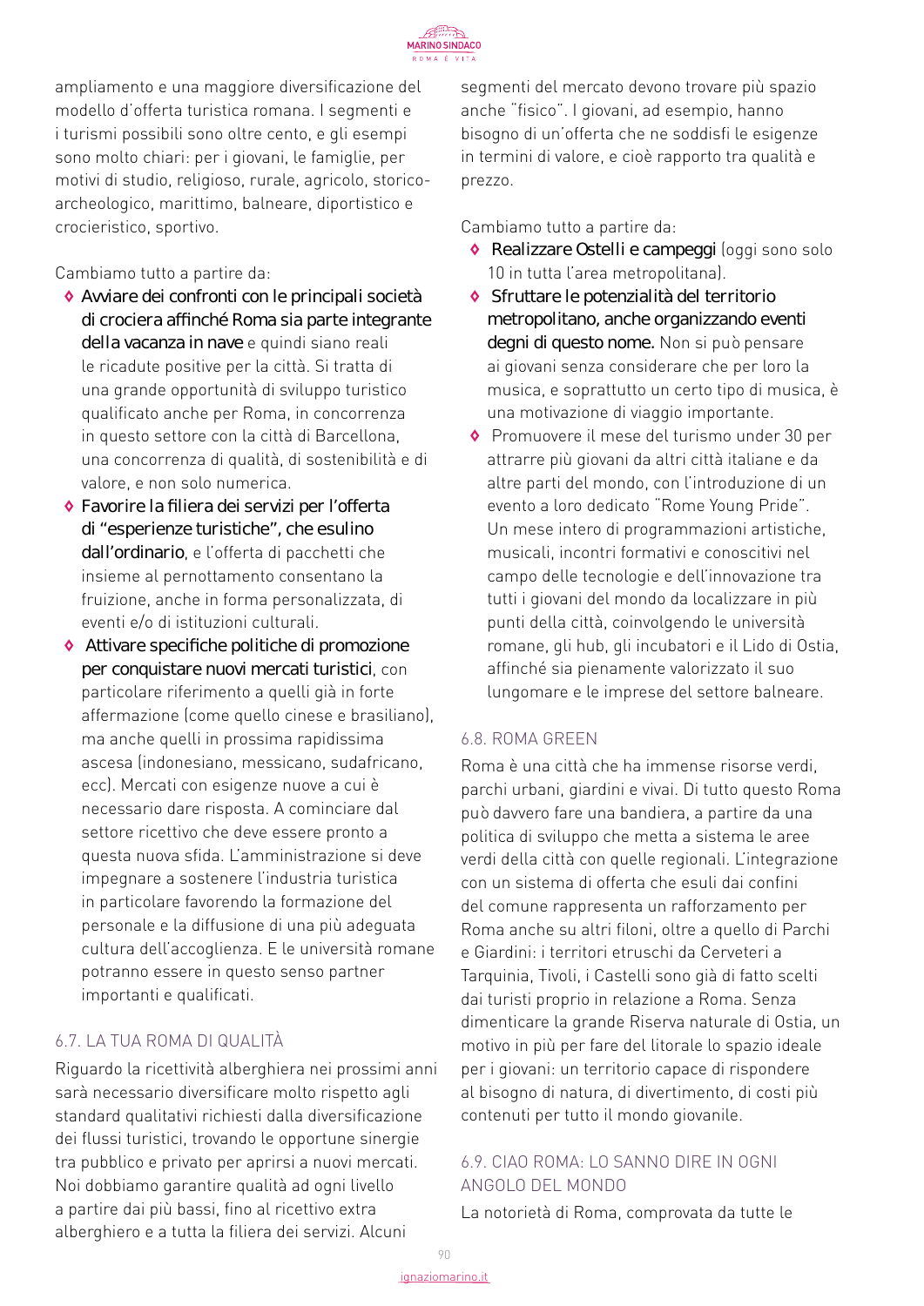ampliamento e una maggiore diversificazione del modello d'offerta turistica romana. I segmenti e i turismi possibili sono oltre cento, e gli esempi sono molto chiari: per i giovani, le famiglie, per motivi di studio, religioso, rurale, agricolo, storico-archeologico, marittimo, balneare, diportistico e crocieristico, sportivo.

Cambiamo tutto a partire da:

- **Avviare dei confronti con le principali società di crociera affinché Roma sia parte integrante della vacanza in nave** e quindi siano reali le ricadute positive per la città. Si tratta di una grande opportunità di sviluppo turistico qualificato anche per Roma, in concorrenza in questo settore con la città di Barcellona, una concorrenza di qualità, di sostenibilità e di valore, e non solo numerica.
- **Favorire la filiera dei servizi per l'offerta di "esperienze turistiche", che esulino dall'ordinario**, e l'offerta di pacchetti che insieme al pernottamento consentano la fruizione, anche in forma personalizzata, di eventi e/o di istituzioni culturali.
- **Attivare specifiche politiche di promozione per conquistare nuovi mercati turistici**, con particolare riferimento a quelli già in forte affermazione (come quello cinese e brasiliano), ma anche quelli in prossima rapidissima ascesa (indonesiano, messicano, sudafricano, ecc). Mercati con esigenze nuove a cui è necessario dare risposta. A cominciare dal settore ricettivo che deve essere pronto a questa nuova sfida. L'amministrazione si deve impegnare a sostenere l'industria turistica in particolare favorendo la formazione del personale e la diffusione di una più adeguata cultura dell'accoglienza. E le università romane potranno essere in questo senso partner importanti e qualificati.

## 6.7. LA TUA ROMA DI QUALITÀ

Riguardo la ricettività alberghiera nei prossimi anni sarà necessario diversificare molto rispetto agli standard qualitativi richiesti dalla diversificazione dei flussi turistici, trovando le opportune sinergie tra pubblico e privato per aprirsi a nuovi mercati. Noi dobbiamo garantire qualità ad ogni livello a partire dai più bassi, fino al ricettivo extra alberghiero e a tutta la filiera dei servizi. Alcuni segmenti del mercato devono trovare più spazio anche "fisico". I giovani, ad esempio, hanno bisogno di un'offerta che ne soddisfi le esigenze in termini di valore, e cioè rapporto tra qualità e prezzo.

Cambiamo tutto a partire da:

- **Realizzare Ostelli e campeggi** (oggi sono solo 10 in tutta l'area metropolitana).
- **Sfruttare le potenzialità del territorio metropolitano, anche organizzando eventi degni di questo nome.** Non si può pensare ai giovani senza considerare che per loro la musica, e soprattutto un certo tipo di musica, è una motivazione di viaggio importante.
- Promuovere il mese del turismo under 30 per attrarre più giovani da altri città italiane e da altre parti del mondo, con l'introduzione di un evento a loro dedicato "Rome Young Pride". Un mese intero di programmazioni artistiche, musicali, incontri formativi e conoscitivi nel campo delle tecnologie e dell'innovazione tra tutti i giovani del mondo da localizzare in più punti della città, coinvolgendo le università romane, gli hub, gli incubatori e il Lido di Ostia, affinché sia pienamente valorizzato il suo lungomare e le imprese del settore balneare.

## 6.8. ROMA GREEN

Roma è una città che ha immense risorse verdi, parchi urbani, giardini e vivai. Di tutto questo Roma può davvero fare una bandiera, a partire da una politica di sviluppo che metta a sistema le aree verdi della città con quelle regionali. L'integrazione con un sistema di offerta che esuli dai confini del comune rappresenta un rafforzamento per Roma anche su altri filoni, oltre a quello di Parchi e Giardini: i territori etruschi da Cerveteri a Tarquinia, Tivoli, i Castelli sono già di fatto scelti dai turisti proprio in relazione a Roma. Senza dimenticare la grande Riserva naturale di Ostia, un motivo in più per fare del litorale lo spazio ideale per i giovani: un territorio capace di rispondere al bisogno di natura, di divertimento, di costi più contenuti per tutto il mondo giovanile.

## 6.9. CIAO ROMA: LO SANNO DIRE IN OGNI ANGOLO DEL MONDO

La notorietà di Roma, comprovata da tutte le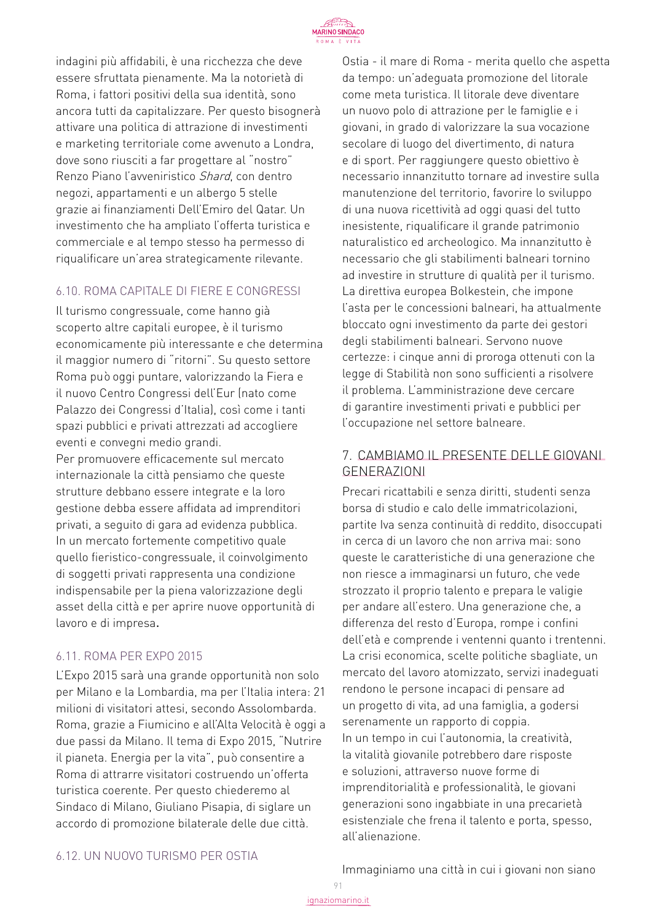indagini più affidabili, è una ricchezza che deve essere sfruttata pienamente. Ma la notorietà di Roma, i fattori positivi della sua identità, sono ancora tutti da capitalizzare. Per questo bisognerà attivare una politica di attrazione di investimenti e marketing territoriale come avvenuto a Londra, dove sono riusciti a far progettare al "nostro" Renzo Piano l'avveniristico *Shard*, con dentro negozi, appartamenti e un albergo 5 stelle grazie ai finanziamenti Dell'Emiro del Qatar. Un investimento che ha ampliato l'offerta turistica e commerciale e al tempo stesso ha permesso di riqualificare un'area strategicamente rilevante.

### 6.10. ROMA CAPITALE DI FIERE E CONGRESSI

Il turismo congressuale, come hanno già scoperto altre capitali europee, è il turismo economicamente più interessante e che determina il maggior numero di "ritorni". Su questo settore Roma può oggi puntare, valorizzando la Fiera e il nuovo Centro Congressi dell'Eur (nato come Palazzo dei Congressi d'Italia), così come i tanti spazi pubblici e privati attrezzati ad accogliere eventi e convegni medio grandi.
Per promuovere efficacemente sul mercato internazionale la città pensiamo che queste strutture debbano essere integrate e la loro gestione debba essere affidata ad imprenditori privati, a seguito di gara ad evidenza pubblica. In un mercato fortemente competitivo quale quello fieristico-congressuale, il coinvolgimento di soggetti privati rappresenta una condizione indispensabile per la piena valorizzazione degli asset della città e per aprire nuove opportunità di lavoro e di impresa.

### 6.11. ROMA PER EXPO 2015

L'Expo 2015 sarà una grande opportunità non solo per Milano e la Lombardia, ma per l'Italia intera: 21 milioni di visitatori attesi, secondo Assolombarda. Roma, grazie a Fiumicino e all'Alta Velocità è oggi a due passi da Milano. Il tema di Expo 2015, "Nutrire il pianeta. Energia per la vita", può consentire a Roma di attrarre visitatori costruendo un'offerta turistica coerente. Per questo chiederemo al Sindaco di Milano, Giuliano Pisapia, di siglare un accordo di promozione bilaterale delle due città.

### 6.12. UN NUOVO TURISMO PER OSTIA

Ostia - il mare di Roma - merita quello che aspetta da tempo: un'adeguata promozione del litorale come meta turistica. Il litorale deve diventare un nuovo polo di attrazione per le famiglie e i giovani, in grado di valorizzare la sua vocazione secolare di luogo del divertimento, di natura e di sport. Per raggiungere questo obiettivo è necessario innanzitutto tornare ad investire sulla manutenzione del territorio, favorire lo sviluppo di una nuova ricettività ad oggi quasi del tutto inesistente, riqualificare il grande patrimonio naturalistico ed archeologico. Ma innanzitutto è necessario che gli stabilimenti balneari tornino ad investire in strutture di qualità per il turismo. La direttiva europea Bolkestein, che impone l'asta per le concessioni balneari, ha attualmente bloccato ogni investimento da parte dei gestori degli stabilimenti balneari. Servono nuove certezze: i cinque anni di proroga ottenuti con la legge di Stabilità non sono sufficienti a risolvere il problema. L'amministrazione deve cercare di garantire investimenti privati e pubblici per l'occupazione nel settore balneare.

## 7. CAMBIAMO IL PRESENTE DELLE GIOVANI GENERAZIONI

Precari ricattabili e senza diritti, studenti senza borsa di studio e calo delle immatricolazioni, partite Iva senza continuità di reddito, disoccupati in cerca di un lavoro che non arriva mai: sono queste le caratteristiche di una generazione che non riesce a immaginarsi un futuro, che vede strozzato il proprio talento e prepara le valigie per andare all'estero. Una generazione che, a differenza del resto d'Europa, rompe i confini dell'età e comprende i ventenni quanto i trentenni. La crisi economica, scelte politiche sbagliate, un mercato del lavoro atomizzato, servizi inadeguati rendono le persone incapaci di pensare ad un progetto di vita, ad una famiglia, a godersi serenamente un rapporto di coppia.
In un tempo in cui l'autonomia, la creatività, la vitalità giovanile potrebbero dare risposte e soluzioni, attraverso nuove forme di imprenditorialità e professionalità, le giovani generazioni sono ingabbiate in una precarietà esistenziale che frena il talento e porta, spesso, all'alienazione.

Immaginiamo una città in cui i giovani non siano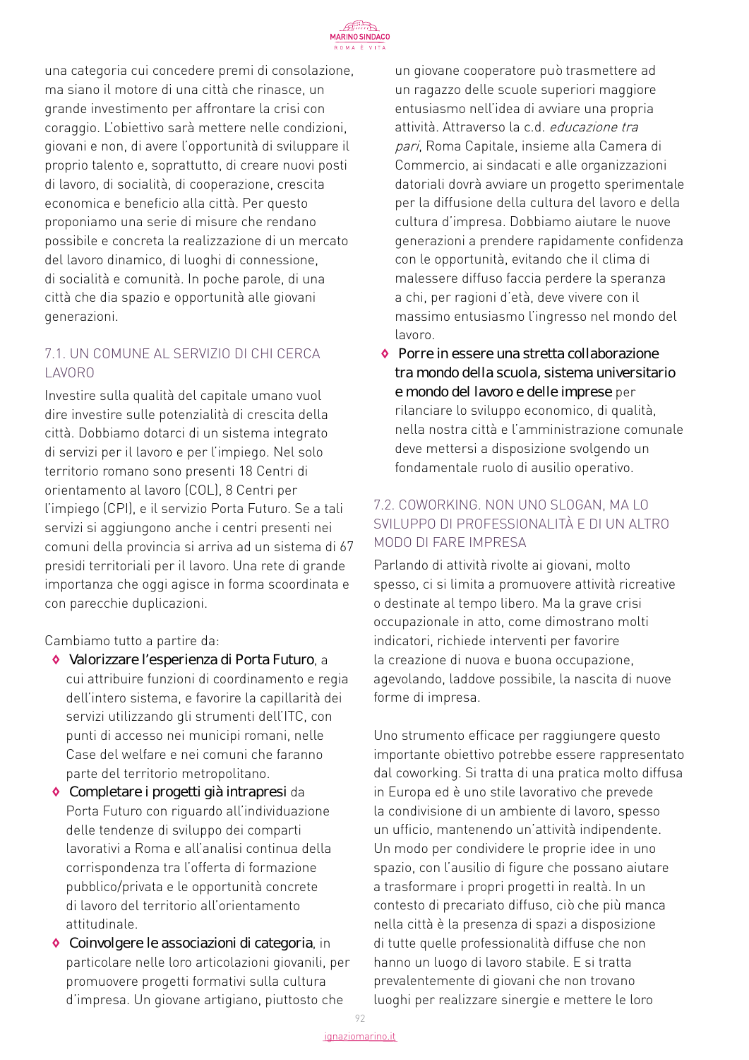una categoria cui concedere premi di consolazione, ma siano il motore di una città che rinasce, un grande investimento per affrontare la crisi con coraggio. L'obiettivo sarà mettere nelle condizioni, giovani e non, di avere l'opportunità di sviluppare il proprio talento e, soprattutto, di creare nuovi posti di lavoro, di socialità, di cooperazione, crescita economica e beneficio alla città. Per questo proponiamo una serie di misure che rendano possibile e concreta la realizzazione di un mercato del lavoro dinamico, di luoghi di connessione, di socialità e comunità. In poche parole, di una città che dia spazio e opportunità alle giovani generazioni.

### 7.1. UN COMUNE AL SERVIZIO DI CHI CERCA LAVORO

Investire sulla qualità del capitale umano vuol dire investire sulle potenzialità di crescita della città. Dobbiamo dotarci di un sistema integrato di servizi per il lavoro e per l'impiego. Nel solo territorio romano sono presenti 18 Centri di orientamento al lavoro (COL), 8 Centri per l'impiego (CPI), e il servizio Porta Futuro. Se a tali servizi si aggiungono anche i centri presenti nei comuni della provincia si arriva ad un sistema di 67 presidi territoriali per il lavoro. Una rete di grande importanza che oggi agisce in forma scoordinata e con parecchie duplicazioni.

Cambiamo tutto a partire da:

- **Valorizzare l'esperienza di Porta Futuro**, a cui attribuire funzioni di coordinamento e regia dell'intero sistema, e favorire la capillarità dei servizi utilizzando gli strumenti dell'ITC, con punti di accesso nei municipi romani, nelle Case del welfare e nei comuni che faranno parte del territorio metropolitano.
- **Completare i progetti già intrapresi** da Porta Futuro con riguardo all'individuazione delle tendenze di sviluppo dei comparti lavorativi a Roma e all'analisi continua della corrispondenza tra l'offerta di formazione pubblico/privata e le opportunità concrete di lavoro del territorio all'orientamento attitudinale.
- **Coinvolgere le associazioni di categoria**, in particolare nelle loro articolazioni giovanili, per promuovere progetti formativi sulla cultura d'impresa. Un giovane artigiano, piuttosto che un giovane cooperatore può trasmettere ad un ragazzo delle scuole superiori maggiore entusiasmo nell'idea di avviare una propria attività. Attraverso la c.d. *educazione tra pari*, Roma Capitale, insieme alla Camera di Commercio, ai sindacati e alle organizzazioni datoriali dovrà avviare un progetto sperimentale per la diffusione della cultura del lavoro e della cultura d'impresa. Dobbiamo aiutare le nuove generazioni a prendere rapidamente confidenza con le opportunità, evitando che il clima di malessere diffuso faccia perdere la speranza a chi, per ragioni d'età, deve vivere con il massimo entusiasmo l'ingresso nel mondo del lavoro.
- **Porre in essere una stretta collaborazione tra mondo della scuola, sistema universitario e mondo del lavoro e delle imprese** per rilanciare lo sviluppo economico, di qualità, nella nostra città e l'amministrazione comunale deve mettersi a disposizione svolgendo un fondamentale ruolo di ausilio operativo.

### 7.2. COWORKING. NON UNO SLOGAN, MA LO SVILUPPO DI PROFESSIONALITÀ E DI UN ALTRO MODO DI FARE IMPRESA

Parlando di attività rivolte ai giovani, molto spesso, ci si limita a promuovere attività ricreative o destinate al tempo libero. Ma la grave crisi occupazionale in atto, come dimostrano molti indicatori, richiede interventi per favorire la creazione di nuova e buona occupazione, agevolando, laddove possibile, la nascita di nuove forme di impresa.

Uno strumento efficace per raggiungere questo importante obiettivo potrebbe essere rappresentato dal coworking. Si tratta di una pratica molto diffusa in Europa ed è uno stile lavorativo che prevede la condivisione di un ambiente di lavoro, spesso un ufficio, mantenendo un'attività indipendente. Un modo per condividere le proprie idee in uno spazio, con l'ausilio di figure che possano aiutare a trasformare i propri progetti in realtà. In un contesto di precariato diffuso, ciò che più manca nella città è la presenza di spazi a disposizione di tutte quelle professionalità diffuse che non hanno un luogo di lavoro stabile. E si tratta prevalentemente di giovani che non trovano luoghi per realizzare sinergie e mettere le loro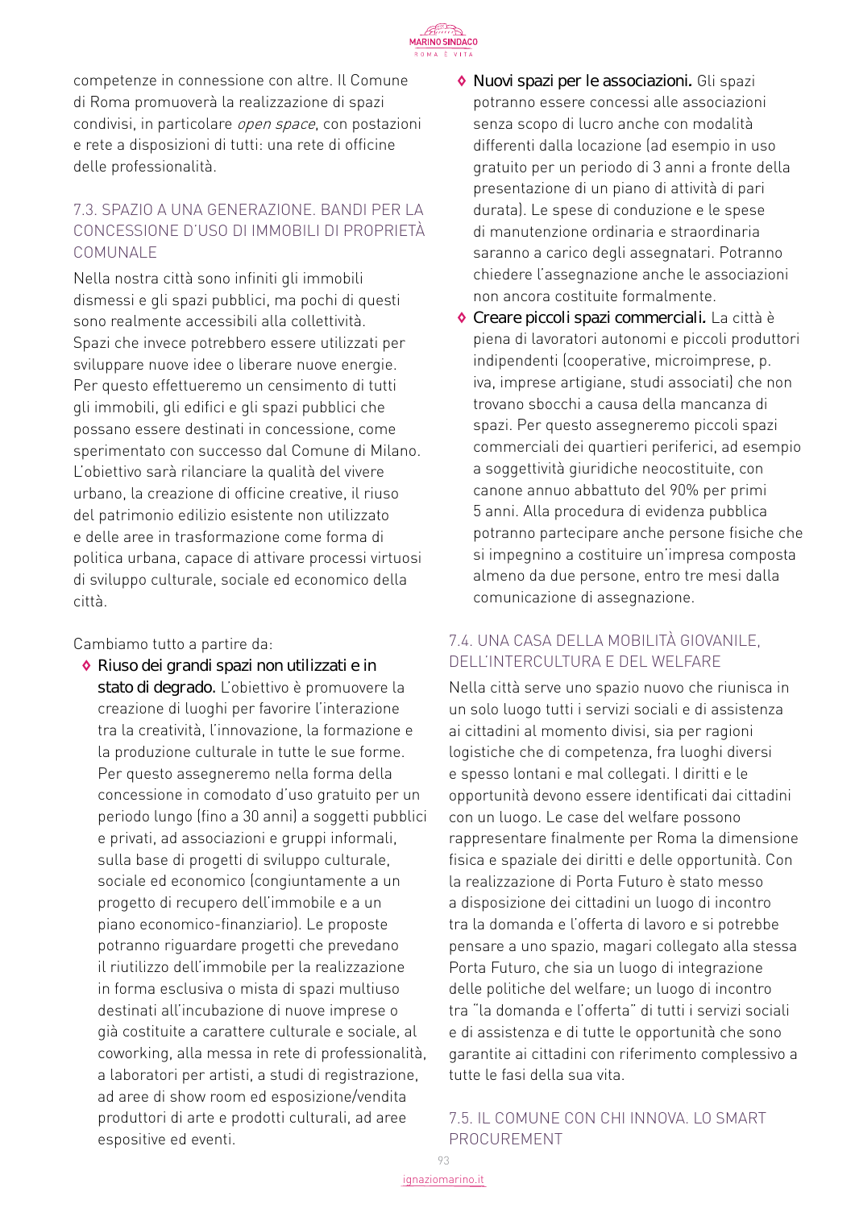competenze in connessione con altre. Il Comune di Roma promuoverà la realizzazione di spazi condivisi, in particolare *open space*, con postazioni e rete a disposizioni di tutti: una rete di officine delle professionalità.

### 7.3. SPAZIO A UNA GENERAZIONE. BANDI PER LA CONCESSIONE D'USO DI IMMOBILI DI PROPRIETÀ COMUNALE

Nella nostra città sono infiniti gli immobili dismessi e gli spazi pubblici, ma pochi di questi sono realmente accessibili alla collettività. Spazi che invece potrebbero essere utilizzati per sviluppare nuove idee o liberare nuove energie. Per questo effettueremo un censimento di tutti gli immobili, gli edifici e gli spazi pubblici che possano essere destinati in concessione, come sperimentato con successo dal Comune di Milano. L'obiettivo sarà rilanciare la qualità del vivere urbano, la creazione di officine creative, il riuso del patrimonio edilizio esistente non utilizzato e delle aree in trasformazione come forma di politica urbana, capace di attivare processi virtuosi di sviluppo culturale, sociale ed economico della città.

Cambiamo tutto a partire da:

- **Riuso dei grandi spazi non utilizzati e in stato di degrado.** L'obiettivo è promuovere la creazione di luoghi per favorire l'interazione tra la creatività, l'innovazione, la formazione e la produzione culturale in tutte le sue forme. Per questo assegneremo nella forma della concessione in comodato d'uso gratuito per un periodo lungo (fino a 30 anni) a soggetti pubblici e privati, ad associazioni e gruppi informali, sulla base di progetti di sviluppo culturale, sociale ed economico (congiuntamente a un progetto di recupero dell'immobile e a un piano economico-finanziario). Le proposte potranno riguardare progetti che prevedano il riutilizzo dell'immobile per la realizzazione in forma esclusiva o mista di spazi multiuso destinati all'incubazione di nuove imprese o già costituite a carattere culturale e sociale, al coworking, alla messa in rete di professionalità, a laboratori per artisti, a studi di registrazione, ad aree di show room ed esposizione/vendita produttori di arte e prodotti culturali, ad aree espositive ed eventi.
- **Nuovi spazi per le associazioni.** Gli spazi potranno essere concessi alle associazioni senza scopo di lucro anche con modalità differenti dalla locazione (ad esempio in uso gratuito per un periodo di 3 anni a fronte della presentazione di un piano di attività di pari durata). Le spese di conduzione e le spese di manutenzione ordinaria e straordinaria saranno a carico degli assegnatari. Potranno chiedere l'assegnazione anche le associazioni non ancora costituite formalmente.
- **Creare piccoli spazi commerciali.** La città è piena di lavoratori autonomi e piccoli produttori indipendenti (cooperative, microimprese, p. iva, imprese artigiane, studi associati) che non trovano sbocchi a causa della mancanza di spazi. Per questo assegneremo piccoli spazi commerciali dei quartieri periferici, ad esempio a soggettività giuridiche neocostituite, con canone annuo abbattuto del 90% per primi 5 anni. Alla procedura di evidenza pubblica potranno partecipare anche persone fisiche che si impegnino a costituire un'impresa composta almeno da due persone, entro tre mesi dalla comunicazione di assegnazione.

### 7.4. UNA CASA DELLA MOBILITÀ GIOVANILE, DELL'INTERCULTURA E DEL WELFARE

Nella città serve uno spazio nuovo che riunisca in un solo luogo tutti i servizi sociali e di assistenza ai cittadini al momento divisi, sia per ragioni logistiche che di competenza, fra luoghi diversi e spesso lontani e mal collegati. I diritti e le opportunità devono essere identificati dai cittadini con un luogo. Le case del welfare possono rappresentare finalmente per Roma la dimensione fisica e spaziale dei diritti e delle opportunità. Con la realizzazione di Porta Futuro è stato messo a disposizione dei cittadini un luogo di incontro tra la domanda e l'offerta di lavoro e si potrebbe pensare a uno spazio, magari collegato alla stessa Porta Futuro, che sia un luogo di integrazione delle politiche del welfare; un luogo di incontro tra "la domanda e l'offerta" di tutti i servizi sociali e di assistenza e di tutte le opportunità che sono garantite ai cittadini con riferimento complessivo a tutte le fasi della sua vita.

### 7.5. IL COMUNE CON CHI INNOVA. LO SMART PROCUREMENT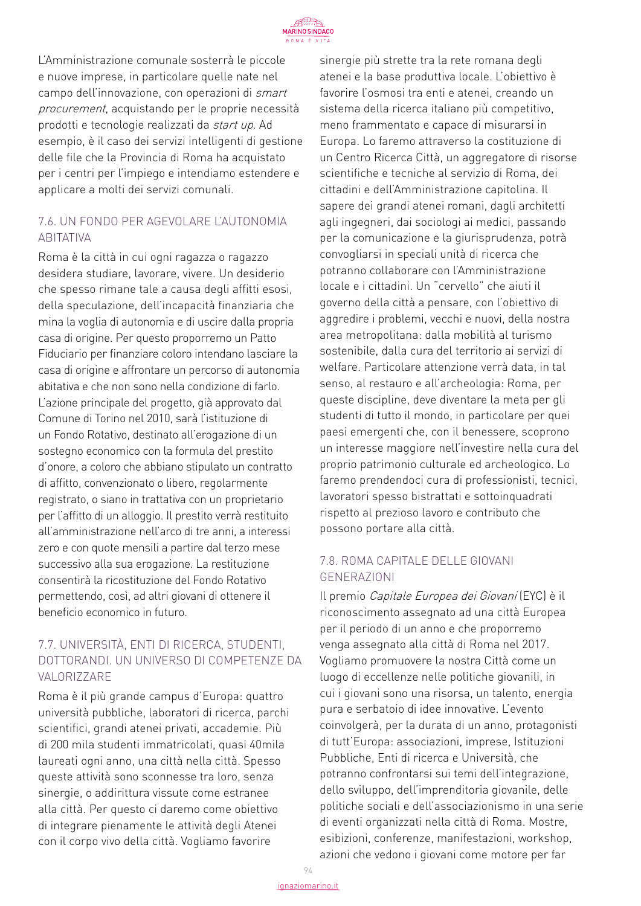L'Amministrazione comunale sosterrà le piccole e nuove imprese, in particolare quelle nate nel campo dell'innovazione, con operazioni di *smart procurement*, acquistando per le proprie necessità prodotti e tecnologie realizzati da *start up*. Ad esempio, è il caso dei servizi intelligenti di gestione delle file che la Provincia di Roma ha acquistato per i centri per l'impiego e intendiamo estendere e applicare a molti dei servizi comunali.

### 7.6. UN FONDO PER AGEVOLARE L'AUTONOMIA ABITATIVA

Roma è la città in cui ogni ragazza o ragazzo desidera studiare, lavorare, vivere. Un desiderio che spesso rimane tale a causa degli affitti esosi, della speculazione, dell'incapacità finanziaria che mina la voglia di autonomia e di uscire dalla propria casa di origine. Per questo proporremo un Patto Fiduciario per finanziare coloro intendano lasciare la casa di origine e affrontare un percorso di autonomia abitativa e che non sono nella condizione di farlo. L'azione principale del progetto, già approvato dal Comune di Torino nel 2010, sarà l'istituzione di un Fondo Rotativo, destinato all'erogazione di un sostegno economico con la formula del prestito d'onore, a coloro che abbiano stipulato un contratto di affitto, convenzionato o libero, regolarmente registrato, o siano in trattativa con un proprietario per l'affitto di un alloggio. Il prestito verrà restituito all'amministrazione nell'arco di tre anni, a interessi zero e con quote mensili a partire dal terzo mese successivo alla sua erogazione. La restituzione consentirà la ricostituzione del Fondo Rotativo permettendo, così, ad altri giovani di ottenere il beneficio economico in futuro.

### 7.7. UNIVERSITÀ, ENTI DI RICERCA, STUDENTI, DOTTORANDI. UN UNIVERSO DI COMPETENZE DA VALORIZZARE

Roma è il più grande campus d'Europa: quattro università pubbliche, laboratori di ricerca, parchi scientifici, grandi atenei privati, accademie. Più di 200 mila studenti immatricolati, quasi 40mila laureati ogni anno, una città nella città. Spesso queste attività sono sconnesse tra loro, senza sinergie, o addirittura vissute come estranee alla città. Per questo ci daremo come obiettivo di integrare pienamente le attività degli Atenei con il corpo vivo della città. Vogliamo favorire sinergie più strette tra la rete romana degli atenei e la base produttiva locale. L'obiettivo è favorire l'osmosi tra enti e atenei, creando un sistema della ricerca italiano più competitivo, meno frammentato e capace di misurarsi in Europa. Lo faremo attraverso la costituzione di un Centro Ricerca Città, un aggregatore di risorse scientifiche e tecniche al servizio di Roma, dei cittadini e dell'Amministrazione capitolina. Il sapere dei grandi atenei romani, dagli architetti agli ingegneri, dai sociologi ai medici, passando per la comunicazione e la giurisprudenza, potrà convogliarsi in speciali unità di ricerca che potranno collaborare con l'Amministrazione locale e i cittadini. Un "cervello" che aiuti il governo della città a pensare, con l'obiettivo di aggredire i problemi, vecchi e nuovi, della nostra area metropolitana: dalla mobilità al turismo sostenibile, dalla cura del territorio ai servizi di welfare. Particolare attenzione verrà data, in tal senso, al restauro e all'archeologia: Roma, per queste discipline, deve diventare la meta per gli studenti di tutto il mondo, in particolare per quei paesi emergenti che, con il benessere, scoprono un interesse maggiore nell'investire nella cura del proprio patrimonio culturale ed archeologico. Lo faremo prendendoci cura di professionisti, tecnici, lavoratori spesso bistrattati e sottoinquadrati rispetto al prezioso lavoro e contributo che possono portare alla città.

### 7.8. ROMA CAPITALE DELLE GIOVANI GENERAZIONI

Il premio *Capitale Europea dei Giovani* (EYC) è il riconoscimento assegnato ad una città Europea per il periodo di un anno e che proporremo venga assegnato alla città di Roma nel 2017. Vogliamo promuovere la nostra Città come un luogo di eccellenze nelle politiche giovanili, in cui i giovani sono una risorsa, un talento, energia pura e serbatoio di idee innovative. L'evento coinvolgerà, per la durata di un anno, protagonisti di tutt'Europa: associazioni, imprese, Istituzioni Pubbliche, Enti di ricerca e Università, che potranno confrontarsi sui temi dell'integrazione, dello sviluppo, dell'imprenditoria giovanile, delle politiche sociali e dell'associazionismo in una serie di eventi organizzati nella città di Roma. Mostre, esibizioni, conferenze, manifestazioni, workshop, azioni che vedono i giovani come motore per far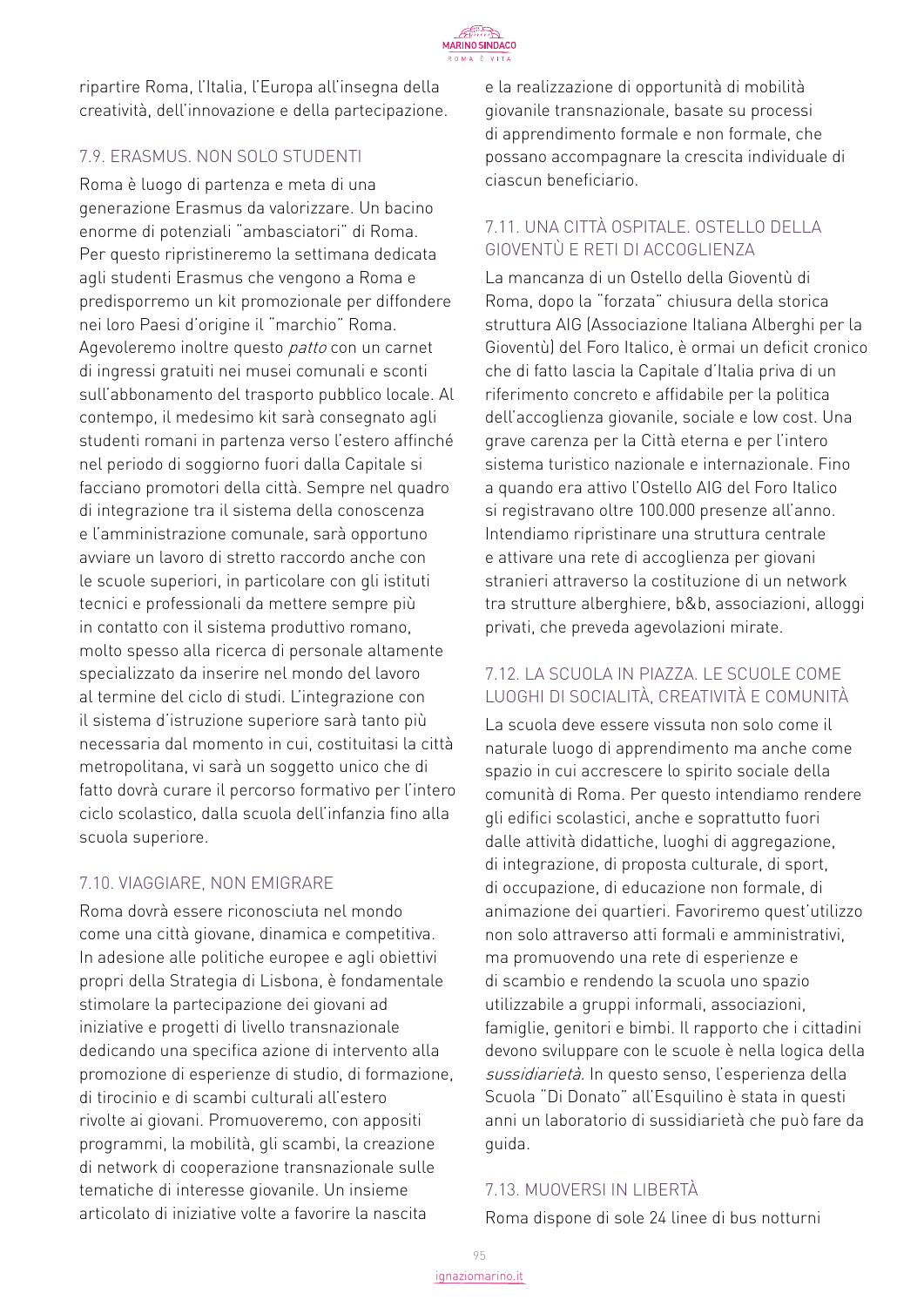ripartire Roma, l'Italia, l'Europa all'insegna della creatività, dell'innovazione e della partecipazione.

### 7.9. ERASMUS. NON SOLO STUDENTI

Roma è luogo di partenza e meta di una generazione Erasmus da valorizzare. Un bacino enorme di potenziali "ambasciatori" di Roma. Per questo ripristineremo la settimana dedicata agli studenti Erasmus che vengono a Roma e predisporremo un kit promozionale per diffondere nei loro Paesi d'origine il "marchio" Roma. Agevoleremo inoltre questo *patto* con un carnet di ingressi gratuiti nei musei comunali e sconti sull'abbonamento del trasporto pubblico locale. Al contempo, il medesimo kit sarà consegnato agli studenti romani in partenza verso l'estero affinché nel periodo di soggiorno fuori dalla Capitale si facciano promotori della città. Sempre nel quadro di integrazione tra il sistema della conoscenza e l'amministrazione comunale, sarà opportuno avviare un lavoro di stretto raccordo anche con le scuole superiori, in particolare con gli istituti tecnici e professionali da mettere sempre più in contatto con il sistema produttivo romano, molto spesso alla ricerca di personale altamente specializzato da inserire nel mondo del lavoro al termine del ciclo di studi. L'integrazione con il sistema d'istruzione superiore sarà tanto più necessaria dal momento in cui, costituitasi la città metropolitana, vi sarà un soggetto unico che di fatto dovrà curare il percorso formativo per l'intero ciclo scolastico, dalla scuola dell'infanzia fino alla scuola superiore.

### 7.10. VIAGGIARE, NON EMIGRARE

Roma dovrà essere riconosciuta nel mondo come una città giovane, dinamica e competitiva. In adesione alle politiche europee e agli obiettivi propri della Strategia di Lisbona, è fondamentale stimolare la partecipazione dei giovani ad iniziative e progetti di livello transnazionale dedicando una specifica azione di intervento alla promozione di esperienze di studio, di formazione, di tirocinio e di scambi culturali all'estero rivolte ai giovani. Promuoveremo, con appositi programmi, la mobilità, gli scambi, la creazione di network di cooperazione transnazionale sulle tematiche di interesse giovanile. Un insieme articolato di iniziative volte a favorire la nascita e la realizzazione di opportunità di mobilità giovanile transnazionale, basate su processi di apprendimento formale e non formale, che possano accompagnare la crescita individuale di ciascun beneficiario.

### 7.11. UNA CITTÀ OSPITALE. OSTELLO DELLA GIOVENTÙ E RETI DI ACCOGLIENZA

La mancanza di un Ostello della Gioventù di Roma, dopo la "forzata" chiusura della storica struttura AIG (Associazione Italiana Alberghi per la Gioventù) del Foro Italico, è ormai un deficit cronico che di fatto lascia la Capitale d'Italia priva di un riferimento concreto e affidabile per la politica dell'accoglienza giovanile, sociale e low cost. Una grave carenza per la Città eterna e per l'intero sistema turistico nazionale e internazionale. Fino a quando era attivo l'Ostello AIG del Foro Italico si registravano oltre 100.000 presenze all'anno. Intendiamo ripristinare una struttura centrale e attivare una rete di accoglienza per giovani stranieri attraverso la costituzione di un network tra strutture alberghiere, b&b, associazioni, alloggi privati, che preveda agevolazioni mirate.

### 7.12. LA SCUOLA IN PIAZZA. LE SCUOLE COME LUOGHI DI SOCIALITÀ, CREATIVITÀ E COMUNITÀ

La scuola deve essere vissuta non solo come il naturale luogo di apprendimento ma anche come spazio in cui accrescere lo spirito sociale della comunità di Roma. Per questo intendiamo rendere gli edifici scolastici, anche e soprattutto fuori dalle attività didattiche, luoghi di aggregazione, di integrazione, di proposta culturale, di sport, di occupazione, di educazione non formale, di animazione dei quartieri. Favoriremo quest'utilizzo non solo attraverso atti formali e amministrativi, ma promuovendo una rete di esperienze e di scambio e rendendo la scuola uno spazio utilizzabile a gruppi informali, associazioni, famiglie, genitori e bimbi. Il rapporto che i cittadini devono sviluppare con le scuole è nella logica della *sussidiarietà*. In questo senso, l'esperienza della Scuola "Di Donato" all'Esquilino è stata in questi anni un laboratorio di sussidiarietà che può fare da guida.

### 7.13. MUOVERSI IN LIBERTÀ

Roma dispone di sole 24 linee di bus notturni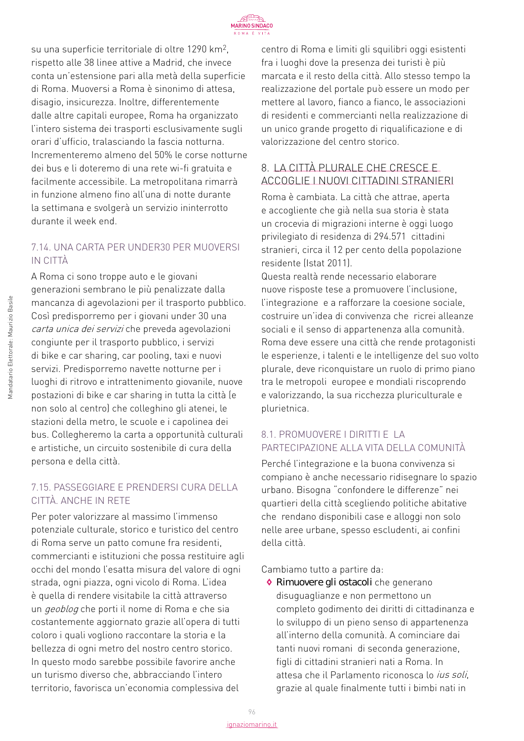su una superficie territoriale di oltre 1290 km$^2$, rispetto alle 38 linee attive a Madrid, che invece conta un'estensione pari alla metà della superficie di Roma. Muoversi a Roma è sinonimo di attesa, disagio, insicurezza. Inoltre, differentemente dalle altre capitali europee, Roma ha organizzato l'intero sistema dei trasporti esclusivamente sugli orari d'ufficio, tralasciando la fascia notturna. Incrementeremo almeno del 50% le corse notturne dei bus e li doteremo di una rete wi-fi gratuita e facilmente accessibile. La metropolitana rimarrà in funzione almeno fino all'una di notte durante la settimana e svolgerà un servizio ininterrotto durante il week end.

### 7.14. UNA CARTA PER UNDER30 PER MUOVERSI IN CITTÀ

A Roma ci sono troppe auto e le giovani generazioni sembrano le più penalizzate dalla mancanza di agevolazioni per il trasporto pubblico. Così predisporremo per i giovani under 30 una *carta unica dei servizi* che preveda agevolazioni congiunte per il trasporto pubblico, i servizi di bike e car sharing, car pooling, taxi e nuovi servizi. Predisporremo navette notturne per i luoghi di ritrovo e intrattenimento giovanile, nuove postazioni di bike e car sharing in tutta la città (e non solo al centro) che colleghino gli atenei, le stazioni della metro, le scuole e i capolinea dei bus. Collegheremo la carta a opportunità culturali e artistiche, un circuito sostenibile di cura della persona e della città.

### 7.15. PASSEGGIARE E PRENDERSI CURA DELLA CITTÀ. ANCHE IN RETE

Per poter valorizzare al massimo l'immenso potenziale culturale, storico e turistico del centro di Roma serve un patto comune fra residenti, commercianti e istituzioni che possa restituire agli occhi del mondo l'esatta misura del valore di ogni strada, ogni piazza, ogni vicolo di Roma. L'idea è quella di rendere visitabile la città attraverso un *geoblog* che porti il nome di Roma e che sia costantemente aggiornato grazie all'opera di tutti coloro i quali vogliono raccontare la storia e la bellezza di ogni metro del nostro centro storico. In questo modo sarebbe possibile favorire anche un turismo diverso che, abbracciando l'intero territorio, favorisca un'economia complessiva del centro di Roma e limiti gli squilibri oggi esistenti fra i luoghi dove la presenza dei turisti è più marcata e il resto della città. Allo stesso tempo la realizzazione del portale può essere un modo per mettere al lavoro, fianco a fianco, le associazioni di residenti e commercianti nella realizzazione di un unico grande progetto di riqualificazione e di valorizzazione del centro storico.

## 8. LA CITTÀ PLURALE CHE CRESCE E ACCOGLIE I NUOVI CITTADINI STRANIERI

Roma è cambiata. La città che attrae, aperta e accogliente che già nella sua storia è stata un crocevia di migrazioni interne è oggi luogo privilegiato di residenza di 294.571 cittadini stranieri, circa il 12 per cento della popolazione residente (Istat 2011).

Questa realtà rende necessario elaborare nuove risposte tese a promuovere l'inclusione, l'integrazione e a rafforzare la coesione sociale, costruire un'idea di convivenza che ricrei alleanze sociali e il senso di appartenenza alla comunità. Roma deve essere una città che rende protagonisti le esperienze, i talenti e le intelligenze del suo volto plurale, deve riconquistare un ruolo di primo piano tra le metropoli europee e mondiali riscoprendo e valorizzando, la sua ricchezza pluriculturale e plurietnica.

### 8.1. PROMUOVERE I DIRITTI E LA PARTECIPAZIONE ALLA VITA DELLA COMUNITÀ

Perché l'integrazione e la buona convivenza si compiano è anche necessario ridisegnare lo spazio urbano. Bisogna "confondere le differenze" nei quartieri della città scegliendo politiche abitative che rendano disponibili case e alloggi non solo nelle aree urbane, spesso escludenti, ai confini della città.

Cambiamo tutto a partire da:

- **Rimuovere gli ostacoli** che generano disuguaglianze e non permettono un completo godimento dei diritti di cittadinanza e lo sviluppo di un pieno senso di appartenenza all'interno della comunità. A cominciare dai tanti nuovi romani di seconda generazione, figli di cittadini stranieri nati a Roma. In attesa che il Parlamento riconosca lo *ius soli*, grazie al quale finalmente tutti i bimbi nati in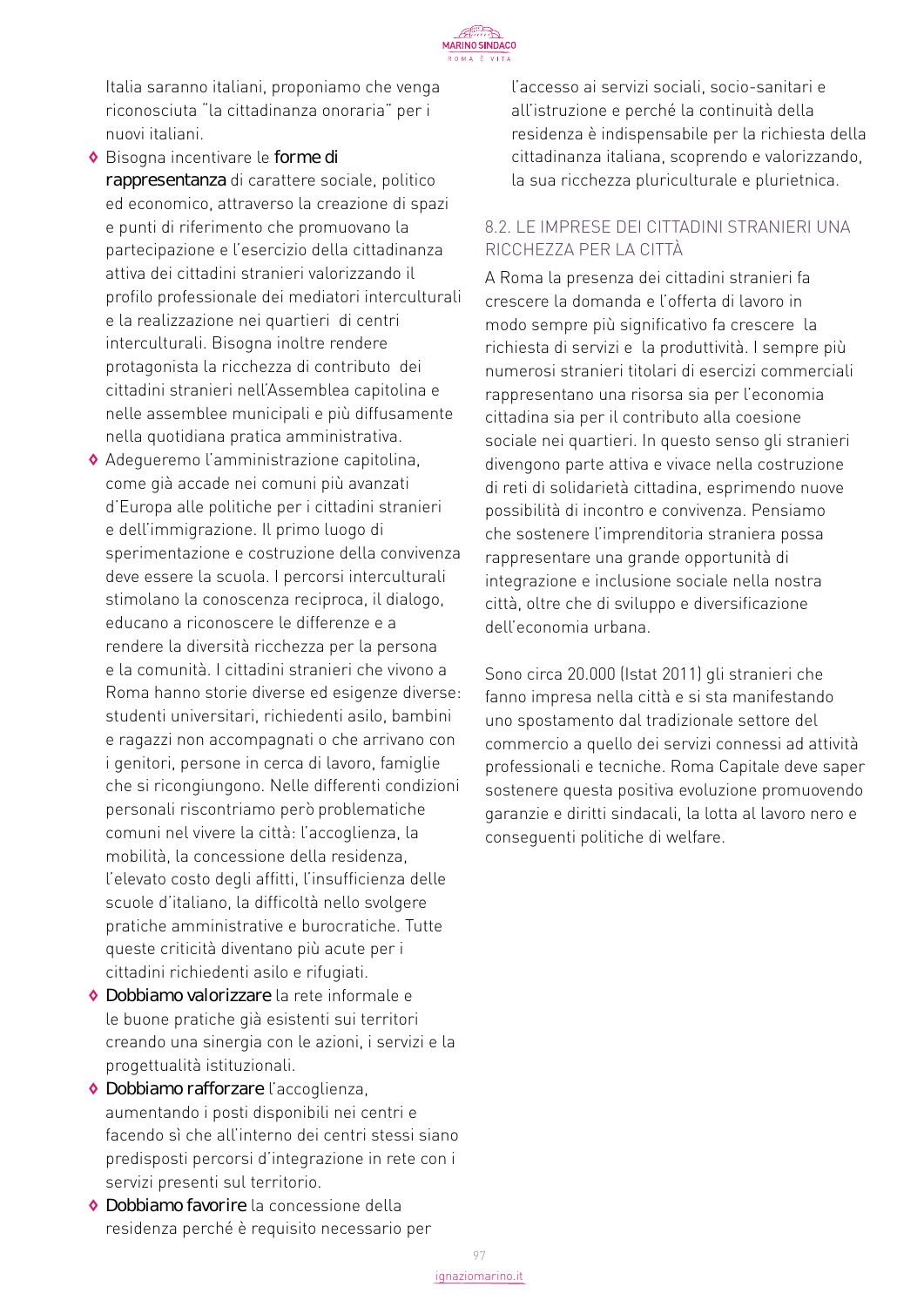Italia saranno italiani, proponiamo che venga riconosciuta "la cittadinanza onoraria" per i nuovi italiani.

- Bisogna incentivare le **forme di rappresentanza** di carattere sociale, politico ed economico, attraverso la creazione di spazi e punti di riferimento che promuovano la partecipazione e l'esercizio della cittadinanza attiva dei cittadini stranieri valorizzando il profilo professionale dei mediatori interculturali e la realizzazione nei quartieri di centri interculturali. Bisogna inoltre rendere protagonista la ricchezza di contributo dei cittadini stranieri nell'Assemblea capitolina e nelle assemblee municipali e più diffusamente nella quotidiana pratica amministrativa.
- Adegueremo l'amministrazione capitolina, come già accade nei comuni più avanzati d'Europa alle politiche per i cittadini stranieri e dell'immigrazione. Il primo luogo di sperimentazione e costruzione della convivenza deve essere la scuola. I percorsi interculturali stimolano la conoscenza reciproca, il dialogo, educano a riconoscere le differenze e a rendere la diversità ricchezza per la persona e la comunità. I cittadini stranieri che vivono a Roma hanno storie diverse ed esigenze diverse: studenti universitari, richiedenti asilo, bambini e ragazzi non accompagnati o che arrivano con i genitori, persone in cerca di lavoro, famiglie che si ricongiungono. Nelle differenti condizioni personali riscontriamo però problematiche comuni nel vivere la città: l'accoglienza, la mobilità, la concessione della residenza, l'elevato costo degli affitti, l'insufficienza delle scuole d'italiano, la difficoltà nello svolgere pratiche amministrative e burocratiche. Tutte queste criticità diventano più acute per i cittadini richiedenti asilo e rifugiati.
- **Dobbiamo valorizzare** la rete informale e le buone pratiche già esistenti sui territori creando una sinergia con le azioni, i servizi e la progettualità istituzionali.
- **Dobbiamo rafforzare** l'accoglienza, aumentando i posti disponibili nei centri e facendo sì che all'interno dei centri stessi siano predisposti percorsi d'integrazione in rete con i servizi presenti sul territorio.
- **Dobbiamo favorire** la concessione della residenza perché è requisito necessario per l'accesso ai servizi sociali, socio-sanitari e all'istruzione e perché la continuità della residenza è indispensabile per la richiesta della cittadinanza italiana, scoprendo e valorizzando, la sua ricchezza pluriculturale e plurietnica.

### 8.2. LE IMPRESE DEI CITTADINI STRANIERI UNA RICCHEZZA PER LA CITTÀ

A Roma la presenza dei cittadini stranieri fa crescere la domanda e l'offerta di lavoro in modo sempre più significativo fa crescere la richiesta di servizi e la produttività. I sempre più numerosi stranieri titolari di esercizi commerciali rappresentano una risorsa sia per l'economia cittadina sia per il contributo alla coesione sociale nei quartieri. In questo senso gli stranieri divengono parte attiva e vivace nella costruzione di reti di solidarietà cittadina, esprimendo nuove possibilità di incontro e convivenza. Pensiamo che sostenere l'imprenditoria straniera possa rappresentare una grande opportunità di integrazione e inclusione sociale nella nostra città, oltre che di sviluppo e diversificazione dell'economia urbana.

Sono circa 20.000 (Istat 2011) gli stranieri che fanno impresa nella città e si sta manifestando uno spostamento dal tradizionale settore del commercio a quello dei servizi connessi ad attività professionali e tecniche. Roma Capitale deve saper sostenere questa positiva evoluzione promuovendo garanzie e diritti sindacali, la lotta al lavoro nero e conseguenti politiche di welfare.